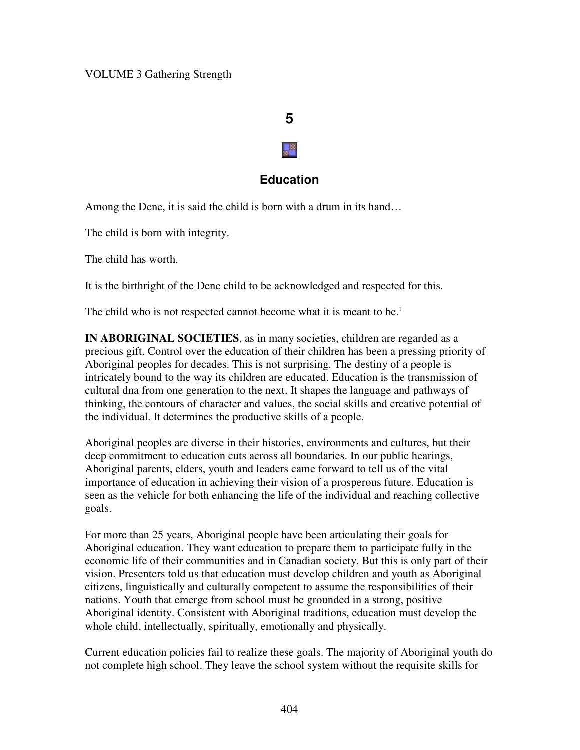VOLUME 3 Gathering Strength

# 5

## Education

Among the Dene, it is said the child is born with a drum in its hand…

The child is born with integrity.

The child has worth.

It is the birthright of the Dene child to be acknowledged and respected for this.

The child who is not respected cannot become what it is meant to be.[1]

**IN ABORIGINAL SOCIETIES**, as in many societies, children are regarded as a precious gift. Control over the education of their children has been a pressing priority of Aboriginal peoples for decades. This is not surprising. The destiny of a people is intricately bound to the way its children are educated. Education is the transmission of cultural dna from one generation to the next. It shapes the language and pathways of thinking, the contours of character and values, the social skills and creative potential of the individual. It determines the productive skills of a people.

Aboriginal peoples are diverse in their histories, environments and cultures, but their deep commitment to education cuts across all boundaries. In our public hearings, Aboriginal parents, elders, youth and leaders came forward to tell us of the vital importance of education in achieving their vision of a prosperous future. Education is seen as the vehicle for both enhancing the life of the individual and reaching collective goals.

For more than 25 years, Aboriginal people have been articulating their goals for Aboriginal education. They want education to prepare them to participate fully in the economic life of their communities and in Canadian society. But this is only part of their vision. Presenters told us that education must develop children and youth as Aboriginal citizens, linguistically and culturally competent to assume the responsibilities of their nations. Youth that emerge from school must be grounded in a strong, positive Aboriginal identity. Consistent with Aboriginal traditions, education must develop the whole child, intellectually, spiritually, emotionally and physically.

Current education policies fail to realize these goals. The majority of Aboriginal youth do not complete high school. They leave the school system without the requisite skills for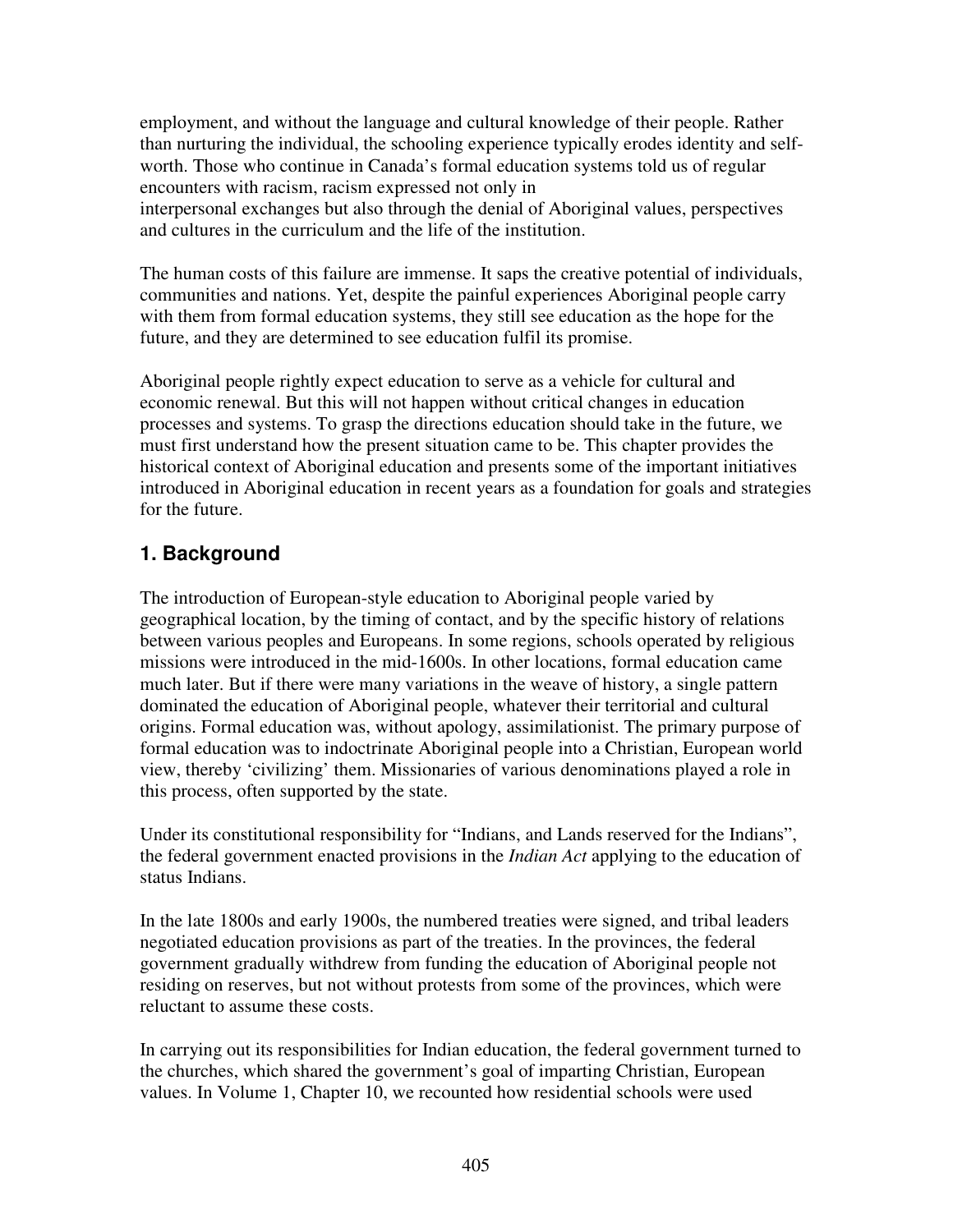employment, and without the language and cultural knowledge of their people. Rather than nurturing the individual, the schooling experience typically erodes identity and self-worth. Those who continue in Canada's formal education systems told us of regular encounters with racism, racism expressed not only in interpersonal exchanges but also through the denial of Aboriginal values, perspectives and cultures in the curriculum and the life of the institution.

The human costs of this failure are immense. It saps the creative potential of individuals, communities and nations. Yet, despite the painful experiences Aboriginal people carry with them from formal education systems, they still see education as the hope for the future, and they are determined to see education fulfil its promise.

Aboriginal people rightly expect education to serve as a vehicle for cultural and economic renewal. But this will not happen without critical changes in education processes and systems. To grasp the directions education should take in the future, we must first understand how the present situation came to be. This chapter provides the historical context of Aboriginal education and presents some of the important initiatives introduced in Aboriginal education in recent years as a foundation for goals and strategies for the future.

## 1. Background

The introduction of European-style education to Aboriginal people varied by geographical location, by the timing of contact, and by the specific history of relations between various peoples and Europeans. In some regions, schools operated by religious missions were introduced in the mid-1600s. In other locations, formal education came much later. But if there were many variations in the weave of history, a single pattern dominated the education of Aboriginal people, whatever their territorial and cultural origins. Formal education was, without apology, assimilationist. The primary purpose of formal education was to indoctrinate Aboriginal people into a Christian, European world view, thereby 'civilizing' them. Missionaries of various denominations played a role in this process, often supported by the state.

Under its constitutional responsibility for "Indians, and Lands reserved for the Indians", the federal government enacted provisions in the *Indian Act* applying to the education of status Indians.

In the late 1800s and early 1900s, the numbered treaties were signed, and tribal leaders negotiated education provisions as part of the treaties. In the provinces, the federal government gradually withdrew from funding the education of Aboriginal people not residing on reserves, but not without protests from some of the provinces, which were reluctant to assume these costs.

In carrying out its responsibilities for Indian education, the federal government turned to the churches, which shared the government's goal of imparting Christian, European values. In Volume 1, Chapter 10, we recounted how residential schools were used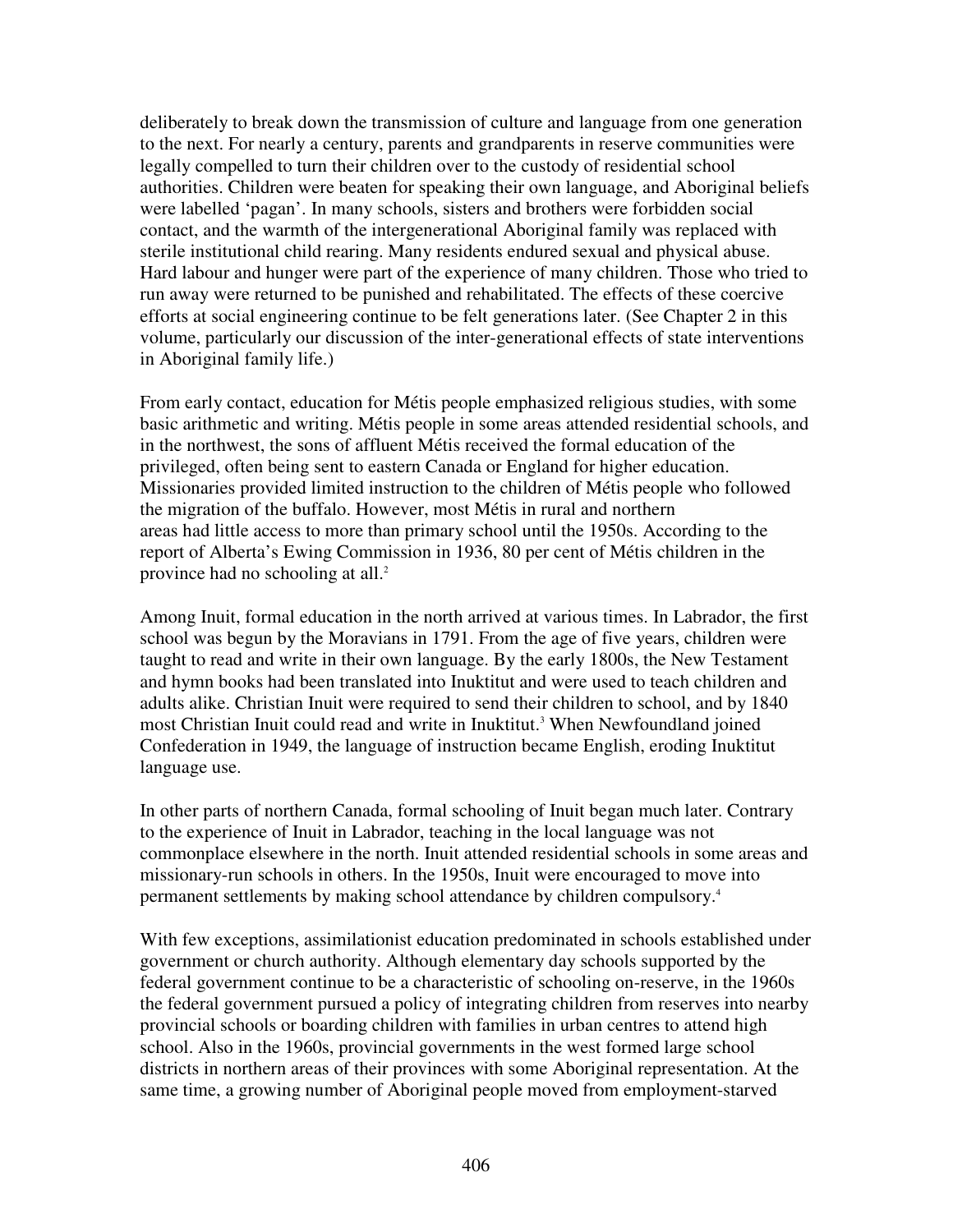deliberately to break down the transmission of culture and language from one generation to the next. For nearly a century, parents and grandparents in reserve communities were legally compelled to turn their children over to the custody of residential school authorities. Children were beaten for speaking their own language, and Aboriginal beliefs were labelled 'pagan'. In many schools, sisters and brothers were forbidden social contact, and the warmth of the intergenerational Aboriginal family was replaced with sterile institutional child rearing. Many residents endured sexual and physical abuse. Hard labour and hunger were part of the experience of many children. Those who tried to run away were returned to be punished and rehabilitated. The effects of these coercive efforts at social engineering continue to be felt generations later. (See Chapter 2 in this volume, particularly our discussion of the inter-generational effects of state interventions in Aboriginal family life.)

From early contact, education for Métis people emphasized religious studies, with some basic arithmetic and writing. Métis people in some areas attended residential schools, and in the northwest, the sons of affluent Métis received the formal education of the privileged, often being sent to eastern Canada or England for higher education. Missionaries provided limited instruction to the children of Métis people who followed the migration of the buffalo. However, most Métis in rural and northern areas had little access to more than primary school until the 1950s. According to the report of Alberta's Ewing Commission in 1936, 80 per cent of Métis children in the province had no schooling at all.[2]

Among Inuit, formal education in the north arrived at various times. In Labrador, the first school was begun by the Moravians in 1791. From the age of five years, children were taught to read and write in their own language. By the early 1800s, the New Testament and hymn books had been translated into Inuktitut and were used to teach children and adults alike. Christian Inuit were required to send their children to school, and by 1840 most Christian Inuit could read and write in Inuktitut.[3] When Newfoundland joined Confederation in 1949, the language of instruction became English, eroding Inuktitut language use.

In other parts of northern Canada, formal schooling of Inuit began much later. Contrary to the experience of Inuit in Labrador, teaching in the local language was not commonplace elsewhere in the north. Inuit attended residential schools in some areas and missionary-run schools in others. In the 1950s, Inuit were encouraged to move into permanent settlements by making school attendance by children compulsory.[4]

With few exceptions, assimilationist education predominated in schools established under government or church authority. Although elementary day schools supported by the federal government continue to be a characteristic of schooling on-reserve, in the 1960s the federal government pursued a policy of integrating children from reserves into nearby provincial schools or boarding children with families in urban centres to attend high school. Also in the 1960s, provincial governments in the west formed large school districts in northern areas of their provinces with some Aboriginal representation. At the same time, a growing number of Aboriginal people moved from employment-starved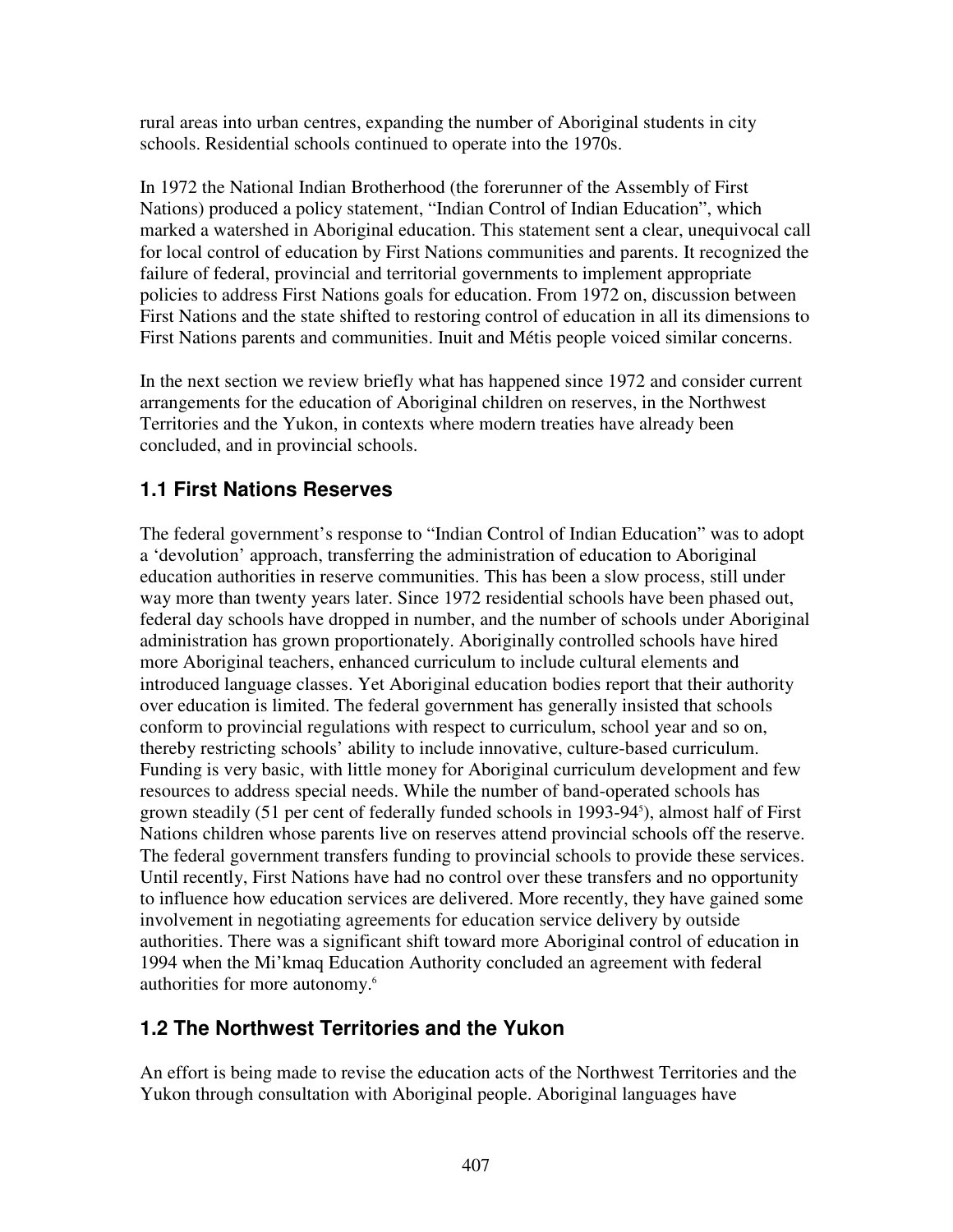rural areas into urban centres, expanding the number of Aboriginal students in city schools. Residential schools continued to operate into the 1970s.

In 1972 the National Indian Brotherhood (the forerunner of the Assembly of First Nations) produced a policy statement, "Indian Control of Indian Education", which marked a watershed in Aboriginal education. This statement sent a clear, unequivocal call for local control of education by First Nations communities and parents. It recognized the failure of federal, provincial and territorial governments to implement appropriate policies to address First Nations goals for education. From 1972 on, discussion between First Nations and the state shifted to restoring control of education in all its dimensions to First Nations parents and communities. Inuit and Métis people voiced similar concerns.

In the next section we review briefly what has happened since 1972 and consider current arrangements for the education of Aboriginal children on reserves, in the Northwest Territories and the Yukon, in contexts where modern treaties have already been concluded, and in provincial schools.

## 1.1 First Nations Reserves

The federal government's response to "Indian Control of Indian Education" was to adopt a 'devolution' approach, transferring the administration of education to Aboriginal education authorities in reserve communities. This has been a slow process, still under way more than twenty years later. Since 1972 residential schools have been phased out, federal day schools have dropped in number, and the number of schools under Aboriginal administration has grown proportionately. Aboriginally controlled schools have hired more Aboriginal teachers, enhanced curriculum to include cultural elements and introduced language classes. Yet Aboriginal education bodies report that their authority over education is limited. The federal government has generally insisted that schools conform to provincial regulations with respect to curriculum, school year and so on, thereby restricting schools' ability to include innovative, culture-based curriculum. Funding is very basic, with little money for Aboriginal curriculum development and few resources to address special needs. While the number of band-operated schools has grown steadily (51 per cent of federally funded schools in 1993-94[5]), almost half of First Nations children whose parents live on reserves attend provincial schools off the reserve. The federal government transfers funding to provincial schools to provide these services. Until recently, First Nations have had no control over these transfers and no opportunity to influence how education services are delivered. More recently, they have gained some involvement in negotiating agreements for education service delivery by outside authorities. There was a significant shift toward more Aboriginal control of education in 1994 when the Mi'kmaq Education Authority concluded an agreement with federal authorities for more autonomy.[6]

## 1.2 The Northwest Territories and the Yukon

An effort is being made to revise the education acts of the Northwest Territories and the Yukon through consultation with Aboriginal people. Aboriginal languages have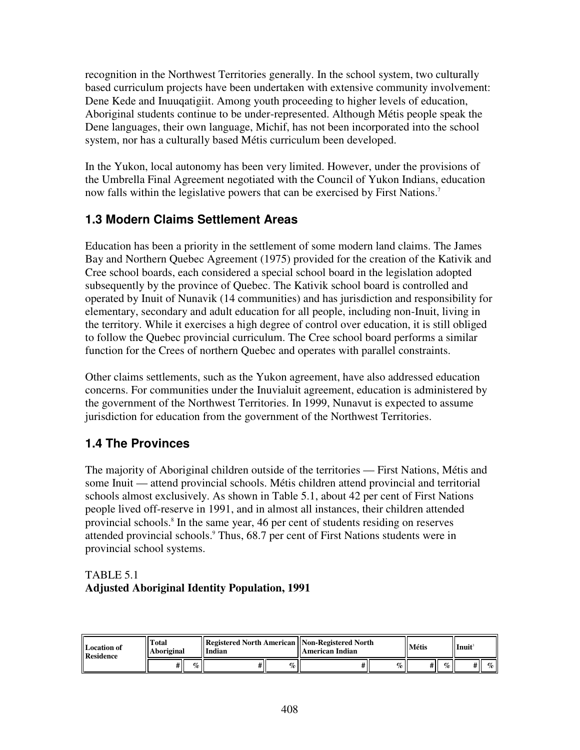recognition in the Northwest Territories generally. In the school system, two culturally based curriculum projects have been undertaken with extensive community involvement: Dene Kede and Inuuqatigiit. Among youth proceeding to higher levels of education, Aboriginal students continue to be under-represented. Although Métis people speak the Dene languages, their own language, Michif, has not been incorporated into the school system, nor has a culturally based Métis curriculum been developed.

In the Yukon, local autonomy has been very limited. However, under the provisions of the Umbrella Final Agreement negotiated with the Council of Yukon Indians, education now falls within the legislative powers that can be exercised by First Nations.[7]

## 1.3 Modern Claims Settlement Areas

Education has been a priority in the settlement of some modern land claims. The James Bay and Northern Quebec Agreement (1975) provided for the creation of the Kativik and Cree school boards, each considered a special school board in the legislation adopted subsequently by the province of Quebec. The Kativik school board is controlled and operated by Inuit of Nunavik (14 communities) and has jurisdiction and responsibility for elementary, secondary and adult education for all people, including non-Inuit, living in the territory. While it exercises a high degree of control over education, it is still obliged to follow the Quebec provincial curriculum. The Cree school board performs a similar function for the Crees of northern Quebec and operates with parallel constraints.

Other claims settlements, such as the Yukon agreement, have also addressed education concerns. For communities under the Inuvialuit agreement, education is administered by the government of the Northwest Territories. In 1999, Nunavut is expected to assume jurisdiction for education from the government of the Northwest Territories.

## 1.4 The Provinces

The majority of Aboriginal children outside of the territories — First Nations, Métis and some Inuit — attend provincial schools. Métis children attend provincial and territorial schools almost exclusively. As shown in Table 5.1, about 42 per cent of First Nations people lived off-reserve in 1991, and in almost all instances, their children attended provincial schools.[8] In the same year, 46 per cent of students residing on reserves attended provincial schools.[9] Thus, 68.7 per cent of First Nations students were in provincial school systems.

TABLE 5.1
**Adjusted Aboriginal Identity Population, 1991**

| Location of Residence | Total Aboriginal | | Registered North American Indian | | Non-Registered North American Indian | | Métis | | Inuit[3] | |
|---|---|---|---|---|---|---|---|---|---|---|
| | # | % | # | % | # | % | # | % | # | % |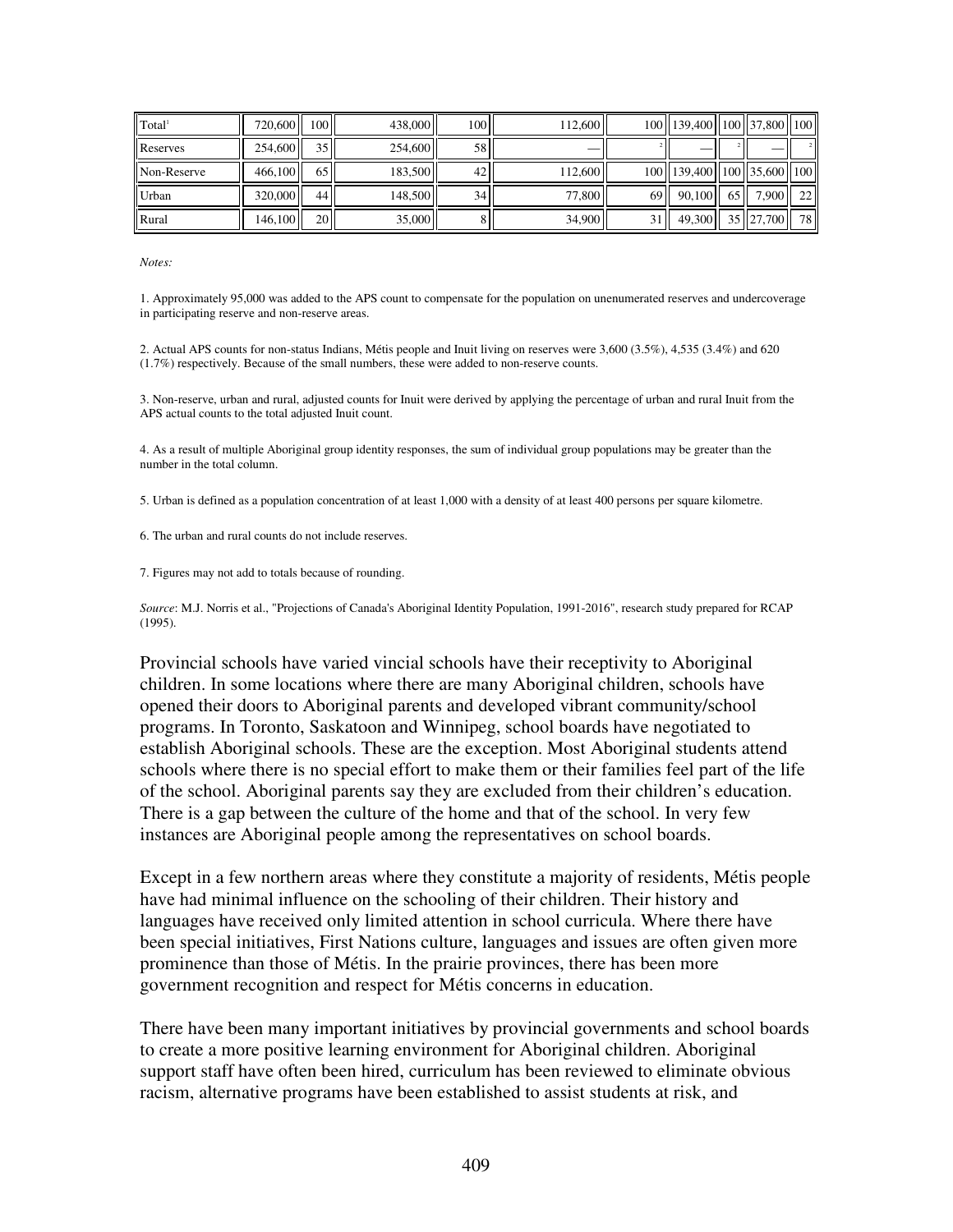| Total[1] | 720,600 | 100 | 438,000 | 100 | 112,600 | 100 | 139,400 | 100 | 37,800 | 100 |
|---|---|---|---|---|---|---|---|---|---|---|
| Reserves | 254,600 | 35 | 254,600 | 58 | — | [2] | — | [2] | — | [2] |
| Non-Reserve | 466,100 | 65 | 183,500 | 42 | 112,600 | 100 | 139,400 | 100 | 35,600 | 100 |
| Urban | 320,000 | 44 | 148,500 | 34 | 77,800 | 69 | 90,100 | 65 | 7,900 | 22 |
| Rural | 146,100 | 20 | 35,000 | 8 | 34,900 | 31 | 49,300 | 35 | 27,700 | 78 |

*Notes:*

1. Approximately 95,000 was added to the APS count to compensate for the population on unenumerated reserves and undercoverage in participating reserve and non-reserve areas.

2. Actual APS counts for non-status Indians, Métis people and Inuit living on reserves were 3,600 (3.5%), 4,535 (3.4%) and 620 (1.7%) respectively. Because of the small numbers, these were added to non-reserve counts.

3. Non-reserve, urban and rural, adjusted counts for Inuit were derived by applying the percentage of urban and rural Inuit from the APS actual counts to the total adjusted Inuit count.

4. As a result of multiple Aboriginal group identity responses, the sum of individual group populations may be greater than the number in the total column.

5. Urban is defined as a population concentration of at least 1,000 with a density of at least 400 persons per square kilometre.

6. The urban and rural counts do not include reserves.

7. Figures may not add to totals because of rounding.

*Source*: M.J. Norris et al., "Projections of Canada's Aboriginal Identity Population, 1991-2016", research study prepared for RCAP (1995).

Provincial schools have varied vincial schools have their receptivity to Aboriginal children. In some locations where there are many Aboriginal children, schools have opened their doors to Aboriginal parents and developed vibrant community/school programs. In Toronto, Saskatoon and Winnipeg, school boards have negotiated to establish Aboriginal schools. These are the exception. Most Aboriginal students attend schools where there is no special effort to make them or their families feel part of the life of the school. Aboriginal parents say they are excluded from their children's education. There is a gap between the culture of the home and that of the school. In very few instances are Aboriginal people among the representatives on school boards.

Except in a few northern areas where they constitute a majority of residents, Métis people have had minimal influence on the schooling of their children. Their history and languages have received only limited attention in school curricula. Where there have been special initiatives, First Nations culture, languages and issues are often given more prominence than those of Métis. In the prairie provinces, there has been more government recognition and respect for Métis concerns in education.

There have been many important initiatives by provincial governments and school boards to create a more positive learning environment for Aboriginal children. Aboriginal support staff have often been hired, curriculum has been reviewed to eliminate obvious racism, alternative programs have been established to assist students at risk, and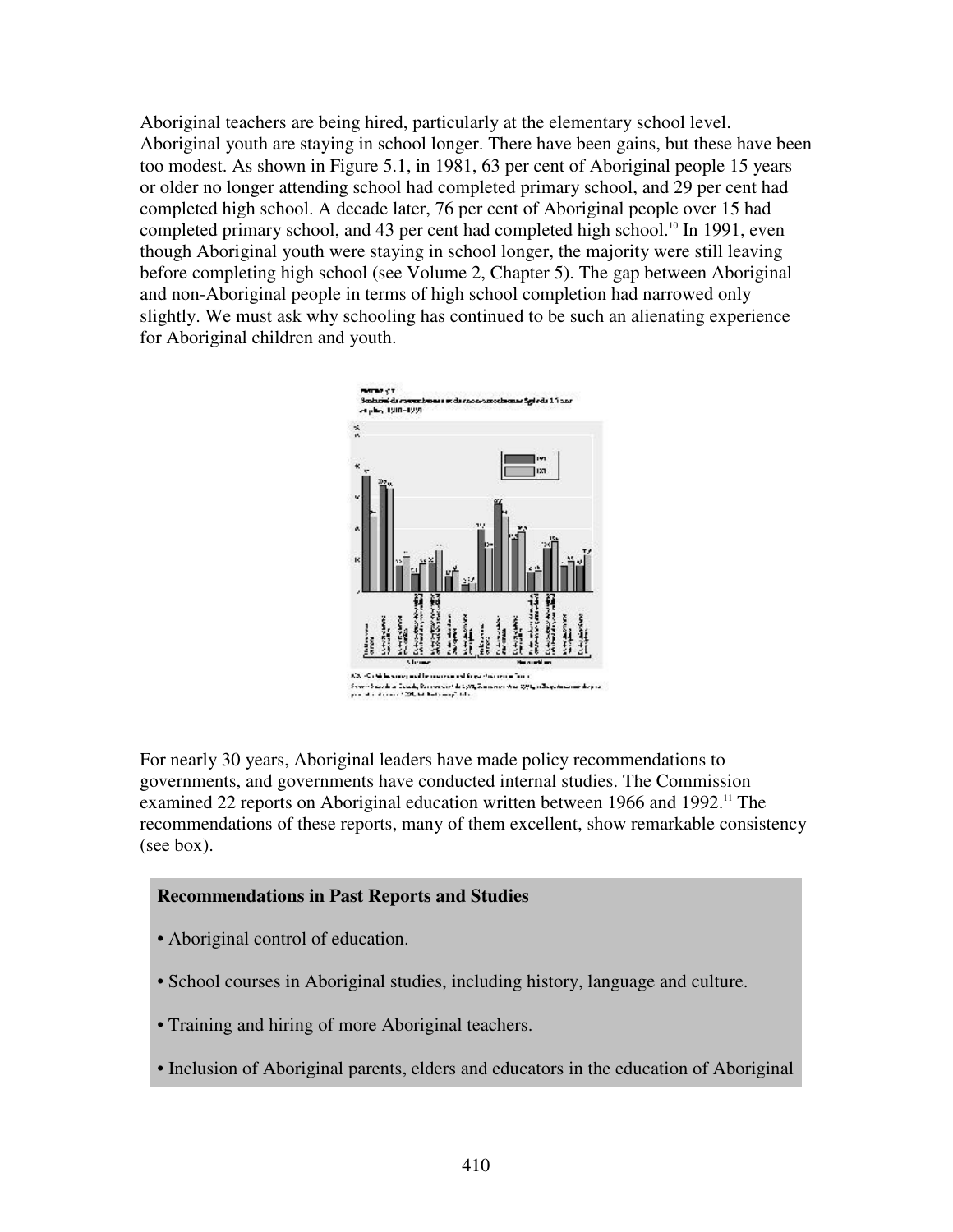Aboriginal teachers are being hired, particularly at the elementary school level. Aboriginal youth are staying in school longer. There have been gains, but these have been too modest. As shown in Figure 5.1, in 1981, 63 per cent of Aboriginal people 15 years or older no longer attending school had completed primary school, and 29 per cent had completed high school. A decade later, 76 per cent of Aboriginal people over 15 had completed primary school, and 43 per cent had completed high school.[10] In 1991, even though Aboriginal youth were staying in school longer, the majority were still leaving before completing high school (see Volume 2, Chapter 5). The gap between Aboriginal and non-Aboriginal people in terms of high school completion had narrowed only slightly. We must ask why schooling has continued to be such an alienating experience for Aboriginal children and youth.

For nearly 30 years, Aboriginal leaders have made policy recommendations to governments, and governments have conducted internal studies. The Commission examined 22 reports on Aboriginal education written between 1966 and 1992.[11] The recommendations of these reports, many of them excellent, show remarkable consistency (see box).

**Recommendations in Past Reports and Studies**

- Aboriginal control of education.
- School courses in Aboriginal studies, including history, language and culture.
- Training and hiring of more Aboriginal teachers.
- Inclusion of Aboriginal parents, elders and educators in the education of Aboriginal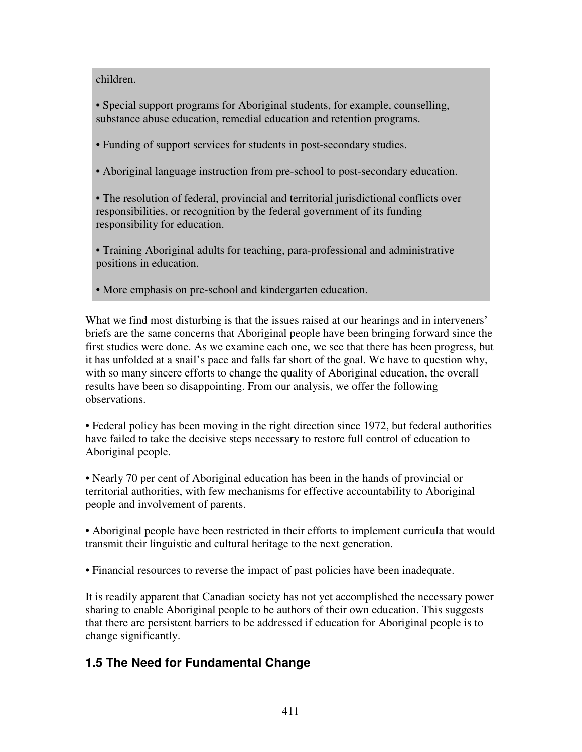children.

- Special support programs for Aboriginal students, for example, counselling, substance abuse education, remedial education and retention programs.
- Funding of support services for students in post-secondary studies.
- Aboriginal language instruction from pre-school to post-secondary education.
- The resolution of federal, provincial and territorial jurisdictional conflicts over responsibilities, or recognition by the federal government of its funding responsibility for education.
- Training Aboriginal adults for teaching, para-professional and administrative positions in education.
- More emphasis on pre-school and kindergarten education.

What we find most disturbing is that the issues raised at our hearings and in interveners' briefs are the same concerns that Aboriginal people have been bringing forward since the first studies were done. As we examine each one, we see that there has been progress, but it has unfolded at a snail's pace and falls far short of the goal. We have to question why, with so many sincere efforts to change the quality of Aboriginal education, the overall results have been so disappointing. From our analysis, we offer the following observations.

- Federal policy has been moving in the right direction since 1972, but federal authorities have failed to take the decisive steps necessary to restore full control of education to Aboriginal people.
- Nearly 70 per cent of Aboriginal education has been in the hands of provincial or territorial authorities, with few mechanisms for effective accountability to Aboriginal people and involvement of parents.
- Aboriginal people have been restricted in their efforts to implement curricula that would transmit their linguistic and cultural heritage to the next generation.
- Financial resources to reverse the impact of past policies have been inadequate.

It is readily apparent that Canadian society has not yet accomplished the necessary power sharing to enable Aboriginal people to be authors of their own education. This suggests that there are persistent barriers to be addressed if education for Aboriginal people is to change significantly.

## 1.5 The Need for Fundamental Change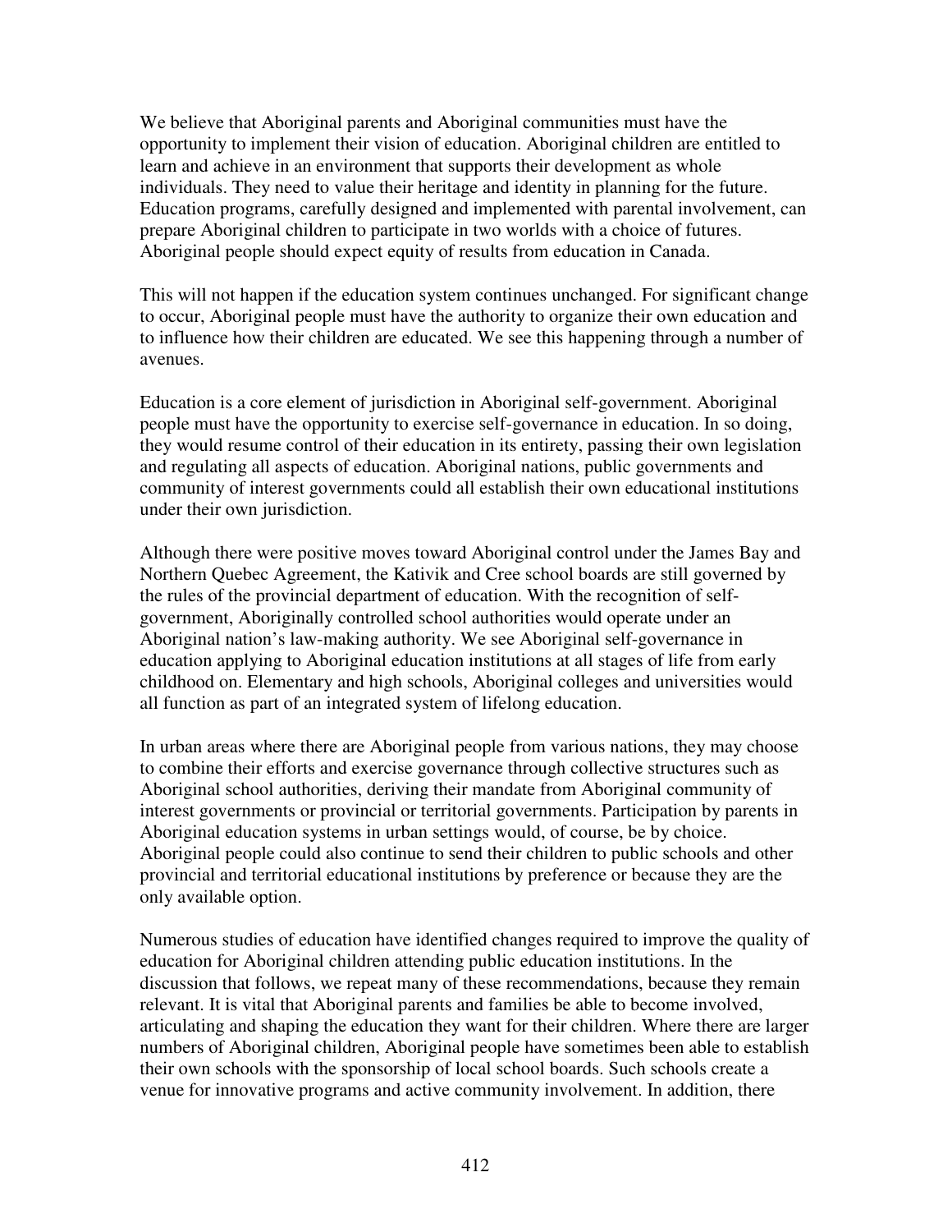We believe that Aboriginal parents and Aboriginal communities must have the opportunity to implement their vision of education. Aboriginal children are entitled to learn and achieve in an environment that supports their development as whole individuals. They need to value their heritage and identity in planning for the future. Education programs, carefully designed and implemented with parental involvement, can prepare Aboriginal children to participate in two worlds with a choice of futures. Aboriginal people should expect equity of results from education in Canada.

This will not happen if the education system continues unchanged. For significant change to occur, Aboriginal people must have the authority to organize their own education and to influence how their children are educated. We see this happening through a number of avenues.

Education is a core element of jurisdiction in Aboriginal self-government. Aboriginal people must have the opportunity to exercise self-governance in education. In so doing, they would resume control of their education in its entirety, passing their own legislation and regulating all aspects of education. Aboriginal nations, public governments and community of interest governments could all establish their own educational institutions under their own jurisdiction.

Although there were positive moves toward Aboriginal control under the James Bay and Northern Quebec Agreement, the Kativik and Cree school boards are still governed by the rules of the provincial department of education. With the recognition of self-government, Aboriginally controlled school authorities would operate under an Aboriginal nation's law-making authority. We see Aboriginal self-governance in education applying to Aboriginal education institutions at all stages of life from early childhood on. Elementary and high schools, Aboriginal colleges and universities would all function as part of an integrated system of lifelong education.

In urban areas where there are Aboriginal people from various nations, they may choose to combine their efforts and exercise governance through collective structures such as Aboriginal school authorities, deriving their mandate from Aboriginal community of interest governments or provincial or territorial governments. Participation by parents in Aboriginal education systems in urban settings would, of course, be by choice. Aboriginal people could also continue to send their children to public schools and other provincial and territorial educational institutions by preference or because they are the only available option.

Numerous studies of education have identified changes required to improve the quality of education for Aboriginal children attending public education institutions. In the discussion that follows, we repeat many of these recommendations, because they remain relevant. It is vital that Aboriginal parents and families be able to become involved, articulating and shaping the education they want for their children. Where there are larger numbers of Aboriginal children, Aboriginal people have sometimes been able to establish their own schools with the sponsorship of local school boards. Such schools create a venue for innovative programs and active community involvement. In addition, there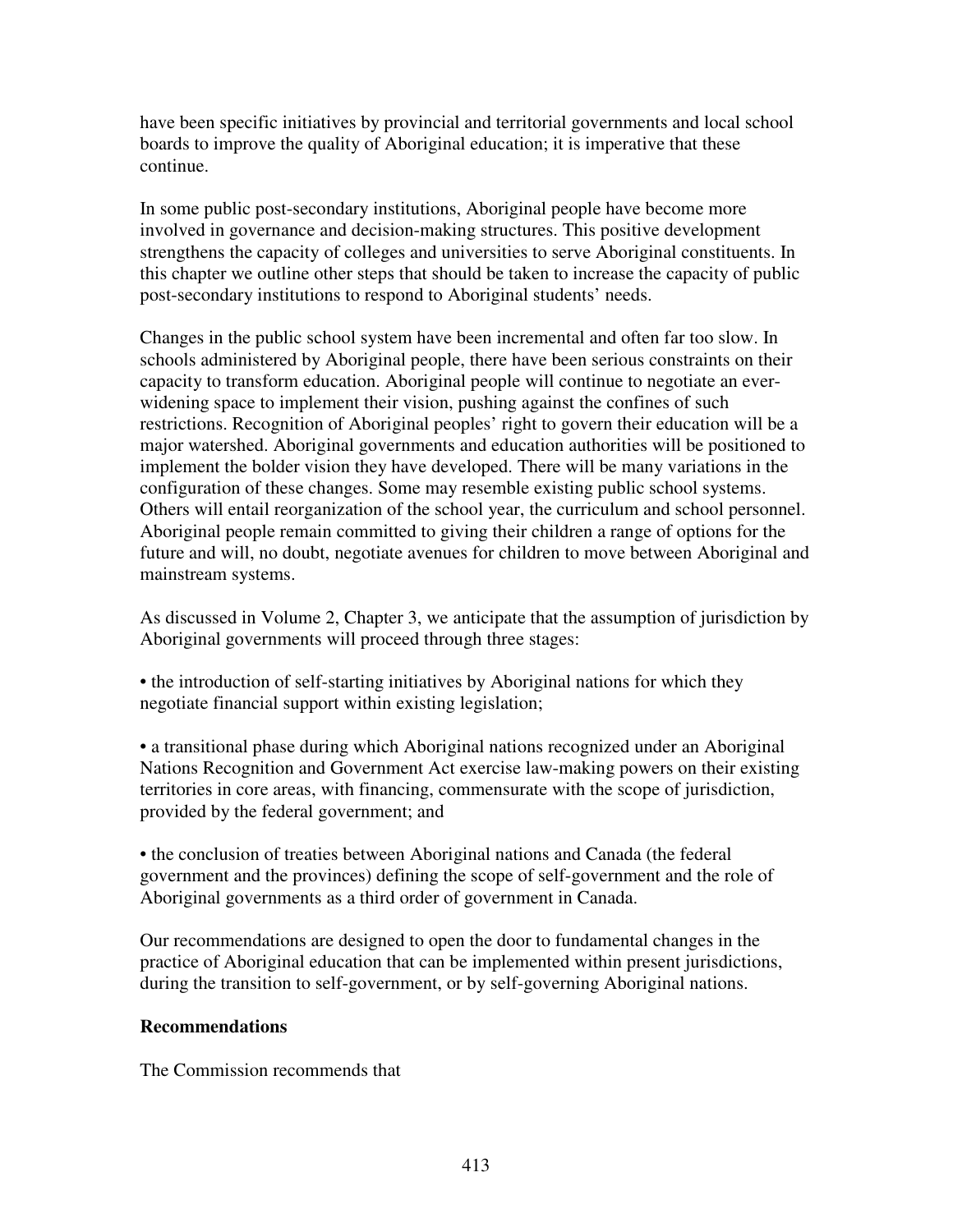have been specific initiatives by provincial and territorial governments and local school boards to improve the quality of Aboriginal education; it is imperative that these continue.

In some public post-secondary institutions, Aboriginal people have become more involved in governance and decision-making structures. This positive development strengthens the capacity of colleges and universities to serve Aboriginal constituents. In this chapter we outline other steps that should be taken to increase the capacity of public post-secondary institutions to respond to Aboriginal students' needs.

Changes in the public school system have been incremental and often far too slow. In schools administered by Aboriginal people, there have been serious constraints on their capacity to transform education. Aboriginal people will continue to negotiate an ever-widening space to implement their vision, pushing against the confines of such restrictions. Recognition of Aboriginal peoples' right to govern their education will be a major watershed. Aboriginal governments and education authorities will be positioned to implement the bolder vision they have developed. There will be many variations in the configuration of these changes. Some may resemble existing public school systems. Others will entail reorganization of the school year, the curriculum and school personnel. Aboriginal people remain committed to giving their children a range of options for the future and will, no doubt, negotiate avenues for children to move between Aboriginal and mainstream systems.

As discussed in Volume 2, Chapter 3, we anticipate that the assumption of jurisdiction by Aboriginal governments will proceed through three stages:

- the introduction of self-starting initiatives by Aboriginal nations for which they negotiate financial support within existing legislation;

- a transitional phase during which Aboriginal nations recognized under an Aboriginal Nations Recognition and Government Act exercise law-making powers on their existing territories in core areas, with financing, commensurate with the scope of jurisdiction, provided by the federal government; and

- the conclusion of treaties between Aboriginal nations and Canada (the federal government and the provinces) defining the scope of self-government and the role of Aboriginal governments as a third order of government in Canada.

Our recommendations are designed to open the door to fundamental changes in the practice of Aboriginal education that can be implemented within present jurisdictions, during the transition to self-government, or by self-governing Aboriginal nations.

**Recommendations**

The Commission recommends that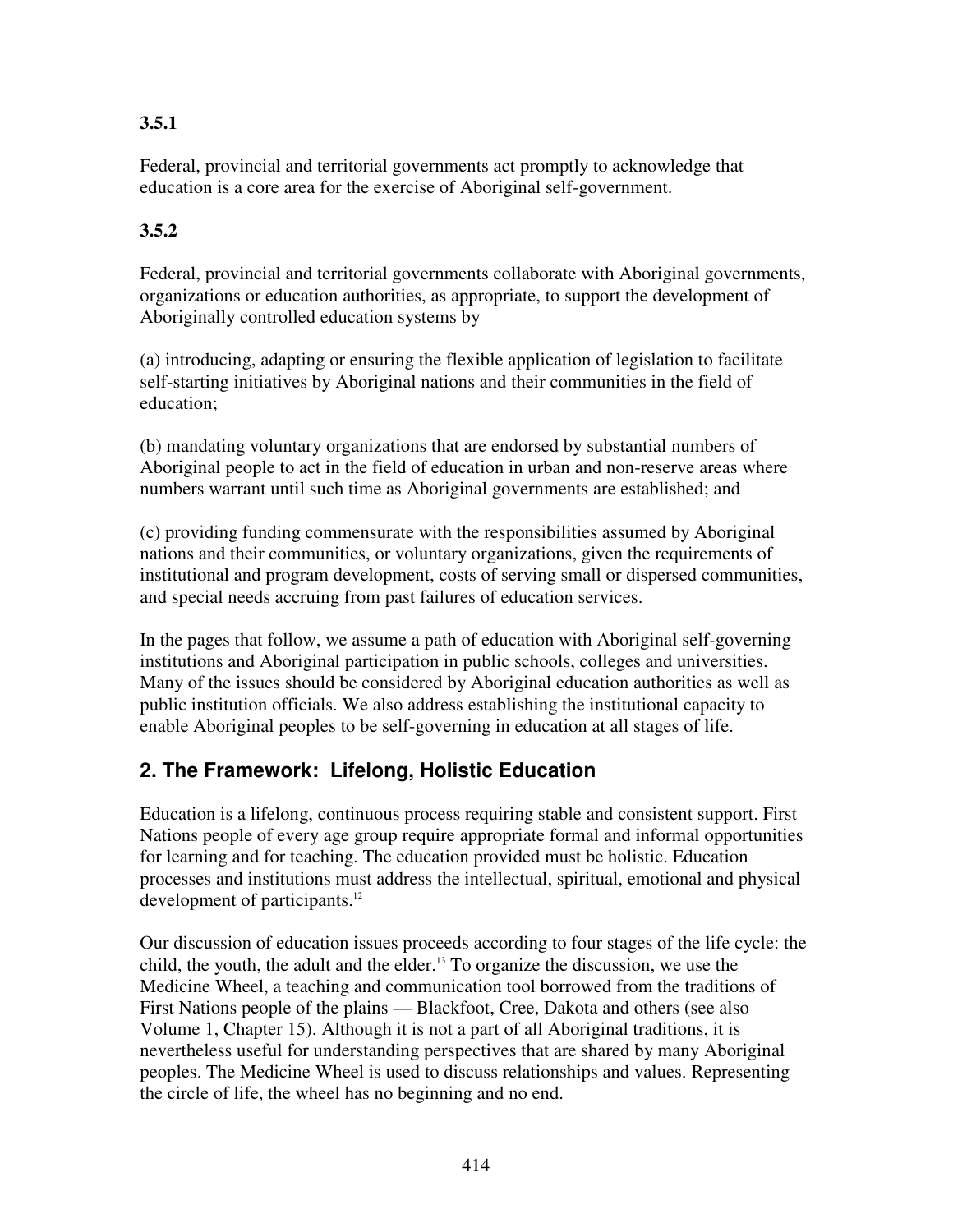**3.5.1**

Federal, provincial and territorial governments act promptly to acknowledge that education is a core area for the exercise of Aboriginal self-government.

**3.5.2**

Federal, provincial and territorial governments collaborate with Aboriginal governments, organizations or education authorities, as appropriate, to support the development of Aboriginally controlled education systems by

(a) introducing, adapting or ensuring the flexible application of legislation to facilitate self-starting initiatives by Aboriginal nations and their communities in the field of education;

(b) mandating voluntary organizations that are endorsed by substantial numbers of Aboriginal people to act in the field of education in urban and non-reserve areas where numbers warrant until such time as Aboriginal governments are established; and

(c) providing funding commensurate with the responsibilities assumed by Aboriginal nations and their communities, or voluntary organizations, given the requirements of institutional and program development, costs of serving small or dispersed communities, and special needs accruing from past failures of education services.

In the pages that follow, we assume a path of education with Aboriginal self-governing institutions and Aboriginal participation in public schools, colleges and universities. Many of the issues should be considered by Aboriginal education authorities as well as public institution officials. We also address establishing the institutional capacity to enable Aboriginal peoples to be self-governing in education at all stages of life.

## 2. The Framework: Lifelong, Holistic Education

Education is a lifelong, continuous process requiring stable and consistent support. First Nations people of every age group require appropriate formal and informal opportunities for learning and for teaching. The education provided must be holistic. Education processes and institutions must address the intellectual, spiritual, emotional and physical development of participants.[12]

Our discussion of education issues proceeds according to four stages of the life cycle: the child, the youth, the adult and the elder.[13] To organize the discussion, we use the Medicine Wheel, a teaching and communication tool borrowed from the traditions of First Nations people of the plains — Blackfoot, Cree, Dakota and others (see also Volume 1, Chapter 15). Although it is not a part of all Aboriginal traditions, it is nevertheless useful for understanding perspectives that are shared by many Aboriginal peoples. The Medicine Wheel is used to discuss relationships and values. Representing the circle of life, the wheel has no beginning and no end.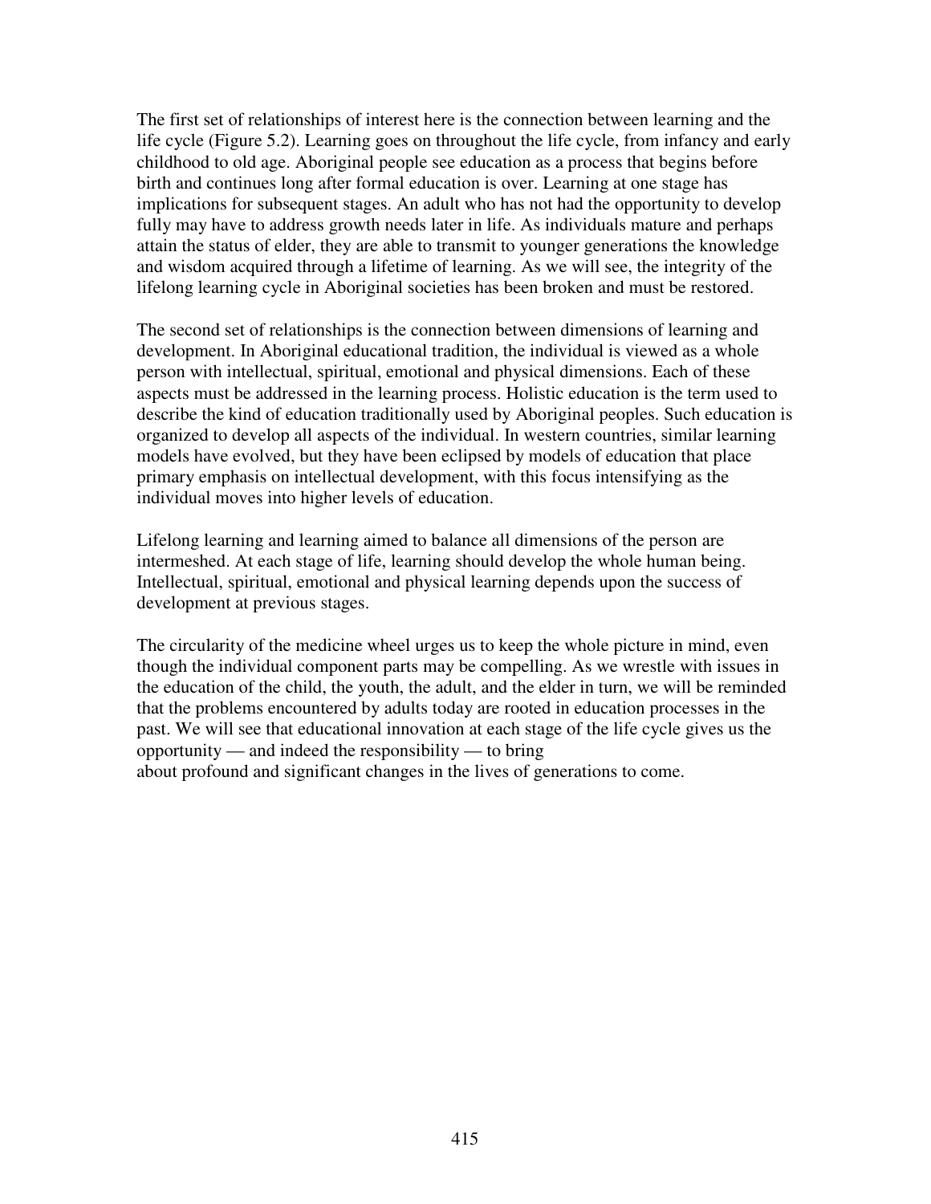The first set of relationships of interest here is the connection between learning and the life cycle (Figure 5.2). Learning goes on throughout the life cycle, from infancy and early childhood to old age. Aboriginal people see education as a process that begins before birth and continues long after formal education is over. Learning at one stage has implications for subsequent stages. An adult who has not had the opportunity to develop fully may have to address growth needs later in life. As individuals mature and perhaps attain the status of elder, they are able to transmit to younger generations the knowledge and wisdom acquired through a lifetime of learning. As we will see, the integrity of the lifelong learning cycle in Aboriginal societies has been broken and must be restored.

The second set of relationships is the connection between dimensions of learning and development. In Aboriginal educational tradition, the individual is viewed as a whole person with intellectual, spiritual, emotional and physical dimensions. Each of these aspects must be addressed in the learning process. Holistic education is the term used to describe the kind of education traditionally used by Aboriginal peoples. Such education is organized to develop all aspects of the individual. In western countries, similar learning models have evolved, but they have been eclipsed by models of education that place primary emphasis on intellectual development, with this focus intensifying as the individual moves into higher levels of education.

Lifelong learning and learning aimed to balance all dimensions of the person are intermeshed. At each stage of life, learning should develop the whole human being. Intellectual, spiritual, emotional and physical learning depends upon the success of development at previous stages.

The circularity of the medicine wheel urges us to keep the whole picture in mind, even though the individual component parts may be compelling. As we wrestle with issues in the education of the child, the youth, the adult, and the elder in turn, we will be reminded that the problems encountered by adults today are rooted in education processes in the past. We will see that educational innovation at each stage of the life cycle gives us the opportunity — and indeed the responsibility — to bring about profound and significant changes in the lives of generations to come.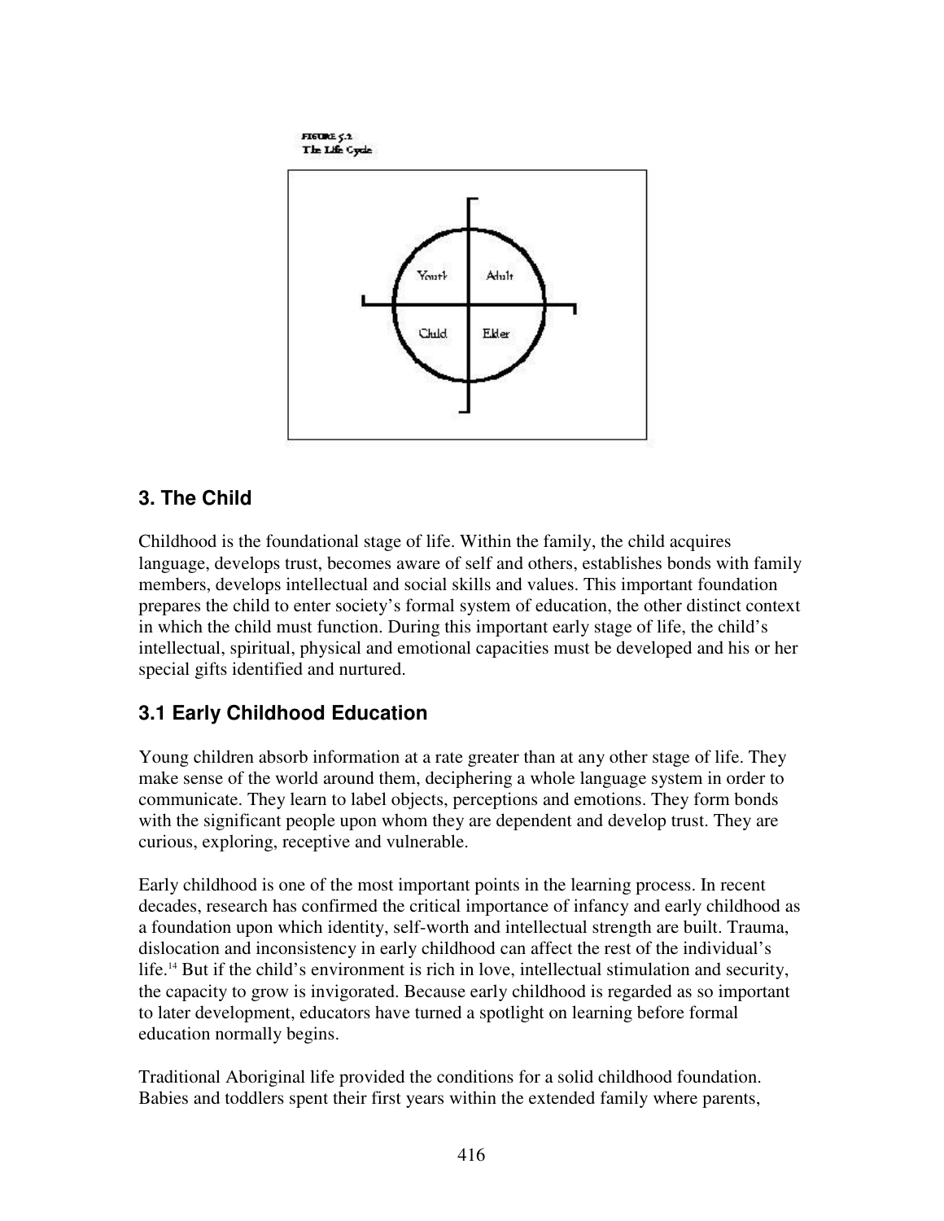FIGURE 5.2
The Life Cycle

Youth | Adult
Child | Elder

## 3. The Child

Childhood is the foundational stage of life. Within the family, the child acquires language, develops trust, becomes aware of self and others, establishes bonds with family members, develops intellectual and social skills and values. This important foundation prepares the child to enter society's formal system of education, the other distinct context in which the child must function. During this important early stage of life, the child's intellectual, spiritual, physical and emotional capacities must be developed and his or her special gifts identified and nurtured.

### 3.1 Early Childhood Education

Young children absorb information at a rate greater than at any other stage of life. They make sense of the world around them, deciphering a whole language system in order to communicate. They learn to label objects, perceptions and emotions. They form bonds with the significant people upon whom they are dependent and develop trust. They are curious, exploring, receptive and vulnerable.

Early childhood is one of the most important points in the learning process. In recent decades, research has confirmed the critical importance of infancy and early childhood as a foundation upon which identity, self-worth and intellectual strength are built. Trauma, dislocation and inconsistency in early childhood can affect the rest of the individual's life.[14] But if the child's environment is rich in love, intellectual stimulation and security, the capacity to grow is invigorated. Because early childhood is regarded as so important to later development, educators have turned a spotlight on learning before formal education normally begins.

Traditional Aboriginal life provided the conditions for a solid childhood foundation. Babies and toddlers spent their first years within the extended family where parents,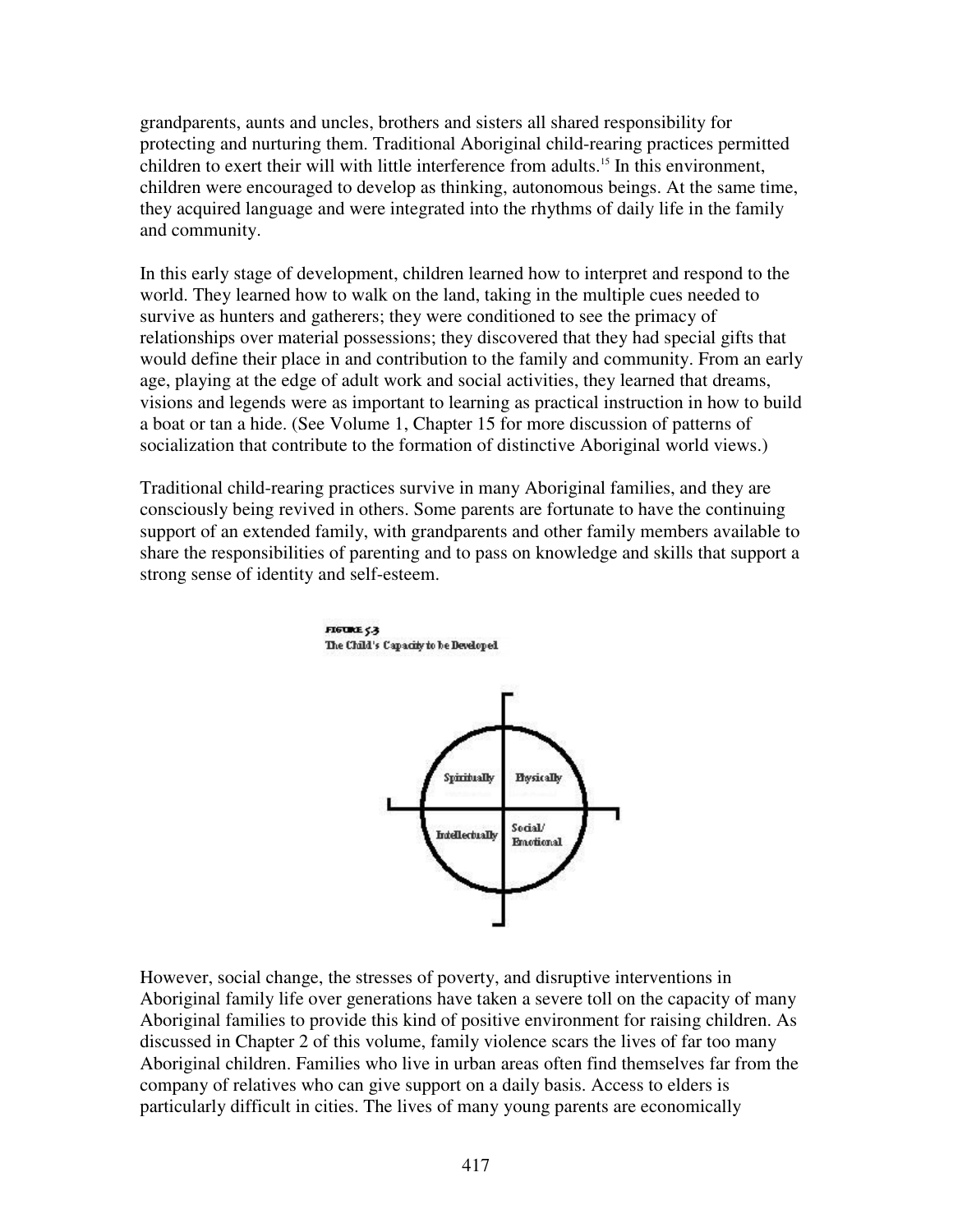grandparents, aunts and uncles, brothers and sisters all shared responsibility for protecting and nurturing them. Traditional Aboriginal child-rearing practices permitted children to exert their will with little interference from adults.[15] In this environment, children were encouraged to develop as thinking, autonomous beings. At the same time, they acquired language and were integrated into the rhythms of daily life in the family and community.

In this early stage of development, children learned how to interpret and respond to the world. They learned how to walk on the land, taking in the multiple cues needed to survive as hunters and gatherers; they were conditioned to see the primacy of relationships over material possessions; they discovered that they had special gifts that would define their place in and contribution to the family and community. From an early age, playing at the edge of adult work and social activities, they learned that dreams, visions and legends were as important to learning as practical instruction in how to build a boat or tan a hide. (See Volume 1, Chapter 15 for more discussion of patterns of socialization that contribute to the formation of distinctive Aboriginal world views.)

Traditional child-rearing practices survive in many Aboriginal families, and they are consciously being revived in others. Some parents are fortunate to have the continuing support of an extended family, with grandparents and other family members available to share the responsibilities of parenting and to pass on knowledge and skills that support a strong sense of identity and self-esteem.

**FIGURE 5.3**
The Child's Capacity to be Developed

| Spiritually | Physically |
|---|---|
| Intellectually | Social/ Emotional |

However, social change, the stresses of poverty, and disruptive interventions in Aboriginal family life over generations have taken a severe toll on the capacity of many Aboriginal families to provide this kind of positive environment for raising children. As discussed in Chapter 2 of this volume, family violence scars the lives of far too many Aboriginal children. Families who live in urban areas often find themselves far from the company of relatives who can give support on a daily basis. Access to elders is particularly difficult in cities. The lives of many young parents are economically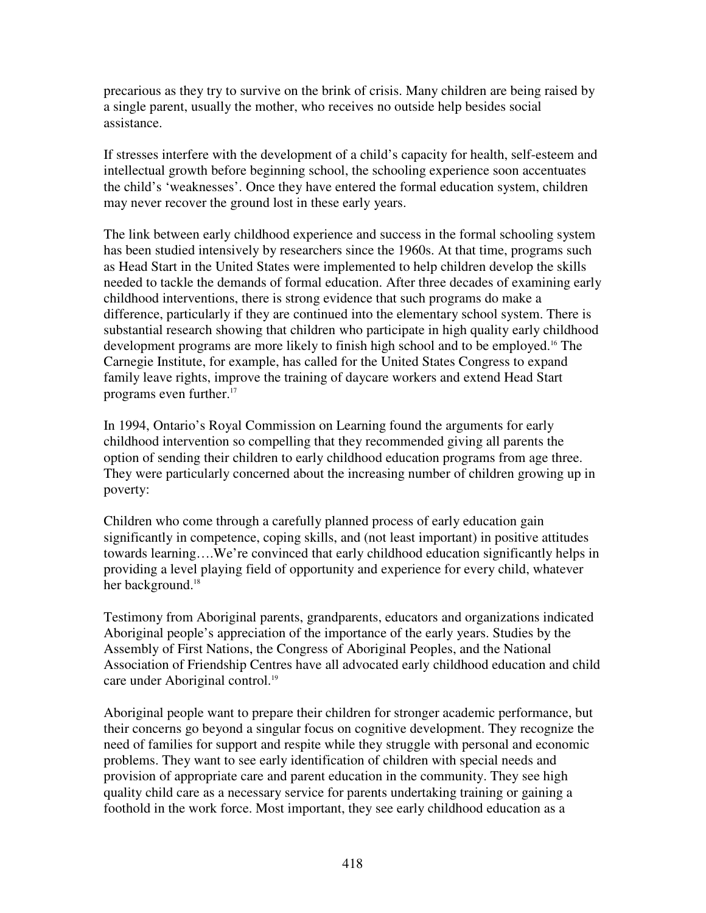precarious as they try to survive on the brink of crisis. Many children are being raised by a single parent, usually the mother, who receives no outside help besides social assistance.

If stresses interfere with the development of a child's capacity for health, self-esteem and intellectual growth before beginning school, the schooling experience soon accentuates the child's 'weaknesses'. Once they have entered the formal education system, children may never recover the ground lost in these early years.

The link between early childhood experience and success in the formal schooling system has been studied intensively by researchers since the 1960s. At that time, programs such as Head Start in the United States were implemented to help children develop the skills needed to tackle the demands of formal education. After three decades of examining early childhood interventions, there is strong evidence that such programs do make a difference, particularly if they are continued into the elementary school system. There is substantial research showing that children who participate in high quality early childhood development programs are more likely to finish high school and to be employed.[16] The Carnegie Institute, for example, has called for the United States Congress to expand family leave rights, improve the training of daycare workers and extend Head Start programs even further.[17]

In 1994, Ontario's Royal Commission on Learning found the arguments for early childhood intervention so compelling that they recommended giving all parents the option of sending their children to early childhood education programs from age three. They were particularly concerned about the increasing number of children growing up in poverty:

Children who come through a carefully planned process of early education gain significantly in competence, coping skills, and (not least important) in positive attitudes towards learning….We're convinced that early childhood education significantly helps in providing a level playing field of opportunity and experience for every child, whatever her background.[18]

Testimony from Aboriginal parents, grandparents, educators and organizations indicated Aboriginal people's appreciation of the importance of the early years. Studies by the Assembly of First Nations, the Congress of Aboriginal Peoples, and the National Association of Friendship Centres have all advocated early childhood education and child care under Aboriginal control.[19]

Aboriginal people want to prepare their children for stronger academic performance, but their concerns go beyond a singular focus on cognitive development. They recognize the need of families for support and respite while they struggle with personal and economic problems. They want to see early identification of children with special needs and provision of appropriate care and parent education in the community. They see high quality child care as a necessary service for parents undertaking training or gaining a foothold in the work force. Most important, they see early childhood education as a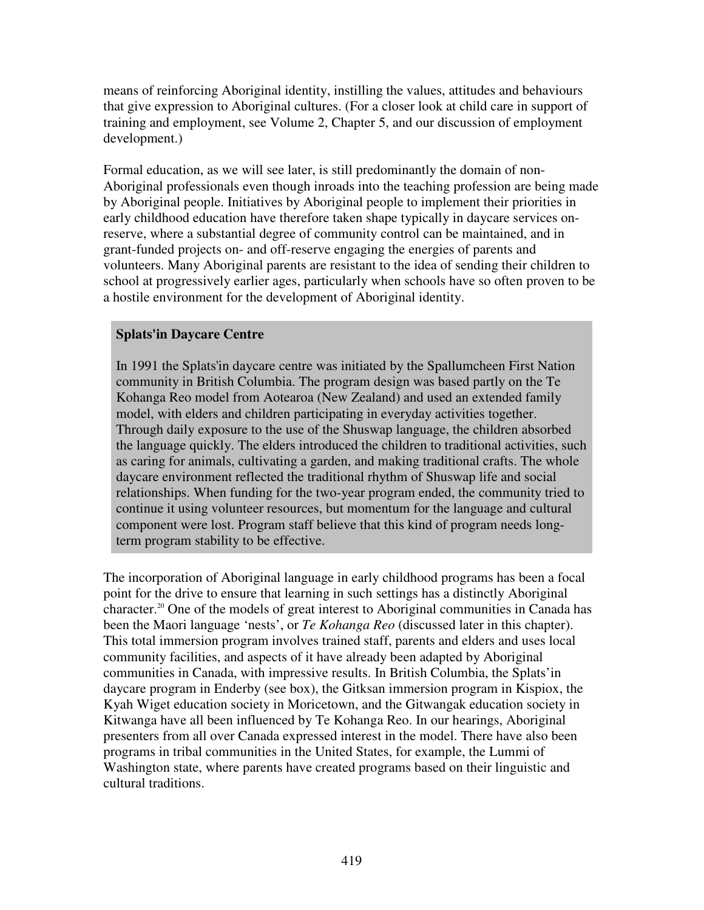means of reinforcing Aboriginal identity, instilling the values, attitudes and behaviours that give expression to Aboriginal cultures. (For a closer look at child care in support of training and employment, see Volume 2, Chapter 5, and our discussion of employment development.)

Formal education, as we will see later, is still predominantly the domain of non-Aboriginal professionals even though inroads into the teaching profession are being made by Aboriginal people. Initiatives by Aboriginal people to implement their priorities in early childhood education have therefore taken shape typically in daycare services on-reserve, where a substantial degree of community control can be maintained, and in grant-funded projects on- and off-reserve engaging the energies of parents and volunteers. Many Aboriginal parents are resistant to the idea of sending their children to school at progressively earlier ages, particularly when schools have so often proven to be a hostile environment for the development of Aboriginal identity.

> **Splats'in Daycare Centre**
>
> In 1991 the Splats'in daycare centre was initiated by the Spallumcheen First Nation community in British Columbia. The program design was based partly on the Te Kohanga Reo model from Aotearoa (New Zealand) and used an extended family model, with elders and children participating in everyday activities together. Through daily exposure to the use of the Shuswap language, the children absorbed the language quickly. The elders introduced the children to traditional activities, such as caring for animals, cultivating a garden, and making traditional crafts. The whole daycare environment reflected the traditional rhythm of Shuswap life and social relationships. When funding for the two-year program ended, the community tried to continue it using volunteer resources, but momentum for the language and cultural component were lost. Program staff believe that this kind of program needs long-term program stability to be effective.

The incorporation of Aboriginal language in early childhood programs has been a focal point for the drive to ensure that learning in such settings has a distinctly Aboriginal character.[20] One of the models of great interest to Aboriginal communities in Canada has been the Maori language 'nests', or *Te Kohanga Reo* (discussed later in this chapter). This total immersion program involves trained staff, parents and elders and uses local community facilities, and aspects of it have already been adapted by Aboriginal communities in Canada, with impressive results. In British Columbia, the Splats'in daycare program in Enderby (see box), the Gitksan immersion program in Kispiox, the Kyah Wiget education society in Moricetown, and the Gitwangak education society in Kitwanga have all been influenced by Te Kohanga Reo. In our hearings, Aboriginal presenters from all over Canada expressed interest in the model. There have also been programs in tribal communities in the United States, for example, the Lummi of Washington state, where parents have created programs based on their linguistic and cultural traditions.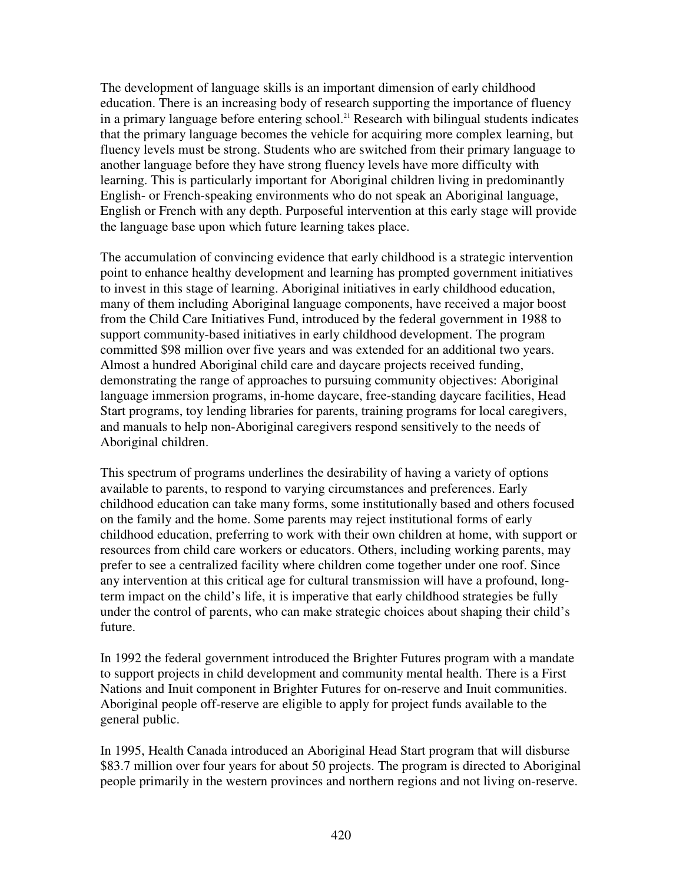The development of language skills is an important dimension of early childhood education. There is an increasing body of research supporting the importance of fluency in a primary language before entering school.[21] Research with bilingual students indicates that the primary language becomes the vehicle for acquiring more complex learning, but fluency levels must be strong. Students who are switched from their primary language to another language before they have strong fluency levels have more difficulty with learning. This is particularly important for Aboriginal children living in predominantly English- or French-speaking environments who do not speak an Aboriginal language, English or French with any depth. Purposeful intervention at this early stage will provide the language base upon which future learning takes place.

The accumulation of convincing evidence that early childhood is a strategic intervention point to enhance healthy development and learning has prompted government initiatives to invest in this stage of learning. Aboriginal initiatives in early childhood education, many of them including Aboriginal language components, have received a major boost from the Child Care Initiatives Fund, introduced by the federal government in 1988 to support community-based initiatives in early childhood development. The program committed $98 million over five years and was extended for an additional two years. Almost a hundred Aboriginal child care and daycare projects received funding, demonstrating the range of approaches to pursuing community objectives: Aboriginal language immersion programs, in-home daycare, free-standing daycare facilities, Head Start programs, toy lending libraries for parents, training programs for local caregivers, and manuals to help non-Aboriginal caregivers respond sensitively to the needs of Aboriginal children.

This spectrum of programs underlines the desirability of having a variety of options available to parents, to respond to varying circumstances and preferences. Early childhood education can take many forms, some institutionally based and others focused on the family and the home. Some parents may reject institutional forms of early childhood education, preferring to work with their own children at home, with support or resources from child care workers or educators. Others, including working parents, may prefer to see a centralized facility where children come together under one roof. Since any intervention at this critical age for cultural transmission will have a profound, long-term impact on the child's life, it is imperative that early childhood strategies be fully under the control of parents, who can make strategic choices about shaping their child's future.

In 1992 the federal government introduced the Brighter Futures program with a mandate to support projects in child development and community mental health. There is a First Nations and Inuit component in Brighter Futures for on-reserve and Inuit communities. Aboriginal people off-reserve are eligible to apply for project funds available to the general public.

In 1995, Health Canada introduced an Aboriginal Head Start program that will disburse $83.7 million over four years for about 50 projects. The program is directed to Aboriginal people primarily in the western provinces and northern regions and not living on-reserve.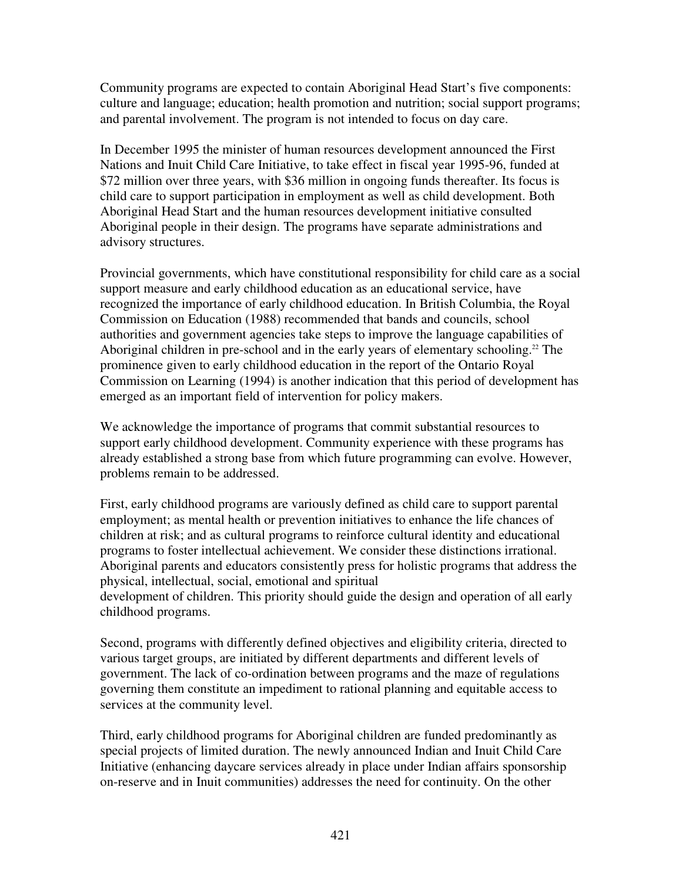Community programs are expected to contain Aboriginal Head Start's five components: culture and language; education; health promotion and nutrition; social support programs; and parental involvement. The program is not intended to focus on day care.

In December 1995 the minister of human resources development announced the First Nations and Inuit Child Care Initiative, to take effect in fiscal year 1995-96, funded at $72 million over three years, with $36 million in ongoing funds thereafter. Its focus is child care to support participation in employment as well as child development. Both Aboriginal Head Start and the human resources development initiative consulted Aboriginal people in their design. The programs have separate administrations and advisory structures.

Provincial governments, which have constitutional responsibility for child care as a social support measure and early childhood education as an educational service, have recognized the importance of early childhood education. In British Columbia, the Royal Commission on Education (1988) recommended that bands and councils, school authorities and government agencies take steps to improve the language capabilities of Aboriginal children in pre-school and in the early years of elementary schooling.[22] The prominence given to early childhood education in the report of the Ontario Royal Commission on Learning (1994) is another indication that this period of development has emerged as an important field of intervention for policy makers.

We acknowledge the importance of programs that commit substantial resources to support early childhood development. Community experience with these programs has already established a strong base from which future programming can evolve. However, problems remain to be addressed.

First, early childhood programs are variously defined as child care to support parental employment; as mental health or prevention initiatives to enhance the life chances of children at risk; and as cultural programs to reinforce cultural identity and educational programs to foster intellectual achievement. We consider these distinctions irrational. Aboriginal parents and educators consistently press for holistic programs that address the physical, intellectual, social, emotional and spiritual development of children. This priority should guide the design and operation of all early childhood programs.

Second, programs with differently defined objectives and eligibility criteria, directed to various target groups, are initiated by different departments and different levels of government. The lack of co-ordination between programs and the maze of regulations governing them constitute an impediment to rational planning and equitable access to services at the community level.

Third, early childhood programs for Aboriginal children are funded predominantly as special projects of limited duration. The newly announced Indian and Inuit Child Care Initiative (enhancing daycare services already in place under Indian affairs sponsorship on-reserve and in Inuit communities) addresses the need for continuity. On the other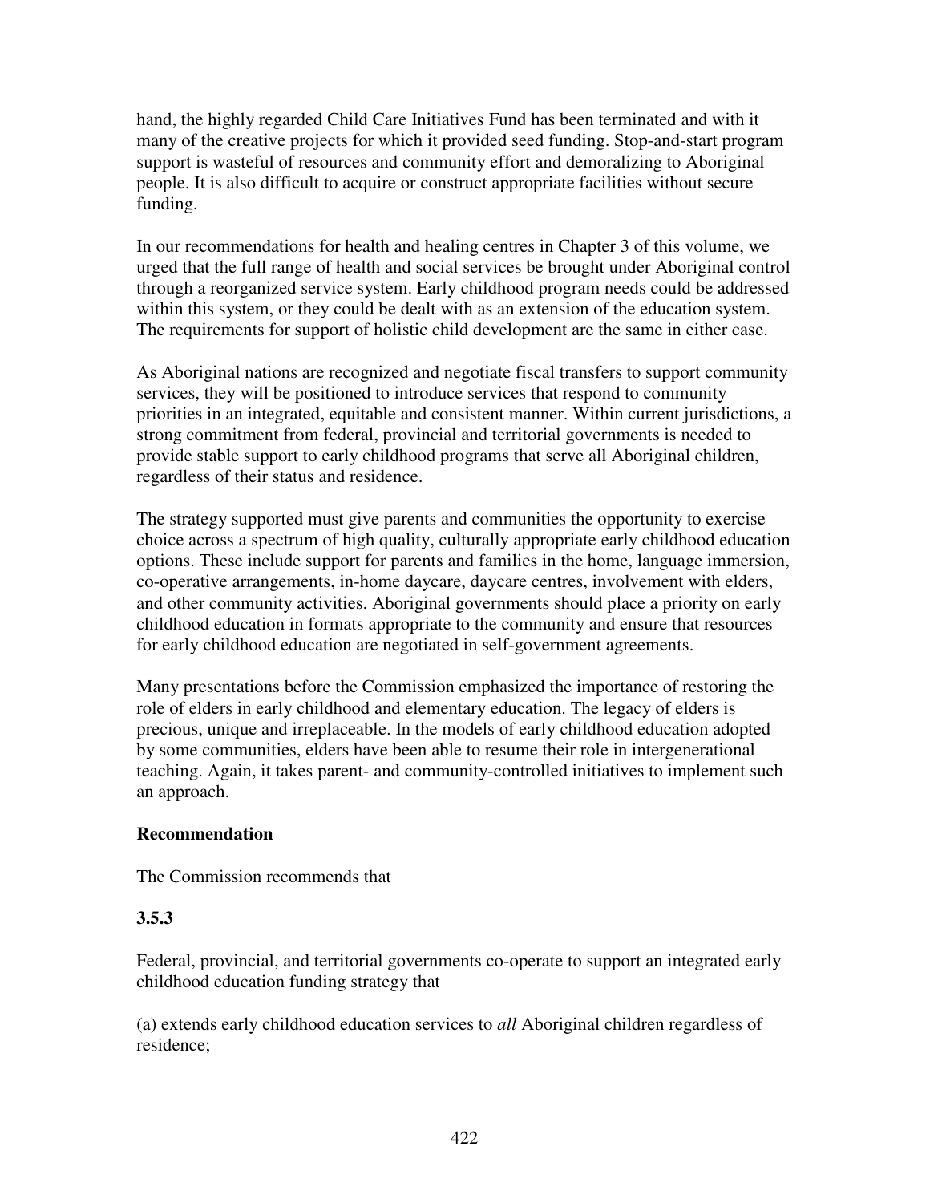hand, the highly regarded Child Care Initiatives Fund has been terminated and with it many of the creative projects for which it provided seed funding. Stop-and-start program support is wasteful of resources and community effort and demoralizing to Aboriginal people. It is also difficult to acquire or construct appropriate facilities without secure funding.

In our recommendations for health and healing centres in Chapter 3 of this volume, we urged that the full range of health and social services be brought under Aboriginal control through a reorganized service system. Early childhood program needs could be addressed within this system, or they could be dealt with as an extension of the education system. The requirements for support of holistic child development are the same in either case.

As Aboriginal nations are recognized and negotiate fiscal transfers to support community services, they will be positioned to introduce services that respond to community priorities in an integrated, equitable and consistent manner. Within current jurisdictions, a strong commitment from federal, provincial and territorial governments is needed to provide stable support to early childhood programs that serve all Aboriginal children, regardless of their status and residence.

The strategy supported must give parents and communities the opportunity to exercise choice across a spectrum of high quality, culturally appropriate early childhood education options. These include support for parents and families in the home, language immersion, co-operative arrangements, in-home daycare, daycare centres, involvement with elders, and other community activities. Aboriginal governments should place a priority on early childhood education in formats appropriate to the community and ensure that resources for early childhood education are negotiated in self-government agreements.

Many presentations before the Commission emphasized the importance of restoring the role of elders in early childhood and elementary education. The legacy of elders is precious, unique and irreplaceable. In the models of early childhood education adopted by some communities, elders have been able to resume their role in intergenerational teaching. Again, it takes parent- and community-controlled initiatives to implement such an approach.

**Recommendation**

The Commission recommends that

**3.5.3**

Federal, provincial, and territorial governments co-operate to support an integrated early childhood education funding strategy that

(a) extends early childhood education services to *all* Aboriginal children regardless of residence;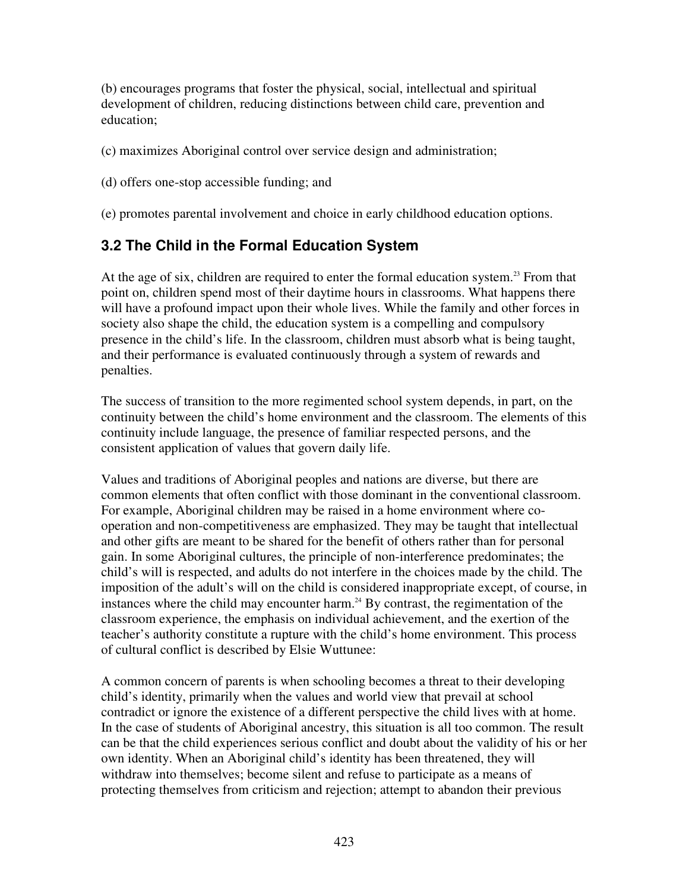(b) encourages programs that foster the physical, social, intellectual and spiritual development of children, reducing distinctions between child care, prevention and education;

(c) maximizes Aboriginal control over service design and administration;

(d) offers one-stop accessible funding; and

(e) promotes parental involvement and choice in early childhood education options.

### 3.2 The Child in the Formal Education System

At the age of six, children are required to enter the formal education system.[23] From that point on, children spend most of their daytime hours in classrooms. What happens there will have a profound impact upon their whole lives. While the family and other forces in society also shape the child, the education system is a compelling and compulsory presence in the child's life. In the classroom, children must absorb what is being taught, and their performance is evaluated continuously through a system of rewards and penalties.

The success of transition to the more regimented school system depends, in part, on the continuity between the child's home environment and the classroom. The elements of this continuity include language, the presence of familiar respected persons, and the consistent application of values that govern daily life.

Values and traditions of Aboriginal peoples and nations are diverse, but there are common elements that often conflict with those dominant in the conventional classroom. For example, Aboriginal children may be raised in a home environment where co-operation and non-competitiveness are emphasized. They may be taught that intellectual and other gifts are meant to be shared for the benefit of others rather than for personal gain. In some Aboriginal cultures, the principle of non-interference predominates; the child's will is respected, and adults do not interfere in the choices made by the child. The imposition of the adult's will on the child is considered inappropriate except, of course, in instances where the child may encounter harm.[24] By contrast, the regimentation of the classroom experience, the emphasis on individual achievement, and the exertion of the teacher's authority constitute a rupture with the child's home environment. This process of cultural conflict is described by Elsie Wuttunee:

A common concern of parents is when schooling becomes a threat to their developing child's identity, primarily when the values and world view that prevail at school contradict or ignore the existence of a different perspective the child lives with at home. In the case of students of Aboriginal ancestry, this situation is all too common. The result can be that the child experiences serious conflict and doubt about the validity of his or her own identity. When an Aboriginal child's identity has been threatened, they will withdraw into themselves; become silent and refuse to participate as a means of protecting themselves from criticism and rejection; attempt to abandon their previous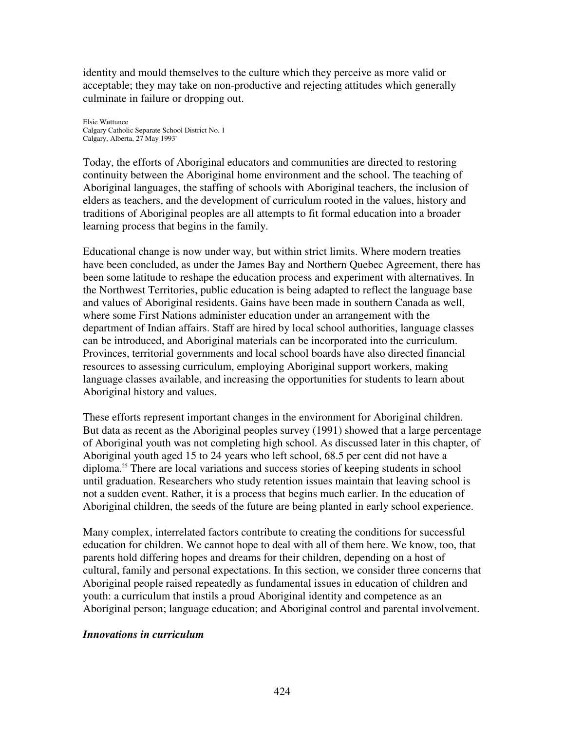identity and mould themselves to the culture which they perceive as more valid or acceptable; they may take on non-productive and rejecting attitudes which generally culminate in failure or dropping out.

Elsie Wuttunee
Calgary Catholic Separate School District No. 1
Calgary, Alberta, 27 May 1993*

Today, the efforts of Aboriginal educators and communities are directed to restoring continuity between the Aboriginal home environment and the school. The teaching of Aboriginal languages, the staffing of schools with Aboriginal teachers, the inclusion of elders as teachers, and the development of curriculum rooted in the values, history and traditions of Aboriginal peoples are all attempts to fit formal education into a broader learning process that begins in the family.

Educational change is now under way, but within strict limits. Where modern treaties have been concluded, as under the James Bay and Northern Quebec Agreement, there has been some latitude to reshape the education process and experiment with alternatives. In the Northwest Territories, public education is being adapted to reflect the language base and values of Aboriginal residents. Gains have been made in southern Canada as well, where some First Nations administer education under an arrangement with the department of Indian affairs. Staff are hired by local school authorities, language classes can be introduced, and Aboriginal materials can be incorporated into the curriculum. Provinces, territorial governments and local school boards have also directed financial resources to assessing curriculum, employing Aboriginal support workers, making language classes available, and increasing the opportunities for students to learn about Aboriginal history and values.

These efforts represent important changes in the environment for Aboriginal children. But data as recent as the Aboriginal peoples survey (1991) showed that a large percentage of Aboriginal youth was not completing high school. As discussed later in this chapter, of Aboriginal youth aged 15 to 24 years who left school, 68.5 per cent did not have a diploma.[25] There are local variations and success stories of keeping students in school until graduation. Researchers who study retention issues maintain that leaving school is not a sudden event. Rather, it is a process that begins much earlier. In the education of Aboriginal children, the seeds of the future are being planted in early school experience.

Many complex, interrelated factors contribute to creating the conditions for successful education for children. We cannot hope to deal with all of them here. We know, too, that parents hold differing hopes and dreams for their children, depending on a host of cultural, family and personal expectations. In this section, we consider three concerns that Aboriginal people raised repeatedly as fundamental issues in education of children and youth: a curriculum that instils a proud Aboriginal identity and competence as an Aboriginal person; language education; and Aboriginal control and parental involvement.

### *Innovations in curriculum*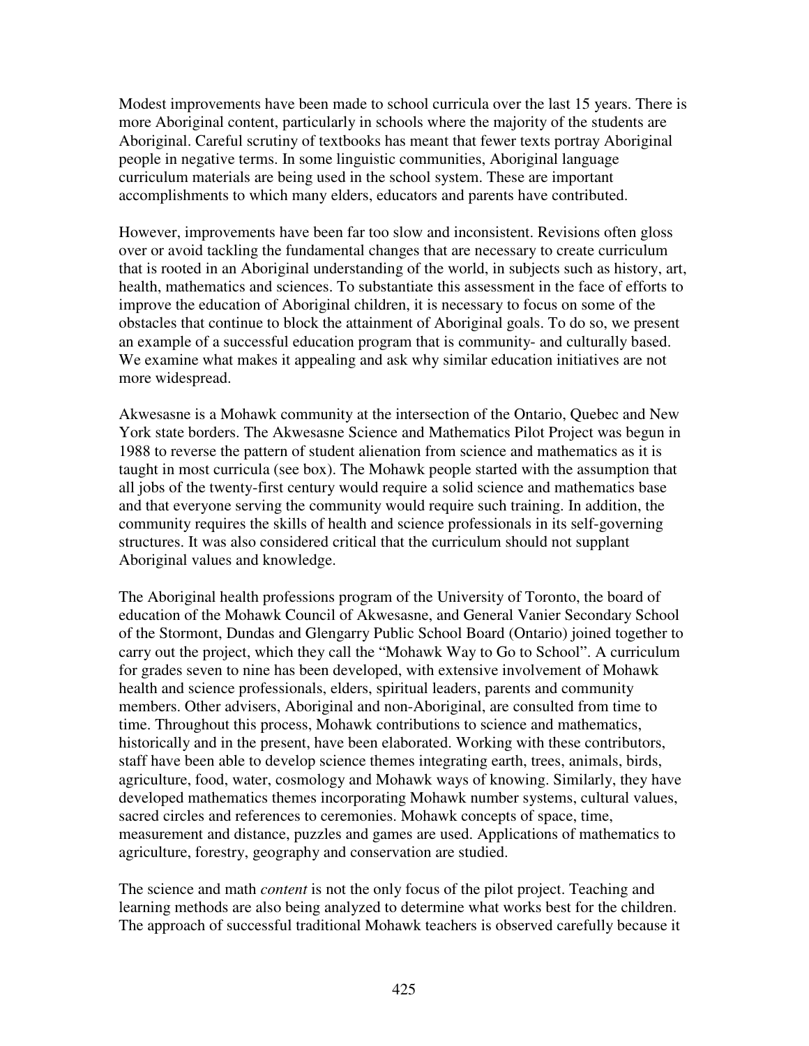Modest improvements have been made to school curricula over the last 15 years. There is more Aboriginal content, particularly in schools where the majority of the students are Aboriginal. Careful scrutiny of textbooks has meant that fewer texts portray Aboriginal people in negative terms. In some linguistic communities, Aboriginal language curriculum materials are being used in the school system. These are important accomplishments to which many elders, educators and parents have contributed.

However, improvements have been far too slow and inconsistent. Revisions often gloss over or avoid tackling the fundamental changes that are necessary to create curriculum that is rooted in an Aboriginal understanding of the world, in subjects such as history, art, health, mathematics and sciences. To substantiate this assessment in the face of efforts to improve the education of Aboriginal children, it is necessary to focus on some of the obstacles that continue to block the attainment of Aboriginal goals. To do so, we present an example of a successful education program that is community- and culturally based. We examine what makes it appealing and ask why similar education initiatives are not more widespread.

Akwesasne is a Mohawk community at the intersection of the Ontario, Quebec and New York state borders. The Akwesasne Science and Mathematics Pilot Project was begun in 1988 to reverse the pattern of student alienation from science and mathematics as it is taught in most curricula (see box). The Mohawk people started with the assumption that all jobs of the twenty-first century would require a solid science and mathematics base and that everyone serving the community would require such training. In addition, the community requires the skills of health and science professionals in its self-governing structures. It was also considered critical that the curriculum should not supplant Aboriginal values and knowledge.

The Aboriginal health professions program of the University of Toronto, the board of education of the Mohawk Council of Akwesasne, and General Vanier Secondary School of the Stormont, Dundas and Glengarry Public School Board (Ontario) joined together to carry out the project, which they call the "Mohawk Way to Go to School". A curriculum for grades seven to nine has been developed, with extensive involvement of Mohawk health and science professionals, elders, spiritual leaders, parents and community members. Other advisers, Aboriginal and non-Aboriginal, are consulted from time to time. Throughout this process, Mohawk contributions to science and mathematics, historically and in the present, have been elaborated. Working with these contributors, staff have been able to develop science themes integrating earth, trees, animals, birds, agriculture, food, water, cosmology and Mohawk ways of knowing. Similarly, they have developed mathematics themes incorporating Mohawk number systems, cultural values, sacred circles and references to ceremonies. Mohawk concepts of space, time, measurement and distance, puzzles and games are used. Applications of mathematics to agriculture, forestry, geography and conservation are studied.

The science and math *content* is not the only focus of the pilot project. Teaching and learning methods are also being analyzed to determine what works best for the children. The approach of successful traditional Mohawk teachers is observed carefully because it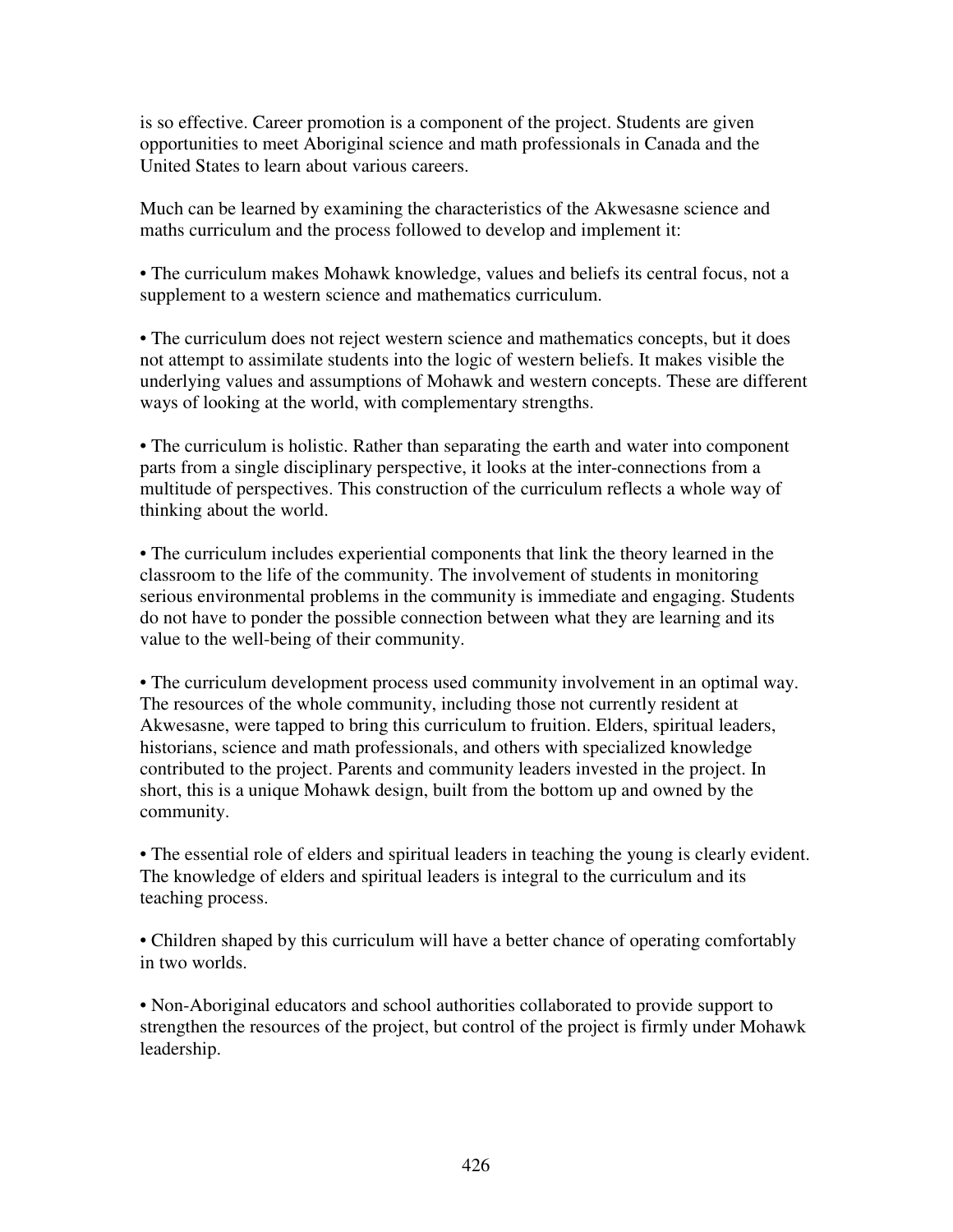is so effective. Career promotion is a component of the project. Students are given opportunities to meet Aboriginal science and math professionals in Canada and the United States to learn about various careers.

Much can be learned by examining the characteristics of the Akwesasne science and maths curriculum and the process followed to develop and implement it:

- The curriculum makes Mohawk knowledge, values and beliefs its central focus, not a supplement to a western science and mathematics curriculum.

- The curriculum does not reject western science and mathematics concepts, but it does not attempt to assimilate students into the logic of western beliefs. It makes visible the underlying values and assumptions of Mohawk and western concepts. These are different ways of looking at the world, with complementary strengths.

- The curriculum is holistic. Rather than separating the earth and water into component parts from a single disciplinary perspective, it looks at the inter-connections from a multitude of perspectives. This construction of the curriculum reflects a whole way of thinking about the world.

- The curriculum includes experiential components that link the theory learned in the classroom to the life of the community. The involvement of students in monitoring serious environmental problems in the community is immediate and engaging. Students do not have to ponder the possible connection between what they are learning and its value to the well-being of their community.

- The curriculum development process used community involvement in an optimal way. The resources of the whole community, including those not currently resident at Akwesasne, were tapped to bring this curriculum to fruition. Elders, spiritual leaders, historians, science and math professionals, and others with specialized knowledge contributed to the project. Parents and community leaders invested in the project. In short, this is a unique Mohawk design, built from the bottom up and owned by the community.

- The essential role of elders and spiritual leaders in teaching the young is clearly evident. The knowledge of elders and spiritual leaders is integral to the curriculum and its teaching process.

- Children shaped by this curriculum will have a better chance of operating comfortably in two worlds.

- Non-Aboriginal educators and school authorities collaborated to provide support to strengthen the resources of the project, but control of the project is firmly under Mohawk leadership.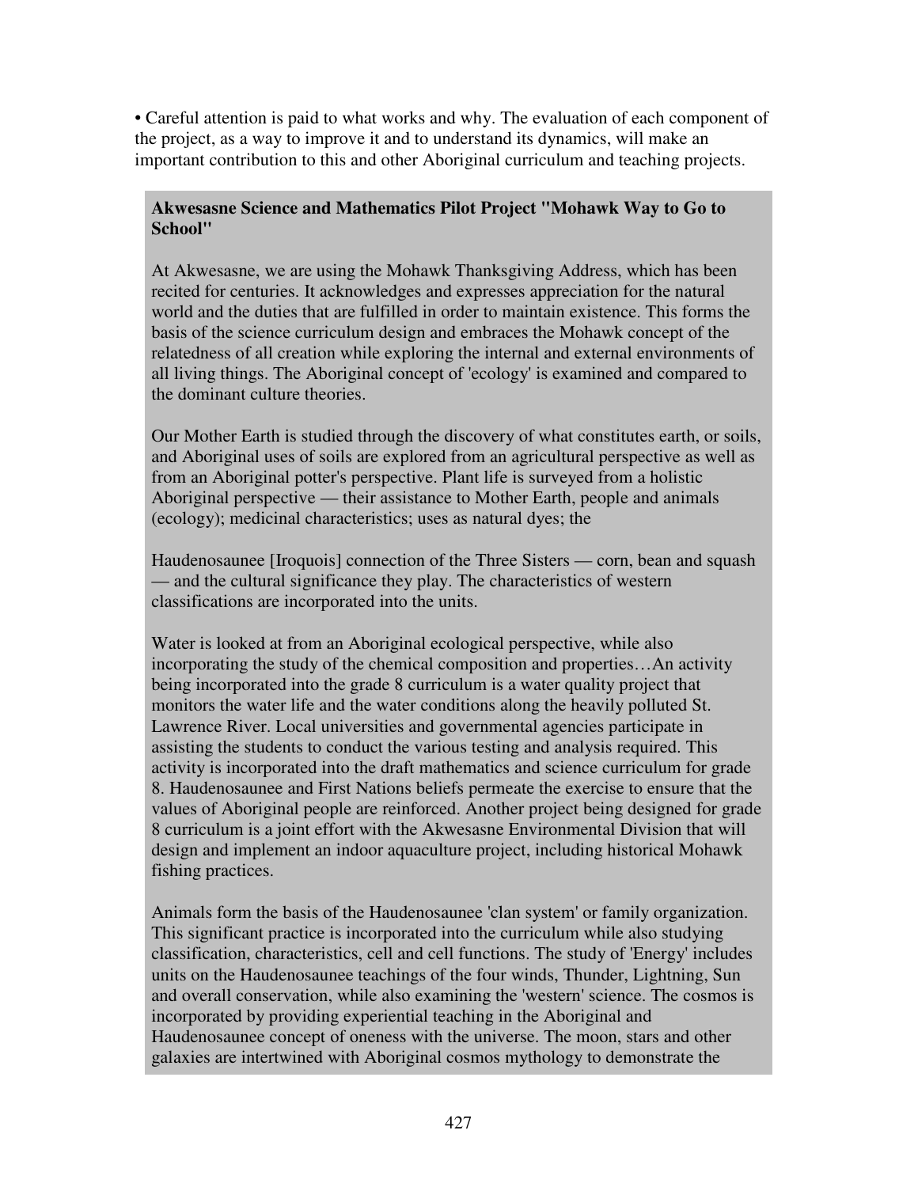• Careful attention is paid to what works and why. The evaluation of each component of the project, as a way to improve it and to understand its dynamics, will make an important contribution to this and other Aboriginal curriculum and teaching projects.

**Akwesasne Science and Mathematics Pilot Project "Mohawk Way to Go to School"**

At Akwesasne, we are using the Mohawk Thanksgiving Address, which has been recited for centuries. It acknowledges and expresses appreciation for the natural world and the duties that are fulfilled in order to maintain existence. This forms the basis of the science curriculum design and embraces the Mohawk concept of the relatedness of all creation while exploring the internal and external environments of all living things. The Aboriginal concept of 'ecology' is examined and compared to the dominant culture theories.

Our Mother Earth is studied through the discovery of what constitutes earth, or soils, and Aboriginal uses of soils are explored from an agricultural perspective as well as from an Aboriginal potter's perspective. Plant life is surveyed from a holistic Aboriginal perspective — their assistance to Mother Earth, people and animals (ecology); medicinal characteristics; uses as natural dyes; the

Haudenosaunee [Iroquois] connection of the Three Sisters — corn, bean and squash — and the cultural significance they play. The characteristics of western classifications are incorporated into the units.

Water is looked at from an Aboriginal ecological perspective, while also incorporating the study of the chemical composition and properties…An activity being incorporated into the grade 8 curriculum is a water quality project that monitors the water life and the water conditions along the heavily polluted St. Lawrence River. Local universities and governmental agencies participate in assisting the students to conduct the various testing and analysis required. This activity is incorporated into the draft mathematics and science curriculum for grade 8. Haudenosaunee and First Nations beliefs permeate the exercise to ensure that the values of Aboriginal people are reinforced. Another project being designed for grade 8 curriculum is a joint effort with the Akwesasne Environmental Division that will design and implement an indoor aquaculture project, including historical Mohawk fishing practices.

Animals form the basis of the Haudenosaunee 'clan system' or family organization. This significant practice is incorporated into the curriculum while also studying classification, characteristics, cell and cell functions. The study of 'Energy' includes units on the Haudenosaunee teachings of the four winds, Thunder, Lightning, Sun and overall conservation, while also examining the 'western' science. The cosmos is incorporated by providing experiential teaching in the Aboriginal and Haudenosaunee concept of oneness with the universe. The moon, stars and other galaxies are intertwined with Aboriginal cosmos mythology to demonstrate the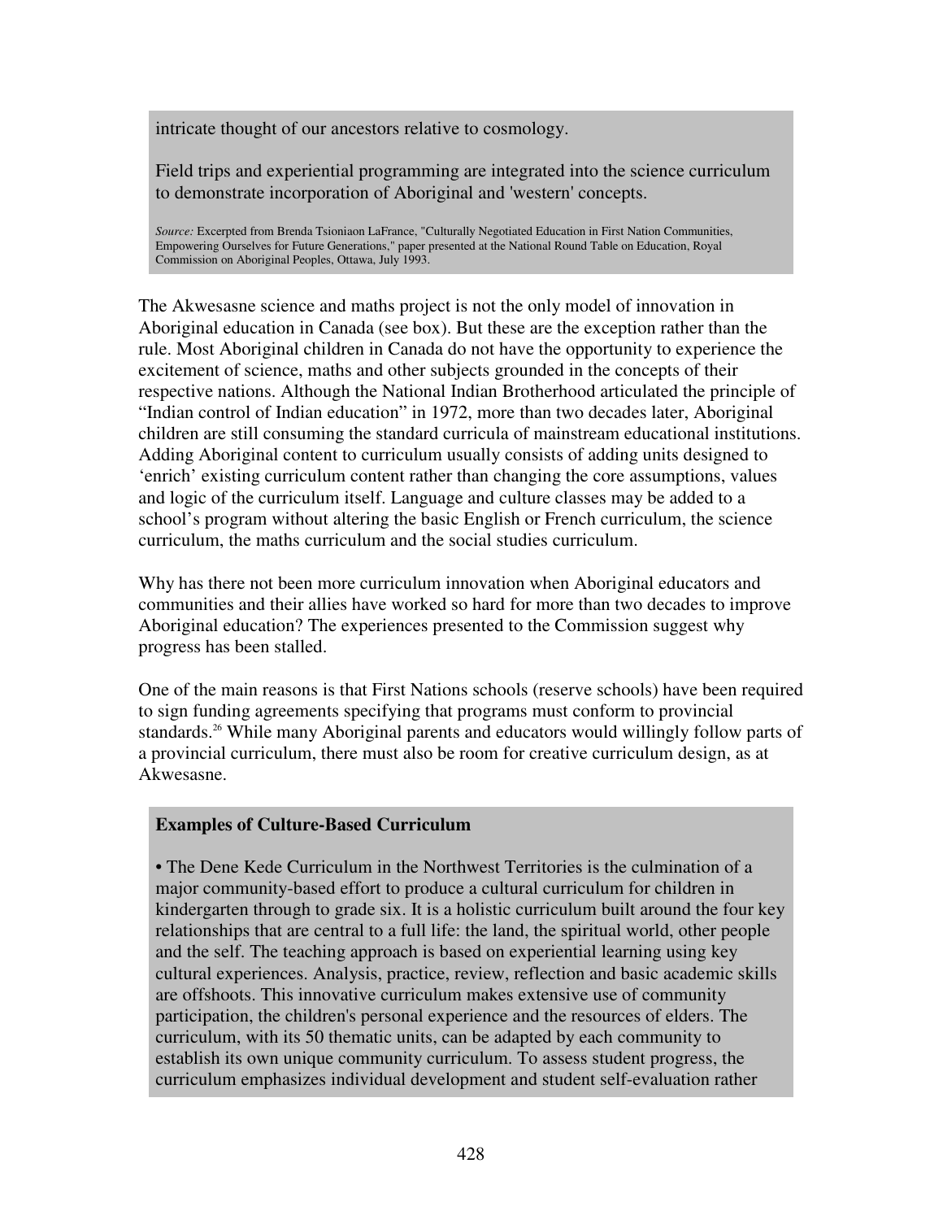intricate thought of our ancestors relative to cosmology.

Field trips and experiential programming are integrated into the science curriculum to demonstrate incorporation of Aboriginal and 'western' concepts.

*Source:* Excerpted from Brenda Tsioniaon LaFrance, "Culturally Negotiated Education in First Nation Communities, Empowering Ourselves for Future Generations," paper presented at the National Round Table on Education, Royal Commission on Aboriginal Peoples, Ottawa, July 1993.

The Akwesasne science and maths project is not the only model of innovation in Aboriginal education in Canada (see box). But these are the exception rather than the rule. Most Aboriginal children in Canada do not have the opportunity to experience the excitement of science, maths and other subjects grounded in the concepts of their respective nations. Although the National Indian Brotherhood articulated the principle of "Indian control of Indian education" in 1972, more than two decades later, Aboriginal children are still consuming the standard curricula of mainstream educational institutions. Adding Aboriginal content to curriculum usually consists of adding units designed to 'enrich' existing curriculum content rather than changing the core assumptions, values and logic of the curriculum itself. Language and culture classes may be added to a school's program without altering the basic English or French curriculum, the science curriculum, the maths curriculum and the social studies curriculum.

Why has there not been more curriculum innovation when Aboriginal educators and communities and their allies have worked so hard for more than two decades to improve Aboriginal education? The experiences presented to the Commission suggest why progress has been stalled.

One of the main reasons is that First Nations schools (reserve schools) have been required to sign funding agreements specifying that programs must conform to provincial standards.[26] While many Aboriginal parents and educators would willingly follow parts of a provincial curriculum, there must also be room for creative curriculum design, as at Akwesasne.

**Examples of Culture-Based Curriculum**

• The Dene Kede Curriculum in the Northwest Territories is the culmination of a major community-based effort to produce a cultural curriculum for children in kindergarten through to grade six. It is a holistic curriculum built around the four key relationships that are central to a full life: the land, the spiritual world, other people and the self. The teaching approach is based on experiential learning using key cultural experiences. Analysis, practice, review, reflection and basic academic skills are offshoots. This innovative curriculum makes extensive use of community participation, the children's personal experience and the resources of elders. The curriculum, with its 50 thematic units, can be adapted by each community to establish its own unique community curriculum. To assess student progress, the curriculum emphasizes individual development and student self-evaluation rather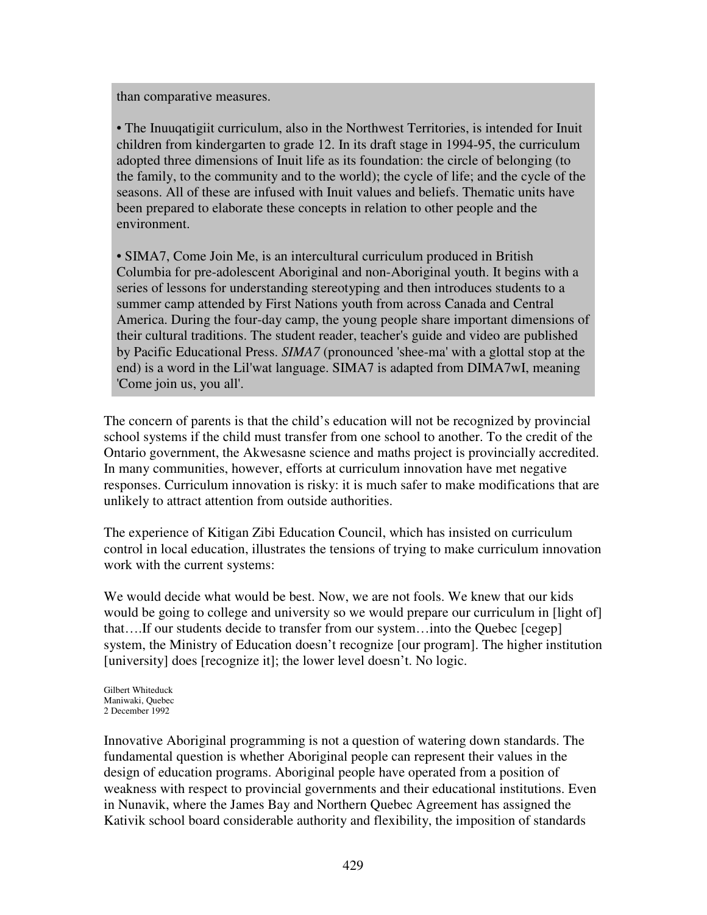than comparative measures.

• The Inuuqatigiit curriculum, also in the Northwest Territories, is intended for Inuit children from kindergarten to grade 12. In its draft stage in 1994-95, the curriculum adopted three dimensions of Inuit life as its foundation: the circle of belonging (to the family, to the community and to the world); the cycle of life; and the cycle of the seasons. All of these are infused with Inuit values and beliefs. Thematic units have been prepared to elaborate these concepts in relation to other people and the environment.

• SIMA7, Come Join Me, is an intercultural curriculum produced in British Columbia for pre-adolescent Aboriginal and non-Aboriginal youth. It begins with a series of lessons for understanding stereotyping and then introduces students to a summer camp attended by First Nations youth from across Canada and Central America. During the four-day camp, the young people share important dimensions of their cultural traditions. The student reader, teacher's guide and video are published by Pacific Educational Press. *SIMA7* (pronounced 'shee-ma' with a glottal stop at the end) is a word in the Lil'wat language. SIMA7 is adapted from DIMA7wI, meaning 'Come join us, you all'.

The concern of parents is that the child's education will not be recognized by provincial school systems if the child must transfer from one school to another. To the credit of the Ontario government, the Akwesasne science and maths project is provincially accredited. In many communities, however, efforts at curriculum innovation have met negative responses. Curriculum innovation is risky: it is much safer to make modifications that are unlikely to attract attention from outside authorities.

The experience of Kitigan Zibi Education Council, which has insisted on curriculum control in local education, illustrates the tensions of trying to make curriculum innovation work with the current systems:

We would decide what would be best. Now, we are not fools. We knew that our kids would be going to college and university so we would prepare our curriculum in [light of] that….If our students decide to transfer from our system…into the Quebec [cegep] system, the Ministry of Education doesn't recognize [our program]. The higher institution [university] does [recognize it]; the lower level doesn't. No logic.

Gilbert Whiteduck
Maniwaki, Quebec
2 December 1992

Innovative Aboriginal programming is not a question of watering down standards. The fundamental question is whether Aboriginal people can represent their values in the design of education programs. Aboriginal people have operated from a position of weakness with respect to provincial governments and their educational institutions. Even in Nunavik, where the James Bay and Northern Quebec Agreement has assigned the Kativik school board considerable authority and flexibility, the imposition of standards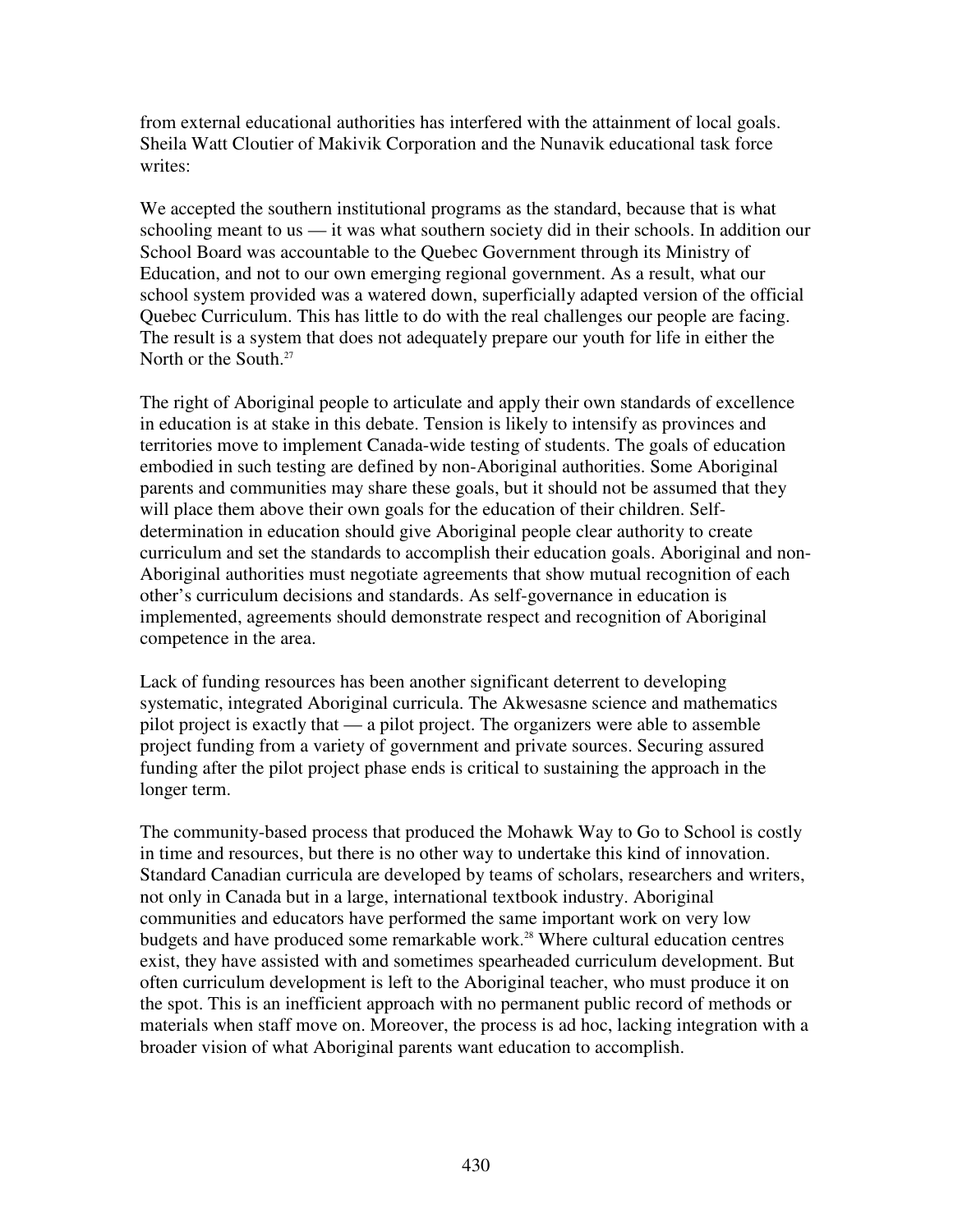from external educational authorities has interfered with the attainment of local goals. Sheila Watt Cloutier of Makivik Corporation and the Nunavik educational task force writes:

> We accepted the southern institutional programs as the standard, because that is what schooling meant to us — it was what southern society did in their schools. In addition our School Board was accountable to the Quebec Government through its Ministry of Education, and not to our own emerging regional government. As a result, what our school system provided was a watered down, superficially adapted version of the official Quebec Curriculum. This has little to do with the real challenges our people are facing. The result is a system that does not adequately prepare our youth for life in either the North or the South.[27]

The right of Aboriginal people to articulate and apply their own standards of excellence in education is at stake in this debate. Tension is likely to intensify as provinces and territories move to implement Canada-wide testing of students. The goals of education embodied in such testing are defined by non-Aboriginal authorities. Some Aboriginal parents and communities may share these goals, but it should not be assumed that they will place them above their own goals for the education of their children. Self-determination in education should give Aboriginal people clear authority to create curriculum and set the standards to accomplish their education goals. Aboriginal and non-Aboriginal authorities must negotiate agreements that show mutual recognition of each other's curriculum decisions and standards. As self-governance in education is implemented, agreements should demonstrate respect and recognition of Aboriginal competence in the area.

Lack of funding resources has been another significant deterrent to developing systematic, integrated Aboriginal curricula. The Akwesasne science and mathematics pilot project is exactly that — a pilot project. The organizers were able to assemble project funding from a variety of government and private sources. Securing assured funding after the pilot project phase ends is critical to sustaining the approach in the longer term.

The community-based process that produced the Mohawk Way to Go to School is costly in time and resources, but there is no other way to undertake this kind of innovation. Standard Canadian curricula are developed by teams of scholars, researchers and writers, not only in Canada but in a large, international textbook industry. Aboriginal communities and educators have performed the same important work on very low budgets and have produced some remarkable work.[28] Where cultural education centres exist, they have assisted with and sometimes spearheaded curriculum development. But often curriculum development is left to the Aboriginal teacher, who must produce it on the spot. This is an inefficient approach with no permanent public record of methods or materials when staff move on. Moreover, the process is ad hoc, lacking integration with a broader vision of what Aboriginal parents want education to accomplish.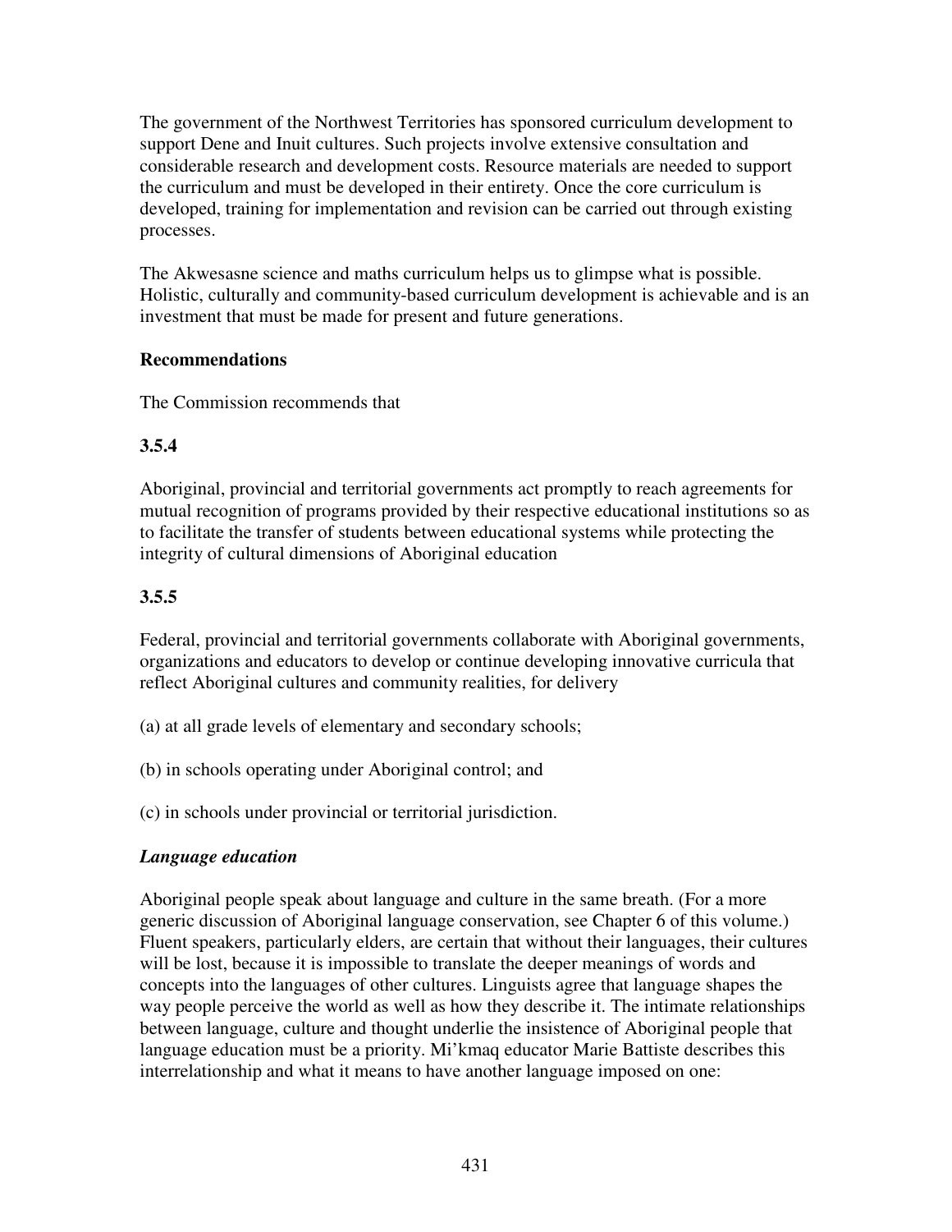The government of the Northwest Territories has sponsored curriculum development to support Dene and Inuit cultures. Such projects involve extensive consultation and considerable research and development costs. Resource materials are needed to support the curriculum and must be developed in their entirety. Once the core curriculum is developed, training for implementation and revision can be carried out through existing processes.

The Akwesasne science and maths curriculum helps us to glimpse what is possible. Holistic, culturally and community-based curriculum development is achievable and is an investment that must be made for present and future generations.

**Recommendations**

The Commission recommends that

**3.5.4**

Aboriginal, provincial and territorial governments act promptly to reach agreements for mutual recognition of programs provided by their respective educational institutions so as to facilitate the transfer of students between educational systems while protecting the integrity of cultural dimensions of Aboriginal education

**3.5.5**

Federal, provincial and territorial governments collaborate with Aboriginal governments, organizations and educators to develop or continue developing innovative curricula that reflect Aboriginal cultures and community realities, for delivery

(a) at all grade levels of elementary and secondary schools;

(b) in schools operating under Aboriginal control; and

(c) in schools under provincial or territorial jurisdiction.

***Language education***

Aboriginal people speak about language and culture in the same breath. (For a more generic discussion of Aboriginal language conservation, see Chapter 6 of this volume.) Fluent speakers, particularly elders, are certain that without their languages, their cultures will be lost, because it is impossible to translate the deeper meanings of words and concepts into the languages of other cultures. Linguists agree that language shapes the way people perceive the world as well as how they describe it. The intimate relationships between language, culture and thought underlie the insistence of Aboriginal people that language education must be a priority. Mi'kmaq educator Marie Battiste describes this interrelationship and what it means to have another language imposed on one: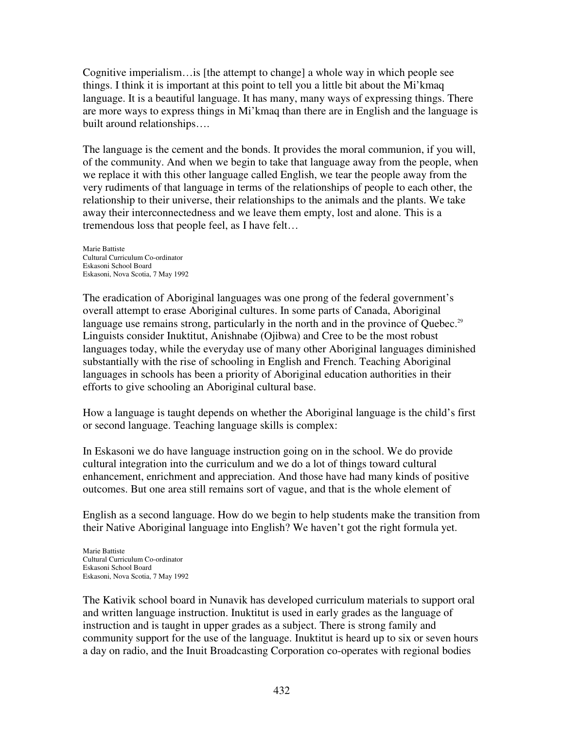Cognitive imperialism…is [the attempt to change] a whole way in which people see things. I think it is important at this point to tell you a little bit about the Mi'kmaq language. It is a beautiful language. It has many, many ways of expressing things. There are more ways to express things in Mi'kmaq than there are in English and the language is built around relationships….

The language is the cement and the bonds. It provides the moral communion, if you will, of the community. And when we begin to take that language away from the people, when we replace it with this other language called English, we tear the people away from the very rudiments of that language in terms of the relationships of people to each other, the relationship to their universe, their relationships to the animals and the plants. We take away their interconnectedness and we leave them empty, lost and alone. This is a tremendous loss that people feel, as I have felt…

Marie Battiste
Cultural Curriculum Co-ordinator
Eskasoni School Board
Eskasoni, Nova Scotia, 7 May 1992

The eradication of Aboriginal languages was one prong of the federal government's overall attempt to erase Aboriginal cultures. In some parts of Canada, Aboriginal language use remains strong, particularly in the north and in the province of Quebec.[29] Linguists consider Inuktitut, Anishnabe (Ojibwa) and Cree to be the most robust languages today, while the everyday use of many other Aboriginal languages diminished substantially with the rise of schooling in English and French. Teaching Aboriginal languages in schools has been a priority of Aboriginal education authorities in their efforts to give schooling an Aboriginal cultural base.

How a language is taught depends on whether the Aboriginal language is the child's first or second language. Teaching language skills is complex:

In Eskasoni we do have language instruction going on in the school. We do provide cultural integration into the curriculum and we do a lot of things toward cultural enhancement, enrichment and appreciation. And those have had many kinds of positive outcomes. But one area still remains sort of vague, and that is the whole element of English as a second language. How do we begin to help students make the transition from their Native Aboriginal language into English? We haven't got the right formula yet.

Marie Battiste
Cultural Curriculum Co-ordinator
Eskasoni School Board
Eskasoni, Nova Scotia, 7 May 1992

The Kativik school board in Nunavik has developed curriculum materials to support oral and written language instruction. Inuktitut is used in early grades as the language of instruction and is taught in upper grades as a subject. There is strong family and community support for the use of the language. Inuktitut is heard up to six or seven hours a day on radio, and the Inuit Broadcasting Corporation co-operates with regional bodies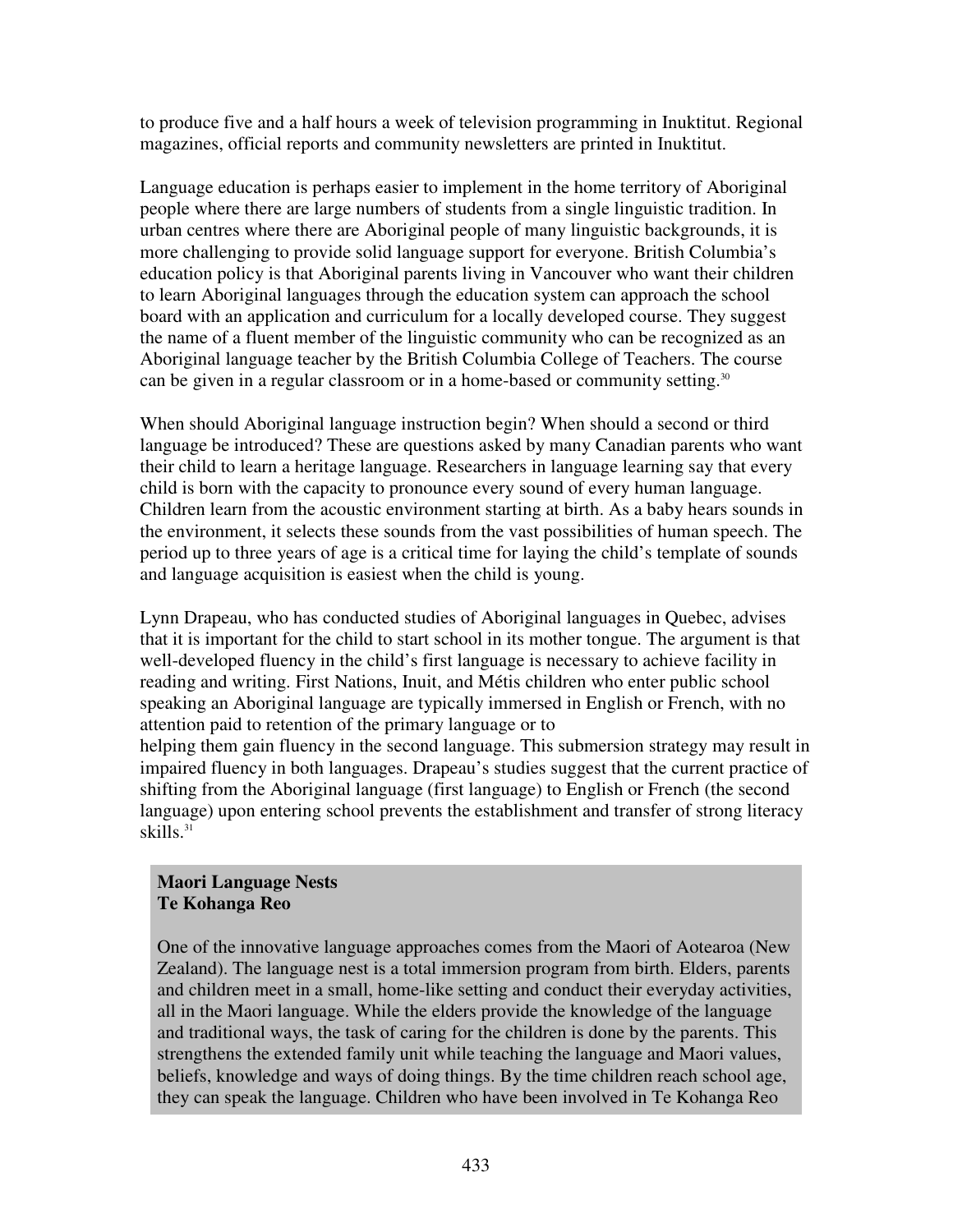to produce five and a half hours a week of television programming in Inuktitut. Regional magazines, official reports and community newsletters are printed in Inuktitut.

Language education is perhaps easier to implement in the home territory of Aboriginal people where there are large numbers of students from a single linguistic tradition. In urban centres where there are Aboriginal people of many linguistic backgrounds, it is more challenging to provide solid language support for everyone. British Columbia's education policy is that Aboriginal parents living in Vancouver who want their children to learn Aboriginal languages through the education system can approach the school board with an application and curriculum for a locally developed course. They suggest the name of a fluent member of the linguistic community who can be recognized as an Aboriginal language teacher by the British Columbia College of Teachers. The course can be given in a regular classroom or in a home-based or community setting.[30]

When should Aboriginal language instruction begin? When should a second or third language be introduced? These are questions asked by many Canadian parents who want their child to learn a heritage language. Researchers in language learning say that every child is born with the capacity to pronounce every sound of every human language. Children learn from the acoustic environment starting at birth. As a baby hears sounds in the environment, it selects these sounds from the vast possibilities of human speech. The period up to three years of age is a critical time for laying the child's template of sounds and language acquisition is easiest when the child is young.

Lynn Drapeau, who has conducted studies of Aboriginal languages in Quebec, advises that it is important for the child to start school in its mother tongue. The argument is that well-developed fluency in the child's first language is necessary to achieve facility in reading and writing. First Nations, Inuit, and Métis children who enter public school speaking an Aboriginal language are typically immersed in English or French, with no attention paid to retention of the primary language or to helping them gain fluency in the second language. This submersion strategy may result in impaired fluency in both languages. Drapeau's studies suggest that the current practice of shifting from the Aboriginal language (first language) to English or French (the second language) upon entering school prevents the establishment and transfer of strong literacy skills.[31]

**Maori Language Nests**
**Te Kohanga Reo**

One of the innovative language approaches comes from the Maori of Aotearoa (New Zealand). The language nest is a total immersion program from birth. Elders, parents and children meet in a small, home-like setting and conduct their everyday activities, all in the Maori language. While the elders provide the knowledge of the language and traditional ways, the task of caring for the children is done by the parents. This strengthens the extended family unit while teaching the language and Maori values, beliefs, knowledge and ways of doing things. By the time children reach school age, they can speak the language. Children who have been involved in Te Kohanga Reo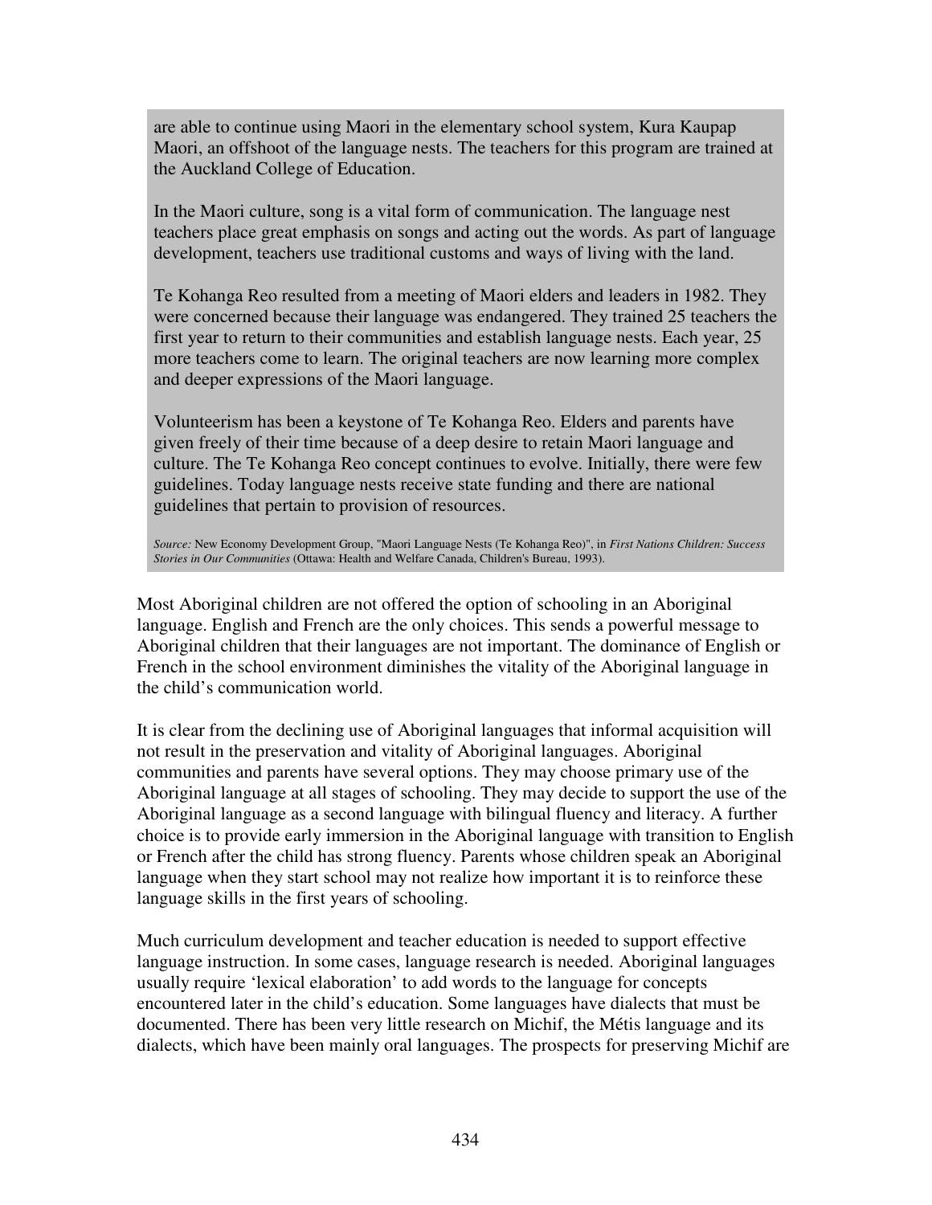are able to continue using Maori in the elementary school system, Kura Kaupap Maori, an offshoot of the language nests. The teachers for this program are trained at the Auckland College of Education.

In the Maori culture, song is a vital form of communication. The language nest teachers place great emphasis on songs and acting out the words. As part of language development, teachers use traditional customs and ways of living with the land.

Te Kohanga Reo resulted from a meeting of Maori elders and leaders in 1982. They were concerned because their language was endangered. They trained 25 teachers the first year to return to their communities and establish language nests. Each year, 25 more teachers come to learn. The original teachers are now learning more complex and deeper expressions of the Maori language.

Volunteerism has been a keystone of Te Kohanga Reo. Elders and parents have given freely of their time because of a deep desire to retain Maori language and culture. The Te Kohanga Reo concept continues to evolve. Initially, there were few guidelines. Today language nests receive state funding and there are national guidelines that pertain to provision of resources.

*Source:* New Economy Development Group, "Maori Language Nests (Te Kohanga Reo)", in *First Nations Children: Success Stories in Our Communities* (Ottawa: Health and Welfare Canada, Children's Bureau, 1993).

Most Aboriginal children are not offered the option of schooling in an Aboriginal language. English and French are the only choices. This sends a powerful message to Aboriginal children that their languages are not important. The dominance of English or French in the school environment diminishes the vitality of the Aboriginal language in the child's communication world.

It is clear from the declining use of Aboriginal languages that informal acquisition will not result in the preservation and vitality of Aboriginal languages. Aboriginal communities and parents have several options. They may choose primary use of the Aboriginal language at all stages of schooling. They may decide to support the use of the Aboriginal language as a second language with bilingual fluency and literacy. A further choice is to provide early immersion in the Aboriginal language with transition to English or French after the child has strong fluency. Parents whose children speak an Aboriginal language when they start school may not realize how important it is to reinforce these language skills in the first years of schooling.

Much curriculum development and teacher education is needed to support effective language instruction. In some cases, language research is needed. Aboriginal languages usually require 'lexical elaboration' to add words to the language for concepts encountered later in the child's education. Some languages have dialects that must be documented. There has been very little research on Michif, the Métis language and its dialects, which have been mainly oral languages. The prospects for preserving Michif are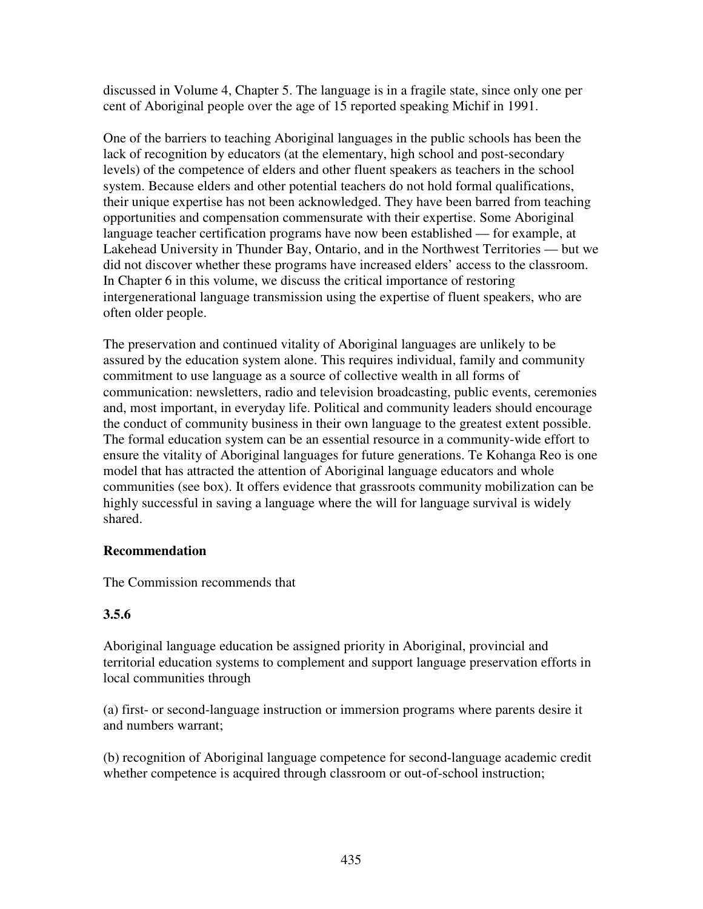discussed in Volume 4, Chapter 5. The language is in a fragile state, since only one per cent of Aboriginal people over the age of 15 reported speaking Michif in 1991.

One of the barriers to teaching Aboriginal languages in the public schools has been the lack of recognition by educators (at the elementary, high school and post-secondary levels) of the competence of elders and other fluent speakers as teachers in the school system. Because elders and other potential teachers do not hold formal qualifications, their unique expertise has not been acknowledged. They have been barred from teaching opportunities and compensation commensurate with their expertise. Some Aboriginal language teacher certification programs have now been established — for example, at Lakehead University in Thunder Bay, Ontario, and in the Northwest Territories — but we did not discover whether these programs have increased elders' access to the classroom. In Chapter 6 in this volume, we discuss the critical importance of restoring intergenerational language transmission using the expertise of fluent speakers, who are often older people.

The preservation and continued vitality of Aboriginal languages are unlikely to be assured by the education system alone. This requires individual, family and community commitment to use language as a source of collective wealth in all forms of communication: newsletters, radio and television broadcasting, public events, ceremonies and, most important, in everyday life. Political and community leaders should encourage the conduct of community business in their own language to the greatest extent possible. The formal education system can be an essential resource in a community-wide effort to ensure the vitality of Aboriginal languages for future generations. Te Kohanga Reo is one model that has attracted the attention of Aboriginal language educators and whole communities (see box). It offers evidence that grassroots community mobilization can be highly successful in saving a language where the will for language survival is widely shared.

**Recommendation**

The Commission recommends that

**3.5.6**

Aboriginal language education be assigned priority in Aboriginal, provincial and territorial education systems to complement and support language preservation efforts in local communities through

(a) first- or second-language instruction or immersion programs where parents desire it and numbers warrant;

(b) recognition of Aboriginal language competence for second-language academic credit whether competence is acquired through classroom or out-of-school instruction;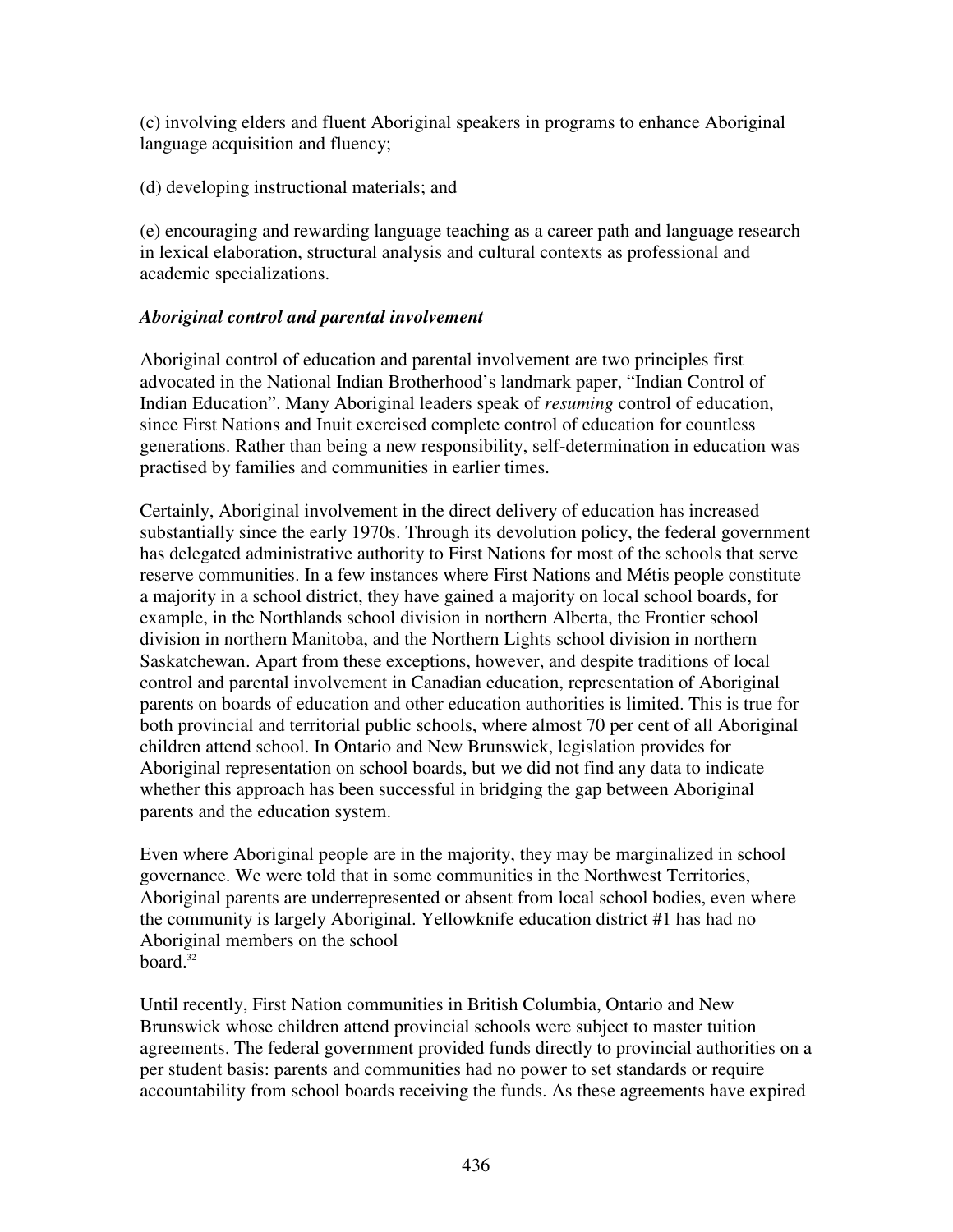(c) involving elders and fluent Aboriginal speakers in programs to enhance Aboriginal language acquisition and fluency;

(d) developing instructional materials; and

(e) encouraging and rewarding language teaching as a career path and language research in lexical elaboration, structural analysis and cultural contexts as professional and academic specializations.

***Aboriginal control and parental involvement***

Aboriginal control of education and parental involvement are two principles first advocated in the National Indian Brotherhood's landmark paper, "Indian Control of Indian Education". Many Aboriginal leaders speak of *resuming* control of education, since First Nations and Inuit exercised complete control of education for countless generations. Rather than being a new responsibility, self-determination in education was practised by families and communities in earlier times.

Certainly, Aboriginal involvement in the direct delivery of education has increased substantially since the early 1970s. Through its devolution policy, the federal government has delegated administrative authority to First Nations for most of the schools that serve reserve communities. In a few instances where First Nations and Métis people constitute a majority in a school district, they have gained a majority on local school boards, for example, in the Northlands school division in northern Alberta, the Frontier school division in northern Manitoba, and the Northern Lights school division in northern Saskatchewan. Apart from these exceptions, however, and despite traditions of local control and parental involvement in Canadian education, representation of Aboriginal parents on boards of education and other education authorities is limited. This is true for both provincial and territorial public schools, where almost 70 per cent of all Aboriginal children attend school. In Ontario and New Brunswick, legislation provides for Aboriginal representation on school boards, but we did not find any data to indicate whether this approach has been successful in bridging the gap between Aboriginal parents and the education system.

Even where Aboriginal people are in the majority, they may be marginalized in school governance. We were told that in some communities in the Northwest Territories, Aboriginal parents are underrepresented or absent from local school bodies, even where the community is largely Aboriginal. Yellowknife education district #1 has had no Aboriginal members on the school board.[32]

Until recently, First Nation communities in British Columbia, Ontario and New Brunswick whose children attend provincial schools were subject to master tuition agreements. The federal government provided funds directly to provincial authorities on a per student basis: parents and communities had no power to set standards or require accountability from school boards receiving the funds. As these agreements have expired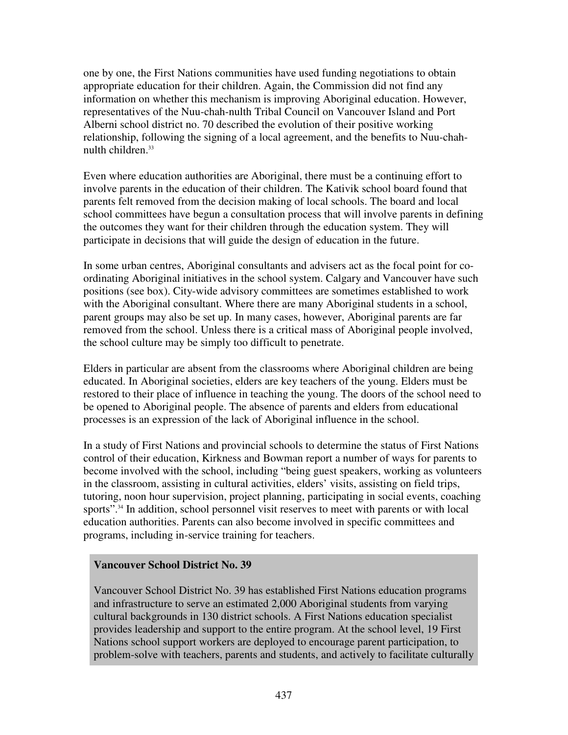one by one, the First Nations communities have used funding negotiations to obtain appropriate education for their children. Again, the Commission did not find any information on whether this mechanism is improving Aboriginal education. However, representatives of the Nuu-chah-nulth Tribal Council on Vancouver Island and Port Alberni school district no. 70 described the evolution of their positive working relationship, following the signing of a local agreement, and the benefits to Nuu-chah-nulth children.[33]

Even where education authorities are Aboriginal, there must be a continuing effort to involve parents in the education of their children. The Kativik school board found that parents felt removed from the decision making of local schools. The board and local school committees have begun a consultation process that will involve parents in defining the outcomes they want for their children through the education system. They will participate in decisions that will guide the design of education in the future.

In some urban centres, Aboriginal consultants and advisers act as the focal point for co-ordinating Aboriginal initiatives in the school system. Calgary and Vancouver have such positions (see box). City-wide advisory committees are sometimes established to work with the Aboriginal consultant. Where there are many Aboriginal students in a school, parent groups may also be set up. In many cases, however, Aboriginal parents are far removed from the school. Unless there is a critical mass of Aboriginal people involved, the school culture may be simply too difficult to penetrate.

Elders in particular are absent from the classrooms where Aboriginal children are being educated. In Aboriginal societies, elders are key teachers of the young. Elders must be restored to their place of influence in teaching the young. The doors of the school need to be opened to Aboriginal people. The absence of parents and elders from educational processes is an expression of the lack of Aboriginal influence in the school.

In a study of First Nations and provincial schools to determine the status of First Nations control of their education, Kirkness and Bowman report a number of ways for parents to become involved with the school, including "being guest speakers, working as volunteers in the classroom, assisting in cultural activities, elders' visits, assisting on field trips, tutoring, noon hour supervision, project planning, participating in social events, coaching sports".[34] In addition, school personnel visit reserves to meet with parents or with local education authorities. Parents can also become involved in specific committees and programs, including in-service training for teachers.

**Vancouver School District No. 39**

Vancouver School District No. 39 has established First Nations education programs and infrastructure to serve an estimated 2,000 Aboriginal students from varying cultural backgrounds in 130 district schools. A First Nations education specialist provides leadership and support to the entire program. At the school level, 19 First Nations school support workers are deployed to encourage parent participation, to problem-solve with teachers, parents and students, and actively to facilitate culturally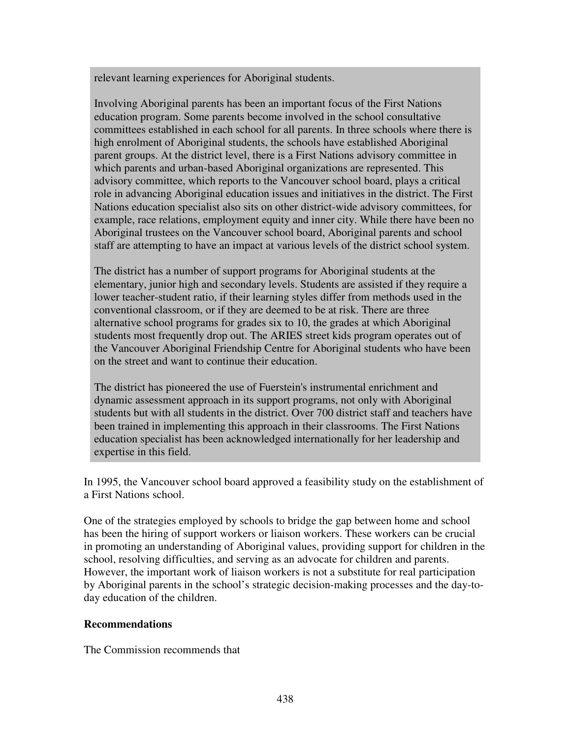relevant learning experiences for Aboriginal students.

Involving Aboriginal parents has been an important focus of the First Nations education program. Some parents become involved in the school consultative committees established in each school for all parents. In three schools where there is high enrolment of Aboriginal students, the schools have established Aboriginal parent groups. At the district level, there is a First Nations advisory committee in which parents and urban-based Aboriginal organizations are represented. This advisory committee, which reports to the Vancouver school board, plays a critical role in advancing Aboriginal education issues and initiatives in the district. The First Nations education specialist also sits on other district-wide advisory committees, for example, race relations, employment equity and inner city. While there have been no Aboriginal trustees on the Vancouver school board, Aboriginal parents and school staff are attempting to have an impact at various levels of the district school system.

The district has a number of support programs for Aboriginal students at the elementary, junior high and secondary levels. Students are assisted if they require a lower teacher-student ratio, if their learning styles differ from methods used in the conventional classroom, or if they are deemed to be at risk. There are three alternative school programs for grades six to 10, the grades at which Aboriginal students most frequently drop out. The ARIES street kids program operates out of the Vancouver Aboriginal Friendship Centre for Aboriginal students who have been on the street and want to continue their education.

The district has pioneered the use of Fuerstein's instrumental enrichment and dynamic assessment approach in its support programs, not only with Aboriginal students but with all students in the district. Over 700 district staff and teachers have been trained in implementing this approach in their classrooms. The First Nations education specialist has been acknowledged internationally for her leadership and expertise in this field.

In 1995, the Vancouver school board approved a feasibility study on the establishment of a First Nations school.

One of the strategies employed by schools to bridge the gap between home and school has been the hiring of support workers or liaison workers. These workers can be crucial in promoting an understanding of Aboriginal values, providing support for children in the school, resolving difficulties, and serving as an advocate for children and parents. However, the important work of liaison workers is not a substitute for real participation by Aboriginal parents in the school's strategic decision-making processes and the day-to-day education of the children.

**Recommendations**

The Commission recommends that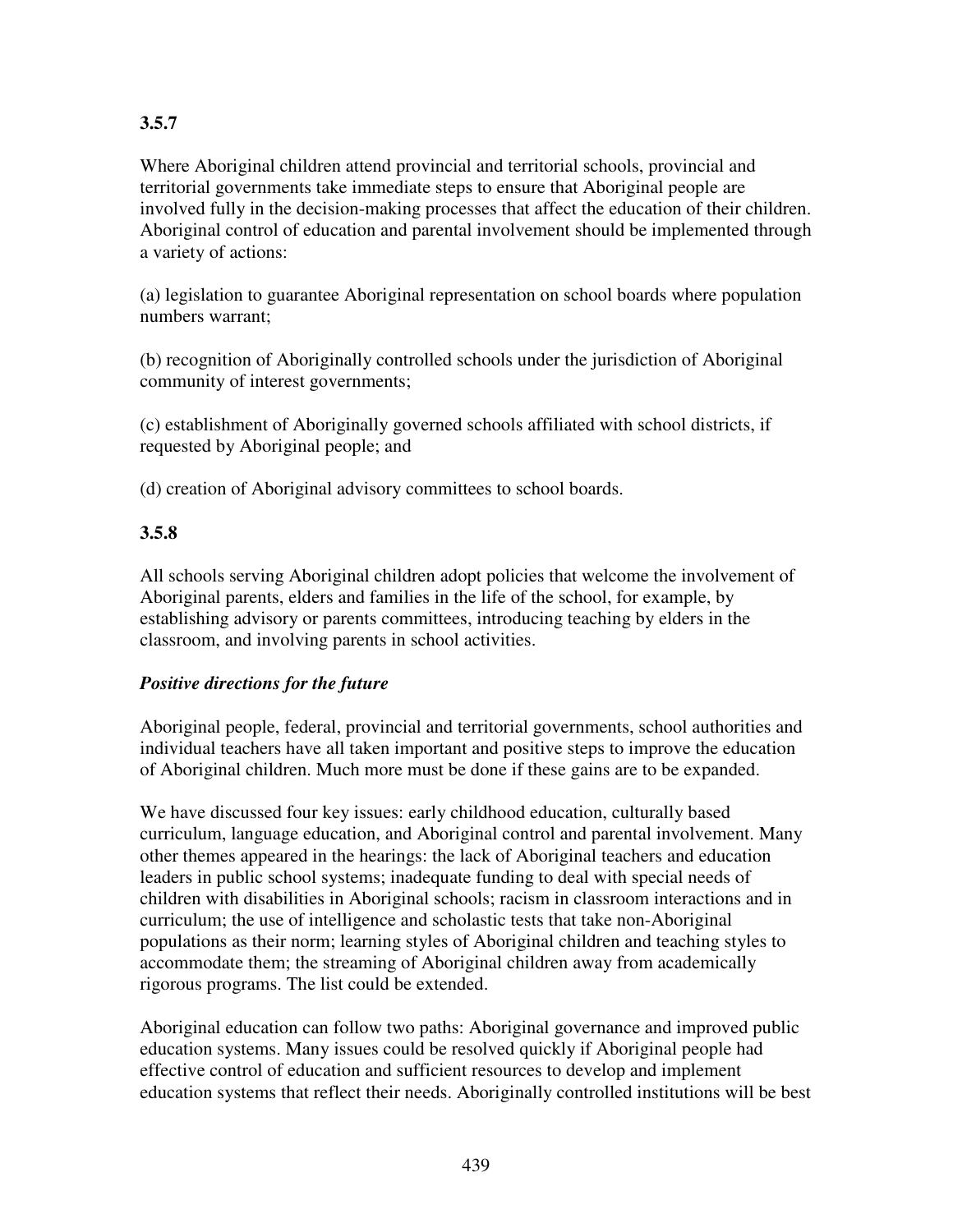**3.5.7**

Where Aboriginal children attend provincial and territorial schools, provincial and territorial governments take immediate steps to ensure that Aboriginal people are involved fully in the decision-making processes that affect the education of their children. Aboriginal control of education and parental involvement should be implemented through a variety of actions:

(a) legislation to guarantee Aboriginal representation on school boards where population numbers warrant;

(b) recognition of Aboriginally controlled schools under the jurisdiction of Aboriginal community of interest governments;

(c) establishment of Aboriginally governed schools affiliated with school districts, if requested by Aboriginal people; and

(d) creation of Aboriginal advisory committees to school boards.

**3.5.8**

All schools serving Aboriginal children adopt policies that welcome the involvement of Aboriginal parents, elders and families in the life of the school, for example, by establishing advisory or parents committees, introducing teaching by elders in the classroom, and involving parents in school activities.

***Positive directions for the future***

Aboriginal people, federal, provincial and territorial governments, school authorities and individual teachers have all taken important and positive steps to improve the education of Aboriginal children. Much more must be done if these gains are to be expanded.

We have discussed four key issues: early childhood education, culturally based curriculum, language education, and Aboriginal control and parental involvement. Many other themes appeared in the hearings: the lack of Aboriginal teachers and education leaders in public school systems; inadequate funding to deal with special needs of children with disabilities in Aboriginal schools; racism in classroom interactions and in curriculum; the use of intelligence and scholastic tests that take non-Aboriginal populations as their norm; learning styles of Aboriginal children and teaching styles to accommodate them; the streaming of Aboriginal children away from academically rigorous programs. The list could be extended.

Aboriginal education can follow two paths: Aboriginal governance and improved public education systems. Many issues could be resolved quickly if Aboriginal people had effective control of education and sufficient resources to develop and implement education systems that reflect their needs. Aboriginally controlled institutions will be best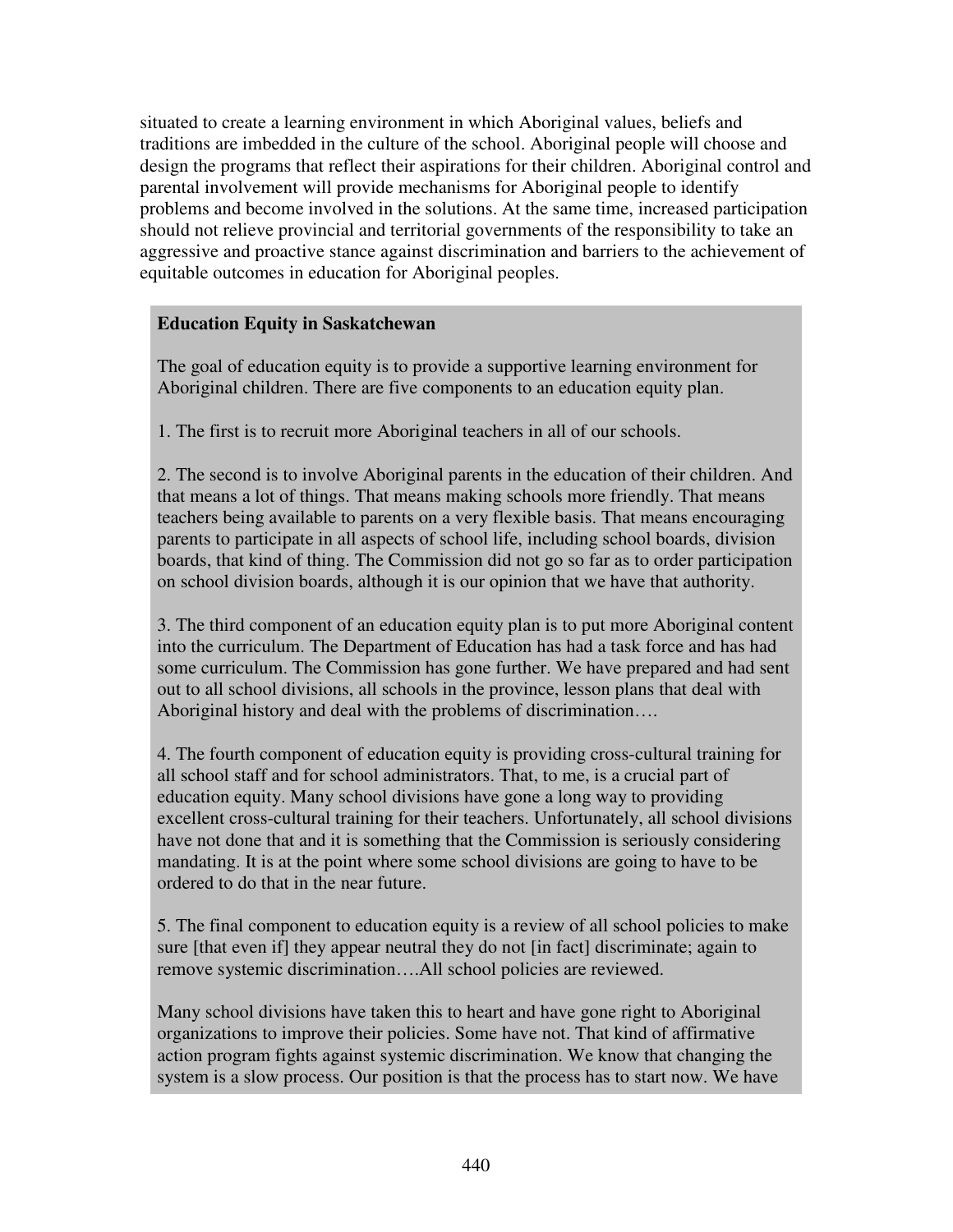situated to create a learning environment in which Aboriginal values, beliefs and traditions are imbedded in the culture of the school. Aboriginal people will choose and design the programs that reflect their aspirations for their children. Aboriginal control and parental involvement will provide mechanisms for Aboriginal people to identify problems and become involved in the solutions. At the same time, increased participation should not relieve provincial and territorial governments of the responsibility to take an aggressive and proactive stance against discrimination and barriers to the achievement of equitable outcomes in education for Aboriginal peoples.

**Education Equity in Saskatchewan**

The goal of education equity is to provide a supportive learning environment for Aboriginal children. There are five components to an education equity plan.

1. The first is to recruit more Aboriginal teachers in all of our schools.

2. The second is to involve Aboriginal parents in the education of their children. And that means a lot of things. That means making schools more friendly. That means teachers being available to parents on a very flexible basis. That means encouraging parents to participate in all aspects of school life, including school boards, division boards, that kind of thing. The Commission did not go so far as to order participation on school division boards, although it is our opinion that we have that authority.

3. The third component of an education equity plan is to put more Aboriginal content into the curriculum. The Department of Education has had a task force and has had some curriculum. The Commission has gone further. We have prepared and had sent out to all school divisions, all schools in the province, lesson plans that deal with Aboriginal history and deal with the problems of discrimination….

4. The fourth component of education equity is providing cross-cultural training for all school staff and for school administrators. That, to me, is a crucial part of education equity. Many school divisions have gone a long way to providing excellent cross-cultural training for their teachers. Unfortunately, all school divisions have not done that and it is something that the Commission is seriously considering mandating. It is at the point where some school divisions are going to have to be ordered to do that in the near future.

5. The final component to education equity is a review of all school policies to make sure [that even if] they appear neutral they do not [in fact] discriminate; again to remove systemic discrimination….All school policies are reviewed.

Many school divisions have taken this to heart and have gone right to Aboriginal organizations to improve their policies. Some have not. That kind of affirmative action program fights against systemic discrimination. We know that changing the system is a slow process. Our position is that the process has to start now. We have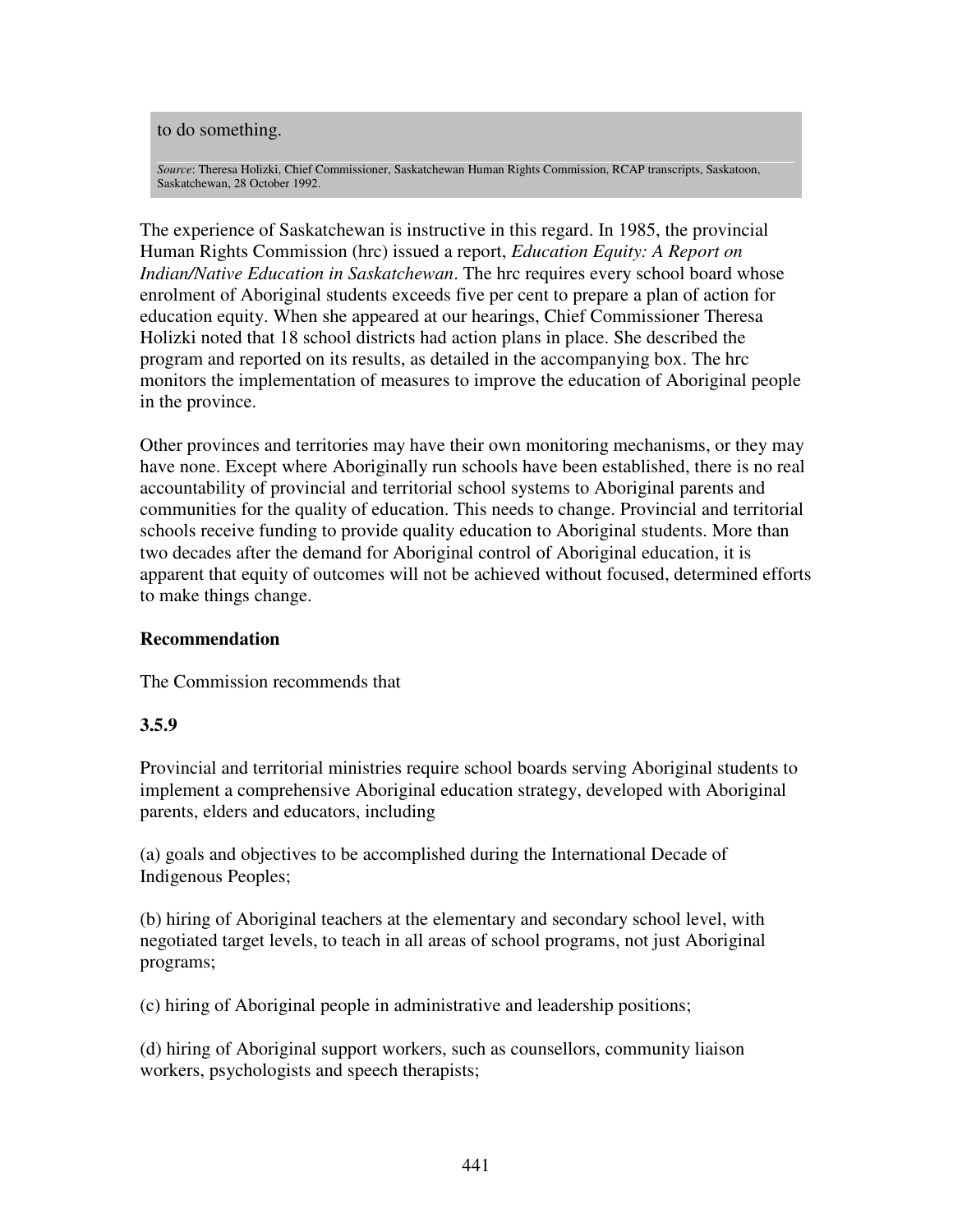to do something.

*Source*: Theresa Holizki, Chief Commissioner, Saskatchewan Human Rights Commission, RCAP transcripts, Saskatoon, Saskatchewan, 28 October 1992.

The experience of Saskatchewan is instructive in this regard. In 1985, the provincial Human Rights Commission (hrc) issued a report, *Education Equity: A Report on Indian/Native Education in Saskatchewan*. The hrc requires every school board whose enrolment of Aboriginal students exceeds five per cent to prepare a plan of action for education equity. When she appeared at our hearings, Chief Commissioner Theresa Holizki noted that 18 school districts had action plans in place. She described the program and reported on its results, as detailed in the accompanying box. The hrc monitors the implementation of measures to improve the education of Aboriginal people in the province.

Other provinces and territories may have their own monitoring mechanisms, or they may have none. Except where Aboriginally run schools have been established, there is no real accountability of provincial and territorial school systems to Aboriginal parents and communities for the quality of education. This needs to change. Provincial and territorial schools receive funding to provide quality education to Aboriginal students. More than two decades after the demand for Aboriginal control of Aboriginal education, it is apparent that equity of outcomes will not be achieved without focused, determined efforts to make things change.

**Recommendation**

The Commission recommends that

**3.5.9**

Provincial and territorial ministries require school boards serving Aboriginal students to implement a comprehensive Aboriginal education strategy, developed with Aboriginal parents, elders and educators, including

(a) goals and objectives to be accomplished during the International Decade of Indigenous Peoples;

(b) hiring of Aboriginal teachers at the elementary and secondary school level, with negotiated target levels, to teach in all areas of school programs, not just Aboriginal programs;

(c) hiring of Aboriginal people in administrative and leadership positions;

(d) hiring of Aboriginal support workers, such as counsellors, community liaison workers, psychologists and speech therapists;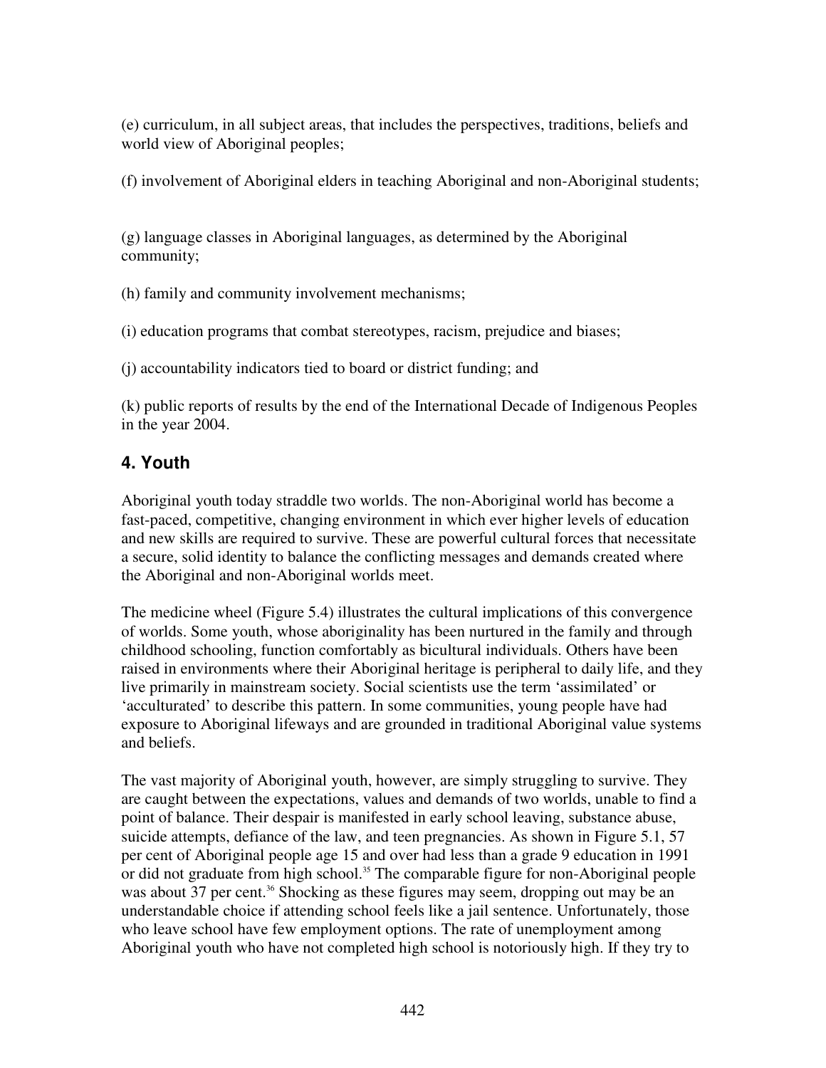(e) curriculum, in all subject areas, that includes the perspectives, traditions, beliefs and world view of Aboriginal peoples;

(f) involvement of Aboriginal elders in teaching Aboriginal and non-Aboriginal students;

(g) language classes in Aboriginal languages, as determined by the Aboriginal community;

(h) family and community involvement mechanisms;

(i) education programs that combat stereotypes, racism, prejudice and biases;

(j) accountability indicators tied to board or district funding; and

(k) public reports of results by the end of the International Decade of Indigenous Peoples in the year 2004.

## 4. Youth

Aboriginal youth today straddle two worlds. The non-Aboriginal world has become a fast-paced, competitive, changing environment in which ever higher levels of education and new skills are required to survive. These are powerful cultural forces that necessitate a secure, solid identity to balance the conflicting messages and demands created where the Aboriginal and non-Aboriginal worlds meet.

The medicine wheel (Figure 5.4) illustrates the cultural implications of this convergence of worlds. Some youth, whose aboriginality has been nurtured in the family and through childhood schooling, function comfortably as bicultural individuals. Others have been raised in environments where their Aboriginal heritage is peripheral to daily life, and they live primarily in mainstream society. Social scientists use the term 'assimilated' or 'acculturated' to describe this pattern. In some communities, young people have had exposure to Aboriginal lifeways and are grounded in traditional Aboriginal value systems and beliefs.

The vast majority of Aboriginal youth, however, are simply struggling to survive. They are caught between the expectations, values and demands of two worlds, unable to find a point of balance. Their despair is manifested in early school leaving, substance abuse, suicide attempts, defiance of the law, and teen pregnancies. As shown in Figure 5.1, 57 per cent of Aboriginal people age 15 and over had less than a grade 9 education in 1991 or did not graduate from high school.[35] The comparable figure for non-Aboriginal people was about 37 per cent.[36] Shocking as these figures may seem, dropping out may be an understandable choice if attending school feels like a jail sentence. Unfortunately, those who leave school have few employment options. The rate of unemployment among Aboriginal youth who have not completed high school is notoriously high. If they try to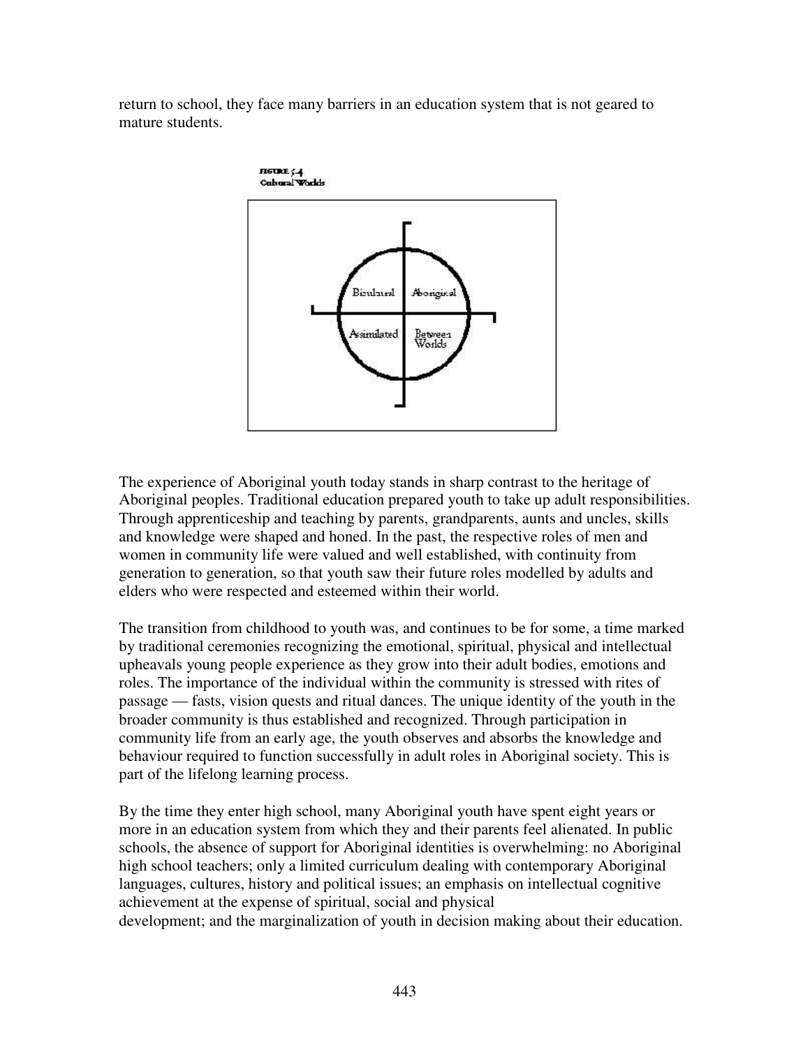return to school, they face many barriers in an education system that is not geared to mature students.

FIGURE 5.4
Cultural Worlds

| Bicultural | Aboriginal |
| --- | --- |
| Assimilated | Between Worlds |

The experience of Aboriginal youth today stands in sharp contrast to the heritage of Aboriginal peoples. Traditional education prepared youth to take up adult responsibilities. Through apprenticeship and teaching by parents, grandparents, aunts and uncles, skills and knowledge were shaped and honed. In the past, the respective roles of men and women in community life were valued and well established, with continuity from generation to generation, so that youth saw their future roles modelled by adults and elders who were respected and esteemed within their world.

The transition from childhood to youth was, and continues to be for some, a time marked by traditional ceremonies recognizing the emotional, spiritual, physical and intellectual upheavals young people experience as they grow into their adult bodies, emotions and roles. The importance of the individual within the community is stressed with rites of passage — fasts, vision quests and ritual dances. The unique identity of the youth in the broader community is thus established and recognized. Through participation in community life from an early age, the youth observes and absorbs the knowledge and behaviour required to function successfully in adult roles in Aboriginal society. This is part of the lifelong learning process.

By the time they enter high school, many Aboriginal youth have spent eight years or more in an education system from which they and their parents feel alienated. In public schools, the absence of support for Aboriginal identities is overwhelming: no Aboriginal high school teachers; only a limited curriculum dealing with contemporary Aboriginal languages, cultures, history and political issues; an emphasis on intellectual cognitive achievement at the expense of spiritual, social and physical development; and the marginalization of youth in decision making about their education.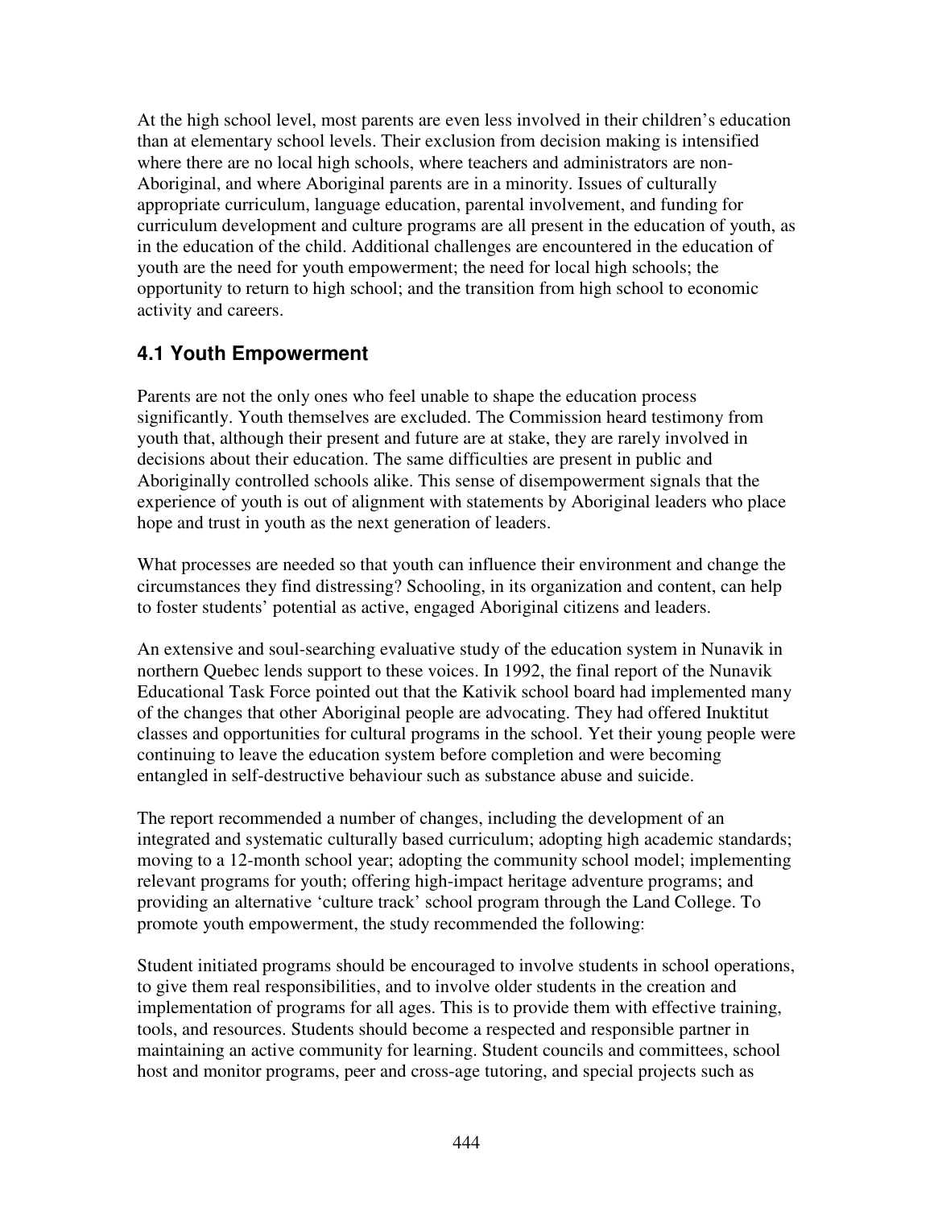At the high school level, most parents are even less involved in their children's education than at elementary school levels. Their exclusion from decision making is intensified where there are no local high schools, where teachers and administrators are non-Aboriginal, and where Aboriginal parents are in a minority. Issues of culturally appropriate curriculum, language education, parental involvement, and funding for curriculum development and culture programs are all present in the education of youth, as in the education of the child. Additional challenges are encountered in the education of youth are the need for youth empowerment; the need for local high schools; the opportunity to return to high school; and the transition from high school to economic activity and careers.

## 4.1 Youth Empowerment

Parents are not the only ones who feel unable to shape the education process significantly. Youth themselves are excluded. The Commission heard testimony from youth that, although their present and future are at stake, they are rarely involved in decisions about their education. The same difficulties are present in public and Aboriginally controlled schools alike. This sense of disempowerment signals that the experience of youth is out of alignment with statements by Aboriginal leaders who place hope and trust in youth as the next generation of leaders.

What processes are needed so that youth can influence their environment and change the circumstances they find distressing? Schooling, in its organization and content, can help to foster students' potential as active, engaged Aboriginal citizens and leaders.

An extensive and soul-searching evaluative study of the education system in Nunavik in northern Quebec lends support to these voices. In 1992, the final report of the Nunavik Educational Task Force pointed out that the Kativik school board had implemented many of the changes that other Aboriginal people are advocating. They had offered Inuktitut classes and opportunities for cultural programs in the school. Yet their young people were continuing to leave the education system before completion and were becoming entangled in self-destructive behaviour such as substance abuse and suicide.

The report recommended a number of changes, including the development of an integrated and systematic culturally based curriculum; adopting high academic standards; moving to a 12-month school year; adopting the community school model; implementing relevant programs for youth; offering high-impact heritage adventure programs; and providing an alternative 'culture track' school program through the Land College. To promote youth empowerment, the study recommended the following:

Student initiated programs should be encouraged to involve students in school operations, to give them real responsibilities, and to involve older students in the creation and implementation of programs for all ages. This is to provide them with effective training, tools, and resources. Students should become a respected and responsible partner in maintaining an active community for learning. Student councils and committees, school host and monitor programs, peer and cross-age tutoring, and special projects such as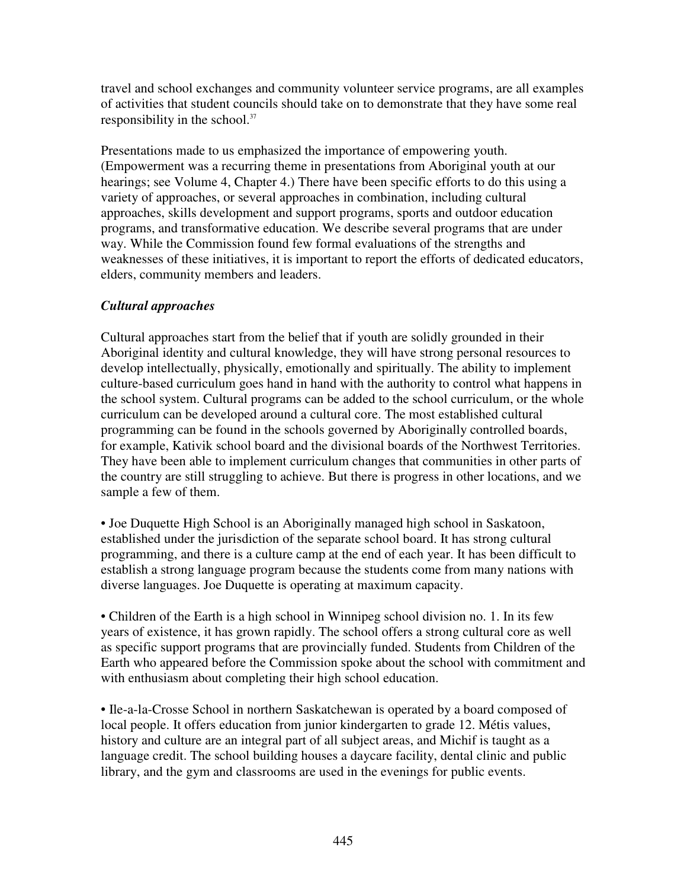travel and school exchanges and community volunteer service programs, are all examples of activities that student councils should take on to demonstrate that they have some real responsibility in the school.[37]

Presentations made to us emphasized the importance of empowering youth. (Empowerment was a recurring theme in presentations from Aboriginal youth at our hearings; see Volume 4, Chapter 4.) There have been specific efforts to do this using a variety of approaches, or several approaches in combination, including cultural approaches, skills development and support programs, sports and outdoor education programs, and transformative education. We describe several programs that are under way. While the Commission found few formal evaluations of the strengths and weaknesses of these initiatives, it is important to report the efforts of dedicated educators, elders, community members and leaders.

***Cultural approaches***

Cultural approaches start from the belief that if youth are solidly grounded in their Aboriginal identity and cultural knowledge, they will have strong personal resources to develop intellectually, physically, emotionally and spiritually. The ability to implement culture-based curriculum goes hand in hand with the authority to control what happens in the school system. Cultural programs can be added to the school curriculum, or the whole curriculum can be developed around a cultural core. The most established cultural programming can be found in the schools governed by Aboriginally controlled boards, for example, Kativik school board and the divisional boards of the Northwest Territories. They have been able to implement curriculum changes that communities in other parts of the country are still struggling to achieve. But there is progress in other locations, and we sample a few of them.

- Joe Duquette High School is an Aboriginally managed high school in Saskatoon, established under the jurisdiction of the separate school board. It has strong cultural programming, and there is a culture camp at the end of each year. It has been difficult to establish a strong language program because the students come from many nations with diverse languages. Joe Duquette is operating at maximum capacity.

- Children of the Earth is a high school in Winnipeg school division no. 1. In its few years of existence, it has grown rapidly. The school offers a strong cultural core as well as specific support programs that are provincially funded. Students from Children of the Earth who appeared before the Commission spoke about the school with commitment and with enthusiasm about completing their high school education.

- Ile-a-la-Crosse School in northern Saskatchewan is operated by a board composed of local people. It offers education from junior kindergarten to grade 12. Métis values, history and culture are an integral part of all subject areas, and Michif is taught as a language credit. The school building houses a daycare facility, dental clinic and public library, and the gym and classrooms are used in the evenings for public events.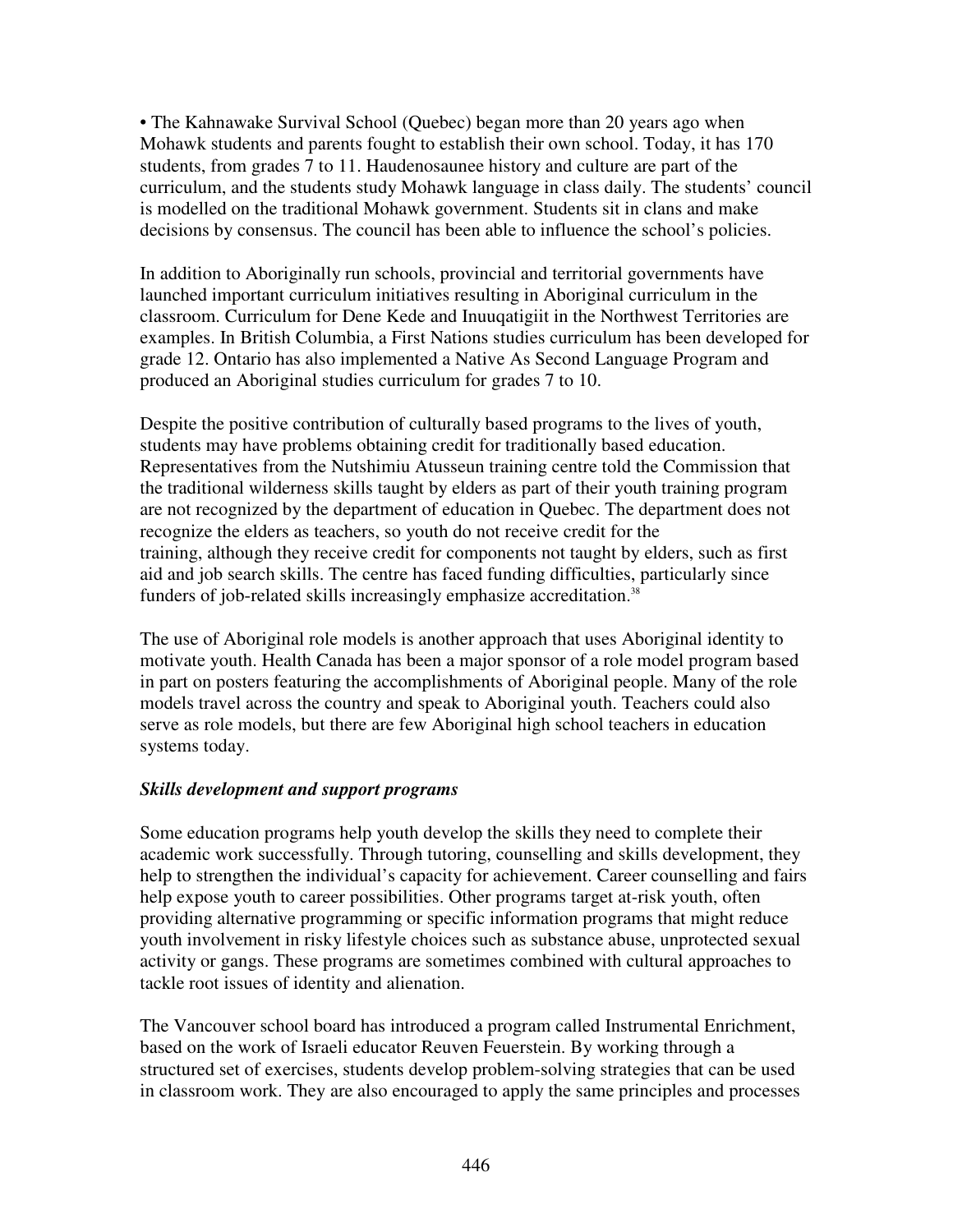- The Kahnawake Survival School (Quebec) began more than 20 years ago when Mohawk students and parents fought to establish their own school. Today, it has 170 students, from grades 7 to 11. Haudenosaunee history and culture are part of the curriculum, and the students study Mohawk language in class daily. The students' council is modelled on the traditional Mohawk government. Students sit in clans and make decisions by consensus. The council has been able to influence the school's policies.

In addition to Aboriginally run schools, provincial and territorial governments have launched important curriculum initiatives resulting in Aboriginal curriculum in the classroom. Curriculum for Dene Kede and Inuuqatigiit in the Northwest Territories are examples. In British Columbia, a First Nations studies curriculum has been developed for grade 12. Ontario has also implemented a Native As Second Language Program and produced an Aboriginal studies curriculum for grades 7 to 10.

Despite the positive contribution of culturally based programs to the lives of youth, students may have problems obtaining credit for traditionally based education. Representatives from the Nutshimiu Atusseun training centre told the Commission that the traditional wilderness skills taught by elders as part of their youth training program are not recognized by the department of education in Quebec. The department does not recognize the elders as teachers, so youth do not receive credit for the training, although they receive credit for components not taught by elders, such as first aid and job search skills. The centre has faced funding difficulties, particularly since funders of job-related skills increasingly emphasize accreditation.[38]

The use of Aboriginal role models is another approach that uses Aboriginal identity to motivate youth. Health Canada has been a major sponsor of a role model program based in part on posters featuring the accomplishments of Aboriginal people. Many of the role models travel across the country and speak to Aboriginal youth. Teachers could also serve as role models, but there are few Aboriginal high school teachers in education systems today.

### *Skills development and support programs*

Some education programs help youth develop the skills they need to complete their academic work successfully. Through tutoring, counselling and skills development, they help to strengthen the individual's capacity for achievement. Career counselling and fairs help expose youth to career possibilities. Other programs target at-risk youth, often providing alternative programming or specific information programs that might reduce youth involvement in risky lifestyle choices such as substance abuse, unprotected sexual activity or gangs. These programs are sometimes combined with cultural approaches to tackle root issues of identity and alienation.

The Vancouver school board has introduced a program called Instrumental Enrichment, based on the work of Israeli educator Reuven Feuerstein. By working through a structured set of exercises, students develop problem-solving strategies that can be used in classroom work. They are also encouraged to apply the same principles and processes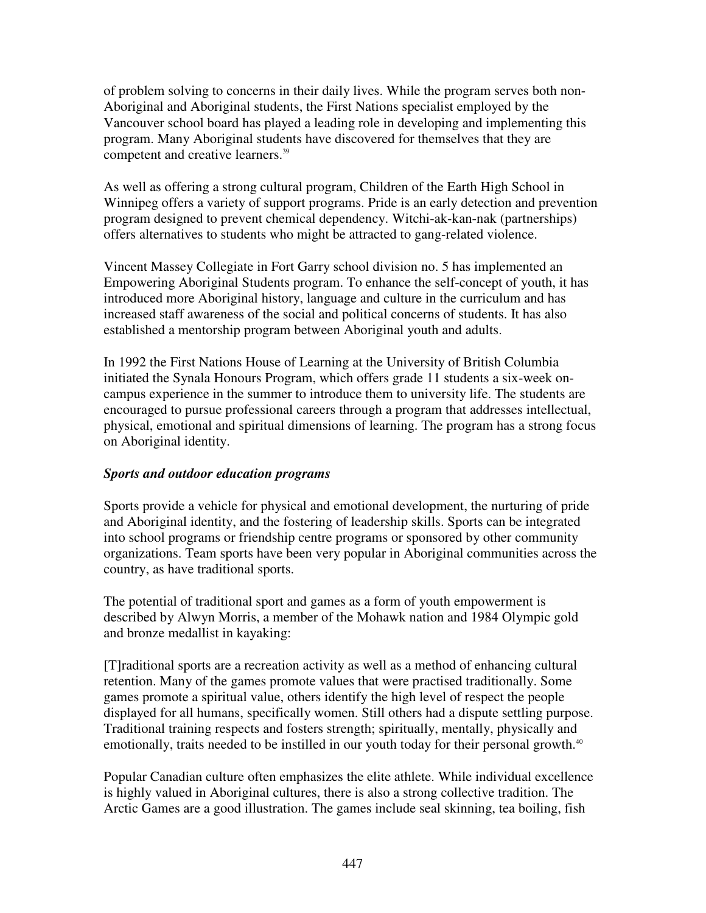of problem solving to concerns in their daily lives. While the program serves both non-Aboriginal and Aboriginal students, the First Nations specialist employed by the Vancouver school board has played a leading role in developing and implementing this program. Many Aboriginal students have discovered for themselves that they are competent and creative learners.[39]

As well as offering a strong cultural program, Children of the Earth High School in Winnipeg offers a variety of support programs. Pride is an early detection and prevention program designed to prevent chemical dependency. Witchi-ak-kan-nak (partnerships) offers alternatives to students who might be attracted to gang-related violence.

Vincent Massey Collegiate in Fort Garry school division no. 5 has implemented an Empowering Aboriginal Students program. To enhance the self-concept of youth, it has introduced more Aboriginal history, language and culture in the curriculum and has increased staff awareness of the social and political concerns of students. It has also established a mentorship program between Aboriginal youth and adults.

In 1992 the First Nations House of Learning at the University of British Columbia initiated the Synala Honours Program, which offers grade 11 students a six-week on-campus experience in the summer to introduce them to university life. The students are encouraged to pursue professional careers through a program that addresses intellectual, physical, emotional and spiritual dimensions of learning. The program has a strong focus on Aboriginal identity.

***Sports and outdoor education programs***

Sports provide a vehicle for physical and emotional development, the nurturing of pride and Aboriginal identity, and the fostering of leadership skills. Sports can be integrated into school programs or friendship centre programs or sponsored by other community organizations. Team sports have been very popular in Aboriginal communities across the country, as have traditional sports.

The potential of traditional sport and games as a form of youth empowerment is described by Alwyn Morris, a member of the Mohawk nation and 1984 Olympic gold and bronze medallist in kayaking:

[T]raditional sports are a recreation activity as well as a method of enhancing cultural retention. Many of the games promote values that were practised traditionally. Some games promote a spiritual value, others identify the high level of respect the people displayed for all humans, specifically women. Still others had a dispute settling purpose. Traditional training respects and fosters strength; spiritually, mentally, physically and emotionally, traits needed to be instilled in our youth today for their personal growth.[40]

Popular Canadian culture often emphasizes the elite athlete. While individual excellence is highly valued in Aboriginal cultures, there is also a strong collective tradition. The Arctic Games are a good illustration. The games include seal skinning, tea boiling, fish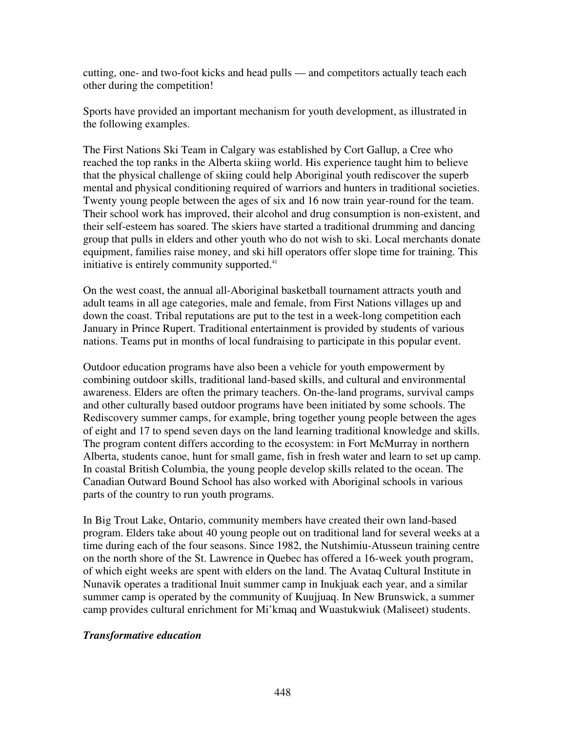cutting, one- and two-foot kicks and head pulls — and competitors actually teach each other during the competition!

Sports have provided an important mechanism for youth development, as illustrated in the following examples.

The First Nations Ski Team in Calgary was established by Cort Gallup, a Cree who reached the top ranks in the Alberta skiing world. His experience taught him to believe that the physical challenge of skiing could help Aboriginal youth rediscover the superb mental and physical conditioning required of warriors and hunters in traditional societies. Twenty young people between the ages of six and 16 now train year-round for the team. Their school work has improved, their alcohol and drug consumption is non-existent, and their self-esteem has soared. The skiers have started a traditional drumming and dancing group that pulls in elders and other youth who do not wish to ski. Local merchants donate equipment, families raise money, and ski hill operators offer slope time for training. This initiative is entirely community supported.[41]

On the west coast, the annual all-Aboriginal basketball tournament attracts youth and adult teams in all age categories, male and female, from First Nations villages up and down the coast. Tribal reputations are put to the test in a week-long competition each January in Prince Rupert. Traditional entertainment is provided by students of various nations. Teams put in months of local fundraising to participate in this popular event.

Outdoor education programs have also been a vehicle for youth empowerment by combining outdoor skills, traditional land-based skills, and cultural and environmental awareness. Elders are often the primary teachers. On-the-land programs, survival camps and other culturally based outdoor programs have been initiated by some schools. The Rediscovery summer camps, for example, bring together young people between the ages of eight and 17 to spend seven days on the land learning traditional knowledge and skills. The program content differs according to the ecosystem: in Fort McMurray in northern Alberta, students canoe, hunt for small game, fish in fresh water and learn to set up camp. In coastal British Columbia, the young people develop skills related to the ocean. The Canadian Outward Bound School has also worked with Aboriginal schools in various parts of the country to run youth programs.

In Big Trout Lake, Ontario, community members have created their own land-based program. Elders take about 40 young people out on traditional land for several weeks at a time during each of the four seasons. Since 1982, the Nutshimiu-Atusseun training centre on the north shore of the St. Lawrence in Quebec has offered a 16-week youth program, of which eight weeks are spent with elders on the land. The Avataq Cultural Institute in Nunavik operates a traditional Inuit summer camp in Inukjuak each year, and a similar summer camp is operated by the community of Kuujjuaq. In New Brunswick, a summer camp provides cultural enrichment for Mi'kmaq and Wuastukwiuk (Maliseet) students.

***Transformative education***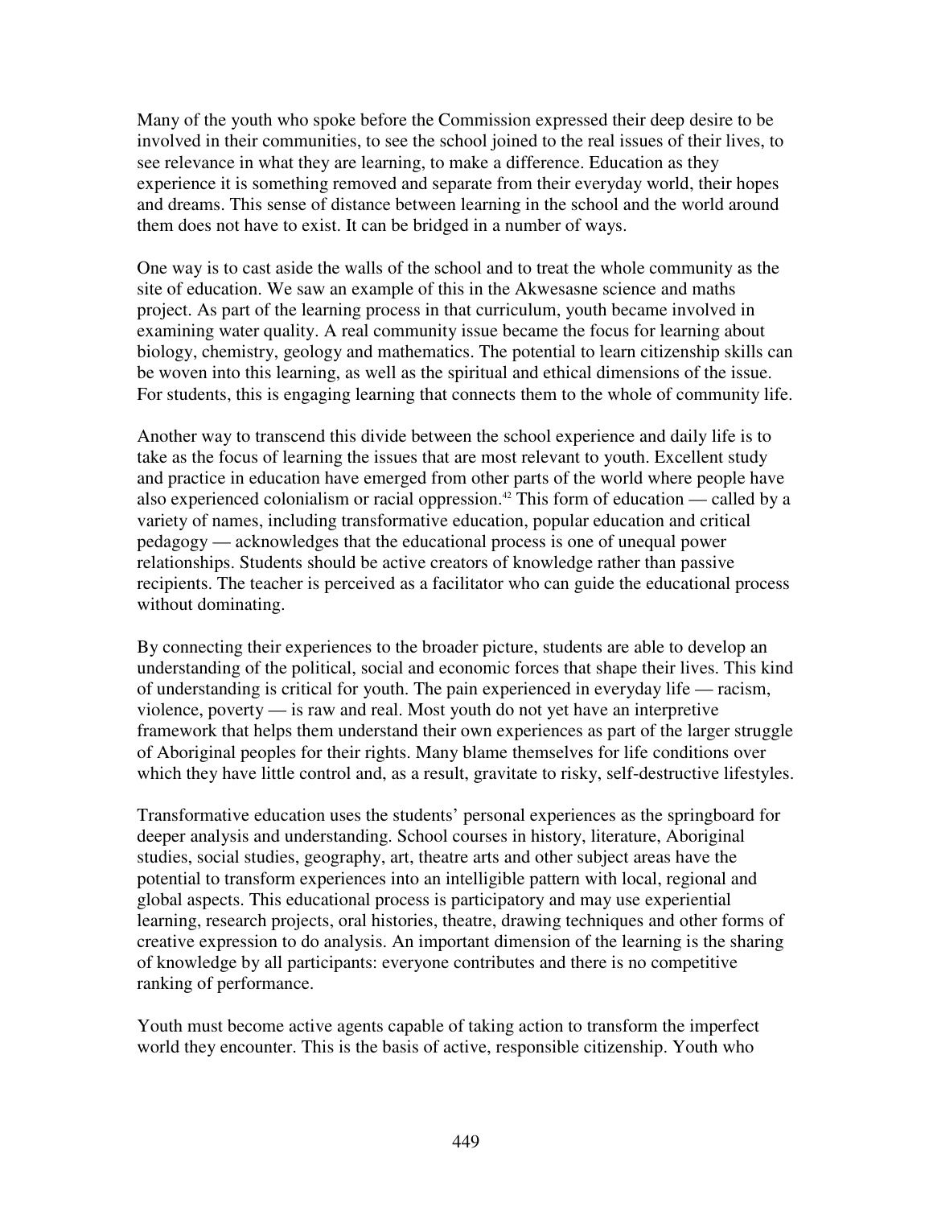Many of the youth who spoke before the Commission expressed their deep desire to be involved in their communities, to see the school joined to the real issues of their lives, to see relevance in what they are learning, to make a difference. Education as they experience it is something removed and separate from their everyday world, their hopes and dreams. This sense of distance between learning in the school and the world around them does not have to exist. It can be bridged in a number of ways.

One way is to cast aside the walls of the school and to treat the whole community as the site of education. We saw an example of this in the Akwesasne science and maths project. As part of the learning process in that curriculum, youth became involved in examining water quality. A real community issue became the focus for learning about biology, chemistry, geology and mathematics. The potential to learn citizenship skills can be woven into this learning, as well as the spiritual and ethical dimensions of the issue. For students, this is engaging learning that connects them to the whole of community life.

Another way to transcend this divide between the school experience and daily life is to take as the focus of learning the issues that are most relevant to youth. Excellent study and practice in education have emerged from other parts of the world where people have also experienced colonialism or racial oppression.[42] This form of education — called by a variety of names, including transformative education, popular education and critical pedagogy — acknowledges that the educational process is one of unequal power relationships. Students should be active creators of knowledge rather than passive recipients. The teacher is perceived as a facilitator who can guide the educational process without dominating.

By connecting their experiences to the broader picture, students are able to develop an understanding of the political, social and economic forces that shape their lives. This kind of understanding is critical for youth. The pain experienced in everyday life — racism, violence, poverty — is raw and real. Most youth do not yet have an interpretive framework that helps them understand their own experiences as part of the larger struggle of Aboriginal peoples for their rights. Many blame themselves for life conditions over which they have little control and, as a result, gravitate to risky, self-destructive lifestyles.

Transformative education uses the students' personal experiences as the springboard for deeper analysis and understanding. School courses in history, literature, Aboriginal studies, social studies, geography, art, theatre arts and other subject areas have the potential to transform experiences into an intelligible pattern with local, regional and global aspects. This educational process is participatory and may use experiential learning, research projects, oral histories, theatre, drawing techniques and other forms of creative expression to do analysis. An important dimension of the learning is the sharing of knowledge by all participants: everyone contributes and there is no competitive ranking of performance.

Youth must become active agents capable of taking action to transform the imperfect world they encounter. This is the basis of active, responsible citizenship. Youth who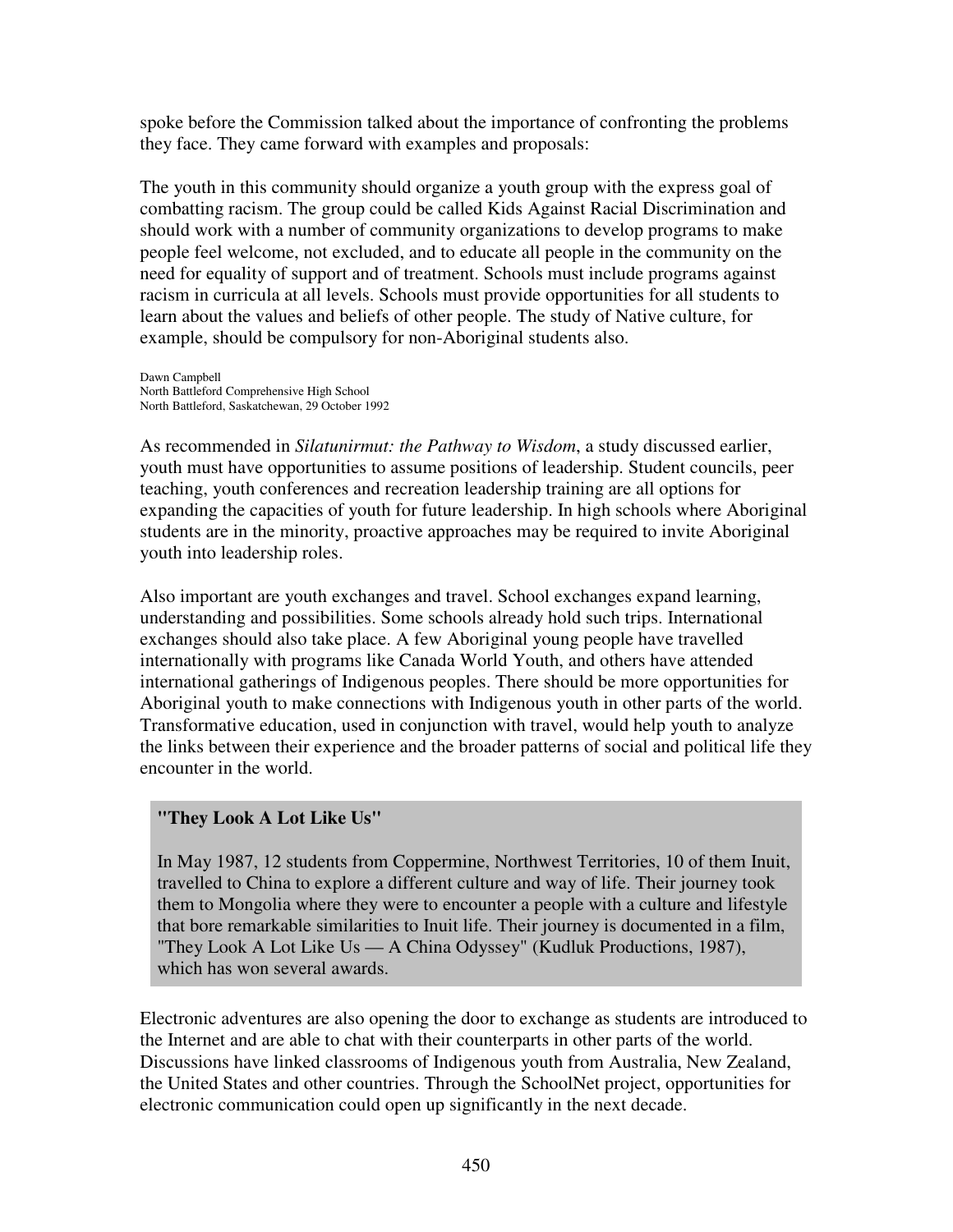spoke before the Commission talked about the importance of confronting the problems they face. They came forward with examples and proposals:

> The youth in this community should organize a youth group with the express goal of combatting racism. The group could be called Kids Against Racial Discrimination and should work with a number of community organizations to develop programs to make people feel welcome, not excluded, and to educate all people in the community on the need for equality of support and of treatment. Schools must include programs against racism in curricula at all levels. Schools must provide opportunities for all students to learn about the values and beliefs of other people. The study of Native culture, for example, should be compulsory for non-Aboriginal students also.
>
> Dawn Campbell
> North Battleford Comprehensive High School
> North Battleford, Saskatchewan, 29 October 1992

As recommended in *Silatunirmut: the Pathway to Wisdom*, a study discussed earlier, youth must have opportunities to assume positions of leadership. Student councils, peer teaching, youth conferences and recreation leadership training are all options for expanding the capacities of youth for future leadership. In high schools where Aboriginal students are in the minority, proactive approaches may be required to invite Aboriginal youth into leadership roles.

Also important are youth exchanges and travel. School exchanges expand learning, understanding and possibilities. Some schools already hold such trips. International exchanges should also take place. A few Aboriginal young people have travelled internationally with programs like Canada World Youth, and others have attended international gatherings of Indigenous peoples. There should be more opportunities for Aboriginal youth to make connections with Indigenous youth in other parts of the world. Transformative education, used in conjunction with travel, would help youth to analyze the links between their experience and the broader patterns of social and political life they encounter in the world.

**"They Look A Lot Like Us"**

In May 1987, 12 students from Coppermine, Northwest Territories, 10 of them Inuit, travelled to China to explore a different culture and way of life. Their journey took them to Mongolia where they were to encounter a people with a culture and lifestyle that bore remarkable similarities to Inuit life. Their journey is documented in a film, "They Look A Lot Like Us — A China Odyssey" (Kudluk Productions, 1987), which has won several awards.

Electronic adventures are also opening the door to exchange as students are introduced to the Internet and are able to chat with their counterparts in other parts of the world. Discussions have linked classrooms of Indigenous youth from Australia, New Zealand, the United States and other countries. Through the SchoolNet project, opportunities for electronic communication could open up significantly in the next decade.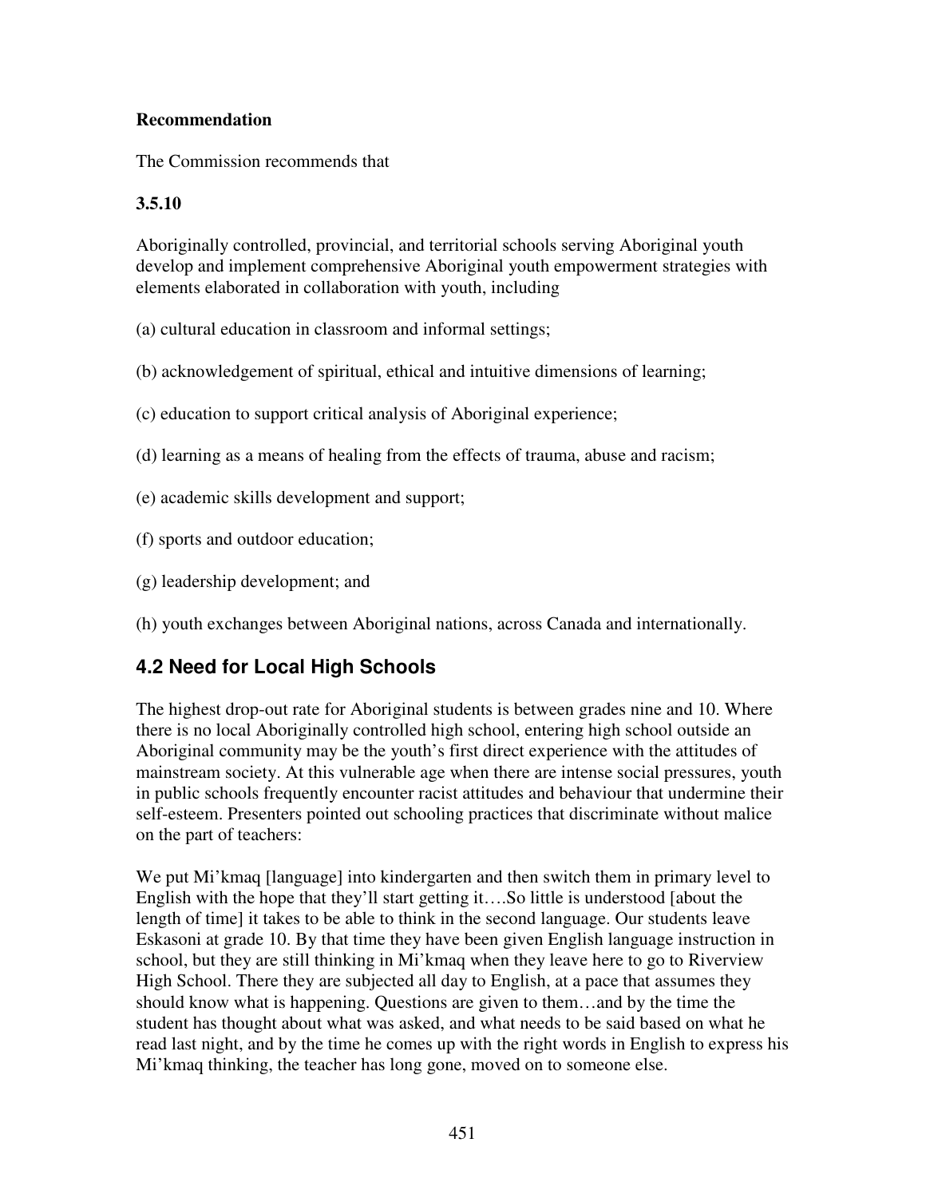**Recommendation**

The Commission recommends that

**3.5.10**

Aboriginally controlled, provincial, and territorial schools serving Aboriginal youth develop and implement comprehensive Aboriginal youth empowerment strategies with elements elaborated in collaboration with youth, including

(a) cultural education in classroom and informal settings;

(b) acknowledgement of spiritual, ethical and intuitive dimensions of learning;

(c) education to support critical analysis of Aboriginal experience;

(d) learning as a means of healing from the effects of trauma, abuse and racism;

(e) academic skills development and support;

(f) sports and outdoor education;

(g) leadership development; and

(h) youth exchanges between Aboriginal nations, across Canada and internationally.

## 4.2 Need for Local High Schools

The highest drop-out rate for Aboriginal students is between grades nine and 10. Where there is no local Aboriginally controlled high school, entering high school outside an Aboriginal community may be the youth's first direct experience with the attitudes of mainstream society. At this vulnerable age when there are intense social pressures, youth in public schools frequently encounter racist attitudes and behaviour that undermine their self-esteem. Presenters pointed out schooling practices that discriminate without malice on the part of teachers:

We put Mi'kmaq [language] into kindergarten and then switch them in primary level to English with the hope that they'll start getting it….So little is understood [about the length of time] it takes to be able to think in the second language. Our students leave Eskasoni at grade 10. By that time they have been given English language instruction in school, but they are still thinking in Mi'kmaq when they leave here to go to Riverview High School. There they are subjected all day to English, at a pace that assumes they should know what is happening. Questions are given to them…and by the time the student has thought about what was asked, and what needs to be said based on what he read last night, and by the time he comes up with the right words in English to express his Mi'kmaq thinking, the teacher has long gone, moved on to someone else.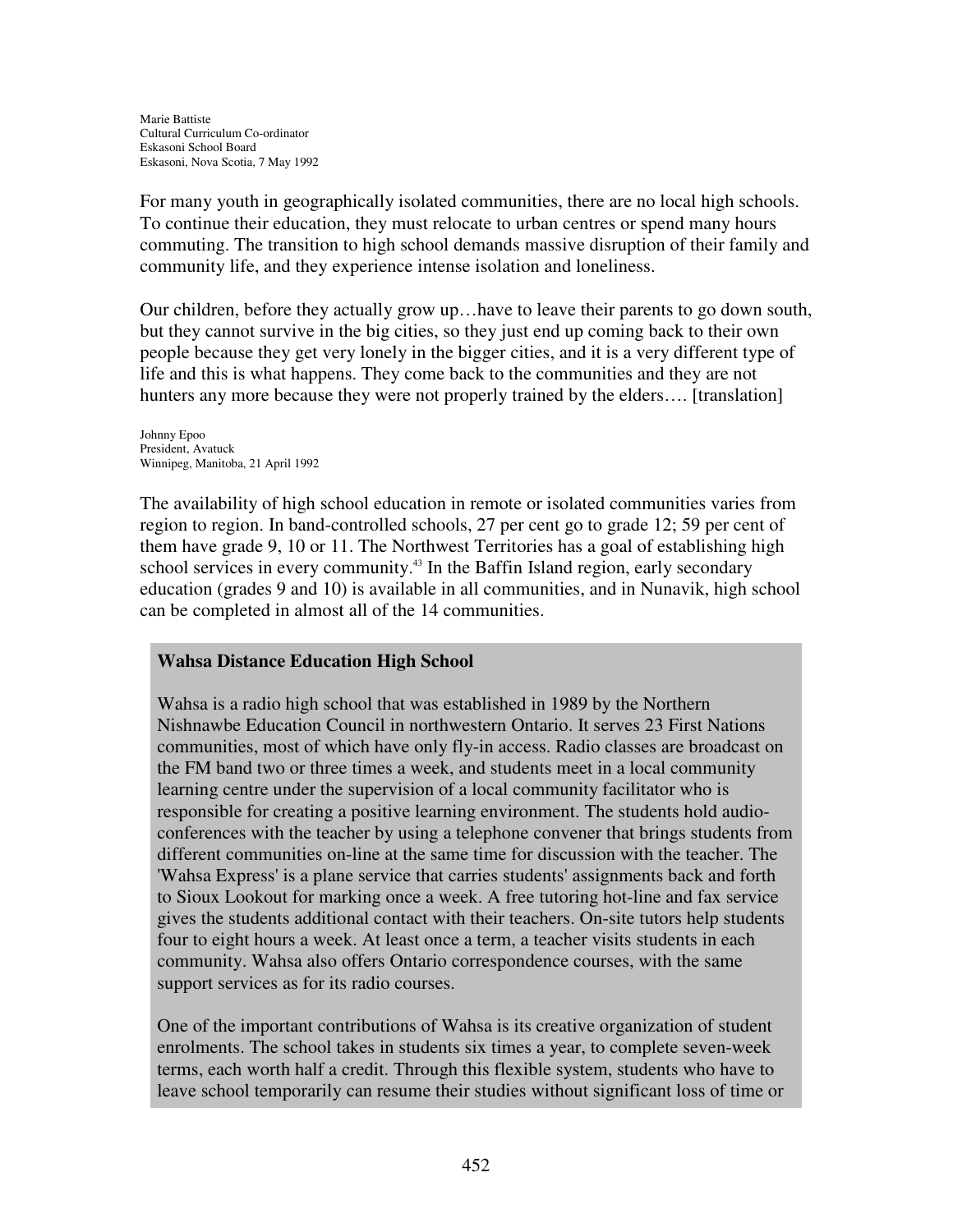Marie Battiste
Cultural Curriculum Co-ordinator
Eskasoni School Board
Eskasoni, Nova Scotia, 7 May 1992

For many youth in geographically isolated communities, there are no local high schools. To continue their education, they must relocate to urban centres or spend many hours commuting. The transition to high school demands massive disruption of their family and community life, and they experience intense isolation and loneliness.

Our children, before they actually grow up…have to leave their parents to go down south, but they cannot survive in the big cities, so they just end up coming back to their own people because they get very lonely in the bigger cities, and it is a very different type of life and this is what happens. They come back to the communities and they are not hunters any more because they were not properly trained by the elders…. [translation]

Johnny Epoo
President, Avatuck
Winnipeg, Manitoba, 21 April 1992

The availability of high school education in remote or isolated communities varies from region to region. In band-controlled schools, 27 per cent go to grade 12; 59 per cent of them have grade 9, 10 or 11. The Northwest Territories has a goal of establishing high school services in every community.[43] In the Baffin Island region, early secondary education (grades 9 and 10) is available in all communities, and in Nunavik, high school can be completed in almost all of the 14 communities.

**Wahsa Distance Education High School**

Wahsa is a radio high school that was established in 1989 by the Northern Nishnawbe Education Council in northwestern Ontario. It serves 23 First Nations communities, most of which have only fly-in access. Radio classes are broadcast on the FM band two or three times a week, and students meet in a local community learning centre under the supervision of a local community facilitator who is responsible for creating a positive learning environment. The students hold audio-conferences with the teacher by using a telephone convener that brings students from different communities on-line at the same time for discussion with the teacher. The 'Wahsa Express' is a plane service that carries students' assignments back and forth to Sioux Lookout for marking once a week. A free tutoring hot-line and fax service gives the students additional contact with their teachers. On-site tutors help students four to eight hours a week. At least once a term, a teacher visits students in each community. Wahsa also offers Ontario correspondence courses, with the same support services as for its radio courses.

One of the important contributions of Wahsa is its creative organization of student enrolments. The school takes in students six times a year, to complete seven-week terms, each worth half a credit. Through this flexible system, students who have to leave school temporarily can resume their studies without significant loss of time or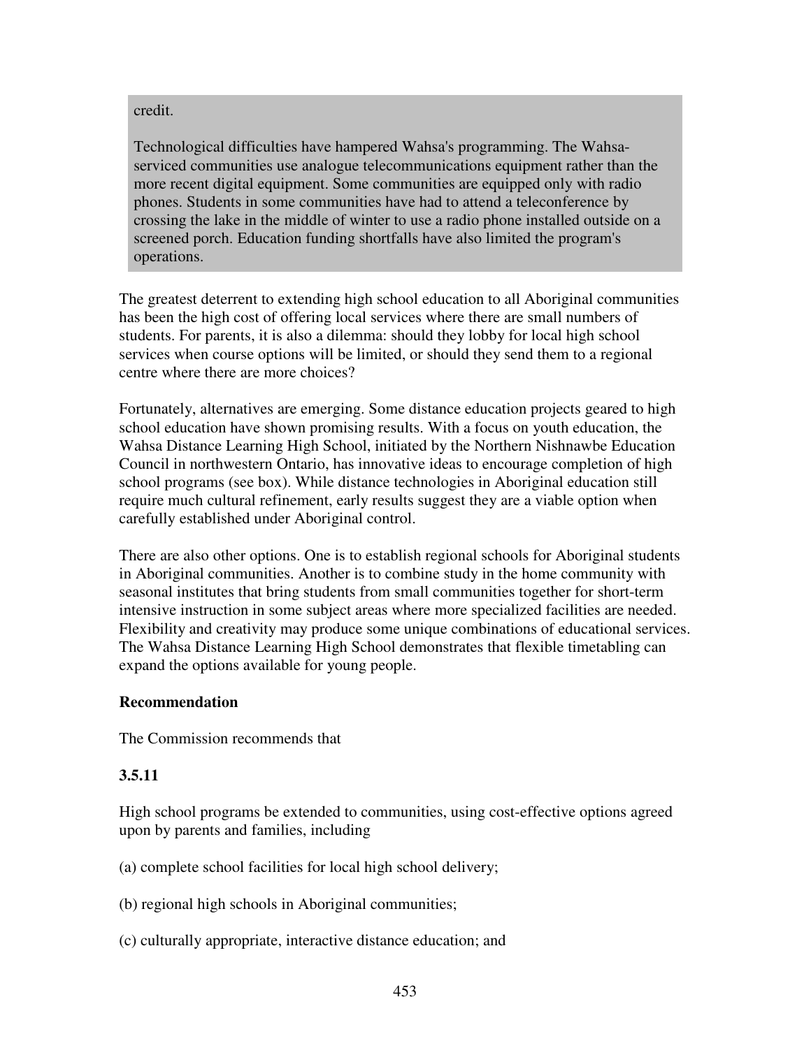credit.

Technological difficulties have hampered Wahsa's programming. The Wahsa-serviced communities use analogue telecommunications equipment rather than the more recent digital equipment. Some communities are equipped only with radio phones. Students in some communities have had to attend a teleconference by crossing the lake in the middle of winter to use a radio phone installed outside on a screened porch. Education funding shortfalls have also limited the program's operations.

The greatest deterrent to extending high school education to all Aboriginal communities has been the high cost of offering local services where there are small numbers of students. For parents, it is also a dilemma: should they lobby for local high school services when course options will be limited, or should they send them to a regional centre where there are more choices?

Fortunately, alternatives are emerging. Some distance education projects geared to high school education have shown promising results. With a focus on youth education, the Wahsa Distance Learning High School, initiated by the Northern Nishnawbe Education Council in northwestern Ontario, has innovative ideas to encourage completion of high school programs (see box). While distance technologies in Aboriginal education still require much cultural refinement, early results suggest they are a viable option when carefully established under Aboriginal control.

There are also other options. One is to establish regional schools for Aboriginal students in Aboriginal communities. Another is to combine study in the home community with seasonal institutes that bring students from small communities together for short-term intensive instruction in some subject areas where more specialized facilities are needed. Flexibility and creativity may produce some unique combinations of educational services. The Wahsa Distance Learning High School demonstrates that flexible timetabling can expand the options available for young people.

**Recommendation**

The Commission recommends that

**3.5.11**

High school programs be extended to communities, using cost-effective options agreed upon by parents and families, including

(a) complete school facilities for local high school delivery;

(b) regional high schools in Aboriginal communities;

(c) culturally appropriate, interactive distance education; and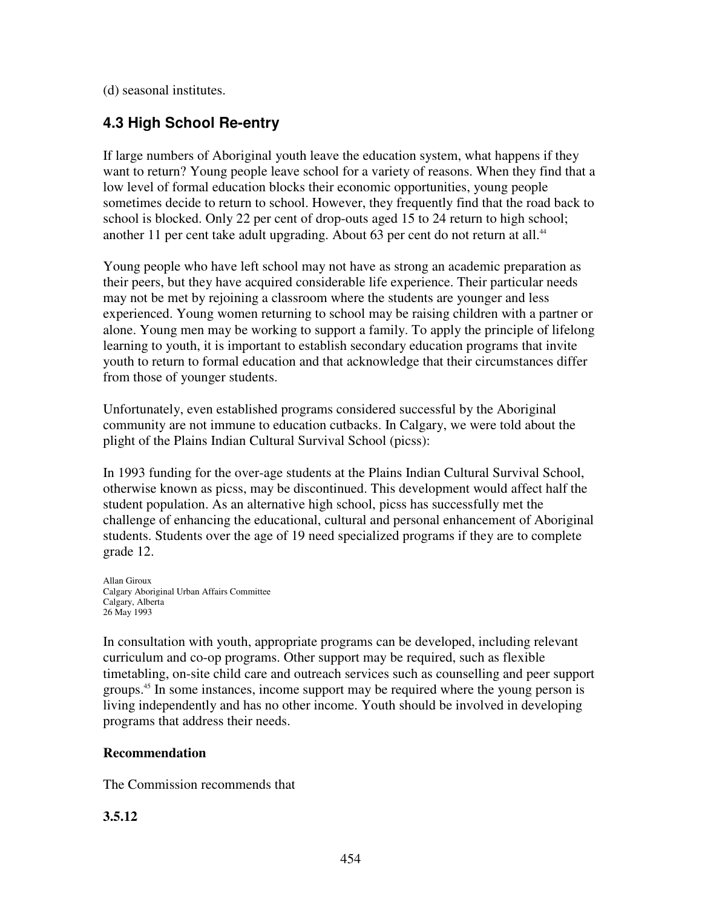(d) seasonal institutes.

### 4.3 High School Re-entry

If large numbers of Aboriginal youth leave the education system, what happens if they want to return? Young people leave school for a variety of reasons. When they find that a low level of formal education blocks their economic opportunities, young people sometimes decide to return to school. However, they frequently find that the road back to school is blocked. Only 22 per cent of drop-outs aged 15 to 24 return to high school; another 11 per cent take adult upgrading. About 63 per cent do not return at all.[44]

Young people who have left school may not have as strong an academic preparation as their peers, but they have acquired considerable life experience. Their particular needs may not be met by rejoining a classroom where the students are younger and less experienced. Young women returning to school may be raising children with a partner or alone. Young men may be working to support a family. To apply the principle of lifelong learning to youth, it is important to establish secondary education programs that invite youth to return to formal education and that acknowledge that their circumstances differ from those of younger students.

Unfortunately, even established programs considered successful by the Aboriginal community are not immune to education cutbacks. In Calgary, we were told about the plight of the Plains Indian Cultural Survival School (picss):

In 1993 funding for the over-age students at the Plains Indian Cultural Survival School, otherwise known as picss, may be discontinued. This development would affect half the student population. As an alternative high school, picss has successfully met the challenge of enhancing the educational, cultural and personal enhancement of Aboriginal students. Students over the age of 19 need specialized programs if they are to complete grade 12.

Allan Giroux
Calgary Aboriginal Urban Affairs Committee
Calgary, Alberta
26 May 1993

In consultation with youth, appropriate programs can be developed, including relevant curriculum and co-op programs. Other support may be required, such as flexible timetabling, on-site child care and outreach services such as counselling and peer support groups.[45] In some instances, income support may be required where the young person is living independently and has no other income. Youth should be involved in developing programs that address their needs.

**Recommendation**

The Commission recommends that

**3.5.12**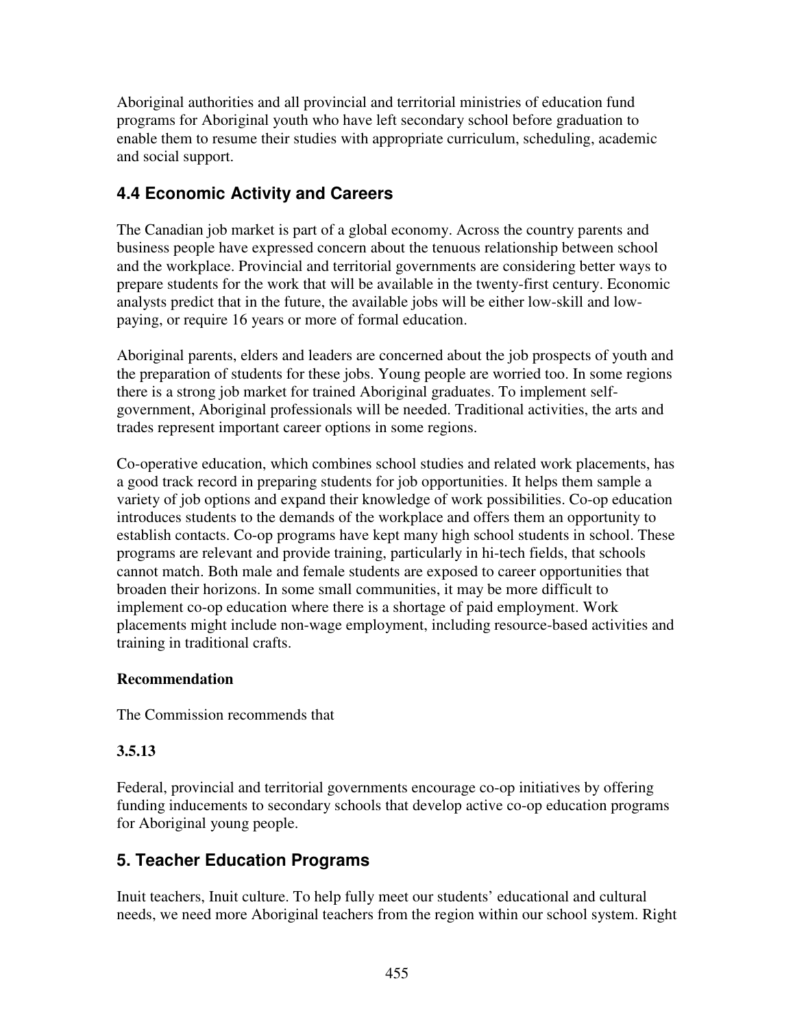Aboriginal authorities and all provincial and territorial ministries of education fund programs for Aboriginal youth who have left secondary school before graduation to enable them to resume their studies with appropriate curriculum, scheduling, academic and social support.

## 4.4 Economic Activity and Careers

The Canadian job market is part of a global economy. Across the country parents and business people have expressed concern about the tenuous relationship between school and the workplace. Provincial and territorial governments are considering better ways to prepare students for the work that will be available in the twenty-first century. Economic analysts predict that in the future, the available jobs will be either low-skill and low-paying, or require 16 years or more of formal education.

Aboriginal parents, elders and leaders are concerned about the job prospects of youth and the preparation of students for these jobs. Young people are worried too. In some regions there is a strong job market for trained Aboriginal graduates. To implement self-government, Aboriginal professionals will be needed. Traditional activities, the arts and trades represent important career options in some regions.

Co-operative education, which combines school studies and related work placements, has a good track record in preparing students for job opportunities. It helps them sample a variety of job options and expand their knowledge of work possibilities. Co-op education introduces students to the demands of the workplace and offers them an opportunity to establish contacts. Co-op programs have kept many high school students in school. These programs are relevant and provide training, particularly in hi-tech fields, that schools cannot match. Both male and female students are exposed to career opportunities that broaden their horizons. In some small communities, it may be more difficult to implement co-op education where there is a shortage of paid employment. Work placements might include non-wage employment, including resource-based activities and training in traditional crafts.

**Recommendation**

The Commission recommends that

**3.5.13**

Federal, provincial and territorial governments encourage co-op initiatives by offering funding inducements to secondary schools that develop active co-op education programs for Aboriginal young people.

## 5. Teacher Education Programs

Inuit teachers, Inuit culture. To help fully meet our students' educational and cultural needs, we need more Aboriginal teachers from the region within our school system. Right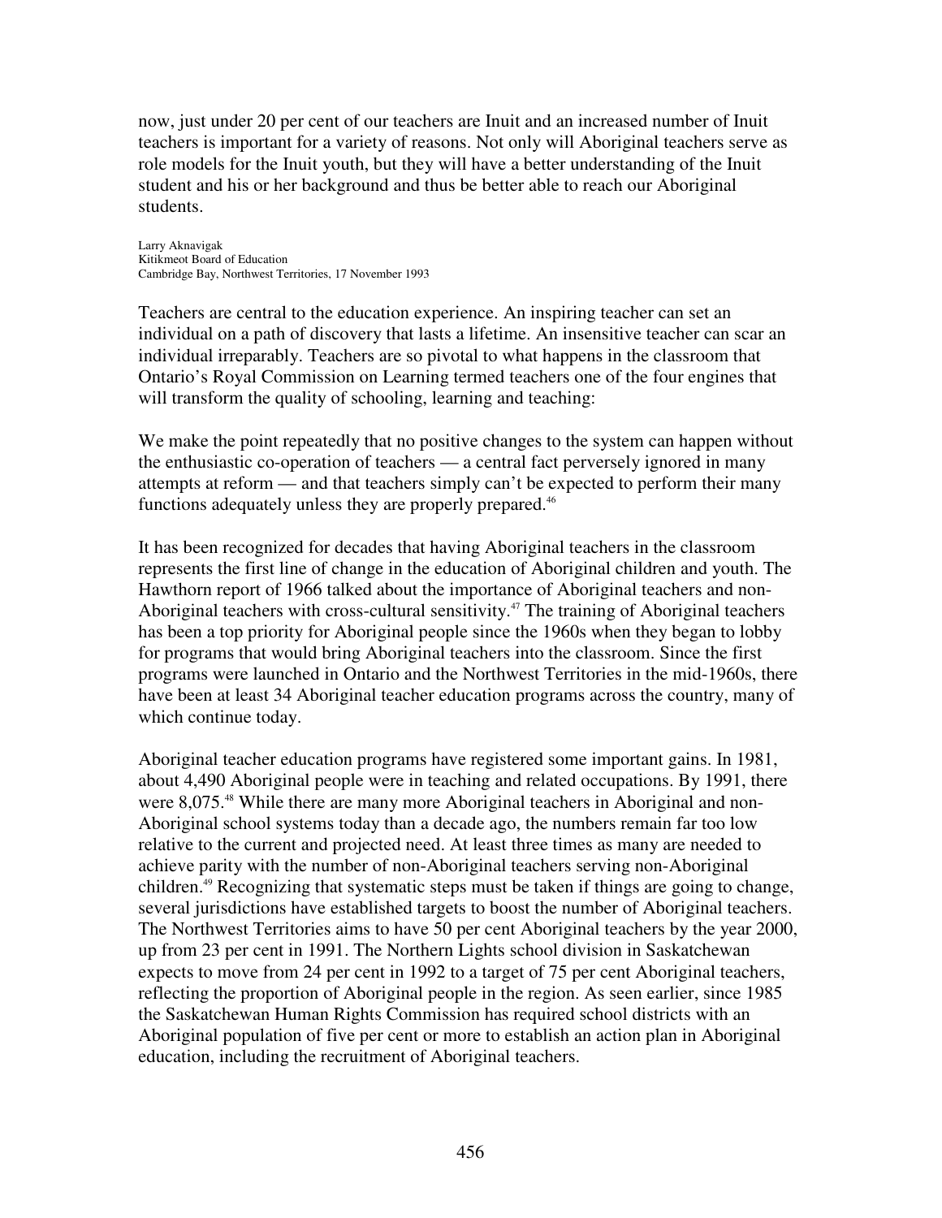now, just under 20 per cent of our teachers are Inuit and an increased number of Inuit teachers is important for a variety of reasons. Not only will Aboriginal teachers serve as role models for the Inuit youth, but they will have a better understanding of the Inuit student and his or her background and thus be better able to reach our Aboriginal students.

Larry Aknavigak
Kitikmeot Board of Education
Cambridge Bay, Northwest Territories, 17 November 1993

Teachers are central to the education experience. An inspiring teacher can set an individual on a path of discovery that lasts a lifetime. An insensitive teacher can scar an individual irreparably. Teachers are so pivotal to what happens in the classroom that Ontario's Royal Commission on Learning termed teachers one of the four engines that will transform the quality of schooling, learning and teaching:

We make the point repeatedly that no positive changes to the system can happen without the enthusiastic co-operation of teachers — a central fact perversely ignored in many attempts at reform — and that teachers simply can't be expected to perform their many functions adequately unless they are properly prepared.[46]

It has been recognized for decades that having Aboriginal teachers in the classroom represents the first line of change in the education of Aboriginal children and youth. The Hawthorn report of 1966 talked about the importance of Aboriginal teachers and non-Aboriginal teachers with cross-cultural sensitivity.[47] The training of Aboriginal teachers has been a top priority for Aboriginal people since the 1960s when they began to lobby for programs that would bring Aboriginal teachers into the classroom. Since the first programs were launched in Ontario and the Northwest Territories in the mid-1960s, there have been at least 34 Aboriginal teacher education programs across the country, many of which continue today.

Aboriginal teacher education programs have registered some important gains. In 1981, about 4,490 Aboriginal people were in teaching and related occupations. By 1991, there were 8,075.[48] While there are many more Aboriginal teachers in Aboriginal and non-Aboriginal school systems today than a decade ago, the numbers remain far too low relative to the current and projected need. At least three times as many are needed to achieve parity with the number of non-Aboriginal teachers serving non-Aboriginal children.[49] Recognizing that systematic steps must be taken if things are going to change, several jurisdictions have established targets to boost the number of Aboriginal teachers. The Northwest Territories aims to have 50 per cent Aboriginal teachers by the year 2000, up from 23 per cent in 1991. The Northern Lights school division in Saskatchewan expects to move from 24 per cent in 1992 to a target of 75 per cent Aboriginal teachers, reflecting the proportion of Aboriginal people in the region. As seen earlier, since 1985 the Saskatchewan Human Rights Commission has required school districts with an Aboriginal population of five per cent or more to establish an action plan in Aboriginal education, including the recruitment of Aboriginal teachers.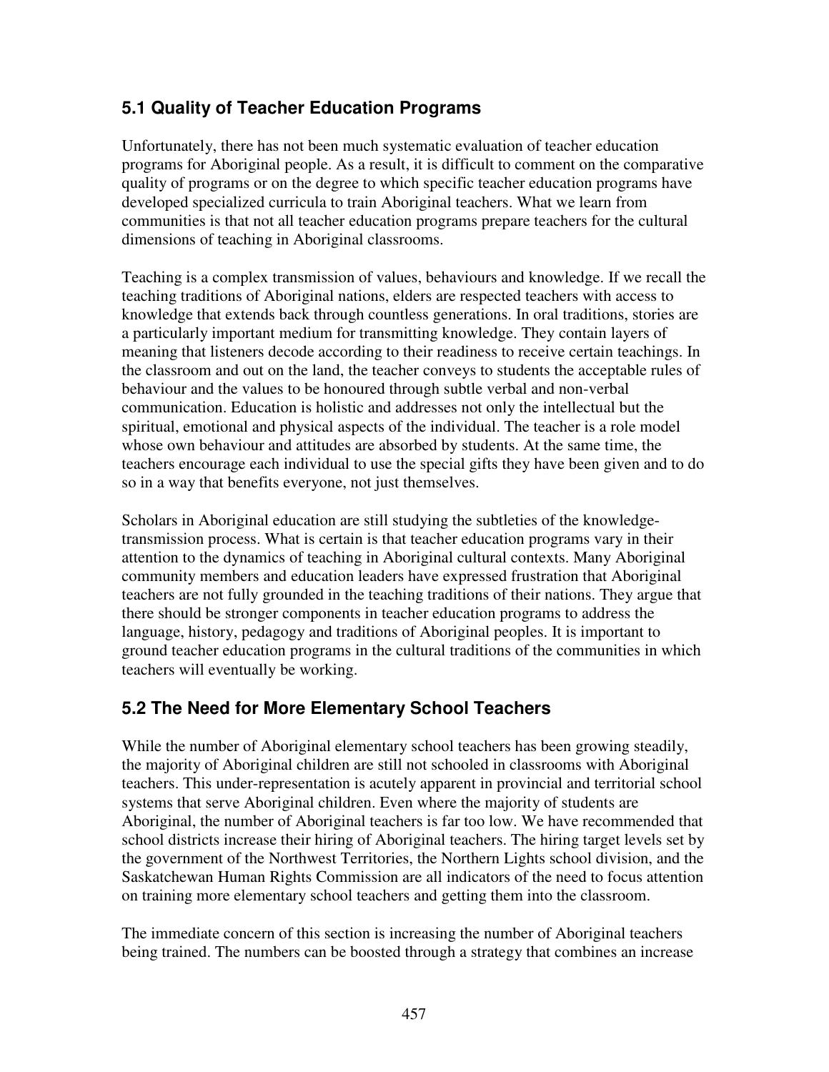## 5.1 Quality of Teacher Education Programs

Unfortunately, there has not been much systematic evaluation of teacher education programs for Aboriginal people. As a result, it is difficult to comment on the comparative quality of programs or on the degree to which specific teacher education programs have developed specialized curricula to train Aboriginal teachers. What we learn from communities is that not all teacher education programs prepare teachers for the cultural dimensions of teaching in Aboriginal classrooms.

Teaching is a complex transmission of values, behaviours and knowledge. If we recall the teaching traditions of Aboriginal nations, elders are respected teachers with access to knowledge that extends back through countless generations. In oral traditions, stories are a particularly important medium for transmitting knowledge. They contain layers of meaning that listeners decode according to their readiness to receive certain teachings. In the classroom and out on the land, the teacher conveys to students the acceptable rules of behaviour and the values to be honoured through subtle verbal and non-verbal communication. Education is holistic and addresses not only the intellectual but the spiritual, emotional and physical aspects of the individual. The teacher is a role model whose own behaviour and attitudes are absorbed by students. At the same time, the teachers encourage each individual to use the special gifts they have been given and to do so in a way that benefits everyone, not just themselves.

Scholars in Aboriginal education are still studying the subtleties of the knowledge-transmission process. What is certain is that teacher education programs vary in their attention to the dynamics of teaching in Aboriginal cultural contexts. Many Aboriginal community members and education leaders have expressed frustration that Aboriginal teachers are not fully grounded in the teaching traditions of their nations. They argue that there should be stronger components in teacher education programs to address the language, history, pedagogy and traditions of Aboriginal peoples. It is important to ground teacher education programs in the cultural traditions of the communities in which teachers will eventually be working.

## 5.2 The Need for More Elementary School Teachers

While the number of Aboriginal elementary school teachers has been growing steadily, the majority of Aboriginal children are still not schooled in classrooms with Aboriginal teachers. This under-representation is acutely apparent in provincial and territorial school systems that serve Aboriginal children. Even where the majority of students are Aboriginal, the number of Aboriginal teachers is far too low. We have recommended that school districts increase their hiring of Aboriginal teachers. The hiring target levels set by the government of the Northwest Territories, the Northern Lights school division, and the Saskatchewan Human Rights Commission are all indicators of the need to focus attention on training more elementary school teachers and getting them into the classroom.

The immediate concern of this section is increasing the number of Aboriginal teachers being trained. The numbers can be boosted through a strategy that combines an increase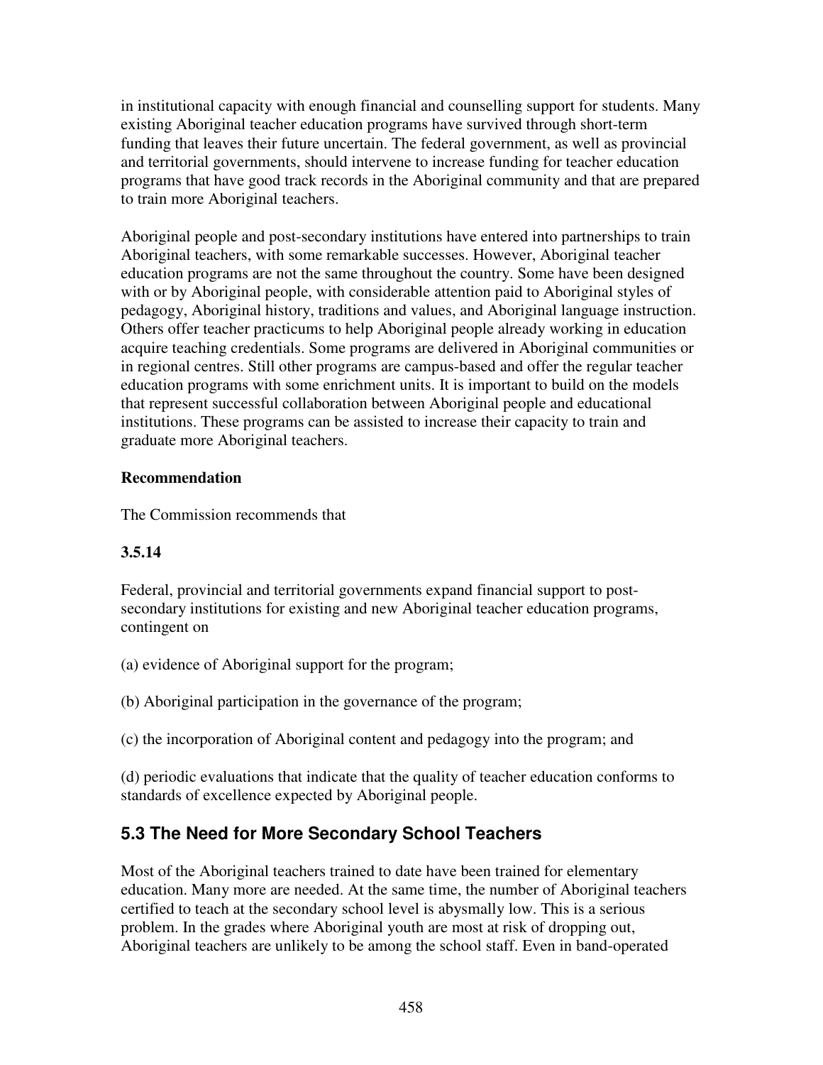in institutional capacity with enough financial and counselling support for students. Many existing Aboriginal teacher education programs have survived through short-term funding that leaves their future uncertain. The federal government, as well as provincial and territorial governments, should intervene to increase funding for teacher education programs that have good track records in the Aboriginal community and that are prepared to train more Aboriginal teachers.

Aboriginal people and post-secondary institutions have entered into partnerships to train Aboriginal teachers, with some remarkable successes. However, Aboriginal teacher education programs are not the same throughout the country. Some have been designed with or by Aboriginal people, with considerable attention paid to Aboriginal styles of pedagogy, Aboriginal history, traditions and values, and Aboriginal language instruction. Others offer teacher practicums to help Aboriginal people already working in education acquire teaching credentials. Some programs are delivered in Aboriginal communities or in regional centres. Still other programs are campus-based and offer the regular teacher education programs with some enrichment units. It is important to build on the models that represent successful collaboration between Aboriginal people and educational institutions. These programs can be assisted to increase their capacity to train and graduate more Aboriginal teachers.

**Recommendation**

The Commission recommends that

**3.5.14**

Federal, provincial and territorial governments expand financial support to post-secondary institutions for existing and new Aboriginal teacher education programs, contingent on

(a) evidence of Aboriginal support for the program;

(b) Aboriginal participation in the governance of the program;

(c) the incorporation of Aboriginal content and pedagogy into the program; and

(d) periodic evaluations that indicate that the quality of teacher education conforms to standards of excellence expected by Aboriginal people.

## 5.3 The Need for More Secondary School Teachers

Most of the Aboriginal teachers trained to date have been trained for elementary education. Many more are needed. At the same time, the number of Aboriginal teachers certified to teach at the secondary school level is abysmally low. This is a serious problem. In the grades where Aboriginal youth are most at risk of dropping out, Aboriginal teachers are unlikely to be among the school staff. Even in band-operated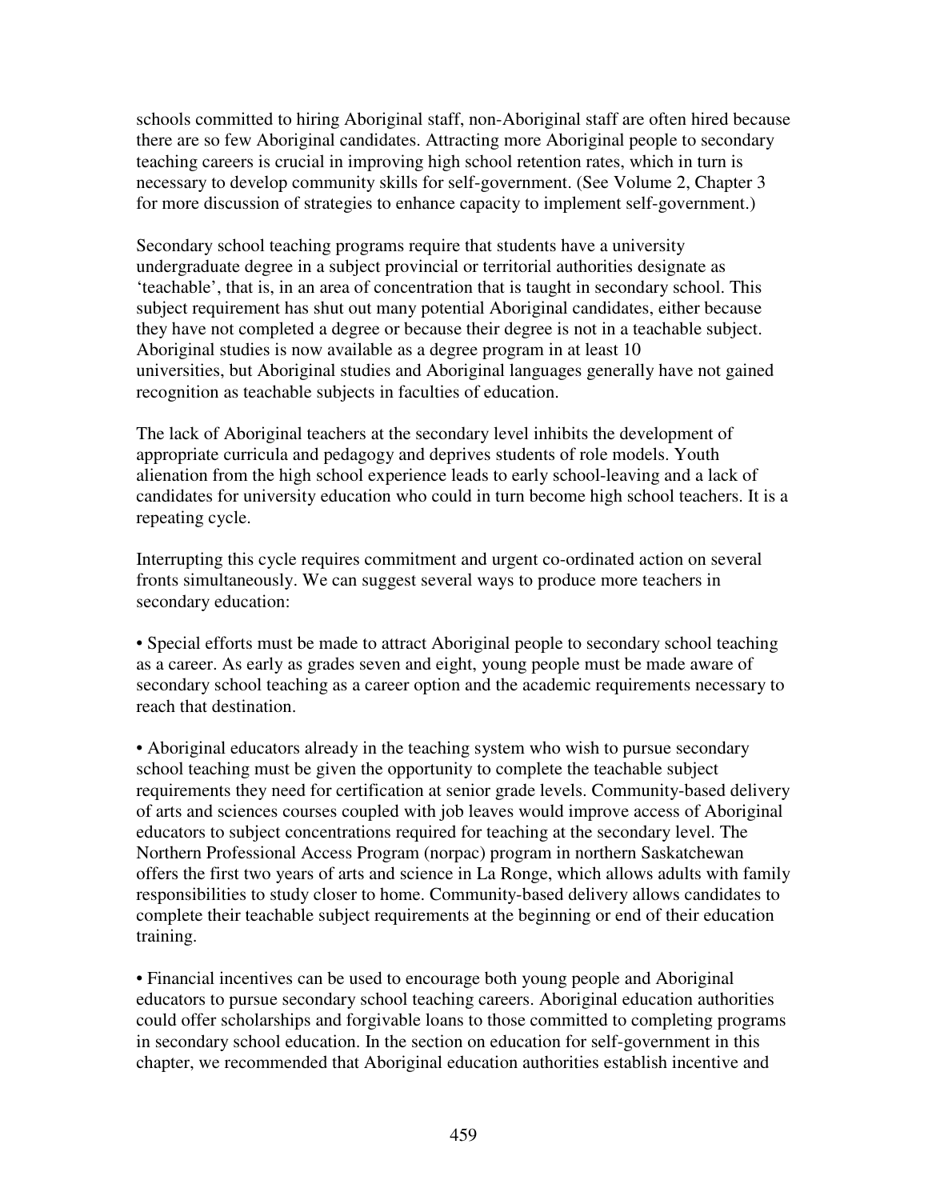schools committed to hiring Aboriginal staff, non-Aboriginal staff are often hired because there are so few Aboriginal candidates. Attracting more Aboriginal people to secondary teaching careers is crucial in improving high school retention rates, which in turn is necessary to develop community skills for self-government. (See Volume 2, Chapter 3 for more discussion of strategies to enhance capacity to implement self-government.)

Secondary school teaching programs require that students have a university undergraduate degree in a subject provincial or territorial authorities designate as 'teachable', that is, in an area of concentration that is taught in secondary school. This subject requirement has shut out many potential Aboriginal candidates, either because they have not completed a degree or because their degree is not in a teachable subject. Aboriginal studies is now available as a degree program in at least 10 universities, but Aboriginal studies and Aboriginal languages generally have not gained recognition as teachable subjects in faculties of education.

The lack of Aboriginal teachers at the secondary level inhibits the development of appropriate curricula and pedagogy and deprives students of role models. Youth alienation from the high school experience leads to early school-leaving and a lack of candidates for university education who could in turn become high school teachers. It is a repeating cycle.

Interrupting this cycle requires commitment and urgent co-ordinated action on several fronts simultaneously. We can suggest several ways to produce more teachers in secondary education:

- Special efforts must be made to attract Aboriginal people to secondary school teaching as a career. As early as grades seven and eight, young people must be made aware of secondary school teaching as a career option and the academic requirements necessary to reach that destination.

- Aboriginal educators already in the teaching system who wish to pursue secondary school teaching must be given the opportunity to complete the teachable subject requirements they need for certification at senior grade levels. Community-based delivery of arts and sciences courses coupled with job leaves would improve access of Aboriginal educators to subject concentrations required for teaching at the secondary level. The Northern Professional Access Program (norpac) program in northern Saskatchewan offers the first two years of arts and science in La Ronge, which allows adults with family responsibilities to study closer to home. Community-based delivery allows candidates to complete their teachable subject requirements at the beginning or end of their education training.

- Financial incentives can be used to encourage both young people and Aboriginal educators to pursue secondary school teaching careers. Aboriginal education authorities could offer scholarships and forgivable loans to those committed to completing programs in secondary school education. In the section on education for self-government in this chapter, we recommended that Aboriginal education authorities establish incentive and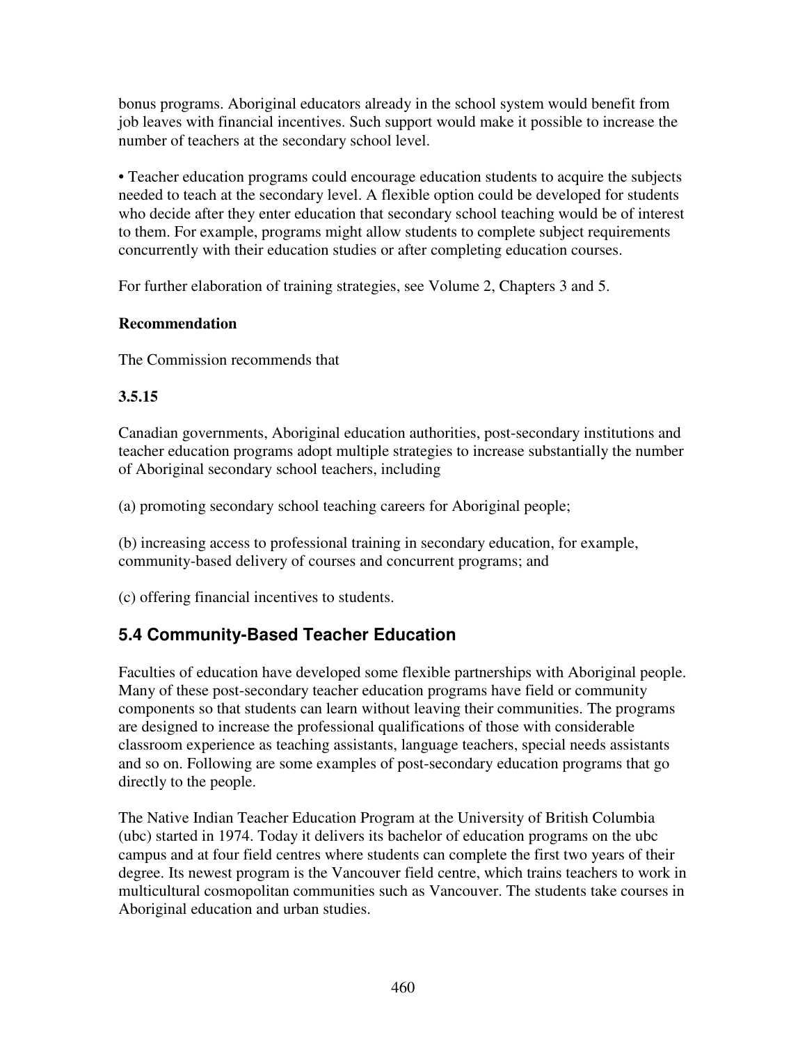bonus programs. Aboriginal educators already in the school system would benefit from job leaves with financial incentives. Such support would make it possible to increase the number of teachers at the secondary school level.

• Teacher education programs could encourage education students to acquire the subjects needed to teach at the secondary level. A flexible option could be developed for students who decide after they enter education that secondary school teaching would be of interest to them. For example, programs might allow students to complete subject requirements concurrently with their education studies or after completing education courses.

For further elaboration of training strategies, see Volume 2, Chapters 3 and 5.

**Recommendation**

The Commission recommends that

**3.5.15**

Canadian governments, Aboriginal education authorities, post-secondary institutions and teacher education programs adopt multiple strategies to increase substantially the number of Aboriginal secondary school teachers, including

(a) promoting secondary school teaching careers for Aboriginal people;

(b) increasing access to professional training in secondary education, for example, community-based delivery of courses and concurrent programs; and

(c) offering financial incentives to students.

## 5.4 Community-Based Teacher Education

Faculties of education have developed some flexible partnerships with Aboriginal people. Many of these post-secondary teacher education programs have field or community components so that students can learn without leaving their communities. The programs are designed to increase the professional qualifications of those with considerable classroom experience as teaching assistants, language teachers, special needs assistants and so on. Following are some examples of post-secondary education programs that go directly to the people.

The Native Indian Teacher Education Program at the University of British Columbia (ubc) started in 1974. Today it delivers its bachelor of education programs on the ubc campus and at four field centres where students can complete the first two years of their degree. Its newest program is the Vancouver field centre, which trains teachers to work in multicultural cosmopolitan communities such as Vancouver. The students take courses in Aboriginal education and urban studies.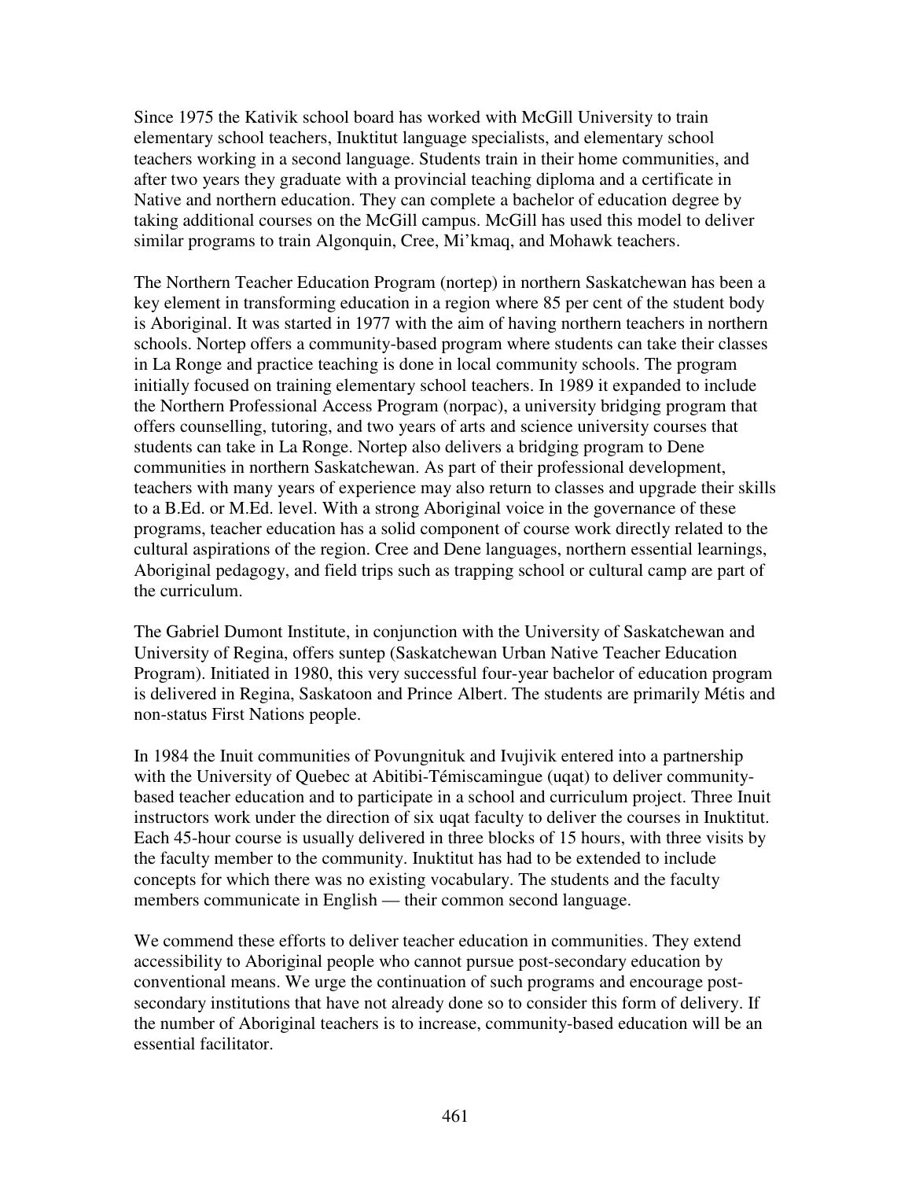Since 1975 the Kativik school board has worked with McGill University to train elementary school teachers, Inuktitut language specialists, and elementary school teachers working in a second language. Students train in their home communities, and after two years they graduate with a provincial teaching diploma and a certificate in Native and northern education. They can complete a bachelor of education degree by taking additional courses on the McGill campus. McGill has used this model to deliver similar programs to train Algonquin, Cree, Mi'kmaq, and Mohawk teachers.

The Northern Teacher Education Program (nortep) in northern Saskatchewan has been a key element in transforming education in a region where 85 per cent of the student body is Aboriginal. It was started in 1977 with the aim of having northern teachers in northern schools. Nortep offers a community-based program where students can take their classes in La Ronge and practice teaching is done in local community schools. The program initially focused on training elementary school teachers. In 1989 it expanded to include the Northern Professional Access Program (norpac), a university bridging program that offers counselling, tutoring, and two years of arts and science university courses that students can take in La Ronge. Nortep also delivers a bridging program to Dene communities in northern Saskatchewan. As part of their professional development, teachers with many years of experience may also return to classes and upgrade their skills to a B.Ed. or M.Ed. level. With a strong Aboriginal voice in the governance of these programs, teacher education has a solid component of course work directly related to the cultural aspirations of the region. Cree and Dene languages, northern essential learnings, Aboriginal pedagogy, and field trips such as trapping school or cultural camp are part of the curriculum.

The Gabriel Dumont Institute, in conjunction with the University of Saskatchewan and University of Regina, offers suntep (Saskatchewan Urban Native Teacher Education Program). Initiated in 1980, this very successful four-year bachelor of education program is delivered in Regina, Saskatoon and Prince Albert. The students are primarily Métis and non-status First Nations people.

In 1984 the Inuit communities of Povungnituk and Ivujivik entered into a partnership with the University of Quebec at Abitibi-Témiscamingue (uqat) to deliver community-based teacher education and to participate in a school and curriculum project. Three Inuit instructors work under the direction of six uqat faculty to deliver the courses in Inuktitut. Each 45-hour course is usually delivered in three blocks of 15 hours, with three visits by the faculty member to the community. Inuktitut has had to be extended to include concepts for which there was no existing vocabulary. The students and the faculty members communicate in English — their common second language.

We commend these efforts to deliver teacher education in communities. They extend accessibility to Aboriginal people who cannot pursue post-secondary education by conventional means. We urge the continuation of such programs and encourage post-secondary institutions that have not already done so to consider this form of delivery. If the number of Aboriginal teachers is to increase, community-based education will be an essential facilitator.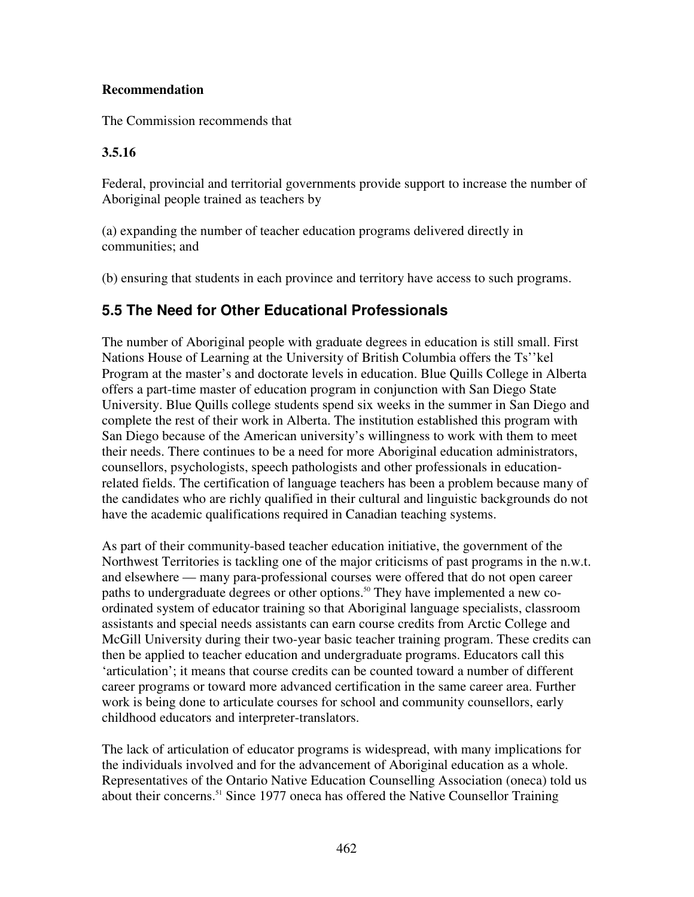**Recommendation**

The Commission recommends that

**3.5.16**

Federal, provincial and territorial governments provide support to increase the number of Aboriginal people trained as teachers by

(a) expanding the number of teacher education programs delivered directly in communities; and

(b) ensuring that students in each province and territory have access to such programs.

## 5.5 The Need for Other Educational Professionals

The number of Aboriginal people with graduate degrees in education is still small. First Nations House of Learning at the University of British Columbia offers the Ts''kel Program at the master's and doctorate levels in education. Blue Quills College in Alberta offers a part-time master of education program in conjunction with San Diego State University. Blue Quills college students spend six weeks in the summer in San Diego and complete the rest of their work in Alberta. The institution established this program with San Diego because of the American university's willingness to work with them to meet their needs. There continues to be a need for more Aboriginal education administrators, counsellors, psychologists, speech pathologists and other professionals in education-related fields. The certification of language teachers has been a problem because many of the candidates who are richly qualified in their cultural and linguistic backgrounds do not have the academic qualifications required in Canadian teaching systems.

As part of their community-based teacher education initiative, the government of the Northwest Territories is tackling one of the major criticisms of past programs in the n.w.t. and elsewhere — many para-professional courses were offered that do not open career paths to undergraduate degrees or other options.[50] They have implemented a new co-ordinated system of educator training so that Aboriginal language specialists, classroom assistants and special needs assistants can earn course credits from Arctic College and McGill University during their two-year basic teacher training program. These credits can then be applied to teacher education and undergraduate programs. Educators call this 'articulation'; it means that course credits can be counted toward a number of different career programs or toward more advanced certification in the same career area. Further work is being done to articulate courses for school and community counsellors, early childhood educators and interpreter-translators.

The lack of articulation of educator programs is widespread, with many implications for the individuals involved and for the advancement of Aboriginal education as a whole. Representatives of the Ontario Native Education Counselling Association (oneca) told us about their concerns.[51] Since 1977 oneca has offered the Native Counsellor Training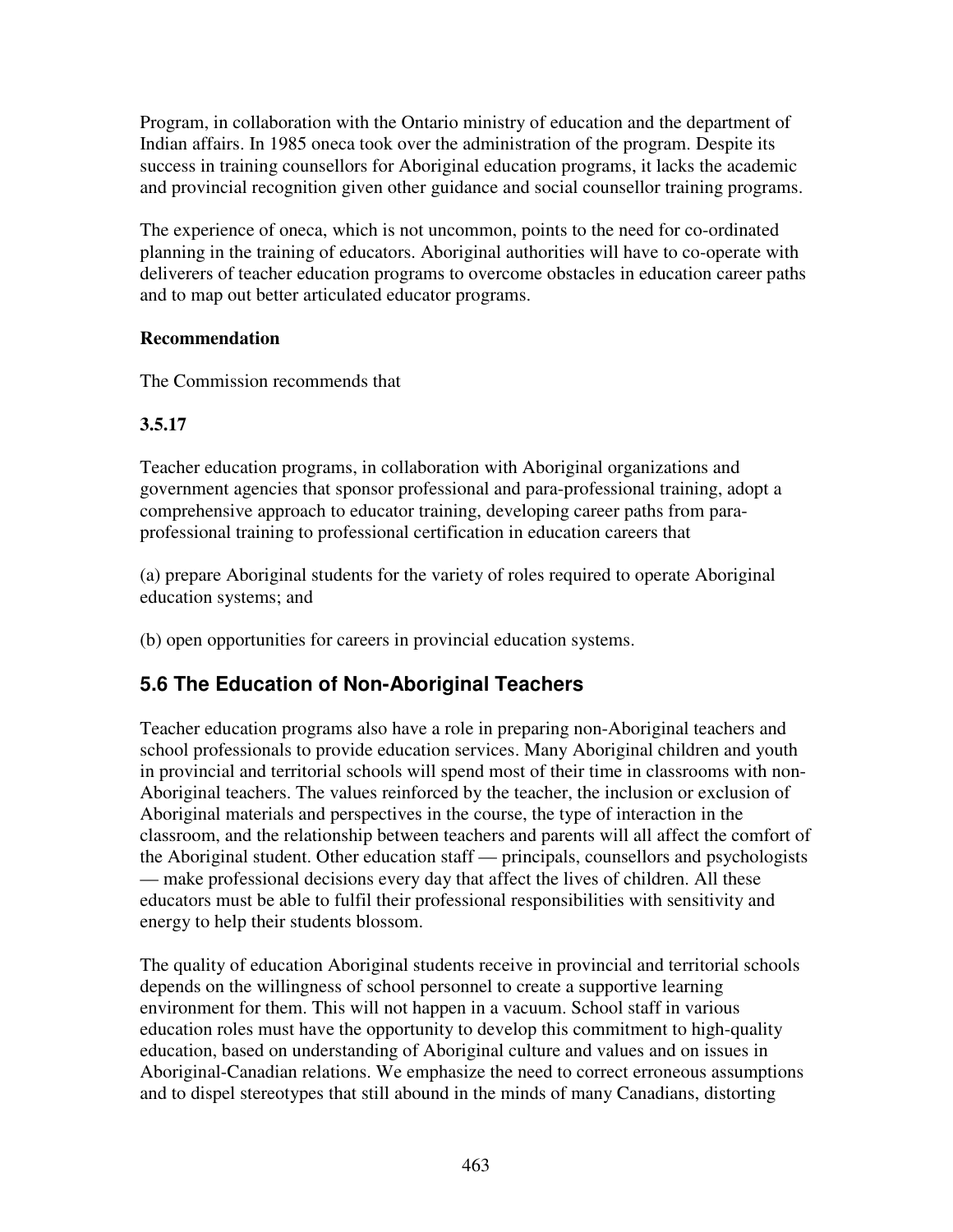Program, in collaboration with the Ontario ministry of education and the department of Indian affairs. In 1985 oneca took over the administration of the program. Despite its success in training counsellors for Aboriginal education programs, it lacks the academic and provincial recognition given other guidance and social counsellor training programs.

The experience of oneca, which is not uncommon, points to the need for co-ordinated planning in the training of educators. Aboriginal authorities will have to co-operate with deliverers of teacher education programs to overcome obstacles in education career paths and to map out better articulated educator programs.

**Recommendation**

The Commission recommends that

**3.5.17**

Teacher education programs, in collaboration with Aboriginal organizations and government agencies that sponsor professional and para-professional training, adopt a comprehensive approach to educator training, developing career paths from para-professional training to professional certification in education careers that

(a) prepare Aboriginal students for the variety of roles required to operate Aboriginal education systems; and

(b) open opportunities for careers in provincial education systems.

## 5.6 The Education of Non-Aboriginal Teachers

Teacher education programs also have a role in preparing non-Aboriginal teachers and school professionals to provide education services. Many Aboriginal children and youth in provincial and territorial schools will spend most of their time in classrooms with non-Aboriginal teachers. The values reinforced by the teacher, the inclusion or exclusion of Aboriginal materials and perspectives in the course, the type of interaction in the classroom, and the relationship between teachers and parents will all affect the comfort of the Aboriginal student. Other education staff — principals, counsellors and psychologists — make professional decisions every day that affect the lives of children. All these educators must be able to fulfil their professional responsibilities with sensitivity and energy to help their students blossom.

The quality of education Aboriginal students receive in provincial and territorial schools depends on the willingness of school personnel to create a supportive learning environment for them. This will not happen in a vacuum. School staff in various education roles must have the opportunity to develop this commitment to high-quality education, based on understanding of Aboriginal culture and values and on issues in Aboriginal-Canadian relations. We emphasize the need to correct erroneous assumptions and to dispel stereotypes that still abound in the minds of many Canadians, distorting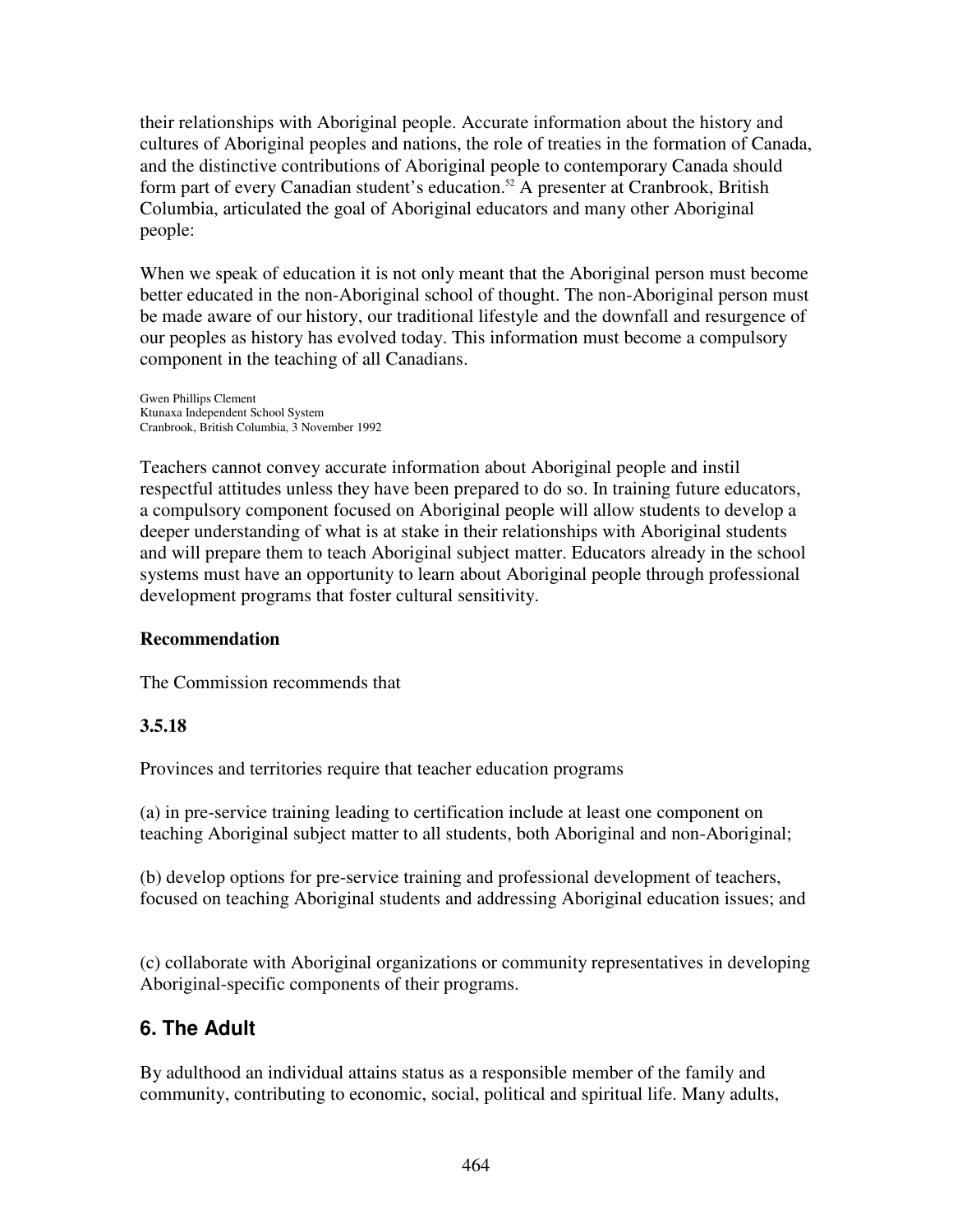their relationships with Aboriginal people. Accurate information about the history and cultures of Aboriginal peoples and nations, the role of treaties in the formation of Canada, and the distinctive contributions of Aboriginal people to contemporary Canada should form part of every Canadian student's education.[52] A presenter at Cranbrook, British Columbia, articulated the goal of Aboriginal educators and many other Aboriginal people:

When we speak of education it is not only meant that the Aboriginal person must become better educated in the non-Aboriginal school of thought. The non-Aboriginal person must be made aware of our history, our traditional lifestyle and the downfall and resurgence of our peoples as history has evolved today. This information must become a compulsory component in the teaching of all Canadians.

Gwen Phillips Clement
Ktunaxa Independent School System
Cranbrook, British Columbia, 3 November 1992

Teachers cannot convey accurate information about Aboriginal people and instil respectful attitudes unless they have been prepared to do so. In training future educators, a compulsory component focused on Aboriginal people will allow students to develop a deeper understanding of what is at stake in their relationships with Aboriginal students and will prepare them to teach Aboriginal subject matter. Educators already in the school systems must have an opportunity to learn about Aboriginal people through professional development programs that foster cultural sensitivity.

**Recommendation**

The Commission recommends that

**3.5.18**

Provinces and territories require that teacher education programs

(a) in pre-service training leading to certification include at least one component on teaching Aboriginal subject matter to all students, both Aboriginal and non-Aboriginal;

(b) develop options for pre-service training and professional development of teachers, focused on teaching Aboriginal students and addressing Aboriginal education issues; and

(c) collaborate with Aboriginal organizations or community representatives in developing Aboriginal-specific components of their programs.

## 6. The Adult

By adulthood an individual attains status as a responsible member of the family and community, contributing to economic, social, political and spiritual life. Many adults,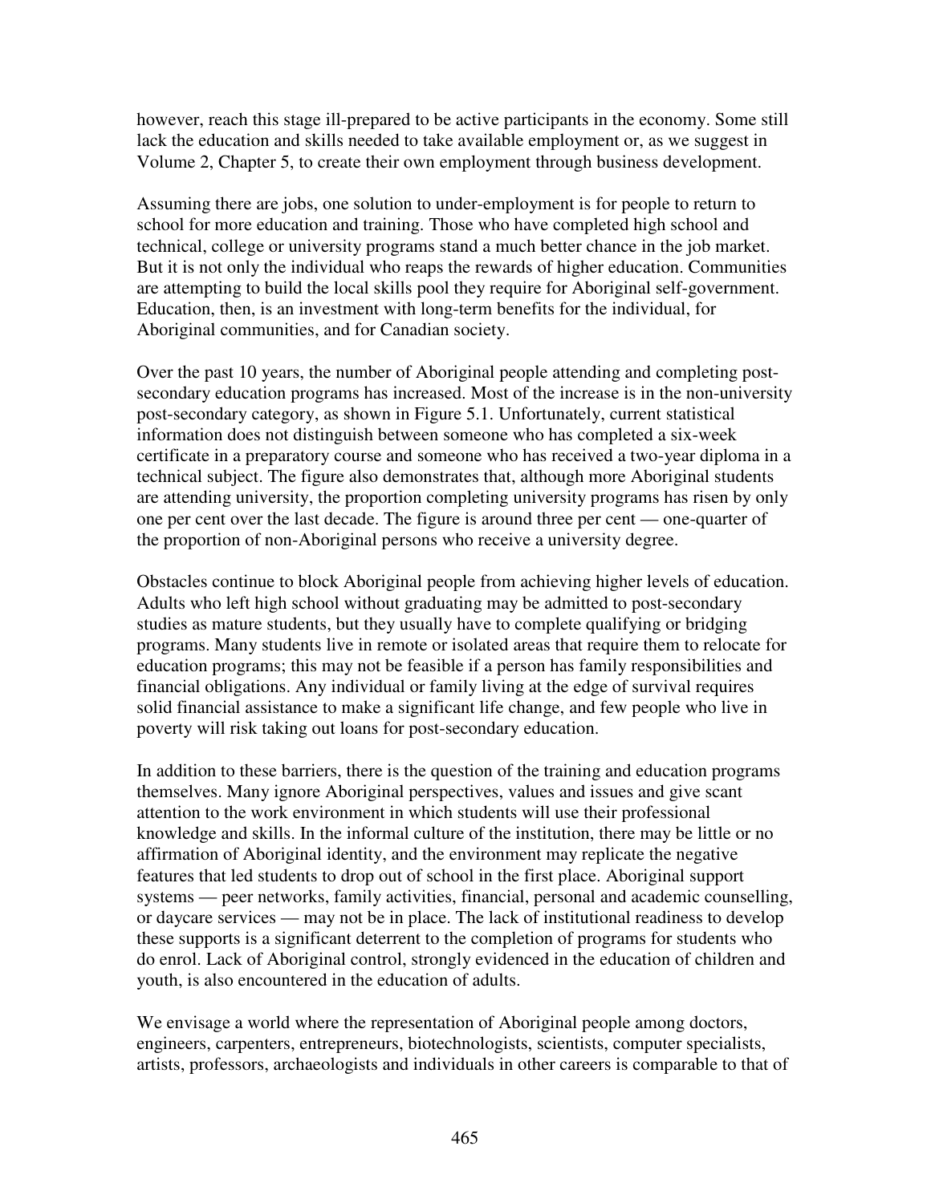however, reach this stage ill-prepared to be active participants in the economy. Some still lack the education and skills needed to take available employment or, as we suggest in Volume 2, Chapter 5, to create their own employment through business development.

Assuming there are jobs, one solution to under-employment is for people to return to school for more education and training. Those who have completed high school and technical, college or university programs stand a much better chance in the job market. But it is not only the individual who reaps the rewards of higher education. Communities are attempting to build the local skills pool they require for Aboriginal self-government. Education, then, is an investment with long-term benefits for the individual, for Aboriginal communities, and for Canadian society.

Over the past 10 years, the number of Aboriginal people attending and completing post-secondary education programs has increased. Most of the increase is in the non-university post-secondary category, as shown in Figure 5.1. Unfortunately, current statistical information does not distinguish between someone who has completed a six-week certificate in a preparatory course and someone who has received a two-year diploma in a technical subject. The figure also demonstrates that, although more Aboriginal students are attending university, the proportion completing university programs has risen by only one per cent over the last decade. The figure is around three per cent — one-quarter of the proportion of non-Aboriginal persons who receive a university degree.

Obstacles continue to block Aboriginal people from achieving higher levels of education. Adults who left high school without graduating may be admitted to post-secondary studies as mature students, but they usually have to complete qualifying or bridging programs. Many students live in remote or isolated areas that require them to relocate for education programs; this may not be feasible if a person has family responsibilities and financial obligations. Any individual or family living at the edge of survival requires solid financial assistance to make a significant life change, and few people who live in poverty will risk taking out loans for post-secondary education.

In addition to these barriers, there is the question of the training and education programs themselves. Many ignore Aboriginal perspectives, values and issues and give scant attention to the work environment in which students will use their professional knowledge and skills. In the informal culture of the institution, there may be little or no affirmation of Aboriginal identity, and the environment may replicate the negative features that led students to drop out of school in the first place. Aboriginal support systems — peer networks, family activities, financial, personal and academic counselling, or daycare services — may not be in place. The lack of institutional readiness to develop these supports is a significant deterrent to the completion of programs for students who do enrol. Lack of Aboriginal control, strongly evidenced in the education of children and youth, is also encountered in the education of adults.

We envisage a world where the representation of Aboriginal people among doctors, engineers, carpenters, entrepreneurs, biotechnologists, scientists, computer specialists, artists, professors, archaeologists and individuals in other careers is comparable to that of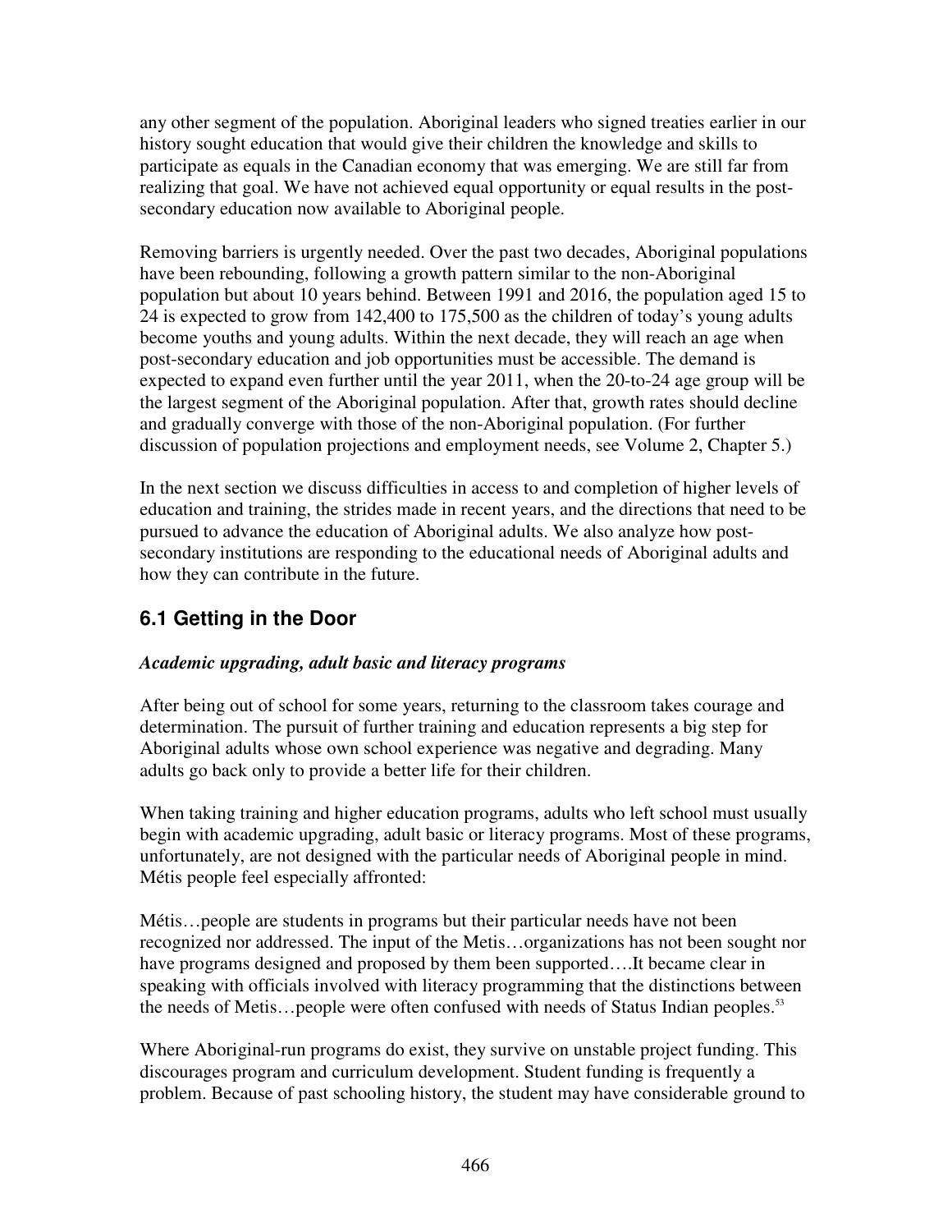any other segment of the population. Aboriginal leaders who signed treaties earlier in our history sought education that would give their children the knowledge and skills to participate as equals in the Canadian economy that was emerging. We are still far from realizing that goal. We have not achieved equal opportunity or equal results in the post-secondary education now available to Aboriginal people.

Removing barriers is urgently needed. Over the past two decades, Aboriginal populations have been rebounding, following a growth pattern similar to the non-Aboriginal population but about 10 years behind. Between 1991 and 2016, the population aged 15 to 24 is expected to grow from 142,400 to 175,500 as the children of today's young adults become youths and young adults. Within the next decade, they will reach an age when post-secondary education and job opportunities must be accessible. The demand is expected to expand even further until the year 2011, when the 20-to-24 age group will be the largest segment of the Aboriginal population. After that, growth rates should decline and gradually converge with those of the non-Aboriginal population. (For further discussion of population projections and employment needs, see Volume 2, Chapter 5.)

In the next section we discuss difficulties in access to and completion of higher levels of education and training, the strides made in recent years, and the directions that need to be pursued to advance the education of Aboriginal adults. We also analyze how post-secondary institutions are responding to the educational needs of Aboriginal adults and how they can contribute in the future.

## 6.1 Getting in the Door

***Academic upgrading, adult basic and literacy programs***

After being out of school for some years, returning to the classroom takes courage and determination. The pursuit of further training and education represents a big step for Aboriginal adults whose own school experience was negative and degrading. Many adults go back only to provide a better life for their children.

When taking training and higher education programs, adults who left school must usually begin with academic upgrading, adult basic or literacy programs. Most of these programs, unfortunately, are not designed with the particular needs of Aboriginal people in mind. Métis people feel especially affronted:

Métis…people are students in programs but their particular needs have not been recognized nor addressed. The input of the Metis…organizations has not been sought nor have programs designed and proposed by them been supported….It became clear in speaking with officials involved with literacy programming that the distinctions between the needs of Metis…people were often confused with needs of Status Indian peoples.[53]

Where Aboriginal-run programs do exist, they survive on unstable project funding. This discourages program and curriculum development. Student funding is frequently a problem. Because of past schooling history, the student may have considerable ground to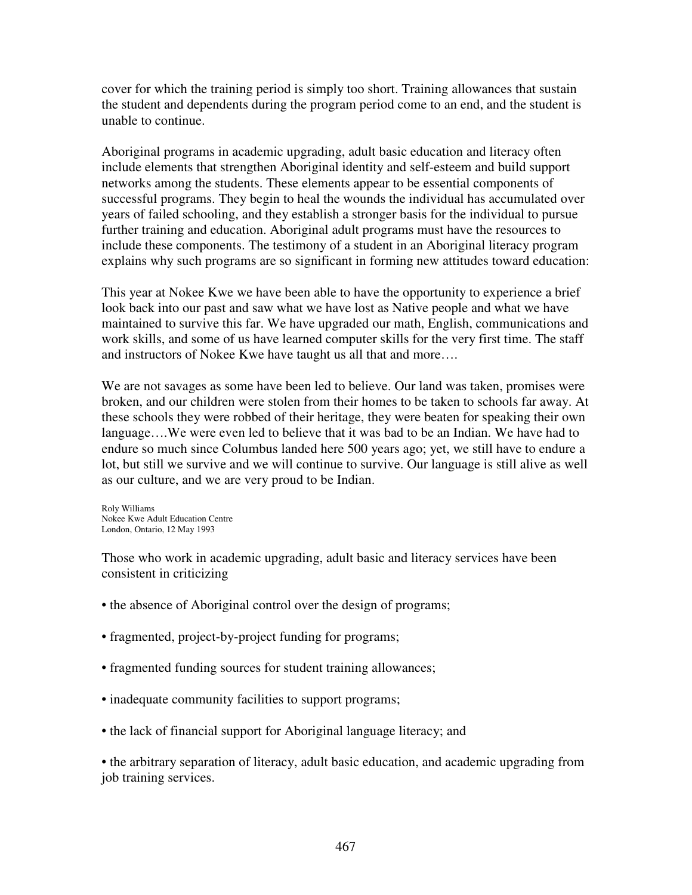cover for which the training period is simply too short. Training allowances that sustain the student and dependents during the program period come to an end, and the student is unable to continue.

Aboriginal programs in academic upgrading, adult basic education and literacy often include elements that strengthen Aboriginal identity and self-esteem and build support networks among the students. These elements appear to be essential components of successful programs. They begin to heal the wounds the individual has accumulated over years of failed schooling, and they establish a stronger basis for the individual to pursue further training and education. Aboriginal adult programs must have the resources to include these components. The testimony of a student in an Aboriginal literacy program explains why such programs are so significant in forming new attitudes toward education:

> This year at Nokee Kwe we have been able to have the opportunity to experience a brief look back into our past and saw what we have lost as Native people and what we have maintained to survive this far. We have upgraded our math, English, communications and work skills, and some of us have learned computer skills for the very first time. The staff and instructors of Nokee Kwe have taught us all that and more….
>
> We are not savages as some have been led to believe. Our land was taken, promises were broken, and our children were stolen from their homes to be taken to schools far away. At these schools they were robbed of their heritage, they were beaten for speaking their own language….We were even led to believe that it was bad to be an Indian. We have had to endure so much since Columbus landed here 500 years ago; yet, we still have to endure a lot, but still we survive and we will continue to survive. Our language is still alive as well as our culture, and we are very proud to be Indian.
>
> Roly Williams
> Nokee Kwe Adult Education Centre
> London, Ontario, 12 May 1993

Those who work in academic upgrading, adult basic and literacy services have been consistent in criticizing

- the absence of Aboriginal control over the design of programs;
- fragmented, project-by-project funding for programs;
- fragmented funding sources for student training allowances;
- inadequate community facilities to support programs;
- the lack of financial support for Aboriginal language literacy; and
- the arbitrary separation of literacy, adult basic education, and academic upgrading from job training services.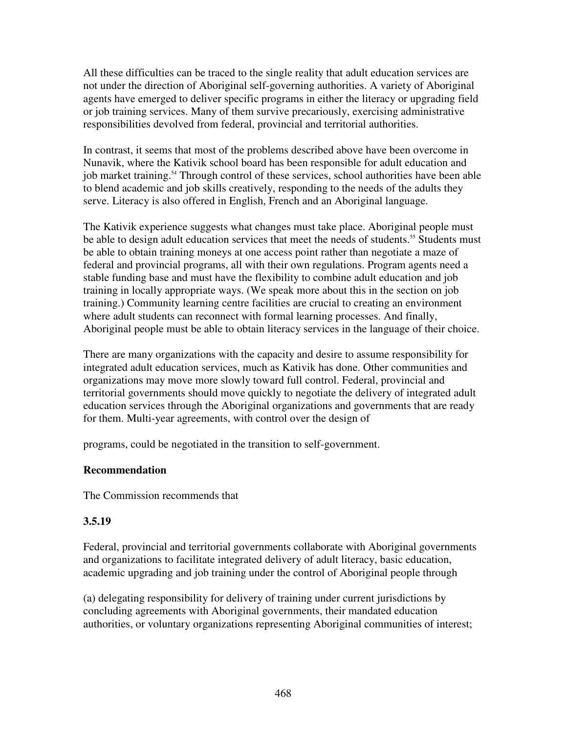All these difficulties can be traced to the single reality that adult education services are not under the direction of Aboriginal self-governing authorities. A variety of Aboriginal agents have emerged to deliver specific programs in either the literacy or upgrading field or job training services. Many of them survive precariously, exercising administrative responsibilities devolved from federal, provincial and territorial authorities.

In contrast, it seems that most of the problems described above have been overcome in Nunavik, where the Kativik school board has been responsible for adult education and job market training.[54] Through control of these services, school authorities have been able to blend academic and job skills creatively, responding to the needs of the adults they serve. Literacy is also offered in English, French and an Aboriginal language.

The Kativik experience suggests what changes must take place. Aboriginal people must be able to design adult education services that meet the needs of students.[55] Students must be able to obtain training moneys at one access point rather than negotiate a maze of federal and provincial programs, all with their own regulations. Program agents need a stable funding base and must have the flexibility to combine adult education and job training in locally appropriate ways. (We speak more about this in the section on job training.) Community learning centre facilities are crucial to creating an environment where adult students can reconnect with formal learning processes. And finally, Aboriginal people must be able to obtain literacy services in the language of their choice.

There are many organizations with the capacity and desire to assume responsibility for integrated adult education services, much as Kativik has done. Other communities and organizations may move more slowly toward full control. Federal, provincial and territorial governments should move quickly to negotiate the delivery of integrated adult education services through the Aboriginal organizations and governments that are ready for them. Multi-year agreements, with control over the design of programs, could be negotiated in the transition to self-government.

**Recommendation**

The Commission recommends that

**3.5.19**

Federal, provincial and territorial governments collaborate with Aboriginal governments and organizations to facilitate integrated delivery of adult literacy, basic education, academic upgrading and job training under the control of Aboriginal people through

(a) delegating responsibility for delivery of training under current jurisdictions by concluding agreements with Aboriginal governments, their mandated education authorities, or voluntary organizations representing Aboriginal communities of interest;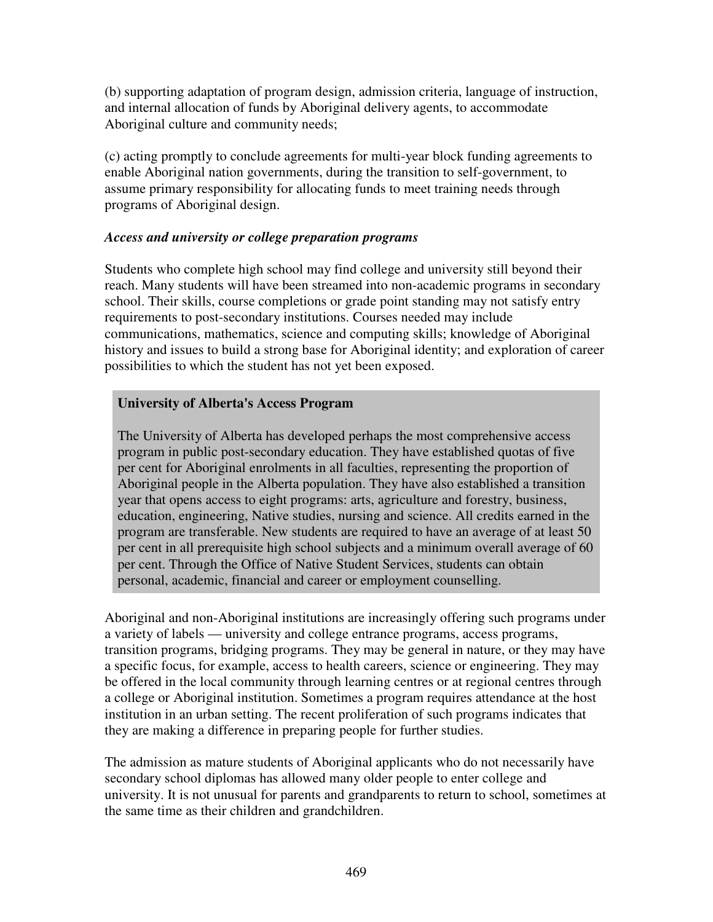(b) supporting adaptation of program design, admission criteria, language of instruction, and internal allocation of funds by Aboriginal delivery agents, to accommodate Aboriginal culture and community needs;

(c) acting promptly to conclude agreements for multi-year block funding agreements to enable Aboriginal nation governments, during the transition to self-government, to assume primary responsibility for allocating funds to meet training needs through programs of Aboriginal design.

*Access and university or college preparation programs*

Students who complete high school may find college and university still beyond their reach. Many students will have been streamed into non-academic programs in secondary school. Their skills, course completions or grade point standing may not satisfy entry requirements to post-secondary institutions. Courses needed may include communications, mathematics, science and computing skills; knowledge of Aboriginal history and issues to build a strong base for Aboriginal identity; and exploration of career possibilities to which the student has not yet been exposed.

> **University of Alberta's Access Program**
>
> The University of Alberta has developed perhaps the most comprehensive access program in public post-secondary education. They have established quotas of five per cent for Aboriginal enrolments in all faculties, representing the proportion of Aboriginal people in the Alberta population. They have also established a transition year that opens access to eight programs: arts, agriculture and forestry, business, education, engineering, Native studies, nursing and science. All credits earned in the program are transferable. New students are required to have an average of at least 50 per cent in all prerequisite high school subjects and a minimum overall average of 60 per cent. Through the Office of Native Student Services, students can obtain personal, academic, financial and career or employment counselling.

Aboriginal and non-Aboriginal institutions are increasingly offering such programs under a variety of labels — university and college entrance programs, access programs, transition programs, bridging programs. They may be general in nature, or they may have a specific focus, for example, access to health careers, science or engineering. They may be offered in the local community through learning centres or at regional centres through a college or Aboriginal institution. Sometimes a program requires attendance at the host institution in an urban setting. The recent proliferation of such programs indicates that they are making a difference in preparing people for further studies.

The admission as mature students of Aboriginal applicants who do not necessarily have secondary school diplomas has allowed many older people to enter college and university. It is not unusual for parents and grandparents to return to school, sometimes at the same time as their children and grandchildren.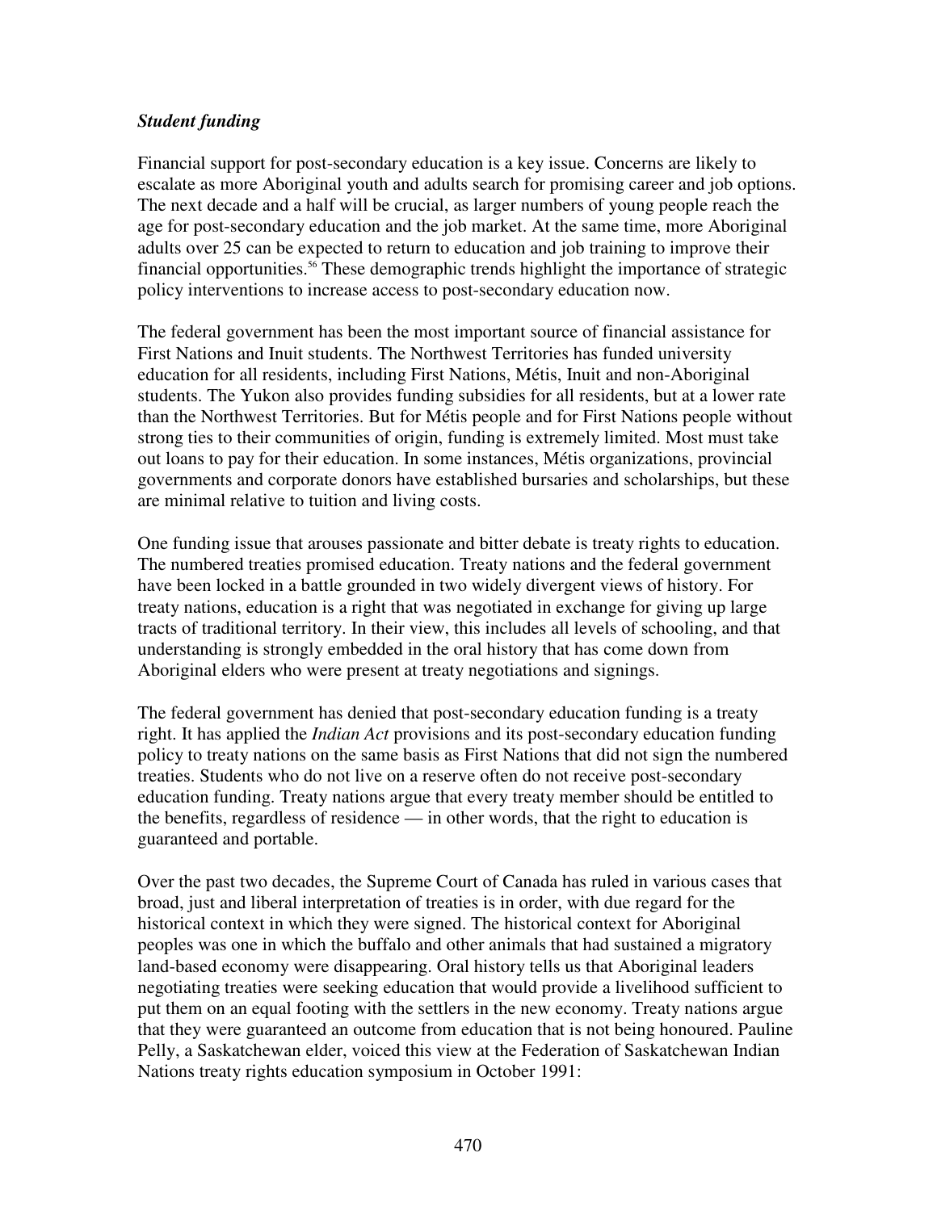***Student funding***

Financial support for post-secondary education is a key issue. Concerns are likely to escalate as more Aboriginal youth and adults search for promising career and job options. The next decade and a half will be crucial, as larger numbers of young people reach the age for post-secondary education and the job market. At the same time, more Aboriginal adults over 25 can be expected to return to education and job training to improve their financial opportunities.[56] These demographic trends highlight the importance of strategic policy interventions to increase access to post-secondary education now.

The federal government has been the most important source of financial assistance for First Nations and Inuit students. The Northwest Territories has funded university education for all residents, including First Nations, Métis, Inuit and non-Aboriginal students. The Yukon also provides funding subsidies for all residents, but at a lower rate than the Northwest Territories. But for Métis people and for First Nations people without strong ties to their communities of origin, funding is extremely limited. Most must take out loans to pay for their education. In some instances, Métis organizations, provincial governments and corporate donors have established bursaries and scholarships, but these are minimal relative to tuition and living costs.

One funding issue that arouses passionate and bitter debate is treaty rights to education. The numbered treaties promised education. Treaty nations and the federal government have been locked in a battle grounded in two widely divergent views of history. For treaty nations, education is a right that was negotiated in exchange for giving up large tracts of traditional territory. In their view, this includes all levels of schooling, and that understanding is strongly embedded in the oral history that has come down from Aboriginal elders who were present at treaty negotiations and signings.

The federal government has denied that post-secondary education funding is a treaty right. It has applied the *Indian Act* provisions and its post-secondary education funding policy to treaty nations on the same basis as First Nations that did not sign the numbered treaties. Students who do not live on a reserve often do not receive post-secondary education funding. Treaty nations argue that every treaty member should be entitled to the benefits, regardless of residence — in other words, that the right to education is guaranteed and portable.

Over the past two decades, the Supreme Court of Canada has ruled in various cases that broad, just and liberal interpretation of treaties is in order, with due regard for the historical context in which they were signed. The historical context for Aboriginal peoples was one in which the buffalo and other animals that had sustained a migratory land-based economy were disappearing. Oral history tells us that Aboriginal leaders negotiating treaties were seeking education that would provide a livelihood sufficient to put them on an equal footing with the settlers in the new economy. Treaty nations argue that they were guaranteed an outcome from education that is not being honoured. Pauline Pelly, a Saskatchewan elder, voiced this view at the Federation of Saskatchewan Indian Nations treaty rights education symposium in October 1991: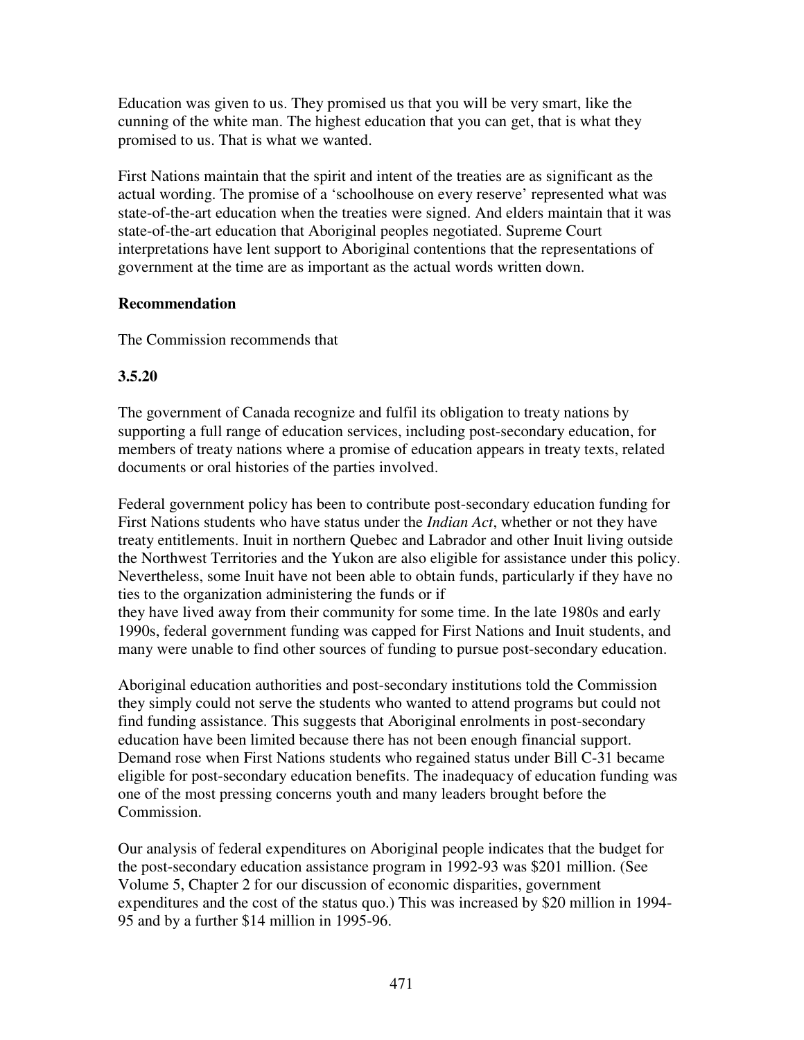Education was given to us. They promised us that you will be very smart, like the cunning of the white man. The highest education that you can get, that is what they promised to us. That is what we wanted.

First Nations maintain that the spirit and intent of the treaties are as significant as the actual wording. The promise of a 'schoolhouse on every reserve' represented what was state-of-the-art education when the treaties were signed. And elders maintain that it was state-of-the-art education that Aboriginal peoples negotiated. Supreme Court interpretations have lent support to Aboriginal contentions that the representations of government at the time are as important as the actual words written down.

**Recommendation**

The Commission recommends that

**3.5.20**

The government of Canada recognize and fulfil its obligation to treaty nations by supporting a full range of education services, including post-secondary education, for members of treaty nations where a promise of education appears in treaty texts, related documents or oral histories of the parties involved.

Federal government policy has been to contribute post-secondary education funding for First Nations students who have status under the *Indian Act*, whether or not they have treaty entitlements. Inuit in northern Quebec and Labrador and other Inuit living outside the Northwest Territories and the Yukon are also eligible for assistance under this policy. Nevertheless, some Inuit have not been able to obtain funds, particularly if they have no ties to the organization administering the funds or if they have lived away from their community for some time. In the late 1980s and early 1990s, federal government funding was capped for First Nations and Inuit students, and many were unable to find other sources of funding to pursue post-secondary education.

Aboriginal education authorities and post-secondary institutions told the Commission they simply could not serve the students who wanted to attend programs but could not find funding assistance. This suggests that Aboriginal enrolments in post-secondary education have been limited because there has not been enough financial support. Demand rose when First Nations students who regained status under Bill C-31 became eligible for post-secondary education benefits. The inadequacy of education funding was one of the most pressing concerns youth and many leaders brought before the Commission.

Our analysis of federal expenditures on Aboriginal people indicates that the budget for the post-secondary education assistance program in 1992-93 was $201 million. (See Volume 5, Chapter 2 for our discussion of economic disparities, government expenditures and the cost of the status quo.) This was increased by $20 million in 1994-95 and by a further $14 million in 1995-96.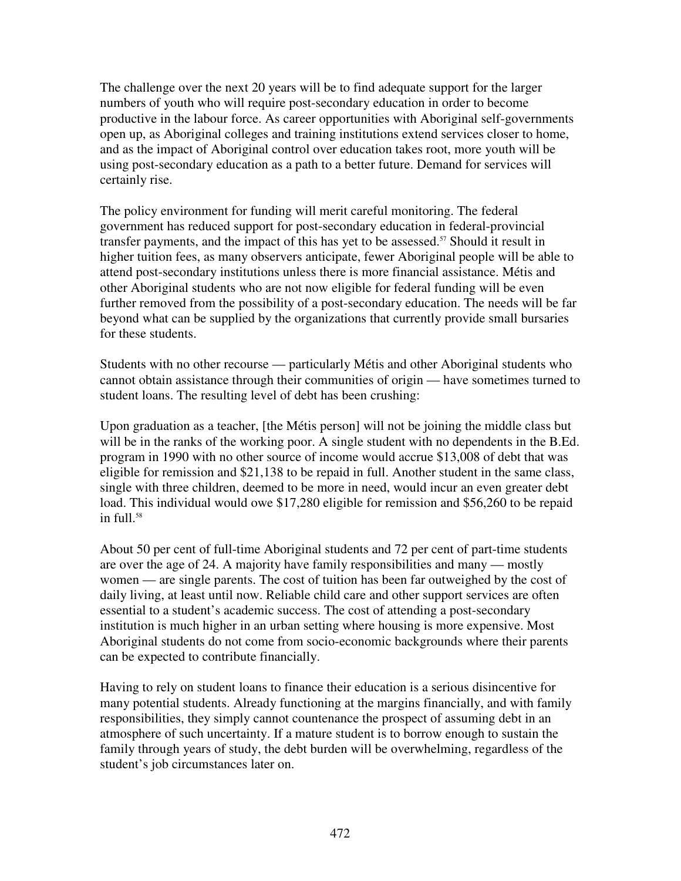The challenge over the next 20 years will be to find adequate support for the larger numbers of youth who will require post-secondary education in order to become productive in the labour force. As career opportunities with Aboriginal self-governments open up, as Aboriginal colleges and training institutions extend services closer to home, and as the impact of Aboriginal control over education takes root, more youth will be using post-secondary education as a path to a better future. Demand for services will certainly rise.

The policy environment for funding will merit careful monitoring. The federal government has reduced support for post-secondary education in federal-provincial transfer payments, and the impact of this has yet to be assessed.[57] Should it result in higher tuition fees, as many observers anticipate, fewer Aboriginal people will be able to attend post-secondary institutions unless there is more financial assistance. Métis and other Aboriginal students who are not now eligible for federal funding will be even further removed from the possibility of a post-secondary education. The needs will be far beyond what can be supplied by the organizations that currently provide small bursaries for these students.

Students with no other recourse — particularly Métis and other Aboriginal students who cannot obtain assistance through their communities of origin — have sometimes turned to student loans. The resulting level of debt has been crushing:

> Upon graduation as a teacher, [the Métis person] will not be joining the middle class but will be in the ranks of the working poor. A single student with no dependents in the B.Ed. program in 1990 with no other source of income would accrue $13,008 of debt that was eligible for remission and $21,138 to be repaid in full. Another student in the same class, single with three children, deemed to be more in need, would incur an even greater debt load. This individual would owe $17,280 eligible for remission and $56,260 to be repaid in full.[58]

About 50 per cent of full-time Aboriginal students and 72 per cent of part-time students are over the age of 24. A majority have family responsibilities and many — mostly women — are single parents. The cost of tuition has been far outweighed by the cost of daily living, at least until now. Reliable child care and other support services are often essential to a student's academic success. The cost of attending a post-secondary institution is much higher in an urban setting where housing is more expensive. Most Aboriginal students do not come from socio-economic backgrounds where their parents can be expected to contribute financially.

Having to rely on student loans to finance their education is a serious disincentive for many potential students. Already functioning at the margins financially, and with family responsibilities, they simply cannot countenance the prospect of assuming debt in an atmosphere of such uncertainty. If a mature student is to borrow enough to sustain the family through years of study, the debt burden will be overwhelming, regardless of the student's job circumstances later on.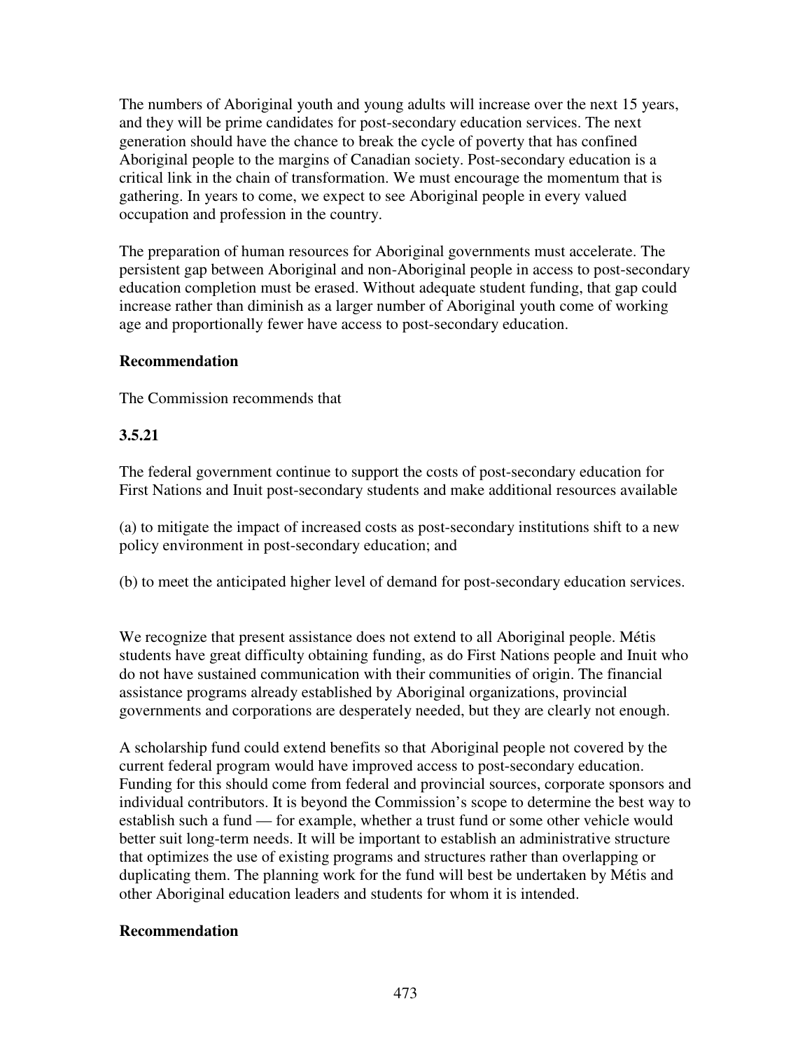The numbers of Aboriginal youth and young adults will increase over the next 15 years, and they will be prime candidates for post-secondary education services. The next generation should have the chance to break the cycle of poverty that has confined Aboriginal people to the margins of Canadian society. Post-secondary education is a critical link in the chain of transformation. We must encourage the momentum that is gathering. In years to come, we expect to see Aboriginal people in every valued occupation and profession in the country.

The preparation of human resources for Aboriginal governments must accelerate. The persistent gap between Aboriginal and non-Aboriginal people in access to post-secondary education completion must be erased. Without adequate student funding, that gap could increase rather than diminish as a larger number of Aboriginal youth come of working age and proportionally fewer have access to post-secondary education.

**Recommendation**

The Commission recommends that

**3.5.21**

The federal government continue to support the costs of post-secondary education for First Nations and Inuit post-secondary students and make additional resources available

(a) to mitigate the impact of increased costs as post-secondary institutions shift to a new policy environment in post-secondary education; and

(b) to meet the anticipated higher level of demand for post-secondary education services.

We recognize that present assistance does not extend to all Aboriginal people. Métis students have great difficulty obtaining funding, as do First Nations people and Inuit who do not have sustained communication with their communities of origin. The financial assistance programs already established by Aboriginal organizations, provincial governments and corporations are desperately needed, but they are clearly not enough.

A scholarship fund could extend benefits so that Aboriginal people not covered by the current federal program would have improved access to post-secondary education. Funding for this should come from federal and provincial sources, corporate sponsors and individual contributors. It is beyond the Commission's scope to determine the best way to establish such a fund — for example, whether a trust fund or some other vehicle would better suit long-term needs. It will be important to establish an administrative structure that optimizes the use of existing programs and structures rather than overlapping or duplicating them. The planning work for the fund will best be undertaken by Métis and other Aboriginal education leaders and students for whom it is intended.

**Recommendation**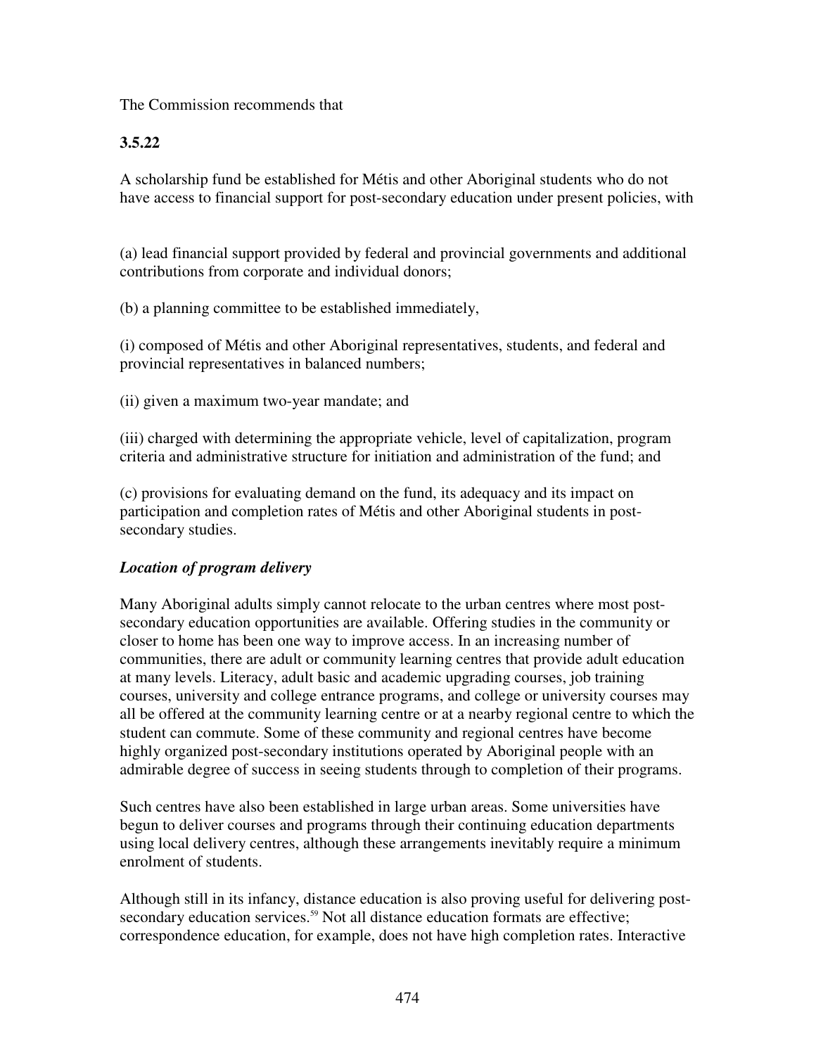The Commission recommends that

**3.5.22**

A scholarship fund be established for Métis and other Aboriginal students who do not have access to financial support for post-secondary education under present policies, with

(a) lead financial support provided by federal and provincial governments and additional contributions from corporate and individual donors;

(b) a planning committee to be established immediately,

(i) composed of Métis and other Aboriginal representatives, students, and federal and provincial representatives in balanced numbers;

(ii) given a maximum two-year mandate; and

(iii) charged with determining the appropriate vehicle, level of capitalization, program criteria and administrative structure for initiation and administration of the fund; and

(c) provisions for evaluating demand on the fund, its adequacy and its impact on participation and completion rates of Métis and other Aboriginal students in post-secondary studies.

***Location of program delivery***

Many Aboriginal adults simply cannot relocate to the urban centres where most post-secondary education opportunities are available. Offering studies in the community or closer to home has been one way to improve access. In an increasing number of communities, there are adult or community learning centres that provide adult education at many levels. Literacy, adult basic and academic upgrading courses, job training courses, university and college entrance programs, and college or university courses may all be offered at the community learning centre or at a nearby regional centre to which the student can commute. Some of these community and regional centres have become highly organized post-secondary institutions operated by Aboriginal people with an admirable degree of success in seeing students through to completion of their programs.

Such centres have also been established in large urban areas. Some universities have begun to deliver courses and programs through their continuing education departments using local delivery centres, although these arrangements inevitably require a minimum enrolment of students.

Although still in its infancy, distance education is also proving useful for delivering post-secondary education services.[59] Not all distance education formats are effective; correspondence education, for example, does not have high completion rates. Interactive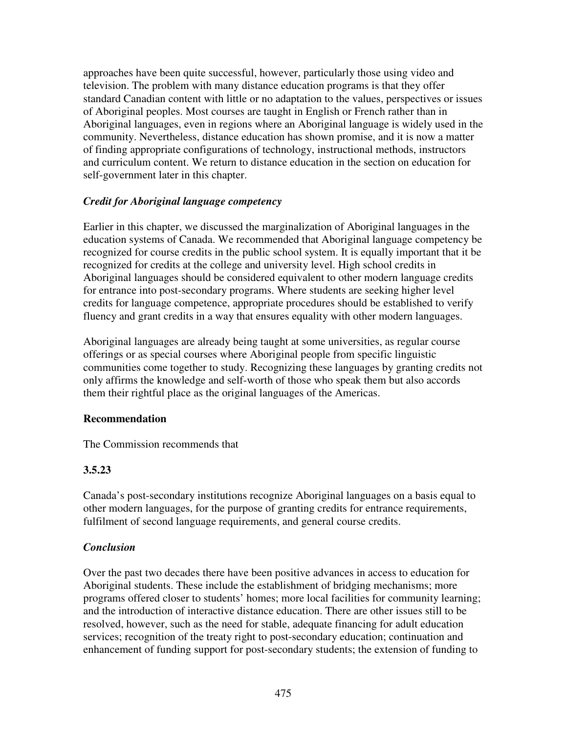approaches have been quite successful, however, particularly those using video and television. The problem with many distance education programs is that they offer standard Canadian content with little or no adaptation to the values, perspectives or issues of Aboriginal peoples. Most courses are taught in English or French rather than in Aboriginal languages, even in regions where an Aboriginal language is widely used in the community. Nevertheless, distance education has shown promise, and it is now a matter of finding appropriate configurations of technology, instructional methods, instructors and curriculum content. We return to distance education in the section on education for self-government later in this chapter.

### *Credit for Aboriginal language competency*

Earlier in this chapter, we discussed the marginalization of Aboriginal languages in the education systems of Canada. We recommended that Aboriginal language competency be recognized for course credits in the public school system. It is equally important that it be recognized for credits at the college and university level. High school credits in Aboriginal languages should be considered equivalent to other modern language credits for entrance into post-secondary programs. Where students are seeking higher level credits for language competence, appropriate procedures should be established to verify fluency and grant credits in a way that ensures equality with other modern languages.

Aboriginal languages are already being taught at some universities, as regular course offerings or as special courses where Aboriginal people from specific linguistic communities come together to study. Recognizing these languages by granting credits not only affirms the knowledge and self-worth of those who speak them but also accords them their rightful place as the original languages of the Americas.

**Recommendation**

The Commission recommends that

**3.5.23**

Canada's post-secondary institutions recognize Aboriginal languages on a basis equal to other modern languages, for the purpose of granting credits for entrance requirements, fulfilment of second language requirements, and general course credits.

### *Conclusion*

Over the past two decades there have been positive advances in access to education for Aboriginal students. These include the establishment of bridging mechanisms; more programs offered closer to students' homes; more local facilities for community learning; and the introduction of interactive distance education. There are other issues still to be resolved, however, such as the need for stable, adequate financing for adult education services; recognition of the treaty right to post-secondary education; continuation and enhancement of funding support for post-secondary students; the extension of funding to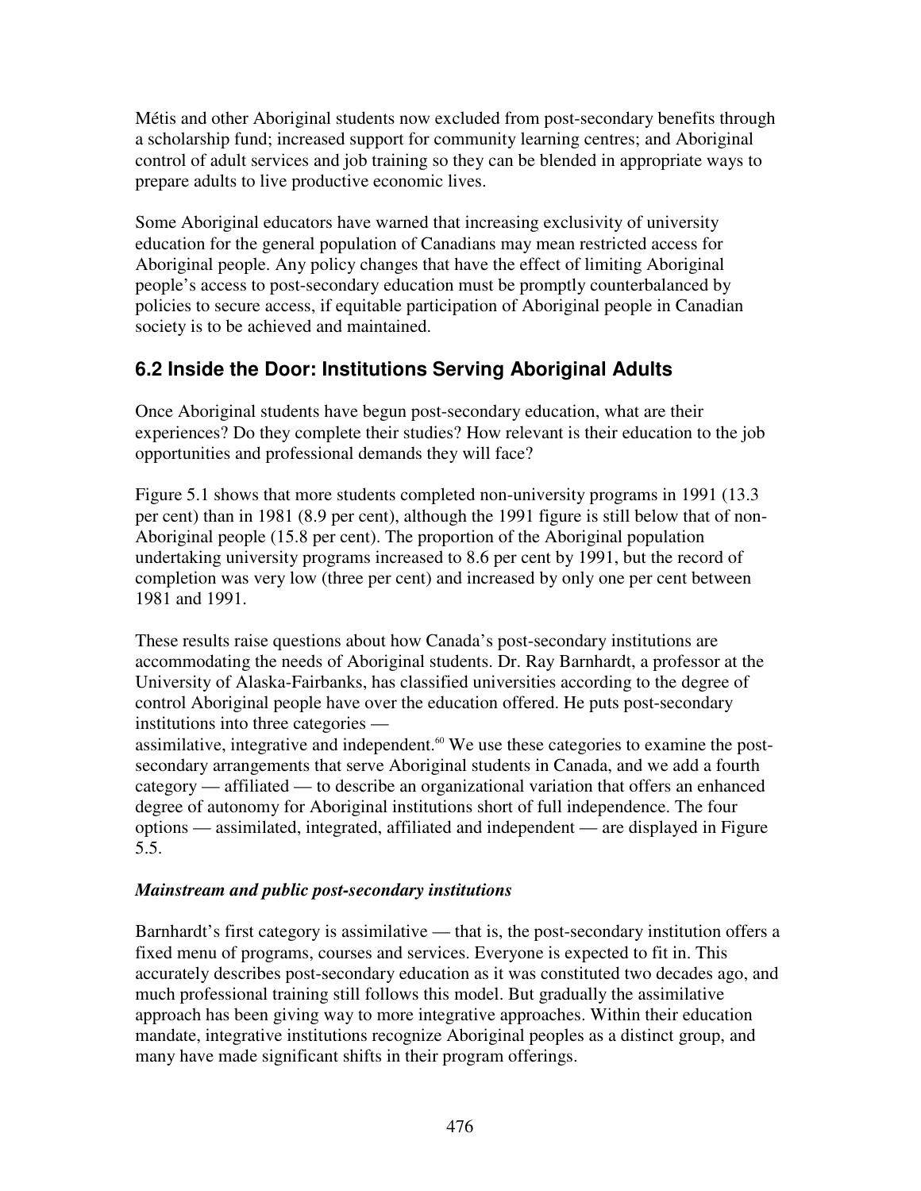Métis and other Aboriginal students now excluded from post-secondary benefits through a scholarship fund; increased support for community learning centres; and Aboriginal control of adult services and job training so they can be blended in appropriate ways to prepare adults to live productive economic lives.

Some Aboriginal educators have warned that increasing exclusivity of university education for the general population of Canadians may mean restricted access for Aboriginal people. Any policy changes that have the effect of limiting Aboriginal people's access to post-secondary education must be promptly counterbalanced by policies to secure access, if equitable participation of Aboriginal people in Canadian society is to be achieved and maintained.

## 6.2 Inside the Door: Institutions Serving Aboriginal Adults

Once Aboriginal students have begun post-secondary education, what are their experiences? Do they complete their studies? How relevant is their education to the job opportunities and professional demands they will face?

Figure 5.1 shows that more students completed non-university programs in 1991 (13.3 per cent) than in 1981 (8.9 per cent), although the 1991 figure is still below that of non-Aboriginal people (15.8 per cent). The proportion of the Aboriginal population undertaking university programs increased to 8.6 per cent by 1991, but the record of completion was very low (three per cent) and increased by only one per cent between 1981 and 1991.

These results raise questions about how Canada's post-secondary institutions are accommodating the needs of Aboriginal students. Dr. Ray Barnhardt, a professor at the University of Alaska-Fairbanks, has classified universities according to the degree of control Aboriginal people have over the education offered. He puts post-secondary institutions into three categories — assimilative, integrative and independent.[60] We use these categories to examine the post-secondary arrangements that serve Aboriginal students in Canada, and we add a fourth category — affiliated — to describe an organizational variation that offers an enhanced degree of autonomy for Aboriginal institutions short of full independence. The four options — assimilated, integrated, affiliated and independent — are displayed in Figure 5.5.

### *Mainstream and public post-secondary institutions*

Barnhardt's first category is assimilative — that is, the post-secondary institution offers a fixed menu of programs, courses and services. Everyone is expected to fit in. This accurately describes post-secondary education as it was constituted two decades ago, and much professional training still follows this model. But gradually the assimilative approach has been giving way to more integrative approaches. Within their education mandate, integrative institutions recognize Aboriginal peoples as a distinct group, and many have made significant shifts in their program offerings.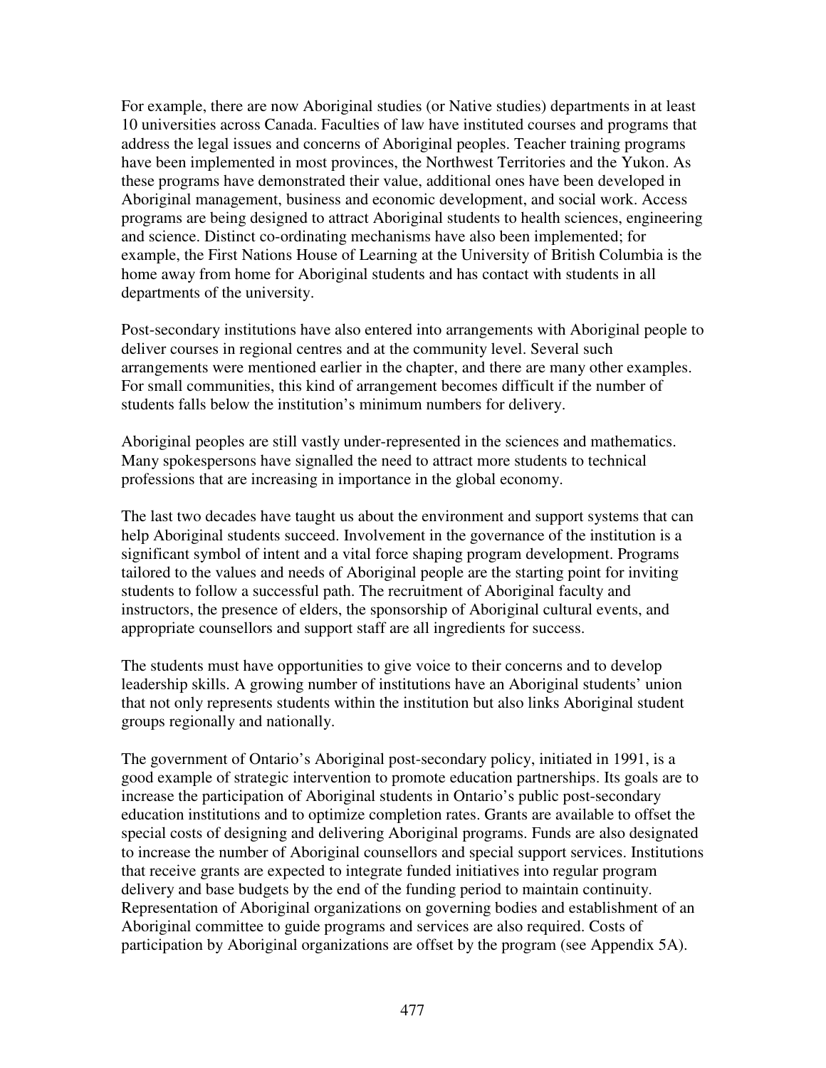For example, there are now Aboriginal studies (or Native studies) departments in at least 10 universities across Canada. Faculties of law have instituted courses and programs that address the legal issues and concerns of Aboriginal peoples. Teacher training programs have been implemented in most provinces, the Northwest Territories and the Yukon. As these programs have demonstrated their value, additional ones have been developed in Aboriginal management, business and economic development, and social work. Access programs are being designed to attract Aboriginal students to health sciences, engineering and science. Distinct co-ordinating mechanisms have also been implemented; for example, the First Nations House of Learning at the University of British Columbia is the home away from home for Aboriginal students and has contact with students in all departments of the university.

Post-secondary institutions have also entered into arrangements with Aboriginal people to deliver courses in regional centres and at the community level. Several such arrangements were mentioned earlier in the chapter, and there are many other examples. For small communities, this kind of arrangement becomes difficult if the number of students falls below the institution's minimum numbers for delivery.

Aboriginal peoples are still vastly under-represented in the sciences and mathematics. Many spokespersons have signalled the need to attract more students to technical professions that are increasing in importance in the global economy.

The last two decades have taught us about the environment and support systems that can help Aboriginal students succeed. Involvement in the governance of the institution is a significant symbol of intent and a vital force shaping program development. Programs tailored to the values and needs of Aboriginal people are the starting point for inviting students to follow a successful path. The recruitment of Aboriginal faculty and instructors, the presence of elders, the sponsorship of Aboriginal cultural events, and appropriate counsellors and support staff are all ingredients for success.

The students must have opportunities to give voice to their concerns and to develop leadership skills. A growing number of institutions have an Aboriginal students' union that not only represents students within the institution but also links Aboriginal student groups regionally and nationally.

The government of Ontario's Aboriginal post-secondary policy, initiated in 1991, is a good example of strategic intervention to promote education partnerships. Its goals are to increase the participation of Aboriginal students in Ontario's public post-secondary education institutions and to optimize completion rates. Grants are available to offset the special costs of designing and delivering Aboriginal programs. Funds are also designated to increase the number of Aboriginal counsellors and special support services. Institutions that receive grants are expected to integrate funded initiatives into regular program delivery and base budgets by the end of the funding period to maintain continuity. Representation of Aboriginal organizations on governing bodies and establishment of an Aboriginal committee to guide programs and services are also required. Costs of participation by Aboriginal organizations are offset by the program (see Appendix 5A).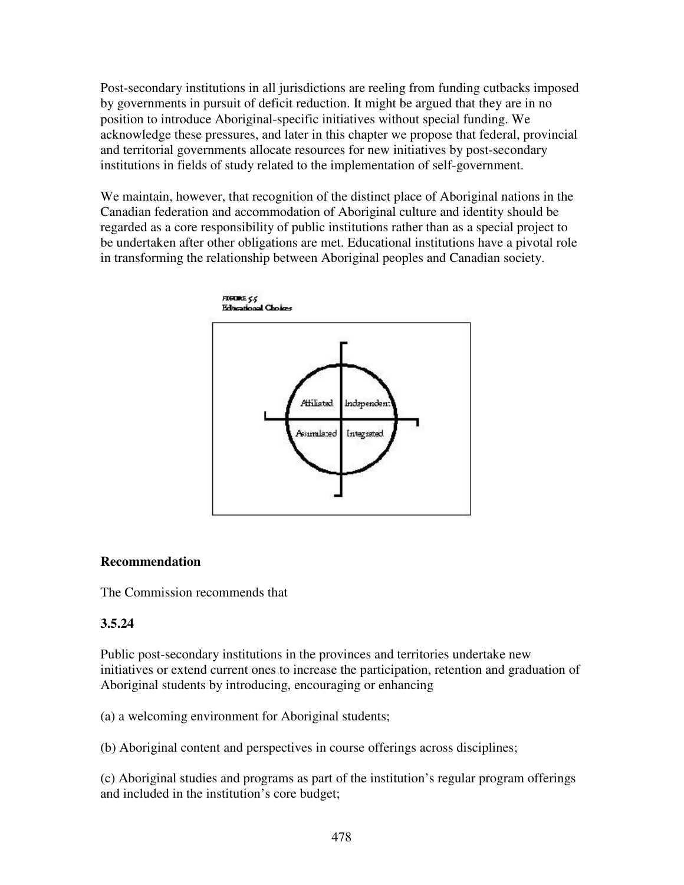Post-secondary institutions in all jurisdictions are reeling from funding cutbacks imposed by governments in pursuit of deficit reduction. It might be argued that they are in no position to introduce Aboriginal-specific initiatives without special funding. We acknowledge these pressures, and later in this chapter we propose that federal, provincial and territorial governments allocate resources for new initiatives by post-secondary institutions in fields of study related to the implementation of self-government.

We maintain, however, that recognition of the distinct place of Aboriginal nations in the Canadian federation and accommodation of Aboriginal culture and identity should be regarded as a core responsibility of public institutions rather than as a special project to be undertaken after other obligations are met. Educational institutions have a pivotal role in transforming the relationship between Aboriginal peoples and Canadian society.

FIGURE 5.5
Educational Choices

| Affiliated | Independent |
|---|---|
| Assimilated | Integrated |

### Recommendation

The Commission recommends that

**3.5.24**

Public post-secondary institutions in the provinces and territories undertake new initiatives or extend current ones to increase the participation, retention and graduation of Aboriginal students by introducing, encouraging or enhancing

(a) a welcoming environment for Aboriginal students;

(b) Aboriginal content and perspectives in course offerings across disciplines;

(c) Aboriginal studies and programs as part of the institution's regular program offerings and included in the institution's core budget;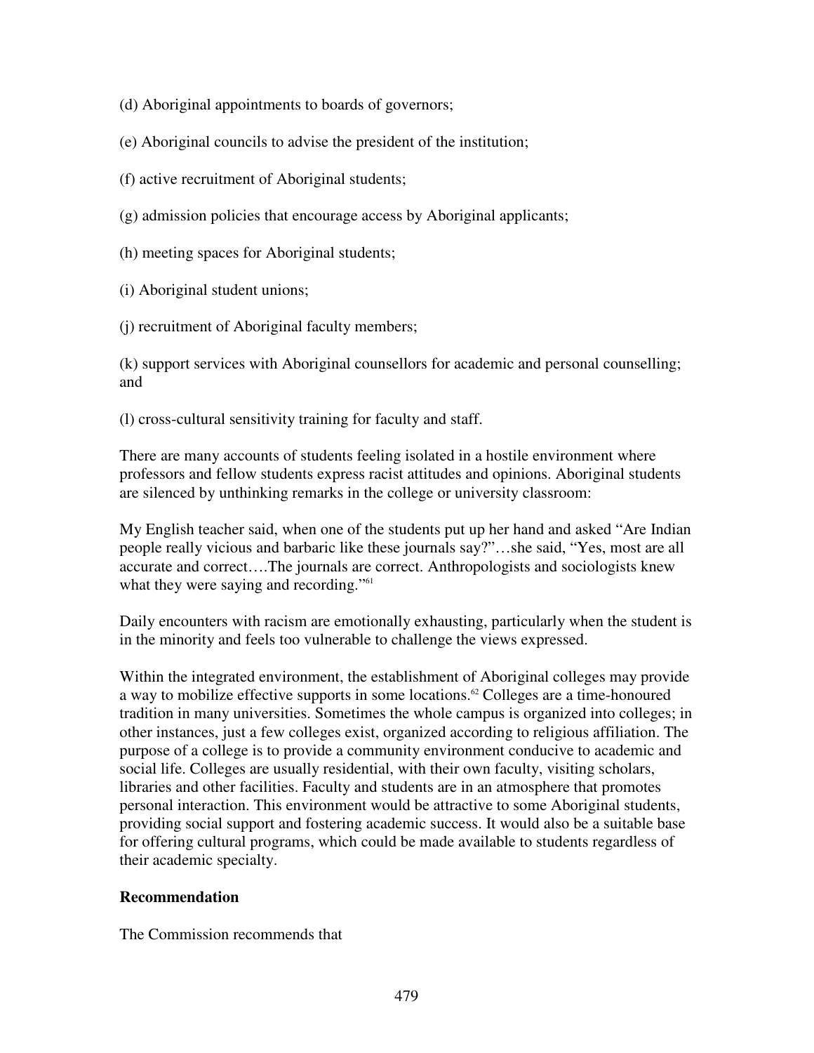(d) Aboriginal appointments to boards of governors;

(e) Aboriginal councils to advise the president of the institution;

(f) active recruitment of Aboriginal students;

(g) admission policies that encourage access by Aboriginal applicants;

(h) meeting spaces for Aboriginal students;

(i) Aboriginal student unions;

(j) recruitment of Aboriginal faculty members;

(k) support services with Aboriginal counsellors for academic and personal counselling; and

(l) cross-cultural sensitivity training for faculty and staff.

There are many accounts of students feeling isolated in a hostile environment where professors and fellow students express racist attitudes and opinions. Aboriginal students are silenced by unthinking remarks in the college or university classroom:

My English teacher said, when one of the students put up her hand and asked "Are Indian people really vicious and barbaric like these journals say?"…she said, "Yes, most are all accurate and correct….The journals are correct. Anthropologists and sociologists knew what they were saying and recording."[61]

Daily encounters with racism are emotionally exhausting, particularly when the student is in the minority and feels too vulnerable to challenge the views expressed.

Within the integrated environment, the establishment of Aboriginal colleges may provide a way to mobilize effective supports in some locations.[62] Colleges are a time-honoured tradition in many universities. Sometimes the whole campus is organized into colleges; in other instances, just a few colleges exist, organized according to religious affiliation. The purpose of a college is to provide a community environment conducive to academic and social life. Colleges are usually residential, with their own faculty, visiting scholars, libraries and other facilities. Faculty and students are in an atmosphere that promotes personal interaction. This environment would be attractive to some Aboriginal students, providing social support and fostering academic success. It would also be a suitable base for offering cultural programs, which could be made available to students regardless of their academic specialty.

**Recommendation**

The Commission recommends that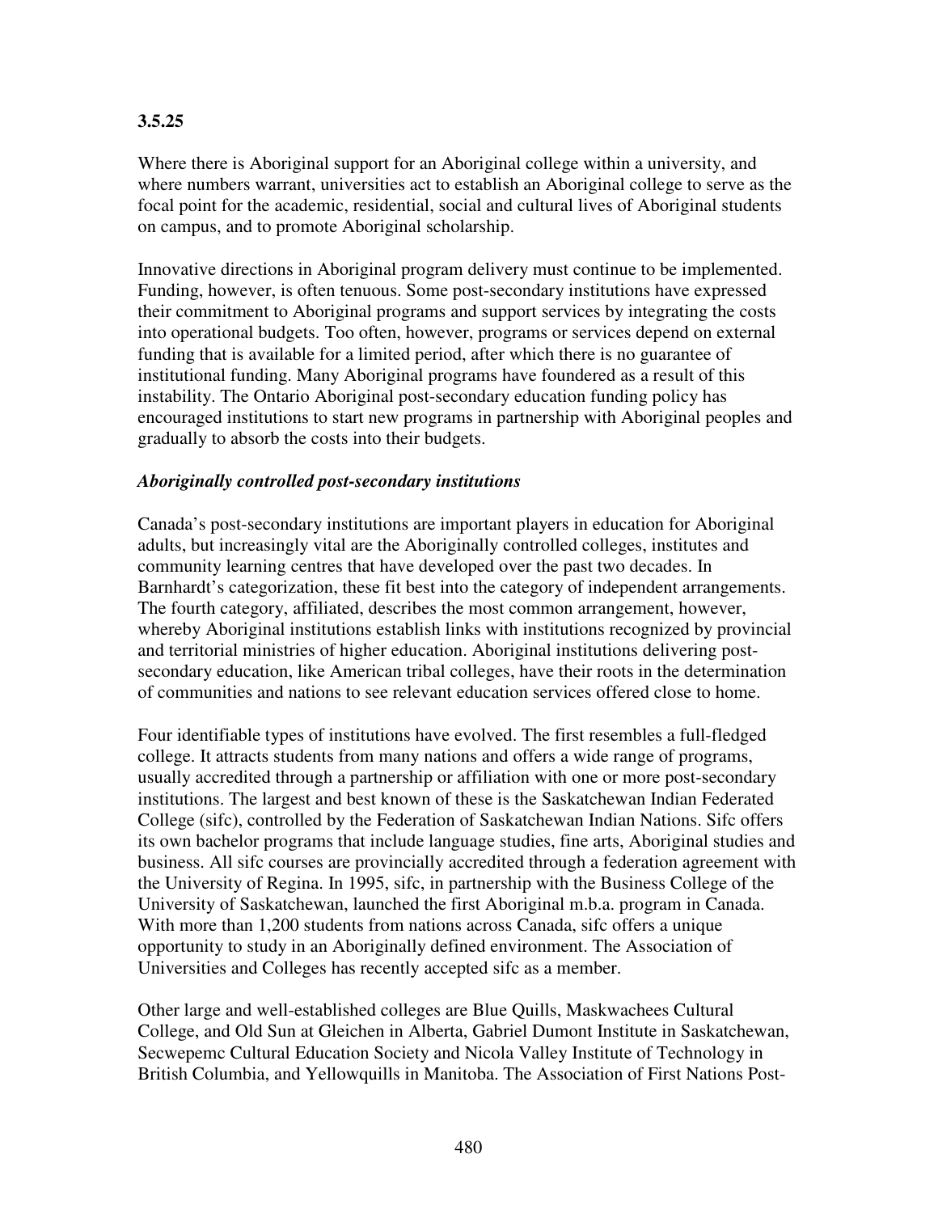**3.5.25**

Where there is Aboriginal support for an Aboriginal college within a university, and where numbers warrant, universities act to establish an Aboriginal college to serve as the focal point for the academic, residential, social and cultural lives of Aboriginal students on campus, and to promote Aboriginal scholarship.

Innovative directions in Aboriginal program delivery must continue to be implemented. Funding, however, is often tenuous. Some post-secondary institutions have expressed their commitment to Aboriginal programs and support services by integrating the costs into operational budgets. Too often, however, programs or services depend on external funding that is available for a limited period, after which there is no guarantee of institutional funding. Many Aboriginal programs have foundered as a result of this instability. The Ontario Aboriginal post-secondary education funding policy has encouraged institutions to start new programs in partnership with Aboriginal peoples and gradually to absorb the costs into their budgets.

### *Aboriginally controlled post-secondary institutions*

Canada's post-secondary institutions are important players in education for Aboriginal adults, but increasingly vital are the Aboriginally controlled colleges, institutes and community learning centres that have developed over the past two decades. In Barnhardt's categorization, these fit best into the category of independent arrangements. The fourth category, affiliated, describes the most common arrangement, however, whereby Aboriginal institutions establish links with institutions recognized by provincial and territorial ministries of higher education. Aboriginal institutions delivering post-secondary education, like American tribal colleges, have their roots in the determination of communities and nations to see relevant education services offered close to home.

Four identifiable types of institutions have evolved. The first resembles a full-fledged college. It attracts students from many nations and offers a wide range of programs, usually accredited through a partnership or affiliation with one or more post-secondary institutions. The largest and best known of these is the Saskatchewan Indian Federated College (sifc), controlled by the Federation of Saskatchewan Indian Nations. Sifc offers its own bachelor programs that include language studies, fine arts, Aboriginal studies and business. All sifc courses are provincially accredited through a federation agreement with the University of Regina. In 1995, sifc, in partnership with the Business College of the University of Saskatchewan, launched the first Aboriginal m.b.a. program in Canada. With more than 1,200 students from nations across Canada, sifc offers a unique opportunity to study in an Aboriginally defined environment. The Association of Universities and Colleges has recently accepted sifc as a member.

Other large and well-established colleges are Blue Quills, Maskwachees Cultural College, and Old Sun at Gleichen in Alberta, Gabriel Dumont Institute in Saskatchewan, Secwepemc Cultural Education Society and Nicola Valley Institute of Technology in British Columbia, and Yellowquills in Manitoba. The Association of First Nations Post-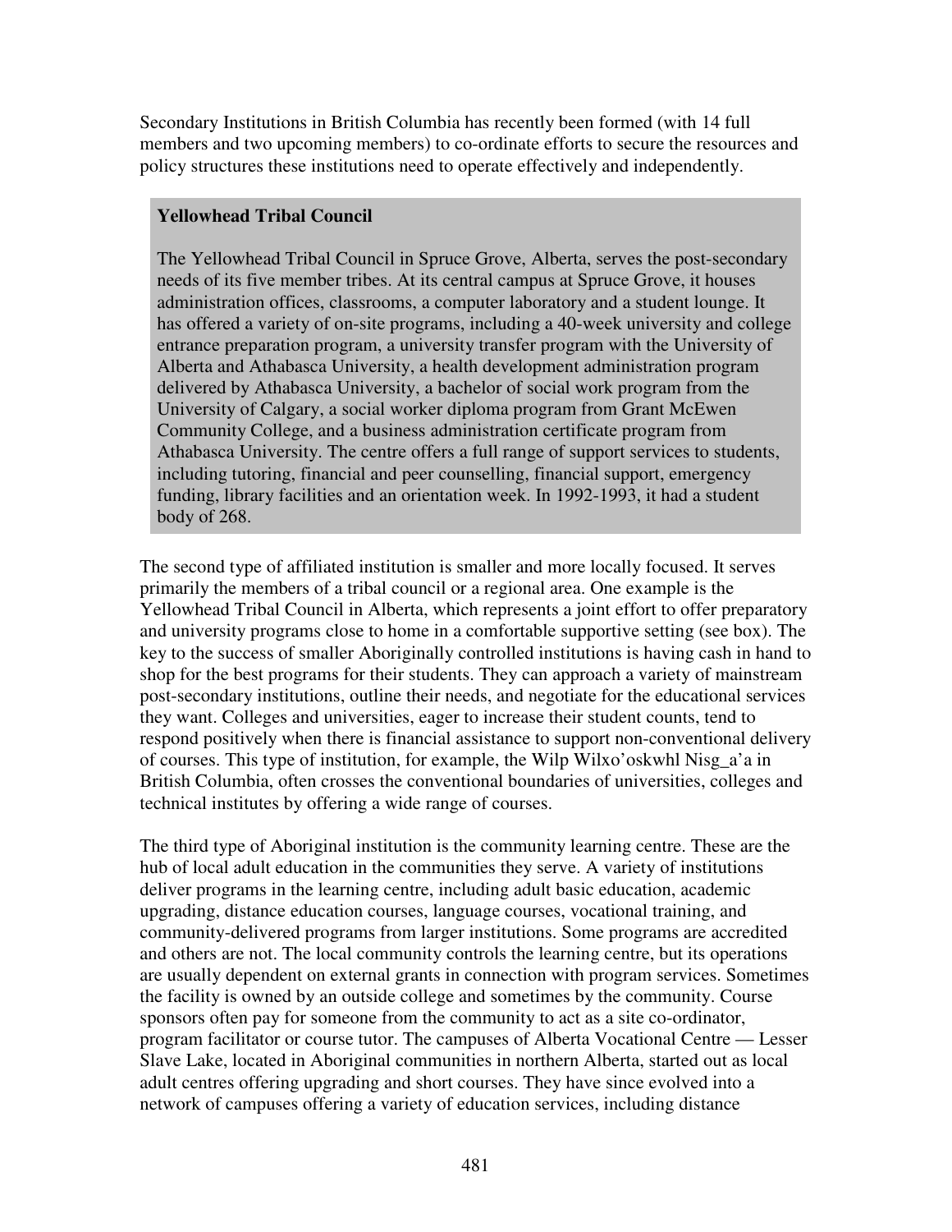Secondary Institutions in British Columbia has recently been formed (with 14 full members and two upcoming members) to co-ordinate efforts to secure the resources and policy structures these institutions need to operate effectively and independently.

**Yellowhead Tribal Council**

The Yellowhead Tribal Council in Spruce Grove, Alberta, serves the post-secondary needs of its five member tribes. At its central campus at Spruce Grove, it houses administration offices, classrooms, a computer laboratory and a student lounge. It has offered a variety of on-site programs, including a 40-week university and college entrance preparation program, a university transfer program with the University of Alberta and Athabasca University, a health development administration program delivered by Athabasca University, a bachelor of social work program from the University of Calgary, a social worker diploma program from Grant McEwen Community College, and a business administration certificate program from Athabasca University. The centre offers a full range of support services to students, including tutoring, financial and peer counselling, financial support, emergency funding, library facilities and an orientation week. In 1992-1993, it had a student body of 268.

The second type of affiliated institution is smaller and more locally focused. It serves primarily the members of a tribal council or a regional area. One example is the Yellowhead Tribal Council in Alberta, which represents a joint effort to offer preparatory and university programs close to home in a comfortable supportive setting (see box). The key to the success of smaller Aboriginally controlled institutions is having cash in hand to shop for the best programs for their students. They can approach a variety of mainstream post-secondary institutions, outline their needs, and negotiate for the educational services they want. Colleges and universities, eager to increase their student counts, tend to respond positively when there is financial assistance to support non-conventional delivery of courses. This type of institution, for example, the Wilp Wilxo'oskwhl Nisg_a'a in British Columbia, often crosses the conventional boundaries of universities, colleges and technical institutes by offering a wide range of courses.

The third type of Aboriginal institution is the community learning centre. These are the hub of local adult education in the communities they serve. A variety of institutions deliver programs in the learning centre, including adult basic education, academic upgrading, distance education courses, language courses, vocational training, and community-delivered programs from larger institutions. Some programs are accredited and others are not. The local community controls the learning centre, but its operations are usually dependent on external grants in connection with program services. Sometimes the facility is owned by an outside college and sometimes by the community. Course sponsors often pay for someone from the community to act as a site co-ordinator, program facilitator or course tutor. The campuses of Alberta Vocational Centre — Lesser Slave Lake, located in Aboriginal communities in northern Alberta, started out as local adult centres offering upgrading and short courses. They have since evolved into a network of campuses offering a variety of education services, including distance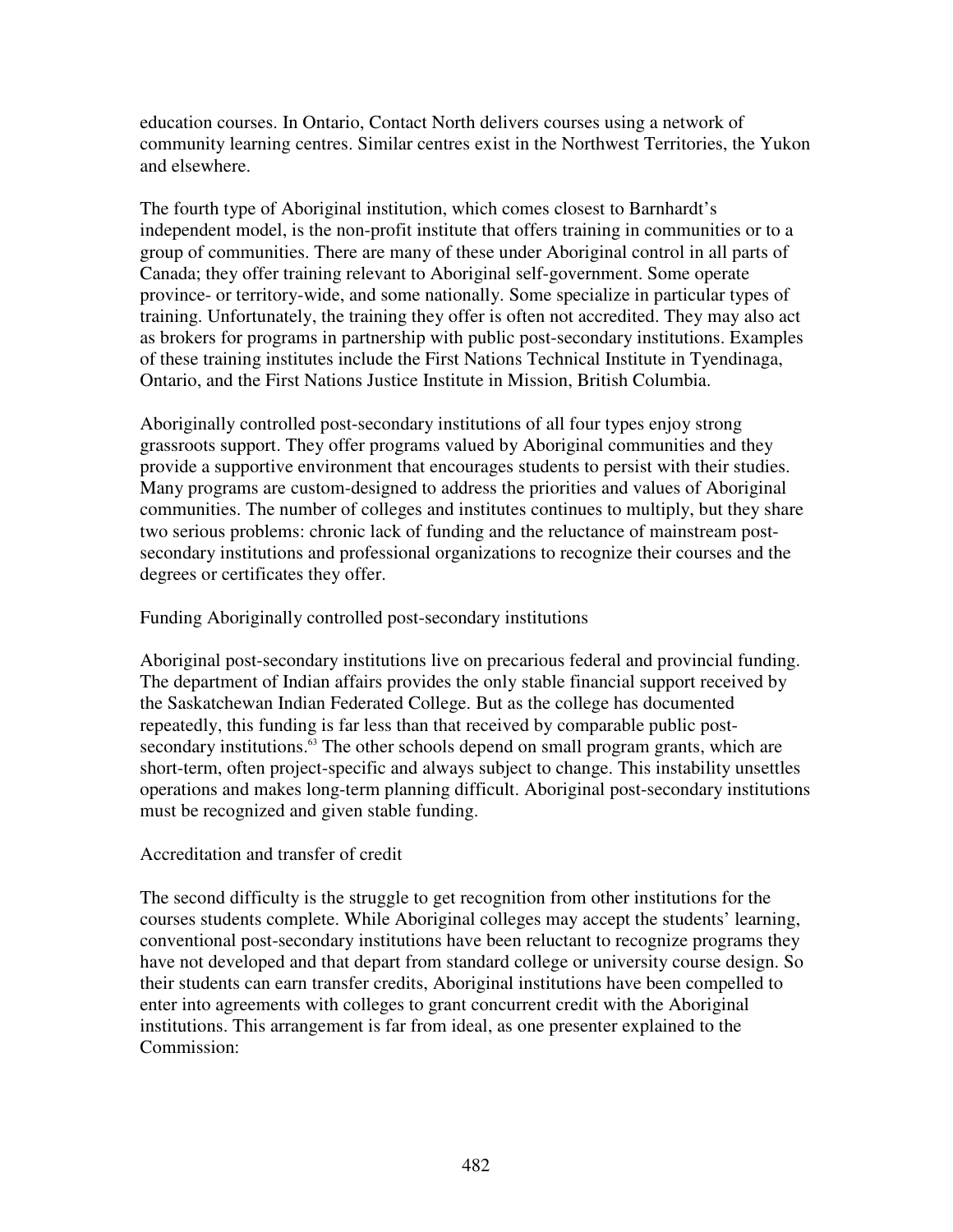education courses. In Ontario, Contact North delivers courses using a network of community learning centres. Similar centres exist in the Northwest Territories, the Yukon and elsewhere.

The fourth type of Aboriginal institution, which comes closest to Barnhardt's independent model, is the non-profit institute that offers training in communities or to a group of communities. There are many of these under Aboriginal control in all parts of Canada; they offer training relevant to Aboriginal self-government. Some operate province- or territory-wide, and some nationally. Some specialize in particular types of training. Unfortunately, the training they offer is often not accredited. They may also act as brokers for programs in partnership with public post-secondary institutions. Examples of these training institutes include the First Nations Technical Institute in Tyendinaga, Ontario, and the First Nations Justice Institute in Mission, British Columbia.

Aboriginally controlled post-secondary institutions of all four types enjoy strong grassroots support. They offer programs valued by Aboriginal communities and they provide a supportive environment that encourages students to persist with their studies. Many programs are custom-designed to address the priorities and values of Aboriginal communities. The number of colleges and institutes continues to multiply, but they share two serious problems: chronic lack of funding and the reluctance of mainstream post-secondary institutions and professional organizations to recognize their courses and the degrees or certificates they offer.

### Funding Aboriginally controlled post-secondary institutions

Aboriginal post-secondary institutions live on precarious federal and provincial funding. The department of Indian affairs provides the only stable financial support received by the Saskatchewan Indian Federated College. But as the college has documented repeatedly, this funding is far less than that received by comparable public post-secondary institutions.[63] The other schools depend on small program grants, which are short-term, often project-specific and always subject to change. This instability unsettles operations and makes long-term planning difficult. Aboriginal post-secondary institutions must be recognized and given stable funding.

### Accreditation and transfer of credit

The second difficulty is the struggle to get recognition from other institutions for the courses students complete. While Aboriginal colleges may accept the students' learning, conventional post-secondary institutions have been reluctant to recognize programs they have not developed and that depart from standard college or university course design. So their students can earn transfer credits, Aboriginal institutions have been compelled to enter into agreements with colleges to grant concurrent credit with the Aboriginal institutions. This arrangement is far from ideal, as one presenter explained to the Commission: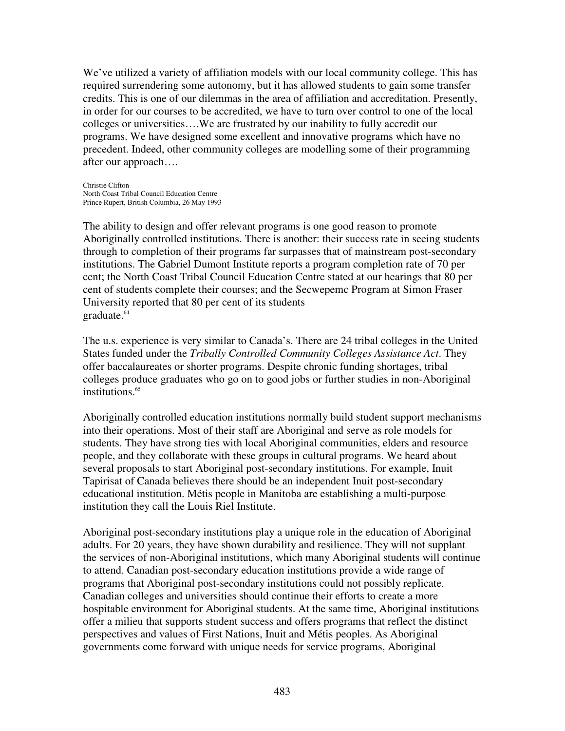We've utilized a variety of affiliation models with our local community college. This has required surrendering some autonomy, but it has allowed students to gain some transfer credits. This is one of our dilemmas in the area of affiliation and accreditation. Presently, in order for our courses to be accredited, we have to turn over control to one of the local colleges or universities….We are frustrated by our inability to fully accredit our programs. We have designed some excellent and innovative programs which have no precedent. Indeed, other community colleges are modelling some of their programming after our approach….

Christie Clifton
North Coast Tribal Council Education Centre
Prince Rupert, British Columbia, 26 May 1993

The ability to design and offer relevant programs is one good reason to promote Aboriginally controlled institutions. There is another: their success rate in seeing students through to completion of their programs far surpasses that of mainstream post-secondary institutions. The Gabriel Dumont Institute reports a program completion rate of 70 per cent; the North Coast Tribal Council Education Centre stated at our hearings that 80 per cent of students complete their courses; and the Secwepemc Program at Simon Fraser University reported that 80 per cent of its students graduate.[64]

The u.s. experience is very similar to Canada's. There are 24 tribal colleges in the United States funded under the *Tribally Controlled Community Colleges Assistance Act*. They offer baccalaureates or shorter programs. Despite chronic funding shortages, tribal colleges produce graduates who go on to good jobs or further studies in non-Aboriginal institutions.[65]

Aboriginally controlled education institutions normally build student support mechanisms into their operations. Most of their staff are Aboriginal and serve as role models for students. They have strong ties with local Aboriginal communities, elders and resource people, and they collaborate with these groups in cultural programs. We heard about several proposals to start Aboriginal post-secondary institutions. For example, Inuit Tapirisat of Canada believes there should be an independent Inuit post-secondary educational institution. Métis people in Manitoba are establishing a multi-purpose institution they call the Louis Riel Institute.

Aboriginal post-secondary institutions play a unique role in the education of Aboriginal adults. For 20 years, they have shown durability and resilience. They will not supplant the services of non-Aboriginal institutions, which many Aboriginal students will continue to attend. Canadian post-secondary education institutions provide a wide range of programs that Aboriginal post-secondary institutions could not possibly replicate. Canadian colleges and universities should continue their efforts to create a more hospitable environment for Aboriginal students. At the same time, Aboriginal institutions offer a milieu that supports student success and offers programs that reflect the distinct perspectives and values of First Nations, Inuit and Métis peoples. As Aboriginal governments come forward with unique needs for service programs, Aboriginal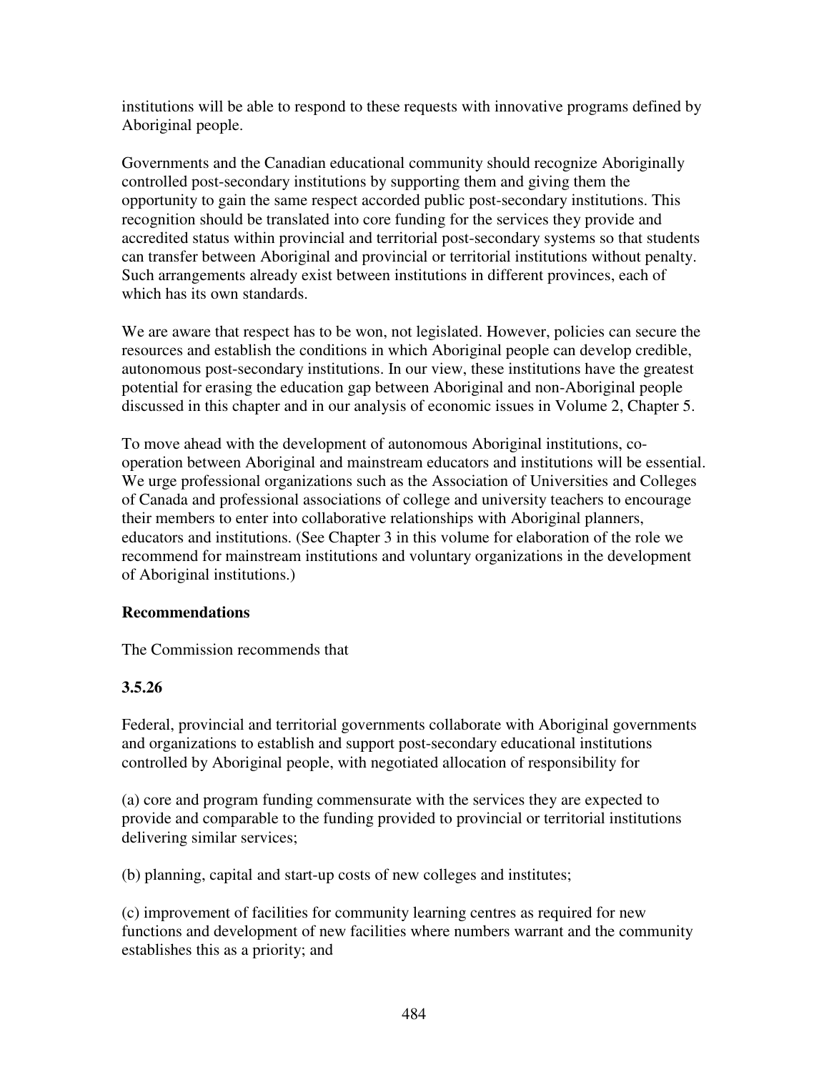institutions will be able to respond to these requests with innovative programs defined by Aboriginal people.

Governments and the Canadian educational community should recognize Aboriginally controlled post-secondary institutions by supporting them and giving them the opportunity to gain the same respect accorded public post-secondary institutions. This recognition should be translated into core funding for the services they provide and accredited status within provincial and territorial post-secondary systems so that students can transfer between Aboriginal and provincial or territorial institutions without penalty. Such arrangements already exist between institutions in different provinces, each of which has its own standards.

We are aware that respect has to be won, not legislated. However, policies can secure the resources and establish the conditions in which Aboriginal people can develop credible, autonomous post-secondary institutions. In our view, these institutions have the greatest potential for erasing the education gap between Aboriginal and non-Aboriginal people discussed in this chapter and in our analysis of economic issues in Volume 2, Chapter 5.

To move ahead with the development of autonomous Aboriginal institutions, co-operation between Aboriginal and mainstream educators and institutions will be essential. We urge professional organizations such as the Association of Universities and Colleges of Canada and professional associations of college and university teachers to encourage their members to enter into collaborative relationships with Aboriginal planners, educators and institutions. (See Chapter 3 in this volume for elaboration of the role we recommend for mainstream institutions and voluntary organizations in the development of Aboriginal institutions.)

**Recommendations**

The Commission recommends that

**3.5.26**

Federal, provincial and territorial governments collaborate with Aboriginal governments and organizations to establish and support post-secondary educational institutions controlled by Aboriginal people, with negotiated allocation of responsibility for

(a) core and program funding commensurate with the services they are expected to provide and comparable to the funding provided to provincial or territorial institutions delivering similar services;

(b) planning, capital and start-up costs of new colleges and institutes;

(c) improvement of facilities for community learning centres as required for new functions and development of new facilities where numbers warrant and the community establishes this as a priority; and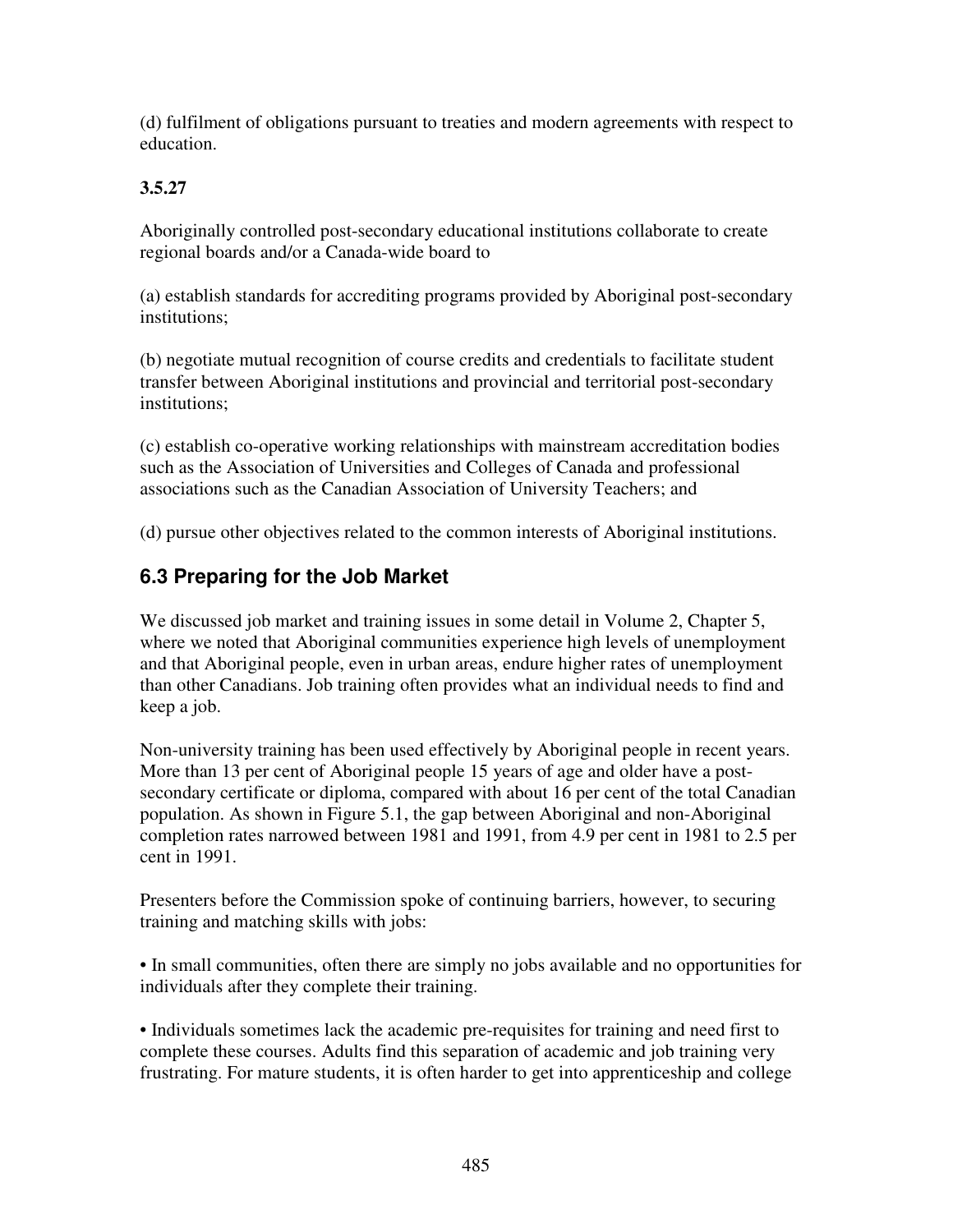(d) fulfilment of obligations pursuant to treaties and modern agreements with respect to education.

**3.5.27**

Aboriginally controlled post-secondary educational institutions collaborate to create regional boards and/or a Canada-wide board to

(a) establish standards for accrediting programs provided by Aboriginal post-secondary institutions;

(b) negotiate mutual recognition of course credits and credentials to facilitate student transfer between Aboriginal institutions and provincial and territorial post-secondary institutions;

(c) establish co-operative working relationships with mainstream accreditation bodies such as the Association of Universities and Colleges of Canada and professional associations such as the Canadian Association of University Teachers; and

(d) pursue other objectives related to the common interests of Aboriginal institutions.

## 6.3 Preparing for the Job Market

We discussed job market and training issues in some detail in Volume 2, Chapter 5, where we noted that Aboriginal communities experience high levels of unemployment and that Aboriginal people, even in urban areas, endure higher rates of unemployment than other Canadians. Job training often provides what an individual needs to find and keep a job.

Non-university training has been used effectively by Aboriginal people in recent years. More than 13 per cent of Aboriginal people 15 years of age and older have a post-secondary certificate or diploma, compared with about 16 per cent of the total Canadian population. As shown in Figure 5.1, the gap between Aboriginal and non-Aboriginal completion rates narrowed between 1981 and 1991, from 4.9 per cent in 1981 to 2.5 per cent in 1991.

Presenters before the Commission spoke of continuing barriers, however, to securing training and matching skills with jobs:

• In small communities, often there are simply no jobs available and no opportunities for individuals after they complete their training.

• Individuals sometimes lack the academic pre-requisites for training and need first to complete these courses. Adults find this separation of academic and job training very frustrating. For mature students, it is often harder to get into apprenticeship and college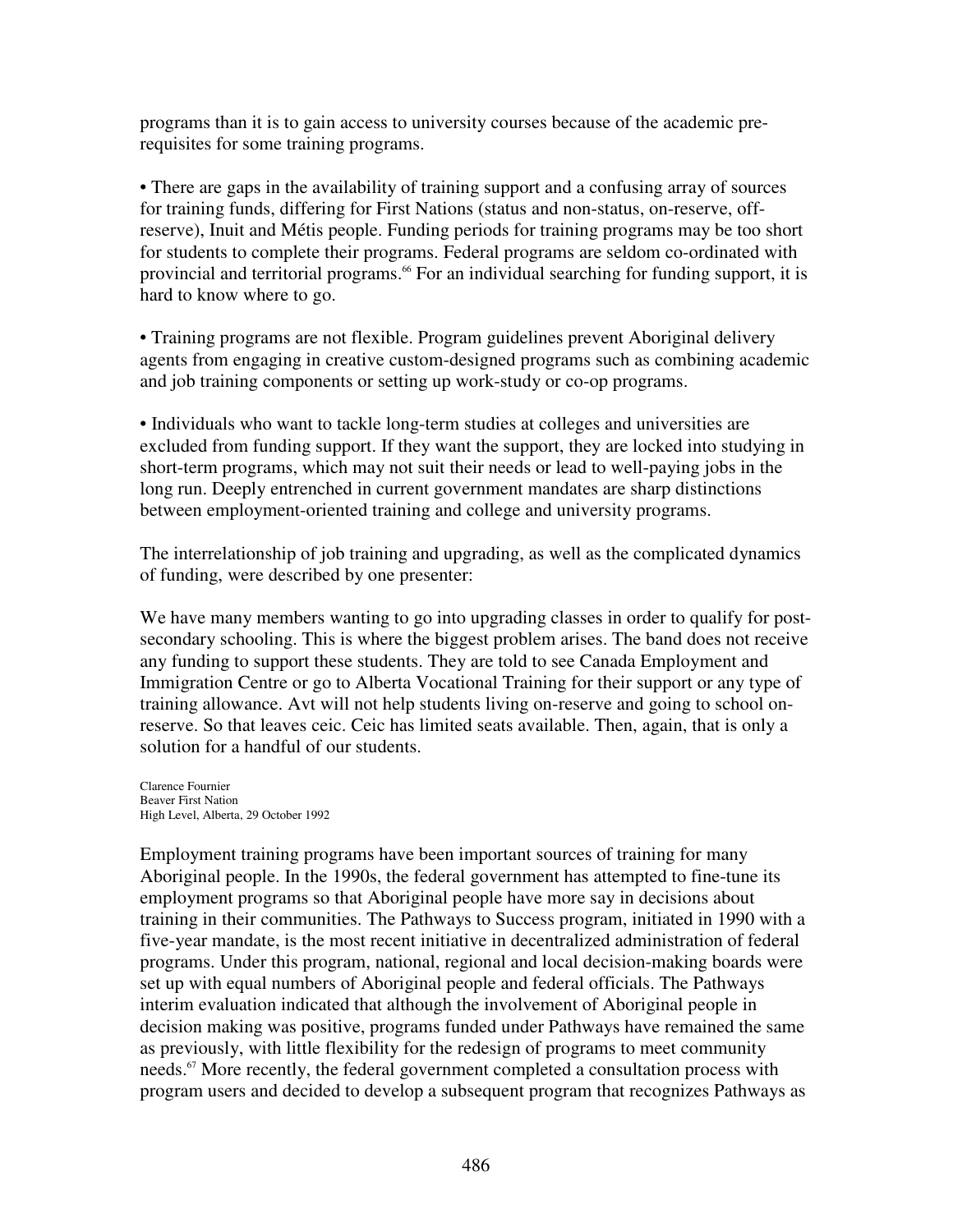programs than it is to gain access to university courses because of the academic pre-requisites for some training programs.

• There are gaps in the availability of training support and a confusing array of sources for training funds, differing for First Nations (status and non-status, on-reserve, off-reserve), Inuit and Métis people. Funding periods for training programs may be too short for students to complete their programs. Federal programs are seldom co-ordinated with provincial and territorial programs.[66] For an individual searching for funding support, it is hard to know where to go.

• Training programs are not flexible. Program guidelines prevent Aboriginal delivery agents from engaging in creative custom-designed programs such as combining academic and job training components or setting up work-study or co-op programs.

• Individuals who want to tackle long-term studies at colleges and universities are excluded from funding support. If they want the support, they are locked into studying in short-term programs, which may not suit their needs or lead to well-paying jobs in the long run. Deeply entrenched in current government mandates are sharp distinctions between employment-oriented training and college and university programs.

The interrelationship of job training and upgrading, as well as the complicated dynamics of funding, were described by one presenter:

We have many members wanting to go into upgrading classes in order to qualify for post-secondary schooling. This is where the biggest problem arises. The band does not receive any funding to support these students. They are told to see Canada Employment and Immigration Centre or go to Alberta Vocational Training for their support or any type of training allowance. Avt will not help students living on-reserve and going to school on-reserve. So that leaves ceic. Ceic has limited seats available. Then, again, that is only a solution for a handful of our students.

Clarence Fournier
Beaver First Nation
High Level, Alberta, 29 October 1992

Employment training programs have been important sources of training for many Aboriginal people. In the 1990s, the federal government has attempted to fine-tune its employment programs so that Aboriginal people have more say in decisions about training in their communities. The Pathways to Success program, initiated in 1990 with a five-year mandate, is the most recent initiative in decentralized administration of federal programs. Under this program, national, regional and local decision-making boards were set up with equal numbers of Aboriginal people and federal officials. The Pathways interim evaluation indicated that although the involvement of Aboriginal people in decision making was positive, programs funded under Pathways have remained the same as previously, with little flexibility for the redesign of programs to meet community needs.[67] More recently, the federal government completed a consultation process with program users and decided to develop a subsequent program that recognizes Pathways as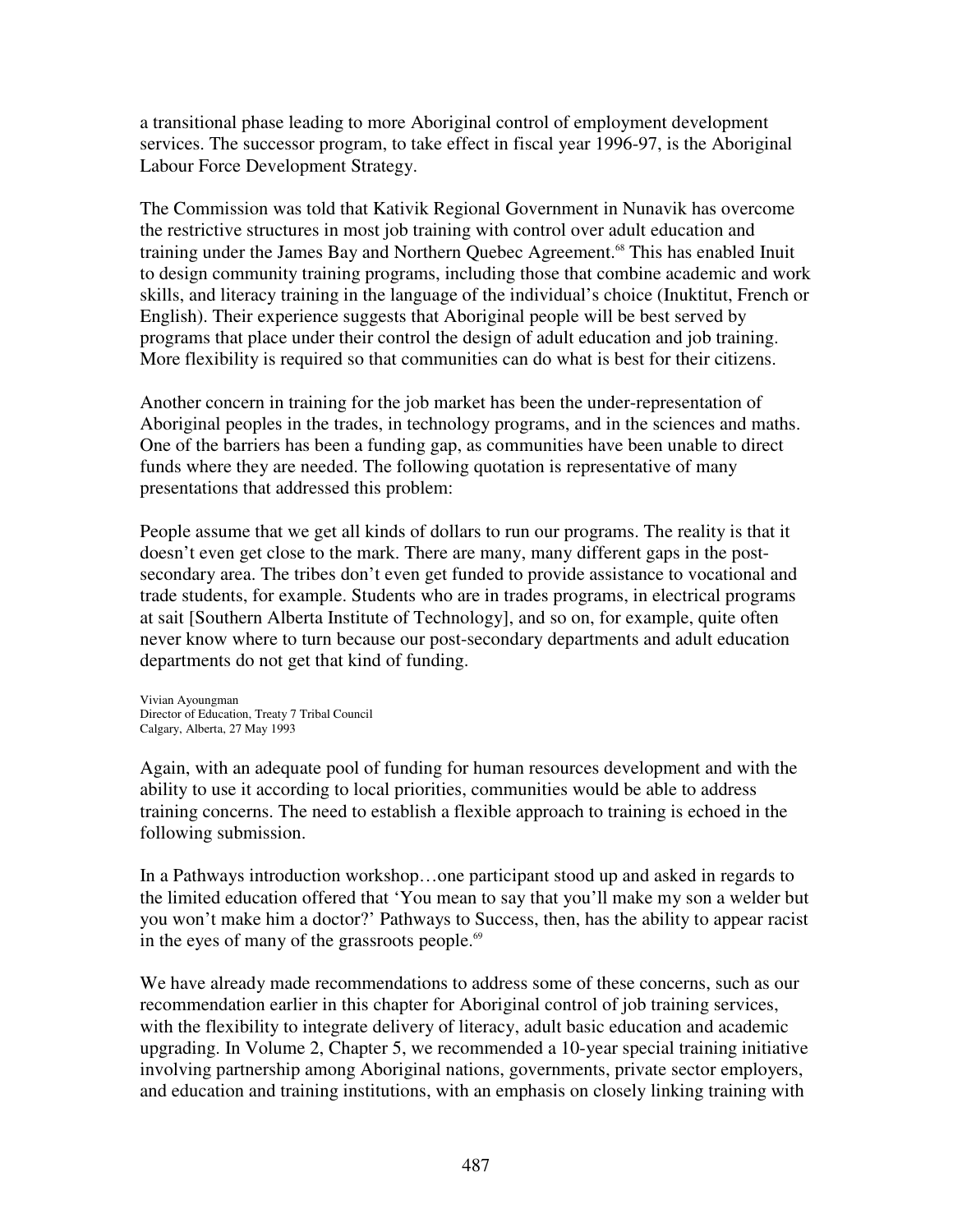a transitional phase leading to more Aboriginal control of employment development services. The successor program, to take effect in fiscal year 1996-97, is the Aboriginal Labour Force Development Strategy.

The Commission was told that Kativik Regional Government in Nunavik has overcome the restrictive structures in most job training with control over adult education and training under the James Bay and Northern Quebec Agreement.[68] This has enabled Inuit to design community training programs, including those that combine academic and work skills, and literacy training in the language of the individual's choice (Inuktitut, French or English). Their experience suggests that Aboriginal people will be best served by programs that place under their control the design of adult education and job training. More flexibility is required so that communities can do what is best for their citizens.

Another concern in training for the job market has been the under-representation of Aboriginal peoples in the trades, in technology programs, and in the sciences and maths. One of the barriers has been a funding gap, as communities have been unable to direct funds where they are needed. The following quotation is representative of many presentations that addressed this problem:

> People assume that we get all kinds of dollars to run our programs. The reality is that it doesn't even get close to the mark. There are many, many different gaps in the post-secondary area. The tribes don't even get funded to provide assistance to vocational and trade students, for example. Students who are in trades programs, in electrical programs at sait [Southern Alberta Institute of Technology], and so on, for example, quite often never know where to turn because our post-secondary departments and adult education departments do not get that kind of funding.
>
> Vivian Ayoungman
> Director of Education, Treaty 7 Tribal Council
> Calgary, Alberta, 27 May 1993

Again, with an adequate pool of funding for human resources development and with the ability to use it according to local priorities, communities would be able to address training concerns. The need to establish a flexible approach to training is echoed in the following submission.

> In a Pathways introduction workshop…one participant stood up and asked in regards to the limited education offered that 'You mean to say that you'll make my son a welder but you won't make him a doctor?' Pathways to Success, then, has the ability to appear racist in the eyes of many of the grassroots people.[69]

We have already made recommendations to address some of these concerns, such as our recommendation earlier in this chapter for Aboriginal control of job training services, with the flexibility to integrate delivery of literacy, adult basic education and academic upgrading. In Volume 2, Chapter 5, we recommended a 10-year special training initiative involving partnership among Aboriginal nations, governments, private sector employers, and education and training institutions, with an emphasis on closely linking training with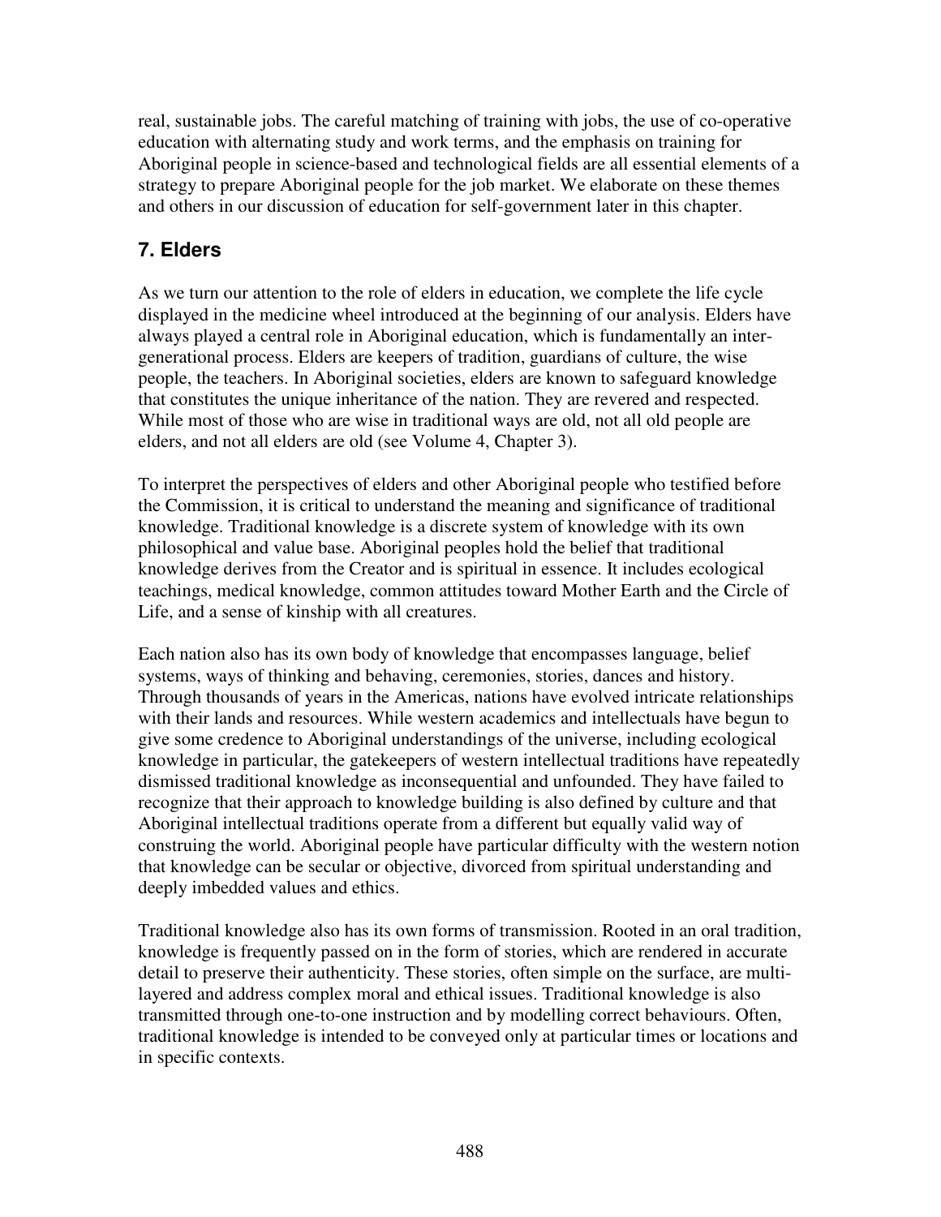real, sustainable jobs. The careful matching of training with jobs, the use of co-operative education with alternating study and work terms, and the emphasis on training for Aboriginal people in science-based and technological fields are all essential elements of a strategy to prepare Aboriginal people for the job market. We elaborate on these themes and others in our discussion of education for self-government later in this chapter.

## 7. Elders

As we turn our attention to the role of elders in education, we complete the life cycle displayed in the medicine wheel introduced at the beginning of our analysis. Elders have always played a central role in Aboriginal education, which is fundamentally an inter-generational process. Elders are keepers of tradition, guardians of culture, the wise people, the teachers. In Aboriginal societies, elders are known to safeguard knowledge that constitutes the unique inheritance of the nation. They are revered and respected. While most of those who are wise in traditional ways are old, not all old people are elders, and not all elders are old (see Volume 4, Chapter 3).

To interpret the perspectives of elders and other Aboriginal people who testified before the Commission, it is critical to understand the meaning and significance of traditional knowledge. Traditional knowledge is a discrete system of knowledge with its own philosophical and value base. Aboriginal peoples hold the belief that traditional knowledge derives from the Creator and is spiritual in essence. It includes ecological teachings, medical knowledge, common attitudes toward Mother Earth and the Circle of Life, and a sense of kinship with all creatures.

Each nation also has its own body of knowledge that encompasses language, belief systems, ways of thinking and behaving, ceremonies, stories, dances and history. Through thousands of years in the Americas, nations have evolved intricate relationships with their lands and resources. While western academics and intellectuals have begun to give some credence to Aboriginal understandings of the universe, including ecological knowledge in particular, the gatekeepers of western intellectual traditions have repeatedly dismissed traditional knowledge as inconsequential and unfounded. They have failed to recognize that their approach to knowledge building is also defined by culture and that Aboriginal intellectual traditions operate from a different but equally valid way of construing the world. Aboriginal people have particular difficulty with the western notion that knowledge can be secular or objective, divorced from spiritual understanding and deeply imbedded values and ethics.

Traditional knowledge also has its own forms of transmission. Rooted in an oral tradition, knowledge is frequently passed on in the form of stories, which are rendered in accurate detail to preserve their authenticity. These stories, often simple on the surface, are multi-layered and address complex moral and ethical issues. Traditional knowledge is also transmitted through one-to-one instruction and by modelling correct behaviours. Often, traditional knowledge is intended to be conveyed only at particular times or locations and in specific contexts.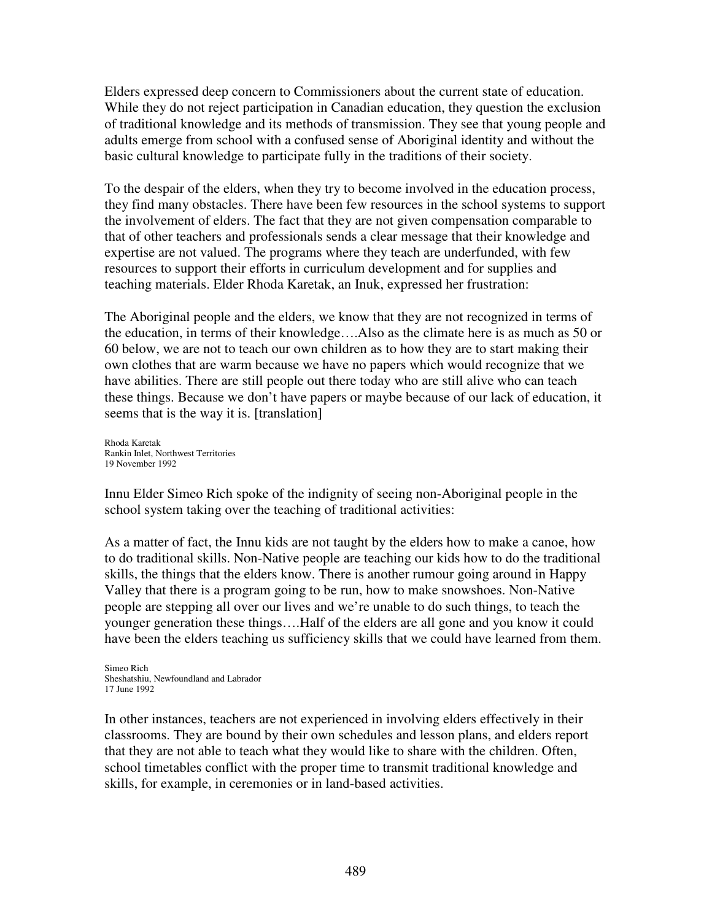Elders expressed deep concern to Commissioners about the current state of education. While they do not reject participation in Canadian education, they question the exclusion of traditional knowledge and its methods of transmission. They see that young people and adults emerge from school with a confused sense of Aboriginal identity and without the basic cultural knowledge to participate fully in the traditions of their society.

To the despair of the elders, when they try to become involved in the education process, they find many obstacles. There have been few resources in the school systems to support the involvement of elders. The fact that they are not given compensation comparable to that of other teachers and professionals sends a clear message that their knowledge and expertise are not valued. The programs where they teach are underfunded, with few resources to support their efforts in curriculum development and for supplies and teaching materials. Elder Rhoda Karetak, an Inuk, expressed her frustration:

The Aboriginal people and the elders, we know that they are not recognized in terms of the education, in terms of their knowledge….Also as the climate here is as much as 50 or 60 below, we are not to teach our own children as to how they are to start making their own clothes that are warm because we have no papers which would recognize that we have abilities. There are still people out there today who are still alive who can teach these things. Because we don't have papers or maybe because of our lack of education, it seems that is the way it is. [translation]

Rhoda Karetak  
Rankin Inlet, Northwest Territories  
19 November 1992

Innu Elder Simeo Rich spoke of the indignity of seeing non-Aboriginal people in the school system taking over the teaching of traditional activities:

As a matter of fact, the Innu kids are not taught by the elders how to make a canoe, how to do traditional skills. Non-Native people are teaching our kids how to do the traditional skills, the things that the elders know. There is another rumour going around in Happy Valley that there is a program going to be run, how to make snowshoes. Non-Native people are stepping all over our lives and we're unable to do such things, to teach the younger generation these things….Half of the elders are all gone and you know it could have been the elders teaching us sufficiency skills that we could have learned from them.

Simeo Rich  
Sheshatshiu, Newfoundland and Labrador  
17 June 1992

In other instances, teachers are not experienced in involving elders effectively in their classrooms. They are bound by their own schedules and lesson plans, and elders report that they are not able to teach what they would like to share with the children. Often, school timetables conflict with the proper time to transmit traditional knowledge and skills, for example, in ceremonies or in land-based activities.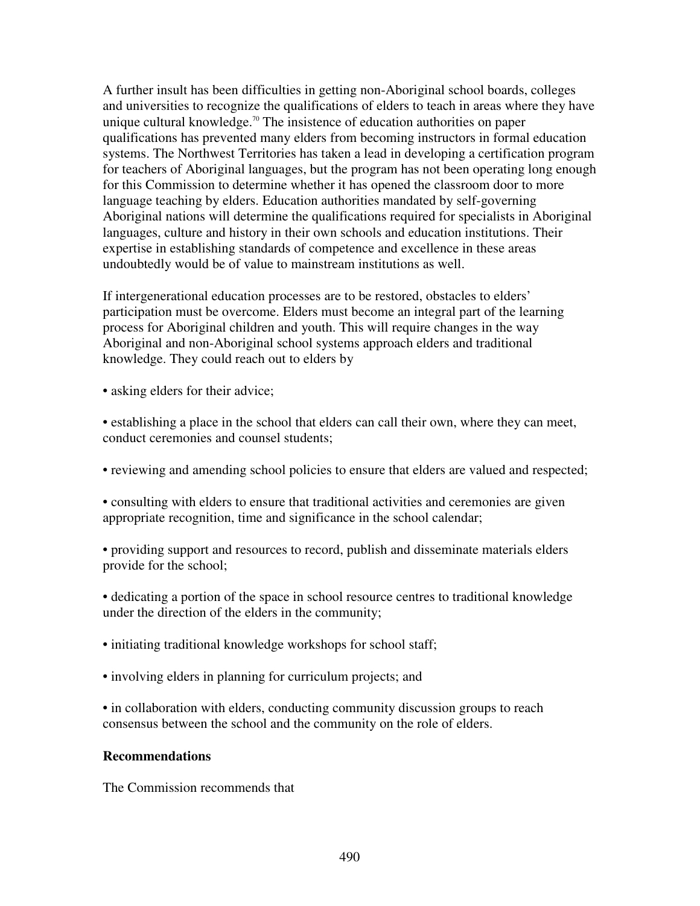A further insult has been difficulties in getting non-Aboriginal school boards, colleges and universities to recognize the qualifications of elders to teach in areas where they have unique cultural knowledge.[70] The insistence of education authorities on paper qualifications has prevented many elders from becoming instructors in formal education systems. The Northwest Territories has taken a lead in developing a certification program for teachers of Aboriginal languages, but the program has not been operating long enough for this Commission to determine whether it has opened the classroom door to more language teaching by elders. Education authorities mandated by self-governing Aboriginal nations will determine the qualifications required for specialists in Aboriginal languages, culture and history in their own schools and education institutions. Their expertise in establishing standards of competence and excellence in these areas undoubtedly would be of value to mainstream institutions as well.

If intergenerational education processes are to be restored, obstacles to elders' participation must be overcome. Elders must become an integral part of the learning process for Aboriginal children and youth. This will require changes in the way Aboriginal and non-Aboriginal school systems approach elders and traditional knowledge. They could reach out to elders by

- asking elders for their advice;
- establishing a place in the school that elders can call their own, where they can meet, conduct ceremonies and counsel students;
- reviewing and amending school policies to ensure that elders are valued and respected;
- consulting with elders to ensure that traditional activities and ceremonies are given appropriate recognition, time and significance in the school calendar;
- providing support and resources to record, publish and disseminate materials elders provide for the school;
- dedicating a portion of the space in school resource centres to traditional knowledge under the direction of the elders in the community;
- initiating traditional knowledge workshops for school staff;
- involving elders in planning for curriculum projects; and
- in collaboration with elders, conducting community discussion groups to reach consensus between the school and the community on the role of elders.

**Recommendations**

The Commission recommends that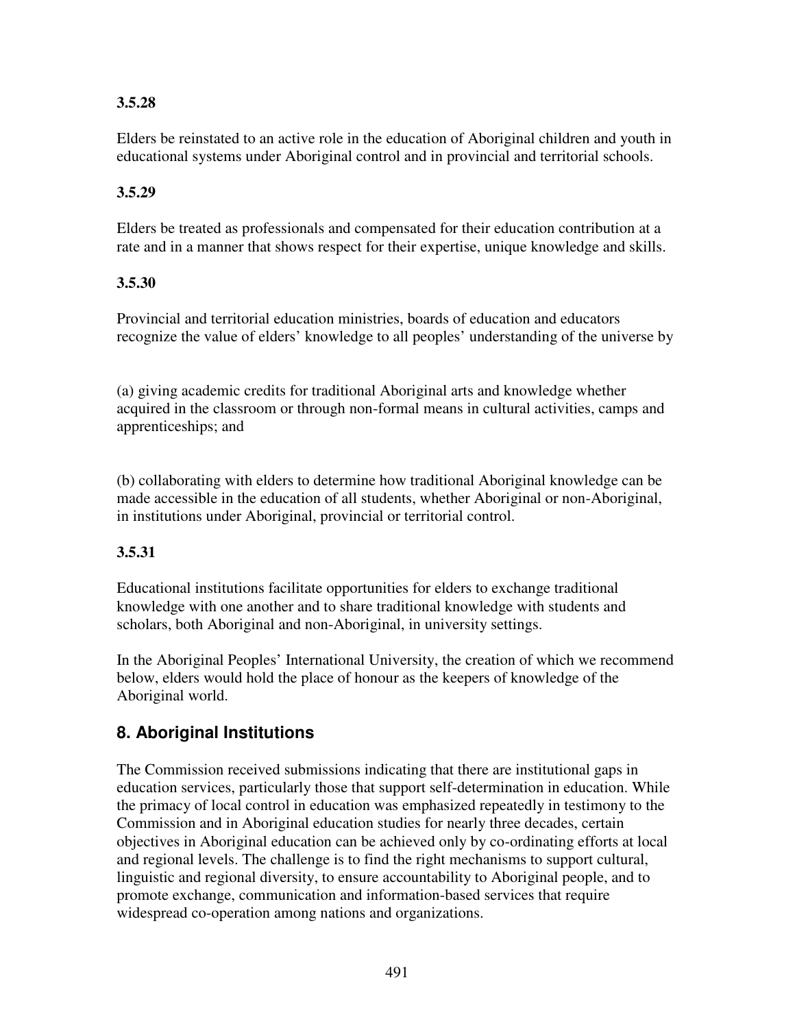**3.5.28**

Elders be reinstated to an active role in the education of Aboriginal children and youth in educational systems under Aboriginal control and in provincial and territorial schools.

**3.5.29**

Elders be treated as professionals and compensated for their education contribution at a rate and in a manner that shows respect for their expertise, unique knowledge and skills.

**3.5.30**

Provincial and territorial education ministries, boards of education and educators recognize the value of elders' knowledge to all peoples' understanding of the universe by

(a) giving academic credits for traditional Aboriginal arts and knowledge whether acquired in the classroom or through non-formal means in cultural activities, camps and apprenticeships; and

(b) collaborating with elders to determine how traditional Aboriginal knowledge can be made accessible in the education of all students, whether Aboriginal or non-Aboriginal, in institutions under Aboriginal, provincial or territorial control.

**3.5.31**

Educational institutions facilitate opportunities for elders to exchange traditional knowledge with one another and to share traditional knowledge with students and scholars, both Aboriginal and non-Aboriginal, in university settings.

In the Aboriginal Peoples' International University, the creation of which we recommend below, elders would hold the place of honour as the keepers of knowledge of the Aboriginal world.

## 8. Aboriginal Institutions

The Commission received submissions indicating that there are institutional gaps in education services, particularly those that support self-determination in education. While the primacy of local control in education was emphasized repeatedly in testimony to the Commission and in Aboriginal education studies for nearly three decades, certain objectives in Aboriginal education can be achieved only by co-ordinating efforts at local and regional levels. The challenge is to find the right mechanisms to support cultural, linguistic and regional diversity, to ensure accountability to Aboriginal people, and to promote exchange, communication and information-based services that require widespread co-operation among nations and organizations.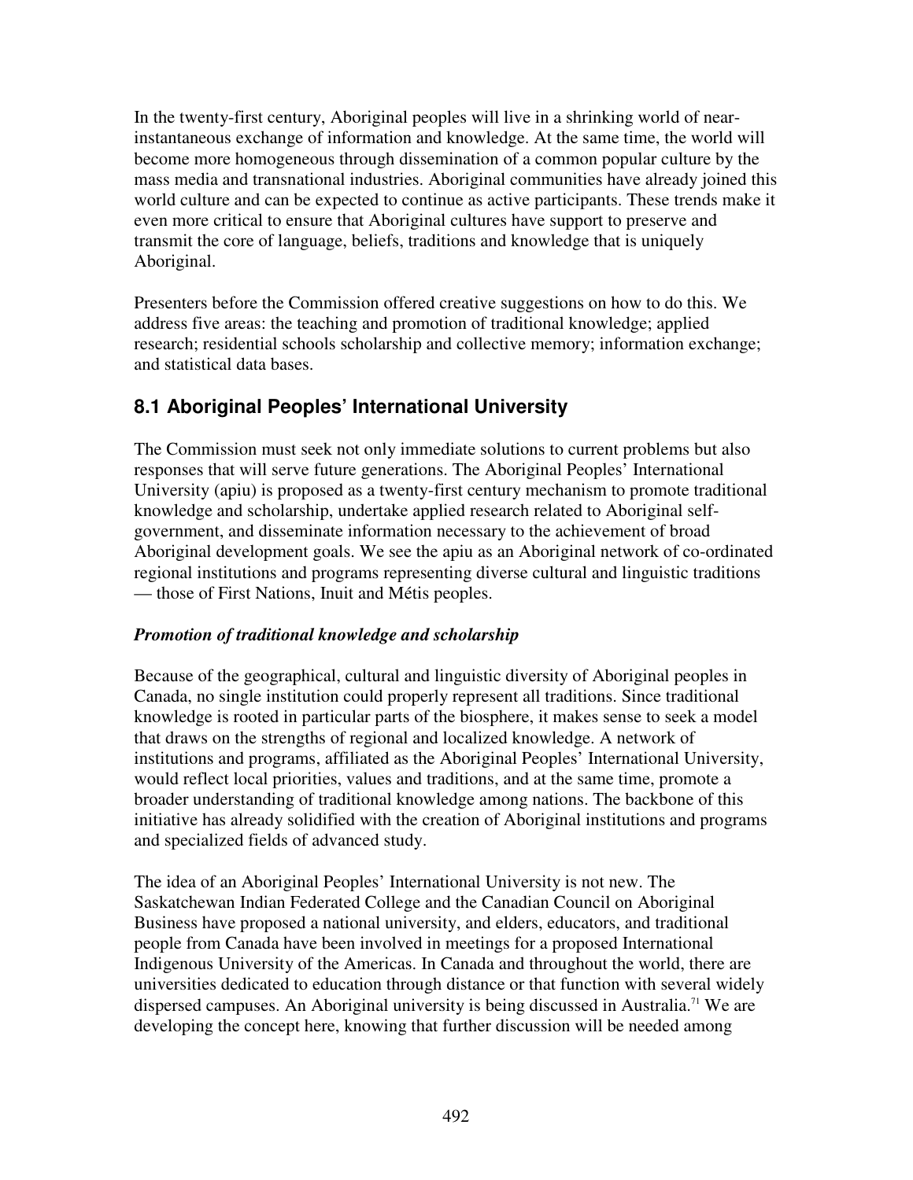In the twenty-first century, Aboriginal peoples will live in a shrinking world of near-instantaneous exchange of information and knowledge. At the same time, the world will become more homogeneous through dissemination of a common popular culture by the mass media and transnational industries. Aboriginal communities have already joined this world culture and can be expected to continue as active participants. These trends make it even more critical to ensure that Aboriginal cultures have support to preserve and transmit the core of language, beliefs, traditions and knowledge that is uniquely Aboriginal.

Presenters before the Commission offered creative suggestions on how to do this. We address five areas: the teaching and promotion of traditional knowledge; applied research; residential schools scholarship and collective memory; information exchange; and statistical data bases.

## 8.1 Aboriginal Peoples' International University

The Commission must seek not only immediate solutions to current problems but also responses that will serve future generations. The Aboriginal Peoples' International University (apiu) is proposed as a twenty-first century mechanism to promote traditional knowledge and scholarship, undertake applied research related to Aboriginal self-government, and disseminate information necessary to the achievement of broad Aboriginal development goals. We see the apiu as an Aboriginal network of co-ordinated regional institutions and programs representing diverse cultural and linguistic traditions — those of First Nations, Inuit and Métis peoples.

### *Promotion of traditional knowledge and scholarship*

Because of the geographical, cultural and linguistic diversity of Aboriginal peoples in Canada, no single institution could properly represent all traditions. Since traditional knowledge is rooted in particular parts of the biosphere, it makes sense to seek a model that draws on the strengths of regional and localized knowledge. A network of institutions and programs, affiliated as the Aboriginal Peoples' International University, would reflect local priorities, values and traditions, and at the same time, promote a broader understanding of traditional knowledge among nations. The backbone of this initiative has already solidified with the creation of Aboriginal institutions and programs and specialized fields of advanced study.

The idea of an Aboriginal Peoples' International University is not new. The Saskatchewan Indian Federated College and the Canadian Council on Aboriginal Business have proposed a national university, and elders, educators, and traditional people from Canada have been involved in meetings for a proposed International Indigenous University of the Americas. In Canada and throughout the world, there are universities dedicated to education through distance or that function with several widely dispersed campuses. An Aboriginal university is being discussed in Australia.[71] We are developing the concept here, knowing that further discussion will be needed among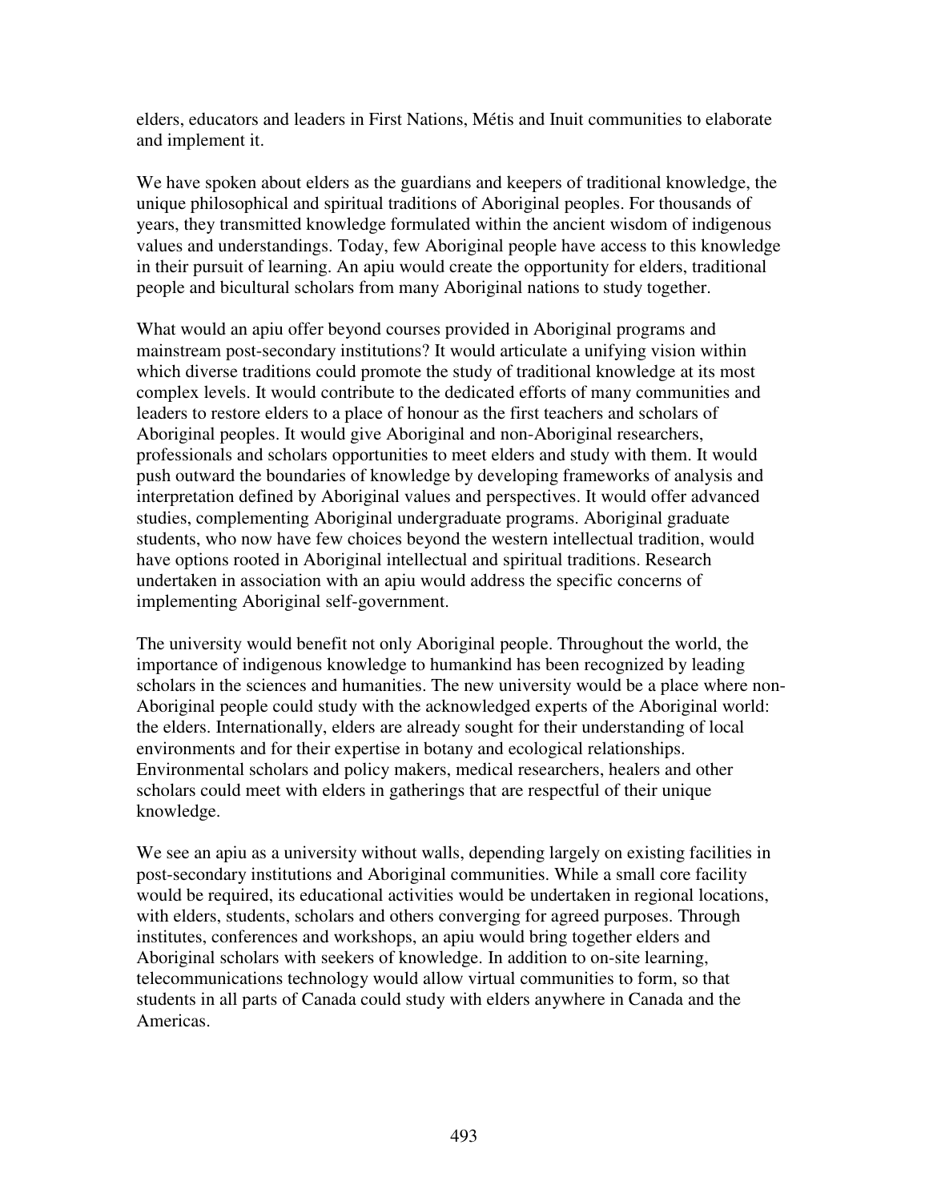elders, educators and leaders in First Nations, Métis and Inuit communities to elaborate and implement it.

We have spoken about elders as the guardians and keepers of traditional knowledge, the unique philosophical and spiritual traditions of Aboriginal peoples. For thousands of years, they transmitted knowledge formulated within the ancient wisdom of indigenous values and understandings. Today, few Aboriginal people have access to this knowledge in their pursuit of learning. An apiu would create the opportunity for elders, traditional people and bicultural scholars from many Aboriginal nations to study together.

What would an apiu offer beyond courses provided in Aboriginal programs and mainstream post-secondary institutions? It would articulate a unifying vision within which diverse traditions could promote the study of traditional knowledge at its most complex levels. It would contribute to the dedicated efforts of many communities and leaders to restore elders to a place of honour as the first teachers and scholars of Aboriginal peoples. It would give Aboriginal and non-Aboriginal researchers, professionals and scholars opportunities to meet elders and study with them. It would push outward the boundaries of knowledge by developing frameworks of analysis and interpretation defined by Aboriginal values and perspectives. It would offer advanced studies, complementing Aboriginal undergraduate programs. Aboriginal graduate students, who now have few choices beyond the western intellectual tradition, would have options rooted in Aboriginal intellectual and spiritual traditions. Research undertaken in association with an apiu would address the specific concerns of implementing Aboriginal self-government.

The university would benefit not only Aboriginal people. Throughout the world, the importance of indigenous knowledge to humankind has been recognized by leading scholars in the sciences and humanities. The new university would be a place where non-Aboriginal people could study with the acknowledged experts of the Aboriginal world: the elders. Internationally, elders are already sought for their understanding of local environments and for their expertise in botany and ecological relationships. Environmental scholars and policy makers, medical researchers, healers and other scholars could meet with elders in gatherings that are respectful of their unique knowledge.

We see an apiu as a university without walls, depending largely on existing facilities in post-secondary institutions and Aboriginal communities. While a small core facility would be required, its educational activities would be undertaken in regional locations, with elders, students, scholars and others converging for agreed purposes. Through institutes, conferences and workshops, an apiu would bring together elders and Aboriginal scholars with seekers of knowledge. In addition to on-site learning, telecommunications technology would allow virtual communities to form, so that students in all parts of Canada could study with elders anywhere in Canada and the Americas.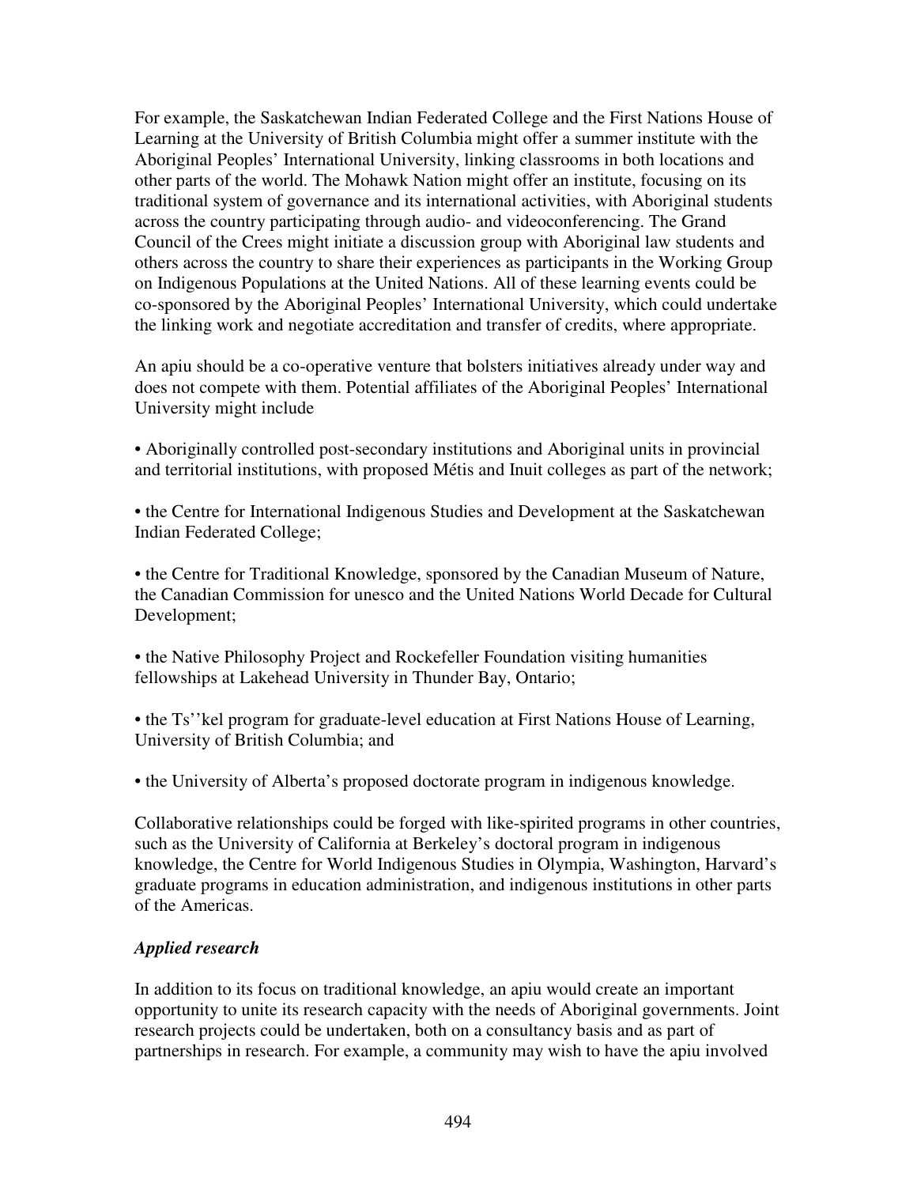For example, the Saskatchewan Indian Federated College and the First Nations House of Learning at the University of British Columbia might offer a summer institute with the Aboriginal Peoples' International University, linking classrooms in both locations and other parts of the world. The Mohawk Nation might offer an institute, focusing on its traditional system of governance and its international activities, with Aboriginal students across the country participating through audio- and videoconferencing. The Grand Council of the Crees might initiate a discussion group with Aboriginal law students and others across the country to share their experiences as participants in the Working Group on Indigenous Populations at the United Nations. All of these learning events could be co-sponsored by the Aboriginal Peoples' International University, which could undertake the linking work and negotiate accreditation and transfer of credits, where appropriate.

An apiu should be a co-operative venture that bolsters initiatives already under way and does not compete with them. Potential affiliates of the Aboriginal Peoples' International University might include

- Aboriginally controlled post-secondary institutions and Aboriginal units in provincial and territorial institutions, with proposed Métis and Inuit colleges as part of the network;

- the Centre for International Indigenous Studies and Development at the Saskatchewan Indian Federated College;

- the Centre for Traditional Knowledge, sponsored by the Canadian Museum of Nature, the Canadian Commission for unesco and the United Nations World Decade for Cultural Development;

- the Native Philosophy Project and Rockefeller Foundation visiting humanities fellowships at Lakehead University in Thunder Bay, Ontario;

- the Ts''kel program for graduate-level education at First Nations House of Learning, University of British Columbia; and

- the University of Alberta's proposed doctorate program in indigenous knowledge.

Collaborative relationships could be forged with like-spirited programs in other countries, such as the University of California at Berkeley's doctoral program in indigenous knowledge, the Centre for World Indigenous Studies in Olympia, Washington, Harvard's graduate programs in education administration, and indigenous institutions in other parts of the Americas.

### *Applied research*

In addition to its focus on traditional knowledge, an apiu would create an important opportunity to unite its research capacity with the needs of Aboriginal governments. Joint research projects could be undertaken, both on a consultancy basis and as part of partnerships in research. For example, a community may wish to have the apiu involved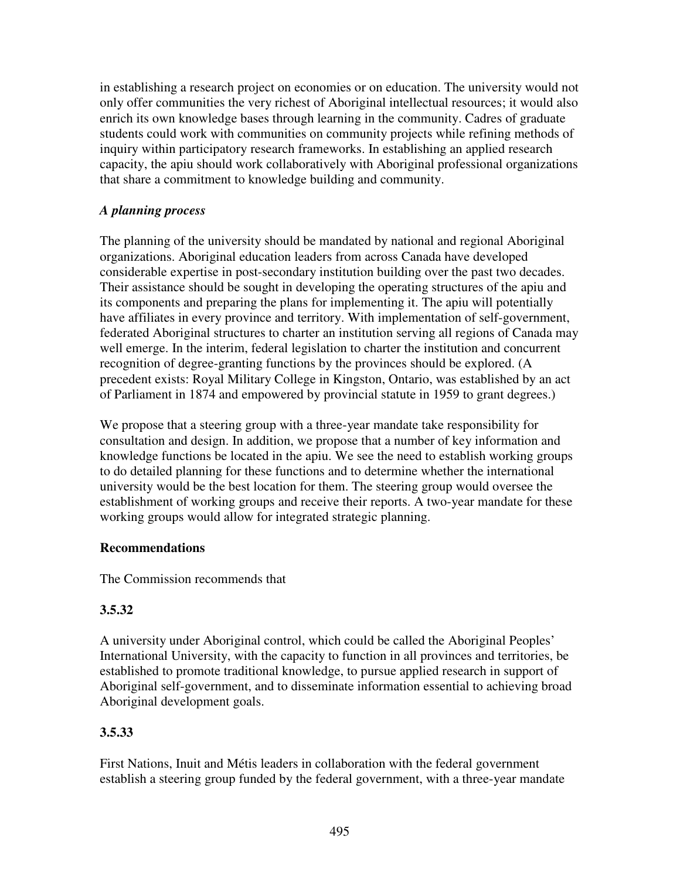in establishing a research project on economies or on education. The university would not only offer communities the very richest of Aboriginal intellectual resources; it would also enrich its own knowledge bases through learning in the community. Cadres of graduate students could work with communities on community projects while refining methods of inquiry within participatory research frameworks. In establishing an applied research capacity, the apiu should work collaboratively with Aboriginal professional organizations that share a commitment to knowledge building and community.

### *A planning process*

The planning of the university should be mandated by national and regional Aboriginal organizations. Aboriginal education leaders from across Canada have developed considerable expertise in post-secondary institution building over the past two decades. Their assistance should be sought in developing the operating structures of the apiu and its components and preparing the plans for implementing it. The apiu will potentially have affiliates in every province and territory. With implementation of self-government, federated Aboriginal structures to charter an institution serving all regions of Canada may well emerge. In the interim, federal legislation to charter the institution and concurrent recognition of degree-granting functions by the provinces should be explored. (A precedent exists: Royal Military College in Kingston, Ontario, was established by an act of Parliament in 1874 and empowered by provincial statute in 1959 to grant degrees.)

We propose that a steering group with a three-year mandate take responsibility for consultation and design. In addition, we propose that a number of key information and knowledge functions be located in the apiu. We see the need to establish working groups to do detailed planning for these functions and to determine whether the international university would be the best location for them. The steering group would oversee the establishment of working groups and receive their reports. A two-year mandate for these working groups would allow for integrated strategic planning.

### Recommendations

The Commission recommends that

#### 3.5.32

A university under Aboriginal control, which could be called the Aboriginal Peoples' International University, with the capacity to function in all provinces and territories, be established to promote traditional knowledge, to pursue applied research in support of Aboriginal self-government, and to disseminate information essential to achieving broad Aboriginal development goals.

#### 3.5.33

First Nations, Inuit and Métis leaders in collaboration with the federal government establish a steering group funded by the federal government, with a three-year mandate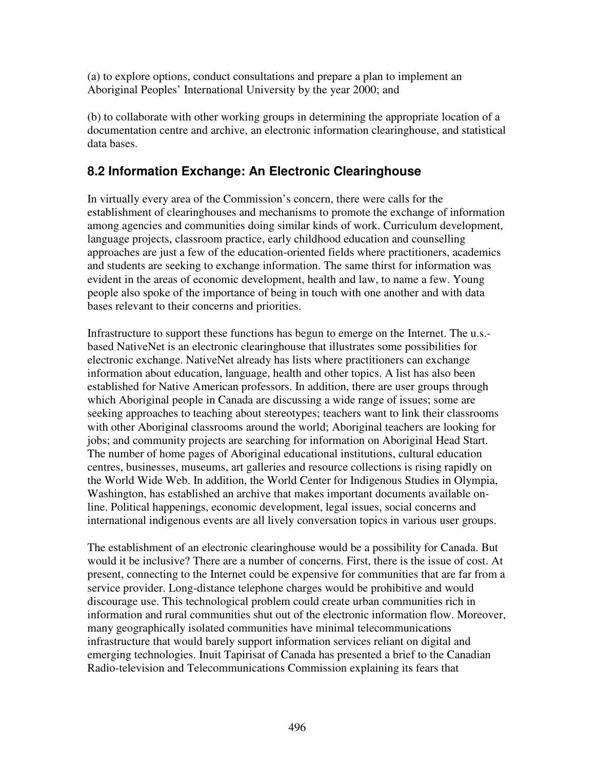(a) to explore options, conduct consultations and prepare a plan to implement an Aboriginal Peoples' International University by the year 2000; and

(b) to collaborate with other working groups in determining the appropriate location of a documentation centre and archive, an electronic information clearinghouse, and statistical data bases.

## 8.2 Information Exchange: An Electronic Clearinghouse

In virtually every area of the Commission's concern, there were calls for the establishment of clearinghouses and mechanisms to promote the exchange of information among agencies and communities doing similar kinds of work. Curriculum development, language projects, classroom practice, early childhood education and counselling approaches are just a few of the education-oriented fields where practitioners, academics and students are seeking to exchange information. The same thirst for information was evident in the areas of economic development, health and law, to name a few. Young people also spoke of the importance of being in touch with one another and with data bases relevant to their concerns and priorities.

Infrastructure to support these functions has begun to emerge on the Internet. The u.s.-based NativeNet is an electronic clearinghouse that illustrates some possibilities for electronic exchange. NativeNet already has lists where practitioners can exchange information about education, language, health and other topics. A list has also been established for Native American professors. In addition, there are user groups through which Aboriginal people in Canada are discussing a wide range of issues; some are seeking approaches to teaching about stereotypes; teachers want to link their classrooms with other Aboriginal classrooms around the world; Aboriginal teachers are looking for jobs; and community projects are searching for information on Aboriginal Head Start. The number of home pages of Aboriginal educational institutions, cultural education centres, businesses, museums, art galleries and resource collections is rising rapidly on the World Wide Web. In addition, the World Center for Indigenous Studies in Olympia, Washington, has established an archive that makes important documents available on-line. Political happenings, economic development, legal issues, social concerns and international indigenous events are all lively conversation topics in various user groups.

The establishment of an electronic clearinghouse would be a possibility for Canada. But would it be inclusive? There are a number of concerns. First, there is the issue of cost. At present, connecting to the Internet could be expensive for communities that are far from a service provider. Long-distance telephone charges would be prohibitive and would discourage use. This technological problem could create urban communities rich in information and rural communities shut out of the electronic information flow. Moreover, many geographically isolated communities have minimal telecommunications infrastructure that would barely support information services reliant on digital and emerging technologies. Inuit Tapirisat of Canada has presented a brief to the Canadian Radio-television and Telecommunications Commission explaining its fears that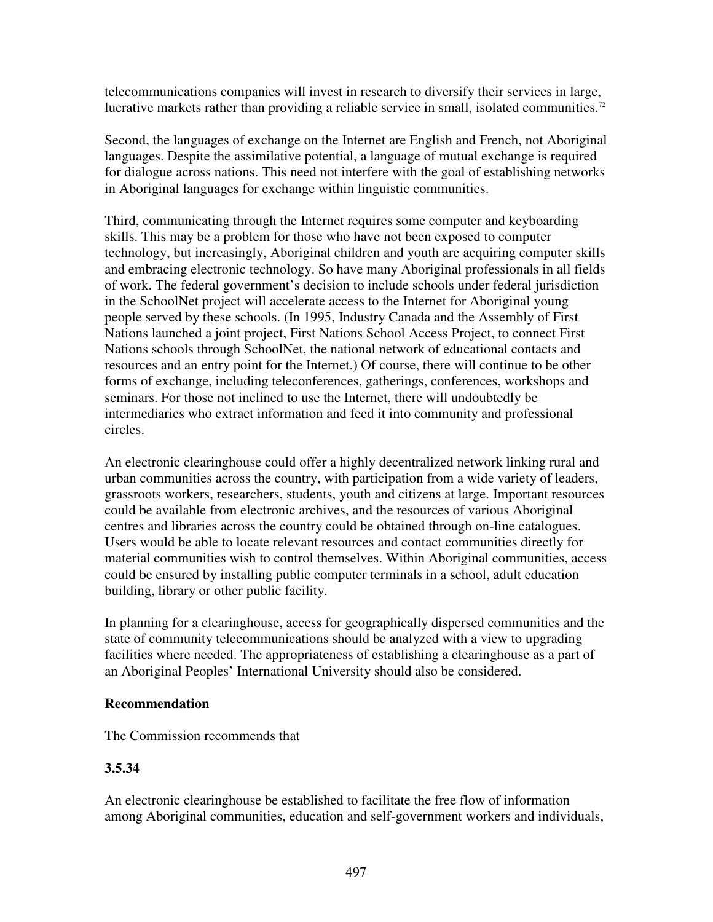telecommunications companies will invest in research to diversify their services in large, lucrative markets rather than providing a reliable service in small, isolated communities.[72]

Second, the languages of exchange on the Internet are English and French, not Aboriginal languages. Despite the assimilative potential, a language of mutual exchange is required for dialogue across nations. This need not interfere with the goal of establishing networks in Aboriginal languages for exchange within linguistic communities.

Third, communicating through the Internet requires some computer and keyboarding skills. This may be a problem for those who have not been exposed to computer technology, but increasingly, Aboriginal children and youth are acquiring computer skills and embracing electronic technology. So have many Aboriginal professionals in all fields of work. The federal government's decision to include schools under federal jurisdiction in the SchoolNet project will accelerate access to the Internet for Aboriginal young people served by these schools. (In 1995, Industry Canada and the Assembly of First Nations launched a joint project, First Nations School Access Project, to connect First Nations schools through SchoolNet, the national network of educational contacts and resources and an entry point for the Internet.) Of course, there will continue to be other forms of exchange, including teleconferences, gatherings, conferences, workshops and seminars. For those not inclined to use the Internet, there will undoubtedly be intermediaries who extract information and feed it into community and professional circles.

An electronic clearinghouse could offer a highly decentralized network linking rural and urban communities across the country, with participation from a wide variety of leaders, grassroots workers, researchers, students, youth and citizens at large. Important resources could be available from electronic archives, and the resources of various Aboriginal centres and libraries across the country could be obtained through on-line catalogues. Users would be able to locate relevant resources and contact communities directly for material communities wish to control themselves. Within Aboriginal communities, access could be ensured by installing public computer terminals in a school, adult education building, library or other public facility.

In planning for a clearinghouse, access for geographically dispersed communities and the state of community telecommunications should be analyzed with a view to upgrading facilities where needed. The appropriateness of establishing a clearinghouse as a part of an Aboriginal Peoples' International University should also be considered.

**Recommendation**

The Commission recommends that

**3.5.34**

An electronic clearinghouse be established to facilitate the free flow of information among Aboriginal communities, education and self-government workers and individuals,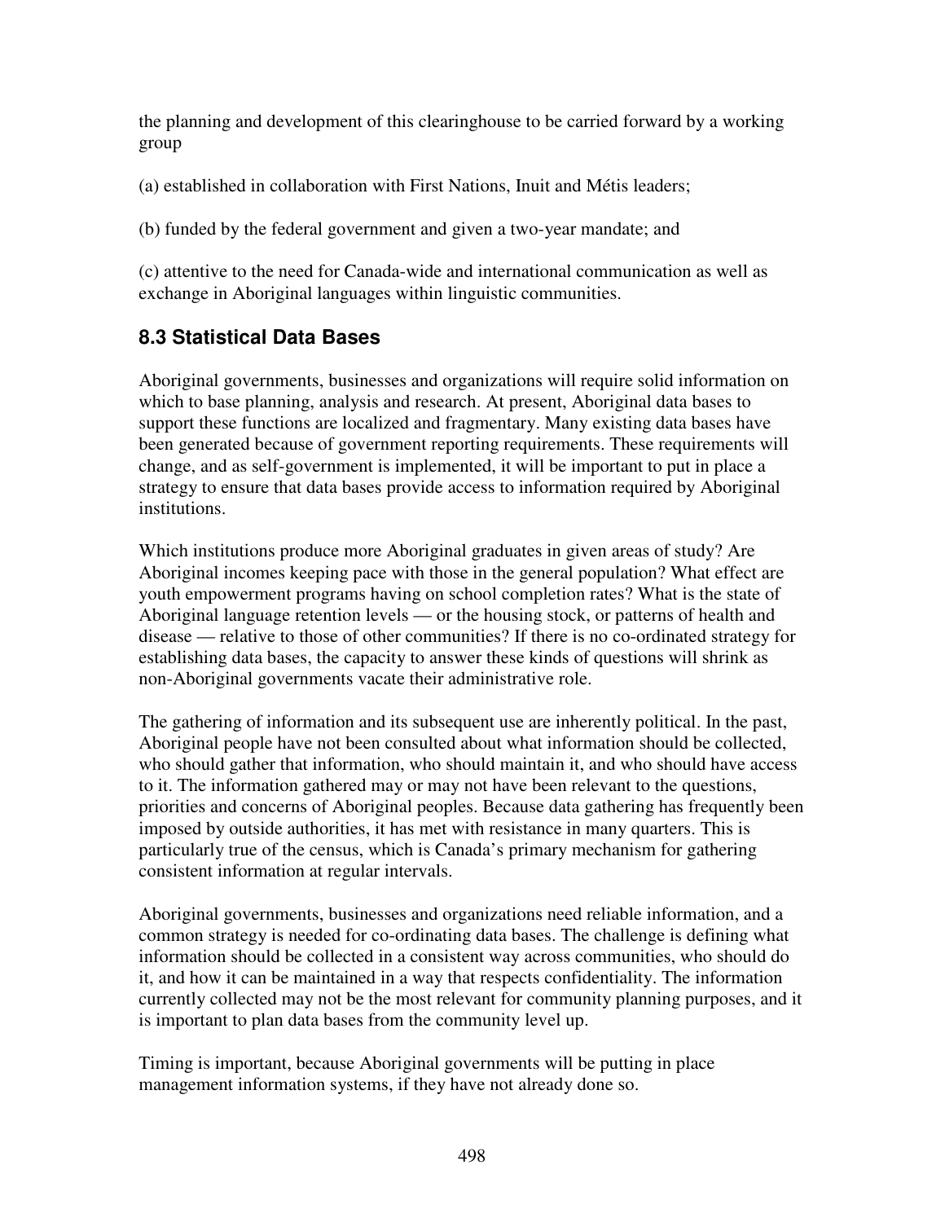the planning and development of this clearinghouse to be carried forward by a working group

(a) established in collaboration with First Nations, Inuit and Métis leaders;

(b) funded by the federal government and given a two-year mandate; and

(c) attentive to the need for Canada-wide and international communication as well as exchange in Aboriginal languages within linguistic communities.

## 8.3 Statistical Data Bases

Aboriginal governments, businesses and organizations will require solid information on which to base planning, analysis and research. At present, Aboriginal data bases to support these functions are localized and fragmentary. Many existing data bases have been generated because of government reporting requirements. These requirements will change, and as self-government is implemented, it will be important to put in place a strategy to ensure that data bases provide access to information required by Aboriginal institutions.

Which institutions produce more Aboriginal graduates in given areas of study? Are Aboriginal incomes keeping pace with those in the general population? What effect are youth empowerment programs having on school completion rates? What is the state of Aboriginal language retention levels — or the housing stock, or patterns of health and disease — relative to those of other communities? If there is no co-ordinated strategy for establishing data bases, the capacity to answer these kinds of questions will shrink as non-Aboriginal governments vacate their administrative role.

The gathering of information and its subsequent use are inherently political. In the past, Aboriginal people have not been consulted about what information should be collected, who should gather that information, who should maintain it, and who should have access to it. The information gathered may or may not have been relevant to the questions, priorities and concerns of Aboriginal peoples. Because data gathering has frequently been imposed by outside authorities, it has met with resistance in many quarters. This is particularly true of the census, which is Canada's primary mechanism for gathering consistent information at regular intervals.

Aboriginal governments, businesses and organizations need reliable information, and a common strategy is needed for co-ordinating data bases. The challenge is defining what information should be collected in a consistent way across communities, who should do it, and how it can be maintained in a way that respects confidentiality. The information currently collected may not be the most relevant for community planning purposes, and it is important to plan data bases from the community level up.

Timing is important, because Aboriginal governments will be putting in place management information systems, if they have not already done so.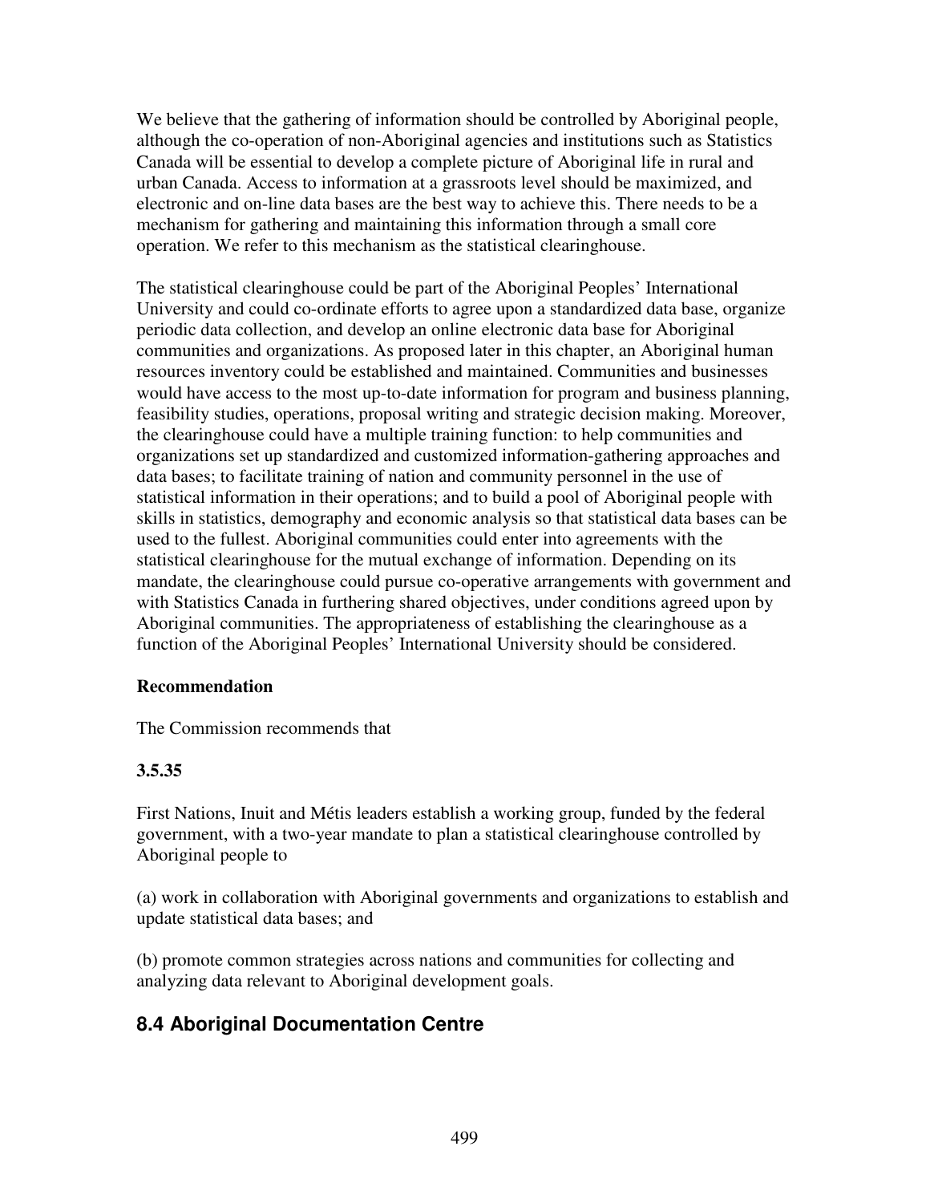We believe that the gathering of information should be controlled by Aboriginal people, although the co-operation of non-Aboriginal agencies and institutions such as Statistics Canada will be essential to develop a complete picture of Aboriginal life in rural and urban Canada. Access to information at a grassroots level should be maximized, and electronic and on-line data bases are the best way to achieve this. There needs to be a mechanism for gathering and maintaining this information through a small core operation. We refer to this mechanism as the statistical clearinghouse.

The statistical clearinghouse could be part of the Aboriginal Peoples' International University and could co-ordinate efforts to agree upon a standardized data base, organize periodic data collection, and develop an online electronic data base for Aboriginal communities and organizations. As proposed later in this chapter, an Aboriginal human resources inventory could be established and maintained. Communities and businesses would have access to the most up-to-date information for program and business planning, feasibility studies, operations, proposal writing and strategic decision making. Moreover, the clearinghouse could have a multiple training function: to help communities and organizations set up standardized and customized information-gathering approaches and data bases; to facilitate training of nation and community personnel in the use of statistical information in their operations; and to build a pool of Aboriginal people with skills in statistics, demography and economic analysis so that statistical data bases can be used to the fullest. Aboriginal communities could enter into agreements with the statistical clearinghouse for the mutual exchange of information. Depending on its mandate, the clearinghouse could pursue co-operative arrangements with government and with Statistics Canada in furthering shared objectives, under conditions agreed upon by Aboriginal communities. The appropriateness of establishing the clearinghouse as a function of the Aboriginal Peoples' International University should be considered.

**Recommendation**

The Commission recommends that

**3.5.35**

First Nations, Inuit and Métis leaders establish a working group, funded by the federal government, with a two-year mandate to plan a statistical clearinghouse controlled by Aboriginal people to

(a) work in collaboration with Aboriginal governments and organizations to establish and update statistical data bases; and

(b) promote common strategies across nations and communities for collecting and analyzing data relevant to Aboriginal development goals.

## 8.4 Aboriginal Documentation Centre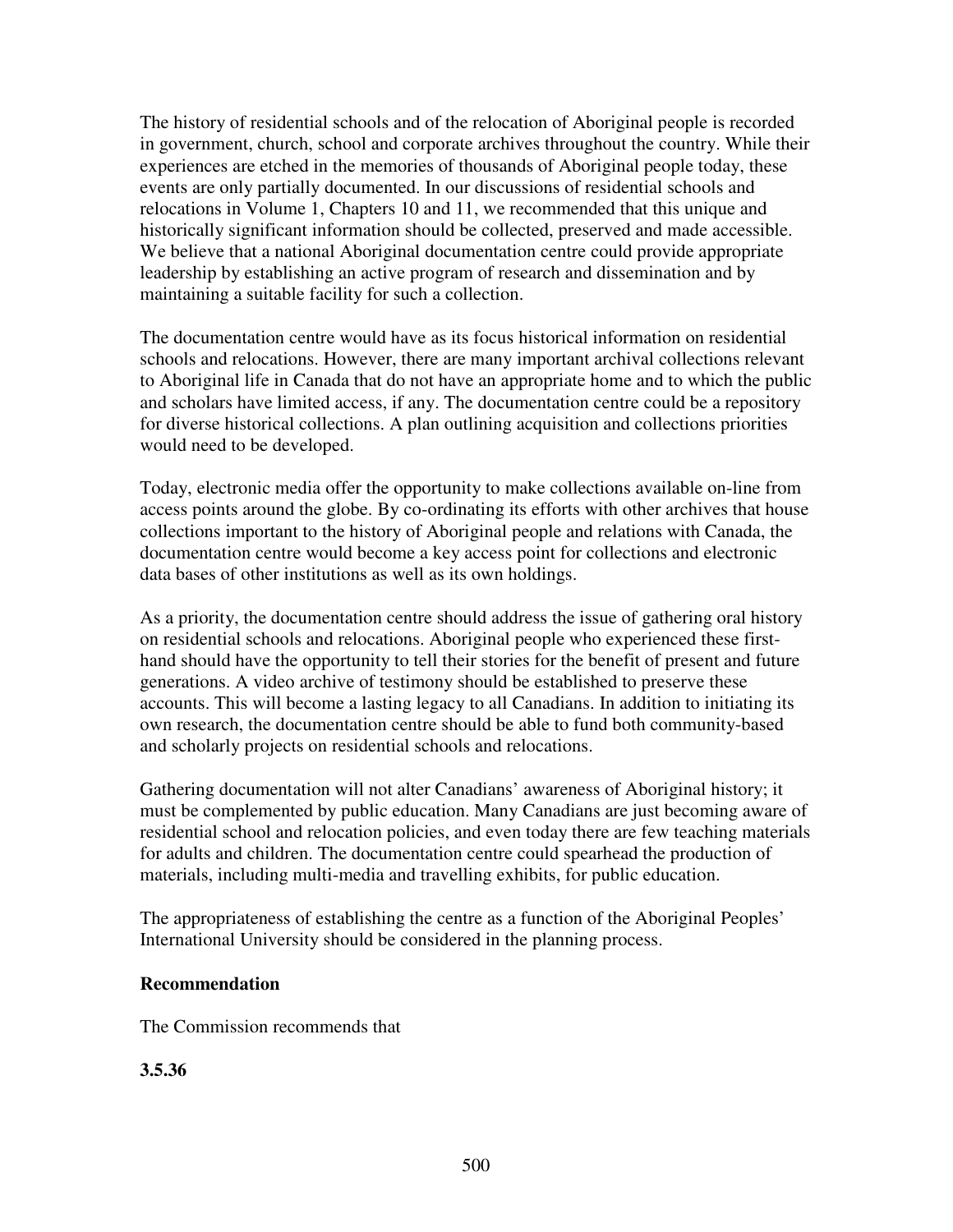The history of residential schools and of the relocation of Aboriginal people is recorded in government, church, school and corporate archives throughout the country. While their experiences are etched in the memories of thousands of Aboriginal people today, these events are only partially documented. In our discussions of residential schools and relocations in Volume 1, Chapters 10 and 11, we recommended that this unique and historically significant information should be collected, preserved and made accessible. We believe that a national Aboriginal documentation centre could provide appropriate leadership by establishing an active program of research and dissemination and by maintaining a suitable facility for such a collection.

The documentation centre would have as its focus historical information on residential schools and relocations. However, there are many important archival collections relevant to Aboriginal life in Canada that do not have an appropriate home and to which the public and scholars have limited access, if any. The documentation centre could be a repository for diverse historical collections. A plan outlining acquisition and collections priorities would need to be developed.

Today, electronic media offer the opportunity to make collections available on-line from access points around the globe. By co-ordinating its efforts with other archives that house collections important to the history of Aboriginal people and relations with Canada, the documentation centre would become a key access point for collections and electronic data bases of other institutions as well as its own holdings.

As a priority, the documentation centre should address the issue of gathering oral history on residential schools and relocations. Aboriginal people who experienced these first-hand should have the opportunity to tell their stories for the benefit of present and future generations. A video archive of testimony should be established to preserve these accounts. This will become a lasting legacy to all Canadians. In addition to initiating its own research, the documentation centre should be able to fund both community-based and scholarly projects on residential schools and relocations.

Gathering documentation will not alter Canadians' awareness of Aboriginal history; it must be complemented by public education. Many Canadians are just becoming aware of residential school and relocation policies, and even today there are few teaching materials for adults and children. The documentation centre could spearhead the production of materials, including multi-media and travelling exhibits, for public education.

The appropriateness of establishing the centre as a function of the Aboriginal Peoples' International University should be considered in the planning process.

**Recommendation**

The Commission recommends that

**3.5.36**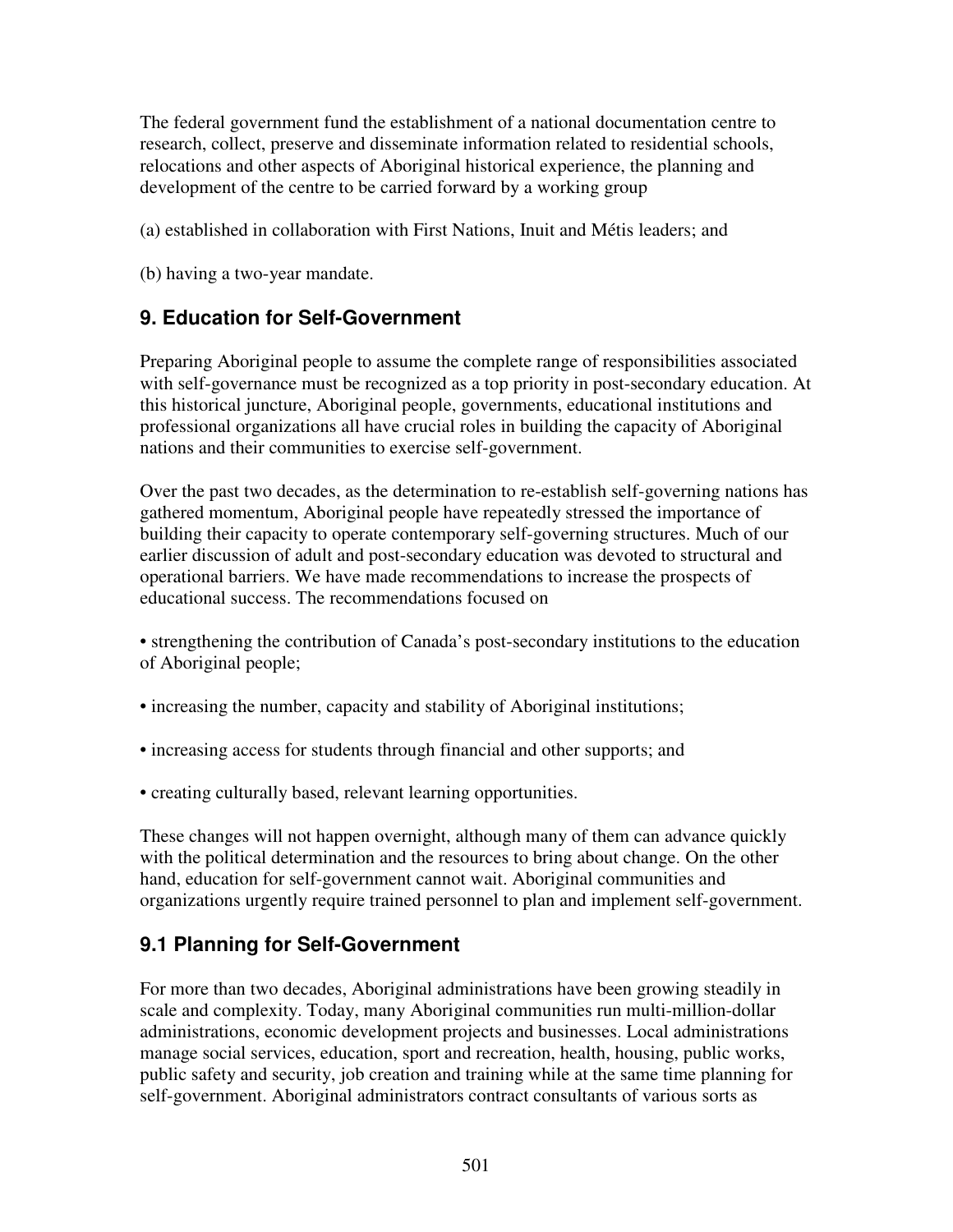The federal government fund the establishment of a national documentation centre to research, collect, preserve and disseminate information related to residential schools, relocations and other aspects of Aboriginal historical experience, the planning and development of the centre to be carried forward by a working group

(a) established in collaboration with First Nations, Inuit and Métis leaders; and

(b) having a two-year mandate.

## 9. Education for Self-Government

Preparing Aboriginal people to assume the complete range of responsibilities associated with self-governance must be recognized as a top priority in post-secondary education. At this historical juncture, Aboriginal people, governments, educational institutions and professional organizations all have crucial roles in building the capacity of Aboriginal nations and their communities to exercise self-government.

Over the past two decades, as the determination to re-establish self-governing nations has gathered momentum, Aboriginal people have repeatedly stressed the importance of building their capacity to operate contemporary self-governing structures. Much of our earlier discussion of adult and post-secondary education was devoted to structural and operational barriers. We have made recommendations to increase the prospects of educational success. The recommendations focused on

- strengthening the contribution of Canada's post-secondary institutions to the education of Aboriginal people;
- increasing the number, capacity and stability of Aboriginal institutions;
- increasing access for students through financial and other supports; and
- creating culturally based, relevant learning opportunities.

These changes will not happen overnight, although many of them can advance quickly with the political determination and the resources to bring about change. On the other hand, education for self-government cannot wait. Aboriginal communities and organizations urgently require trained personnel to plan and implement self-government.

## 9.1 Planning for Self-Government

For more than two decades, Aboriginal administrations have been growing steadily in scale and complexity. Today, many Aboriginal communities run multi-million-dollar administrations, economic development projects and businesses. Local administrations manage social services, education, sport and recreation, health, housing, public works, public safety and security, job creation and training while at the same time planning for self-government. Aboriginal administrators contract consultants of various sorts as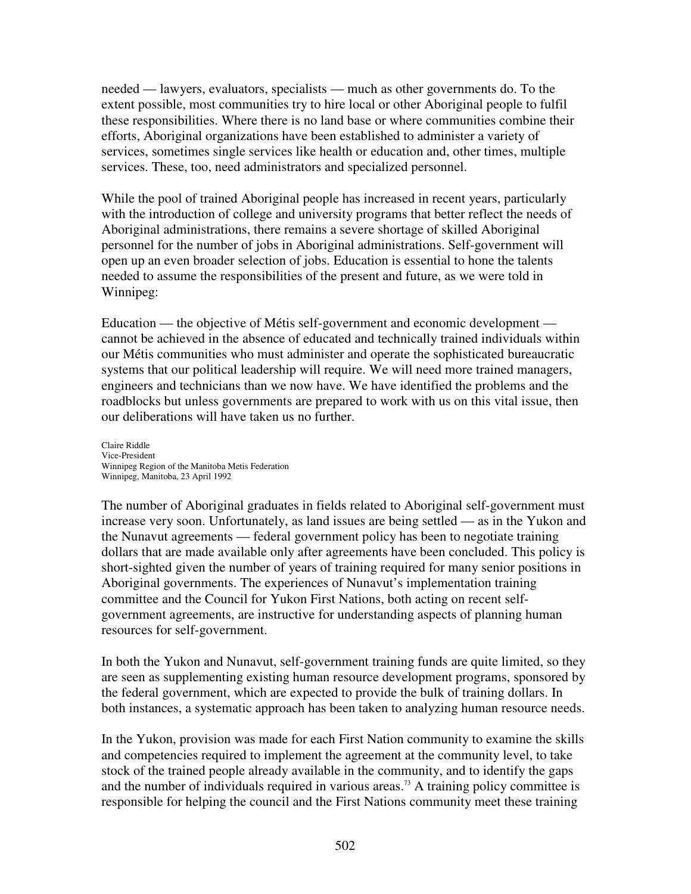needed — lawyers, evaluators, specialists — much as other governments do. To the extent possible, most communities try to hire local or other Aboriginal people to fulfil these responsibilities. Where there is no land base or where communities combine their efforts, Aboriginal organizations have been established to administer a variety of services, sometimes single services like health or education and, other times, multiple services. These, too, need administrators and specialized personnel.

While the pool of trained Aboriginal people has increased in recent years, particularly with the introduction of college and university programs that better reflect the needs of Aboriginal administrations, there remains a severe shortage of skilled Aboriginal personnel for the number of jobs in Aboriginal administrations. Self-government will open up an even broader selection of jobs. Education is essential to hone the talents needed to assume the responsibilities of the present and future, as we were told in Winnipeg:

Education — the objective of Métis self-government and economic development — cannot be achieved in the absence of educated and technically trained individuals within our Métis communities who must administer and operate the sophisticated bureaucratic systems that our political leadership will require. We will need more trained managers, engineers and technicians than we now have. We have identified the problems and the roadblocks but unless governments are prepared to work with us on this vital issue, then our deliberations will have taken us no further.

Claire Riddle
Vice-President
Winnipeg Region of the Manitoba Metis Federation
Winnipeg, Manitoba, 23 April 1992

The number of Aboriginal graduates in fields related to Aboriginal self-government must increase very soon. Unfortunately, as land issues are being settled — as in the Yukon and the Nunavut agreements — federal government policy has been to negotiate training dollars that are made available only after agreements have been concluded. This policy is short-sighted given the number of years of training required for many senior positions in Aboriginal governments. The experiences of Nunavut's implementation training committee and the Council for Yukon First Nations, both acting on recent self-government agreements, are instructive for understanding aspects of planning human resources for self-government.

In both the Yukon and Nunavut, self-government training funds are quite limited, so they are seen as supplementing existing human resource development programs, sponsored by the federal government, which are expected to provide the bulk of training dollars. In both instances, a systematic approach has been taken to analyzing human resource needs.

In the Yukon, provision was made for each First Nation community to examine the skills and competencies required to implement the agreement at the community level, to take stock of the trained people already available in the community, and to identify the gaps and the number of individuals required in various areas.[73] A training policy committee is responsible for helping the council and the First Nations community meet these training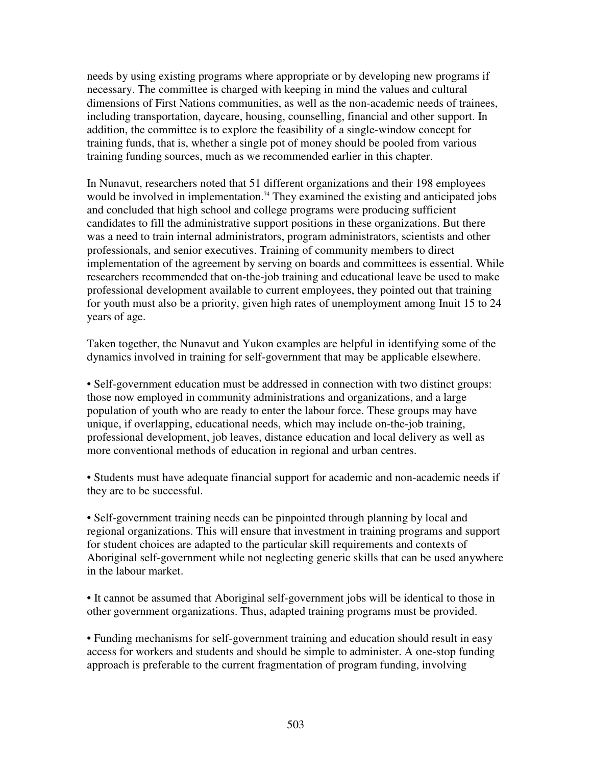needs by using existing programs where appropriate or by developing new programs if necessary. The committee is charged with keeping in mind the values and cultural dimensions of First Nations communities, as well as the non-academic needs of trainees, including transportation, daycare, housing, counselling, financial and other support. In addition, the committee is to explore the feasibility of a single-window concept for training funds, that is, whether a single pot of money should be pooled from various training funding sources, much as we recommended earlier in this chapter.

In Nunavut, researchers noted that 51 different organizations and their 198 employees would be involved in implementation.[74] They examined the existing and anticipated jobs and concluded that high school and college programs were producing sufficient candidates to fill the administrative support positions in these organizations. But there was a need to train internal administrators, program administrators, scientists and other professionals, and senior executives. Training of community members to direct implementation of the agreement by serving on boards and committees is essential. While researchers recommended that on-the-job training and educational leave be used to make professional development available to current employees, they pointed out that training for youth must also be a priority, given high rates of unemployment among Inuit 15 to 24 years of age.

Taken together, the Nunavut and Yukon examples are helpful in identifying some of the dynamics involved in training for self-government that may be applicable elsewhere.

- Self-government education must be addressed in connection with two distinct groups: those now employed in community administrations and organizations, and a large population of youth who are ready to enter the labour force. These groups may have unique, if overlapping, educational needs, which may include on-the-job training, professional development, job leaves, distance education and local delivery as well as more conventional methods of education in regional and urban centres.

- Students must have adequate financial support for academic and non-academic needs if they are to be successful.

- Self-government training needs can be pinpointed through planning by local and regional organizations. This will ensure that investment in training programs and support for student choices are adapted to the particular skill requirements and contexts of Aboriginal self-government while not neglecting generic skills that can be used anywhere in the labour market.

- It cannot be assumed that Aboriginal self-government jobs will be identical to those in other government organizations. Thus, adapted training programs must be provided.

- Funding mechanisms for self-government training and education should result in easy access for workers and students and should be simple to administer. A one-stop funding approach is preferable to the current fragmentation of program funding, involving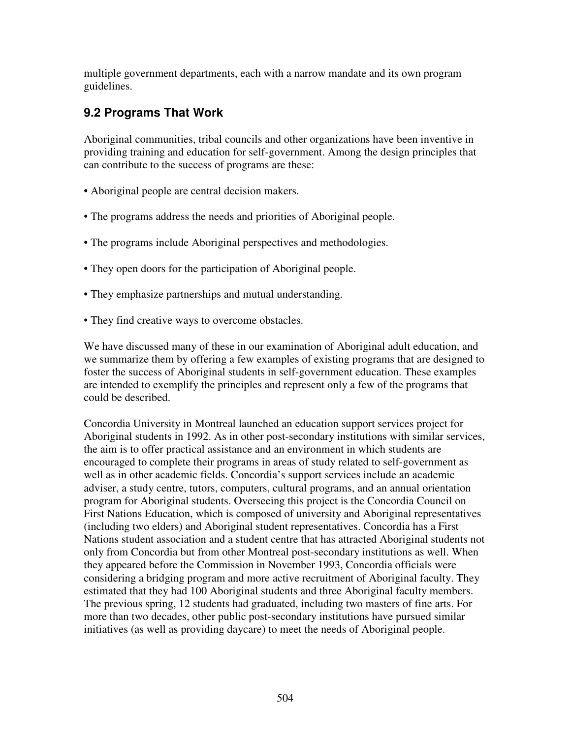multiple government departments, each with a narrow mandate and its own program guidelines.

## 9.2 Programs That Work

Aboriginal communities, tribal councils and other organizations have been inventive in providing training and education for self-government. Among the design principles that can contribute to the success of programs are these:

- Aboriginal people are central decision makers.
- The programs address the needs and priorities of Aboriginal people.
- The programs include Aboriginal perspectives and methodologies.
- They open doors for the participation of Aboriginal people.
- They emphasize partnerships and mutual understanding.
- They find creative ways to overcome obstacles.

We have discussed many of these in our examination of Aboriginal adult education, and we summarize them by offering a few examples of existing programs that are designed to foster the success of Aboriginal students in self-government education. These examples are intended to exemplify the principles and represent only a few of the programs that could be described.

Concordia University in Montreal launched an education support services project for Aboriginal students in 1992. As in other post-secondary institutions with similar services, the aim is to offer practical assistance and an environment in which students are encouraged to complete their programs in areas of study related to self-government as well as in other academic fields. Concordia's support services include an academic adviser, a study centre, tutors, computers, cultural programs, and an annual orientation program for Aboriginal students. Overseeing this project is the Concordia Council on First Nations Education, which is composed of university and Aboriginal representatives (including two elders) and Aboriginal student representatives. Concordia has a First Nations student association and a student centre that has attracted Aboriginal students not only from Concordia but from other Montreal post-secondary institutions as well. When they appeared before the Commission in November 1993, Concordia officials were considering a bridging program and more active recruitment of Aboriginal faculty. They estimated that they had 100 Aboriginal students and three Aboriginal faculty members. The previous spring, 12 students had graduated, including two masters of fine arts. For more than two decades, other public post-secondary institutions have pursued similar initiatives (as well as providing daycare) to meet the needs of Aboriginal people.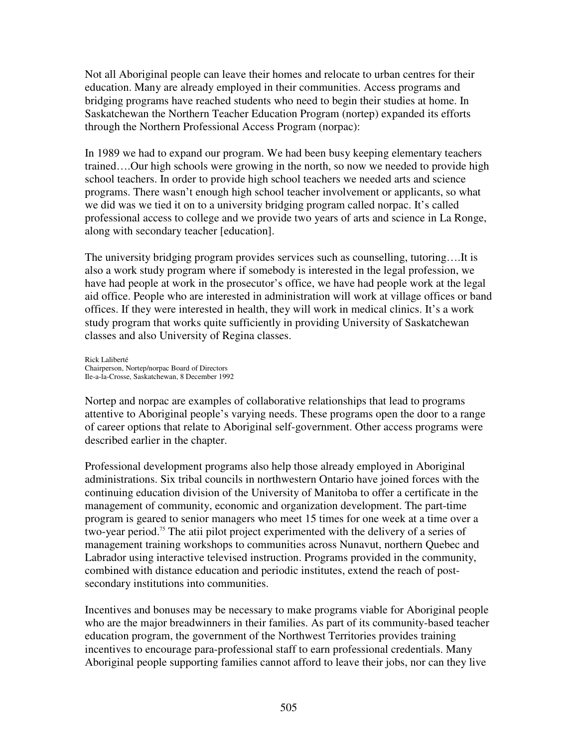Not all Aboriginal people can leave their homes and relocate to urban centres for their education. Many are already employed in their communities. Access programs and bridging programs have reached students who need to begin their studies at home. In Saskatchewan the Northern Teacher Education Program (nortep) expanded its efforts through the Northern Professional Access Program (norpac):

In 1989 we had to expand our program. We had been busy keeping elementary teachers trained….Our high schools were growing in the north, so now we needed to provide high school teachers. In order to provide high school teachers we needed arts and science programs. There wasn't enough high school teacher involvement or applicants, so what we did was we tied it on to a university bridging program called norpac. It's called professional access to college and we provide two years of arts and science in La Ronge, along with secondary teacher [education].

The university bridging program provides services such as counselling, tutoring….It is also a work study program where if somebody is interested in the legal profession, we have had people at work in the prosecutor's office, we have had people work at the legal aid office. People who are interested in administration will work at village offices or band offices. If they were interested in health, they will work in medical clinics. It's a work study program that works quite sufficiently in providing University of Saskatchewan classes and also University of Regina classes.

Rick Laliberté
Chairperson, Nortep/norpac Board of Directors
Ile-a-la-Crosse, Saskatchewan, 8 December 1992

Nortep and norpac are examples of collaborative relationships that lead to programs attentive to Aboriginal people's varying needs. These programs open the door to a range of career options that relate to Aboriginal self-government. Other access programs were described earlier in the chapter.

Professional development programs also help those already employed in Aboriginal administrations. Six tribal councils in northwestern Ontario have joined forces with the continuing education division of the University of Manitoba to offer a certificate in the management of community, economic and organization development. The part-time program is geared to senior managers who meet 15 times for one week at a time over a two-year period.[75] The atii pilot project experimented with the delivery of a series of management training workshops to communities across Nunavut, northern Quebec and Labrador using interactive televised instruction. Programs provided in the community, combined with distance education and periodic institutes, extend the reach of post-secondary institutions into communities.

Incentives and bonuses may be necessary to make programs viable for Aboriginal people who are the major breadwinners in their families. As part of its community-based teacher education program, the government of the Northwest Territories provides training incentives to encourage para-professional staff to earn professional credentials. Many Aboriginal people supporting families cannot afford to leave their jobs, nor can they live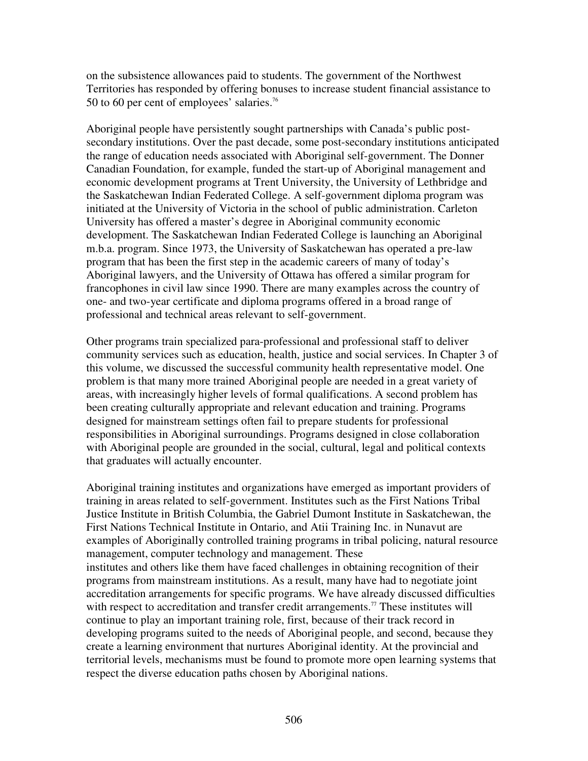on the subsistence allowances paid to students. The government of the Northwest Territories has responded by offering bonuses to increase student financial assistance to 50 to 60 per cent of employees' salaries.[76]

Aboriginal people have persistently sought partnerships with Canada's public post-secondary institutions. Over the past decade, some post-secondary institutions anticipated the range of education needs associated with Aboriginal self-government. The Donner Canadian Foundation, for example, funded the start-up of Aboriginal management and economic development programs at Trent University, the University of Lethbridge and the Saskatchewan Indian Federated College. A self-government diploma program was initiated at the University of Victoria in the school of public administration. Carleton University has offered a master's degree in Aboriginal community economic development. The Saskatchewan Indian Federated College is launching an Aboriginal m.b.a. program. Since 1973, the University of Saskatchewan has operated a pre-law program that has been the first step in the academic careers of many of today's Aboriginal lawyers, and the University of Ottawa has offered a similar program for francophones in civil law since 1990. There are many examples across the country of one- and two-year certificate and diploma programs offered in a broad range of professional and technical areas relevant to self-government.

Other programs train specialized para-professional and professional staff to deliver community services such as education, health, justice and social services. In Chapter 3 of this volume, we discussed the successful community health representative model. One problem is that many more trained Aboriginal people are needed in a great variety of areas, with increasingly higher levels of formal qualifications. A second problem has been creating culturally appropriate and relevant education and training. Programs designed for mainstream settings often fail to prepare students for professional responsibilities in Aboriginal surroundings. Programs designed in close collaboration with Aboriginal people are grounded in the social, cultural, legal and political contexts that graduates will actually encounter.

Aboriginal training institutes and organizations have emerged as important providers of training in areas related to self-government. Institutes such as the First Nations Tribal Justice Institute in British Columbia, the Gabriel Dumont Institute in Saskatchewan, the First Nations Technical Institute in Ontario, and Atii Training Inc. in Nunavut are examples of Aboriginally controlled training programs in tribal policing, natural resource management, computer technology and management. These institutes and others like them have faced challenges in obtaining recognition of their programs from mainstream institutions. As a result, many have had to negotiate joint accreditation arrangements for specific programs. We have already discussed difficulties with respect to accreditation and transfer credit arrangements.[77] These institutes will continue to play an important training role, first, because of their track record in developing programs suited to the needs of Aboriginal people, and second, because they create a learning environment that nurtures Aboriginal identity. At the provincial and territorial levels, mechanisms must be found to promote more open learning systems that respect the diverse education paths chosen by Aboriginal nations.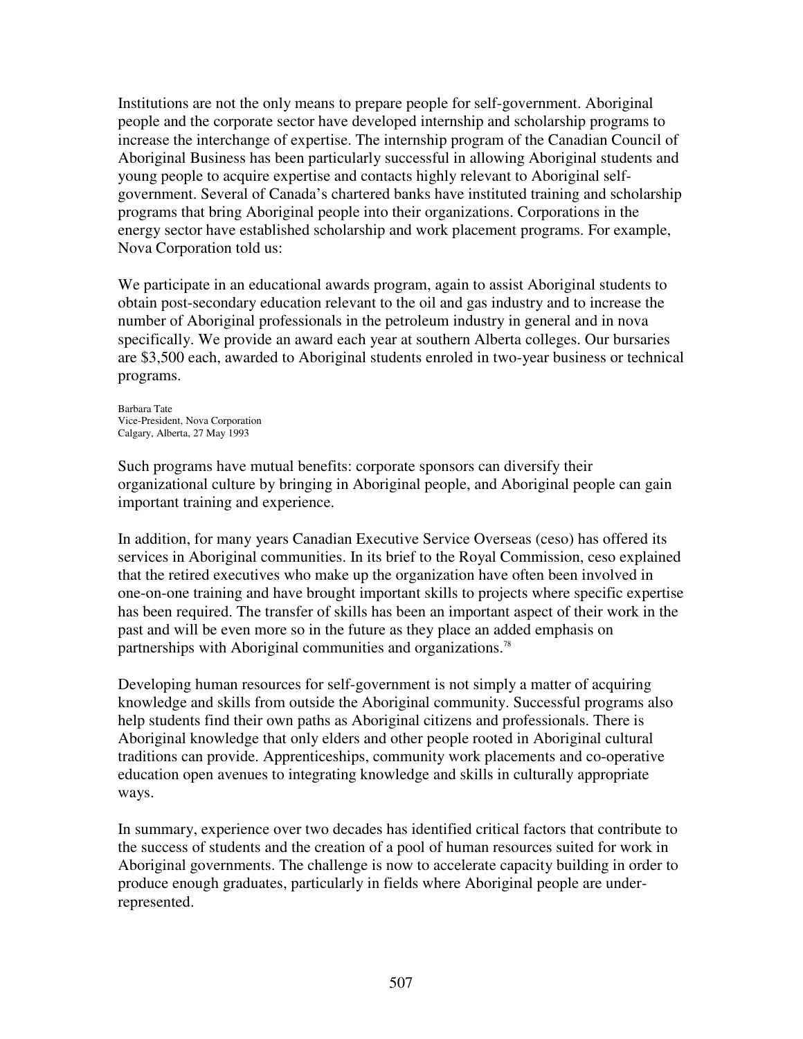Institutions are not the only means to prepare people for self-government. Aboriginal people and the corporate sector have developed internship and scholarship programs to increase the interchange of expertise. The internship program of the Canadian Council of Aboriginal Business has been particularly successful in allowing Aboriginal students and young people to acquire expertise and contacts highly relevant to Aboriginal self-government. Several of Canada's chartered banks have instituted training and scholarship programs that bring Aboriginal people into their organizations. Corporations in the energy sector have established scholarship and work placement programs. For example, Nova Corporation told us:

We participate in an educational awards program, again to assist Aboriginal students to obtain post-secondary education relevant to the oil and gas industry and to increase the number of Aboriginal professionals in the petroleum industry in general and in nova specifically. We provide an award each year at southern Alberta colleges. Our bursaries are $3,500 each, awarded to Aboriginal students enroled in two-year business or technical programs.

Barbara Tate
Vice-President, Nova Corporation
Calgary, Alberta, 27 May 1993

Such programs have mutual benefits: corporate sponsors can diversify their organizational culture by bringing in Aboriginal people, and Aboriginal people can gain important training and experience.

In addition, for many years Canadian Executive Service Overseas (ceso) has offered its services in Aboriginal communities. In its brief to the Royal Commission, ceso explained that the retired executives who make up the organization have often been involved in one-on-one training and have brought important skills to projects where specific expertise has been required. The transfer of skills has been an important aspect of their work in the past and will be even more so in the future as they place an added emphasis on partnerships with Aboriginal communities and organizations.[78]

Developing human resources for self-government is not simply a matter of acquiring knowledge and skills from outside the Aboriginal community. Successful programs also help students find their own paths as Aboriginal citizens and professionals. There is Aboriginal knowledge that only elders and other people rooted in Aboriginal cultural traditions can provide. Apprenticeships, community work placements and co-operative education open avenues to integrating knowledge and skills in culturally appropriate ways.

In summary, experience over two decades has identified critical factors that contribute to the success of students and the creation of a pool of human resources suited for work in Aboriginal governments. The challenge is now to accelerate capacity building in order to produce enough graduates, particularly in fields where Aboriginal people are under-represented.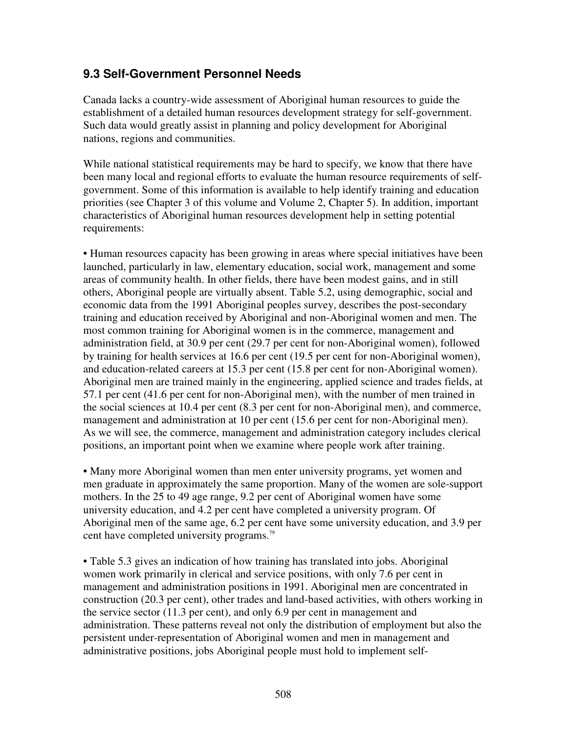## 9.3 Self-Government Personnel Needs

Canada lacks a country-wide assessment of Aboriginal human resources to guide the establishment of a detailed human resources development strategy for self-government. Such data would greatly assist in planning and policy development for Aboriginal nations, regions and communities.

While national statistical requirements may be hard to specify, we know that there have been many local and regional efforts to evaluate the human resource requirements of self-government. Some of this information is available to help identify training and education priorities (see Chapter 3 of this volume and Volume 2, Chapter 5). In addition, important characteristics of Aboriginal human resources development help in setting potential requirements:

• Human resources capacity has been growing in areas where special initiatives have been launched, particularly in law, elementary education, social work, management and some areas of community health. In other fields, there have been modest gains, and in still others, Aboriginal people are virtually absent. Table 5.2, using demographic, social and economic data from the 1991 Aboriginal peoples survey, describes the post-secondary training and education received by Aboriginal and non-Aboriginal women and men. The most common training for Aboriginal women is in the commerce, management and administration field, at 30.9 per cent (29.7 per cent for non-Aboriginal women), followed by training for health services at 16.6 per cent (19.5 per cent for non-Aboriginal women), and education-related careers at 15.3 per cent (15.8 per cent for non-Aboriginal women). Aboriginal men are trained mainly in the engineering, applied science and trades fields, at 57.1 per cent (41.6 per cent for non-Aboriginal men), with the number of men trained in the social sciences at 10.4 per cent (8.3 per cent for non-Aboriginal men), and commerce, management and administration at 10 per cent (15.6 per cent for non-Aboriginal men). As we will see, the commerce, management and administration category includes clerical positions, an important point when we examine where people work after training.

• Many more Aboriginal women than men enter university programs, yet women and men graduate in approximately the same proportion. Many of the women are sole-support mothers. In the 25 to 49 age range, 9.2 per cent of Aboriginal women have some university education, and 4.2 per cent have completed a university program. Of Aboriginal men of the same age, 6.2 per cent have some university education, and 3.9 per cent have completed university programs.[79]

• Table 5.3 gives an indication of how training has translated into jobs. Aboriginal women work primarily in clerical and service positions, with only 7.6 per cent in management and administration positions in 1991. Aboriginal men are concentrated in construction (20.3 per cent), other trades and land-based activities, with others working in the service sector (11.3 per cent), and only 6.9 per cent in management and administration. These patterns reveal not only the distribution of employment but also the persistent under-representation of Aboriginal women and men in management and administrative positions, jobs Aboriginal people must hold to implement self-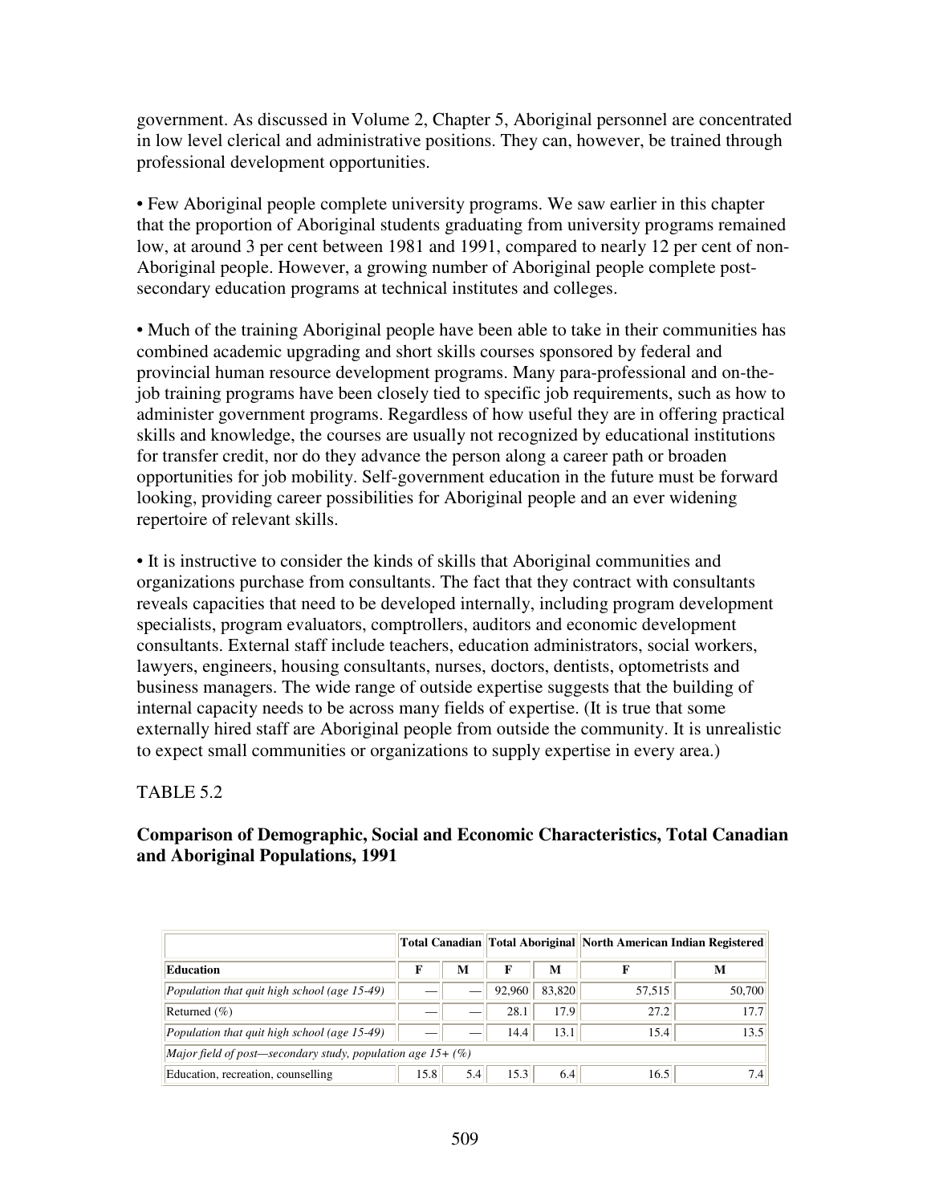government. As discussed in Volume 2, Chapter 5, Aboriginal personnel are concentrated in low level clerical and administrative positions. They can, however, be trained through professional development opportunities.

• Few Aboriginal people complete university programs. We saw earlier in this chapter that the proportion of Aboriginal students graduating from university programs remained low, at around 3 per cent between 1981 and 1991, compared to nearly 12 per cent of non-Aboriginal people. However, a growing number of Aboriginal people complete post-secondary education programs at technical institutes and colleges.

• Much of the training Aboriginal people have been able to take in their communities has combined academic upgrading and short skills courses sponsored by federal and provincial human resource development programs. Many para-professional and on-the-job training programs have been closely tied to specific job requirements, such as how to administer government programs. Regardless of how useful they are in offering practical skills and knowledge, the courses are usually not recognized by educational institutions for transfer credit, nor do they advance the person along a career path or broaden opportunities for job mobility. Self-government education in the future must be forward looking, providing career possibilities for Aboriginal people and an ever widening repertoire of relevant skills.

• It is instructive to consider the kinds of skills that Aboriginal communities and organizations purchase from consultants. The fact that they contract with consultants reveals capacities that need to be developed internally, including program development specialists, program evaluators, comptrollers, auditors and economic development consultants. External staff include teachers, education administrators, social workers, lawyers, engineers, housing consultants, nurses, doctors, dentists, optometrists and business managers. The wide range of outside expertise suggests that the building of internal capacity needs to be across many fields of expertise. (It is true that some externally hired staff are Aboriginal people from outside the community. It is unrealistic to expect small communities or organizations to supply expertise in every area.)

TABLE 5.2

**Comparison of Demographic, Social and Economic Characteristics, Total Canadian and Aboriginal Populations, 1991**

| | **Total Canadian** | | **Total Aboriginal** | | **North American Indian Registered** | |
|---|---|---|---|---|---|---|
| **Education** | **F** | **M** | **F** | **M** | **F** | **M** |
| *Population that quit high school (age 15-49)* | — | — | 92,960 | 83,820 | 57,515 | 50,700 |
| Returned (%) | — | — | 28.1 | 17.9 | 27.2 | 17.7 |
| *Population that quit high school (age 15-49)* | — | — | 14.4 | 13.1 | 15.4 | 13.5 |
| *Major field of post—secondary study, population age 15+ (%)* | | | | | | |
| Education, recreation, counselling | 15.8 | 5.4 | 15.3 | 6.4 | 16.5 | 7.4 |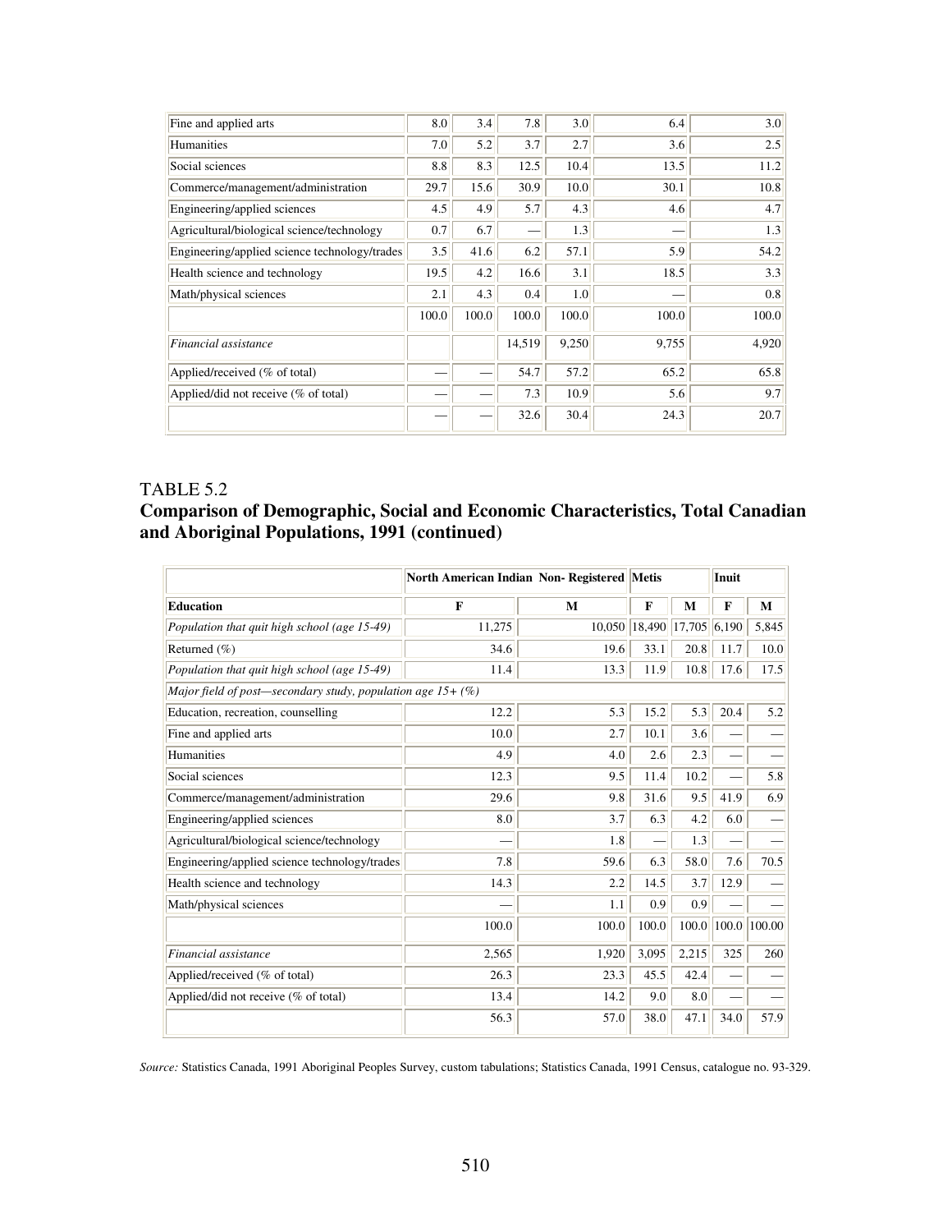| | | | | | | |
|---|---|---|---|---|---|---|
| Fine and applied arts | 8.0 | 3.4 | 7.8 | 3.0 | 6.4 | 3.0 |
| Humanities | 7.0 | 5.2 | 3.7 | 2.7 | 3.6 | 2.5 |
| Social sciences | 8.8 | 8.3 | 12.5 | 10.4 | 13.5 | 11.2 |
| Commerce/management/administration | 29.7 | 15.6 | 30.9 | 10.0 | 30.1 | 10.8 |
| Engineering/applied sciences | 4.5 | 4.9 | 5.7 | 4.3 | 4.6 | 4.7 |
| Agricultural/biological science/technology | 0.7 | 6.7 | — | 1.3 | — | 1.3 |
| Engineering/applied science technology/trades | 3.5 | 41.6 | 6.2 | 57.1 | 5.9 | 54.2 |
| Health science and technology | 19.5 | 4.2 | 16.6 | 3.1 | 18.5 | 3.3 |
| Math/physical sciences | 2.1 | 4.3 | 0.4 | 1.0 | — | 0.8 |
| | 100.0 | 100.0 | 100.0 | 100.0 | 100.0 | 100.0 |
| *Financial assistance* | | | 14,519 | 9,250 | 9,755 | 4,920 |
| Applied/received (% of total) | — | — | 54.7 | 57.2 | 65.2 | 65.8 |
| Applied/did not receive (% of total) | — | — | 7.3 | 10.9 | 5.6 | 9.7 |
| | — | — | 32.6 | 30.4 | 24.3 | 20.7 |

TABLE 5.2

**Comparison of Demographic, Social and Economic Characteristics, Total Canadian and Aboriginal Populations, 1991 (continued)**

| | North American Indian Non- Registered | | Metis | | Inuit | |
|---|---|---|---|---|---|---|
| **Education** | **F** | **M** | **F** | **M** | **F** | **M** |
| *Population that quit high school (age 15-49)* | 11,275 | 10,050 | 18,490 | 17,705 | 6,190 | 5,845 |
| Returned (%) | 34.6 | 19.6 | 33.1 | 20.8 | 11.7 | 10.0 |
| *Population that quit high school (age 15-49)* | 11.4 | 13.3 | 11.9 | 10.8 | 17.6 | 17.5 |
| *Major field of post—secondary study, population age 15+ (%)* | | | | | | |
| Education, recreation, counselling | 12.2 | 5.3 | 15.2 | 5.3 | 20.4 | 5.2 |
| Fine and applied arts | 10.0 | 2.7 | 10.1 | 3.6 | — | — |
| Humanities | 4.9 | 4.0 | 2.6 | 2.3 | — | — |
| Social sciences | 12.3 | 9.5 | 11.4 | 10.2 | — | 5.8 |
| Commerce/management/administration | 29.6 | 9.8 | 31.6 | 9.5 | 41.9 | 6.9 |
| Engineering/applied sciences | 8.0 | 3.7 | 6.3 | 4.2 | 6.0 | — |
| Agricultural/biological science/technology | — | 1.8 | — | 1.3 | — | — |
| Engineering/applied science technology/trades | 7.8 | 59.6 | 6.3 | 58.0 | 7.6 | 70.5 |
| Health science and technology | 14.3 | 2.2 | 14.5 | 3.7 | 12.9 | — |
| Math/physical sciences | — | 1.1 | 0.9 | 0.9 | — | — |
| | 100.0 | 100.0 | 100.0 | 100.0 | 100.0 | 100.00 |
| *Financial assistance* | 2,565 | 1,920 | 3,095 | 2,215 | 325 | 260 |
| Applied/received (% of total) | 26.3 | 23.3 | 45.5 | 42.4 | — | — |
| Applied/did not receive (% of total) | 13.4 | 14.2 | 9.0 | 8.0 | — | — |
| | 56.3 | 57.0 | 38.0 | 47.1 | 34.0 | 57.9 |

*Source:* Statistics Canada, 1991 Aboriginal Peoples Survey, custom tabulations; Statistics Canada, 1991 Census, catalogue no. 93-329.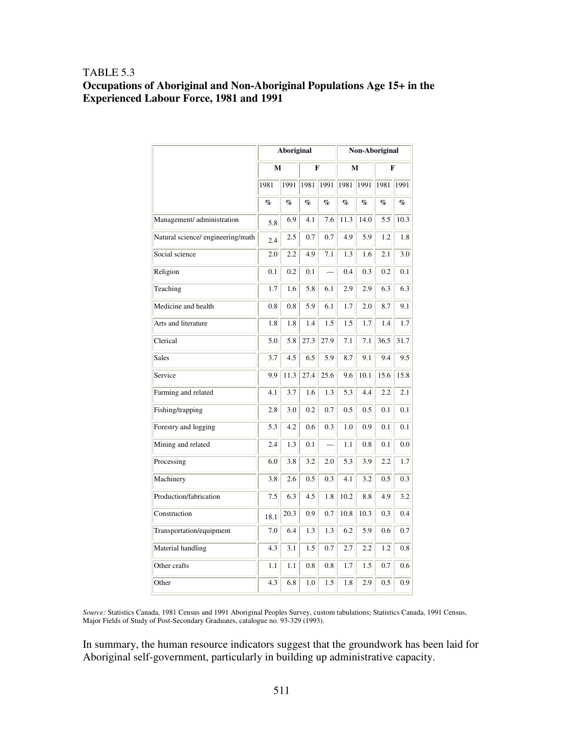TABLE 5.3
**Occupations of Aboriginal and Non-Aboriginal Populations Age 15+ in the Experienced Labour Force, 1981 and 1991**

| | Aboriginal | | | | Non-Aboriginal | | | |
|---|---|---|---|---|---|---|---|---|
| | M | | F | | M | | F | |
| | 1981 | 1991 | 1981 | 1991 | 1981 | 1991 | 1981 | 1991 |
| | % | % | % | % | % | % | % | % |
| Management/ administration | 5.8 | 6.9 | 4.1 | 7.6 | 11.3 | 14.0 | 5.5 | 10.3 |
| Natural science/ engineering/math | 2.4 | 2.5 | 0.7 | 0.7 | 4.9 | 5.9 | 1.2 | 1.8 |
| Social science | 2.0 | 2.2 | 4.9 | 7.1 | 1.3 | 1.6 | 2.1 | 3.0 |
| Religion | 0.1 | 0.2 | 0.1 | — | 0.4 | 0.3 | 0.2 | 0.1 |
| Teaching | 1.7 | 1.6 | 5.8 | 6.1 | 2.9 | 2.9 | 6.3 | 6.3 |
| Medicine and health | 0.8 | 0.8 | 5.9 | 6.1 | 1.7 | 2.0 | 8.7 | 9.1 |
| Arts and literature | 1.8 | 1.8 | 1.4 | 1.5 | 1.5 | 1.7 | 1.4 | 1.7 |
| Clerical | 5.0 | 5.8 | 27.3 | 27.9 | 7.1 | 7.1 | 36.5 | 31.7 |
| Sales | 3.7 | 4.5 | 6.5 | 5.9 | 8.7 | 9.1 | 9.4 | 9.5 |
| Service | 9.9 | 11.3 | 27.4 | 25.6 | 9.6 | 10.1 | 15.6 | 15.8 |
| Farming and related | 4.1 | 3.7 | 1.6 | 1.3 | 5.3 | 4.4 | 2.2 | 2.1 |
| Fishing/trapping | 2.8 | 3.0 | 0.2 | 0.7 | 0.5 | 0.5 | 0.1 | 0.1 |
| Forestry and logging | 5.3 | 4.2 | 0.6 | 0.3 | 1.0 | 0.9 | 0.1 | 0.1 |
| Mining and related | 2.4 | 1.3 | 0.1 | — | 1.1 | 0.8 | 0.1 | 0.0 |
| Processing | 6.0 | 3.8 | 3.2 | 2.0 | 5.3 | 3.9 | 2.2 | 1.7 |
| Machinery | 3.8 | 2.6 | 0.5 | 0.3 | 4.1 | 3.2 | 0.5 | 0.3 |
| Production/fabrication | 7.5 | 6.3 | 4.5 | 1.8 | 10.2 | 8.8 | 4.9 | 3.2 |
| Construction | 18.1 | 20.3 | 0.9 | 0.7 | 10.8 | 10.3 | 0.3 | 0.4 |
| Transportation/equipment | 7.0 | 6.4 | 1.3 | 1.3 | 6.2 | 5.9 | 0.6 | 0.7 |
| Material handling | 4.3 | 3.1 | 1.5 | 0.7 | 2.7 | 2.2 | 1.2 | 0.8 |
| Other crafts | 1.1 | 1.1 | 0.8 | 0.8 | 1.7 | 1.5 | 0.7 | 0.6 |
| Other | 4.3 | 6.8 | 1.0 | 1.5 | 1.8 | 2.9 | 0.5 | 0.9 |

*Source:* Statistics Canada, 1981 Census and 1991 Aboriginal Peoples Survey, custom tabulations; Statistics Canada, 1991 Census, Major Fields of Study of Post-Secondary Graduates, catalogue no. 93-329 (1993).

In summary, the human resource indicators suggest that the groundwork has been laid for Aboriginal self-government, particularly in building up administrative capacity.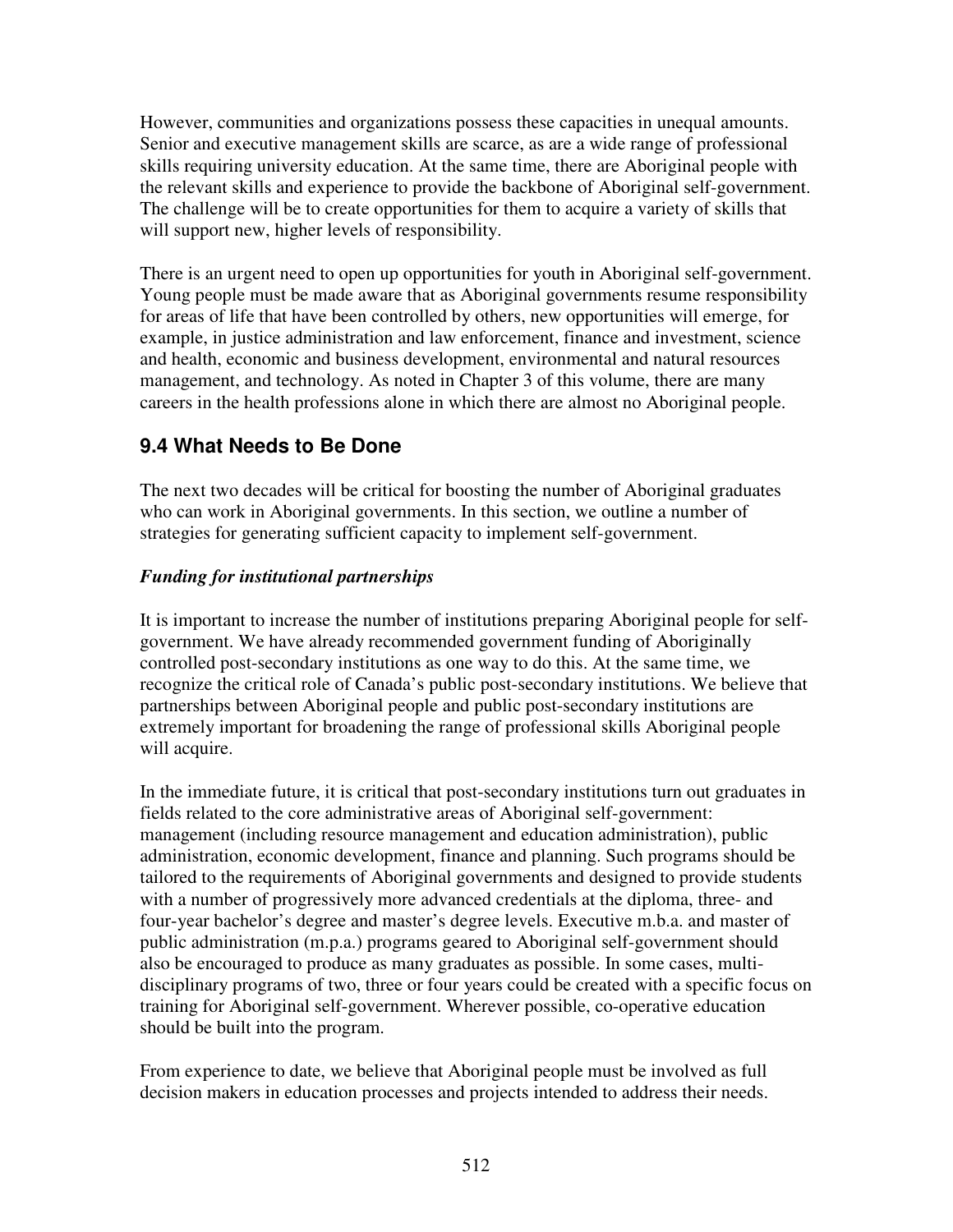However, communities and organizations possess these capacities in unequal amounts. Senior and executive management skills are scarce, as are a wide range of professional skills requiring university education. At the same time, there are Aboriginal people with the relevant skills and experience to provide the backbone of Aboriginal self-government. The challenge will be to create opportunities for them to acquire a variety of skills that will support new, higher levels of responsibility.

There is an urgent need to open up opportunities for youth in Aboriginal self-government. Young people must be made aware that as Aboriginal governments resume responsibility for areas of life that have been controlled by others, new opportunities will emerge, for example, in justice administration and law enforcement, finance and investment, science and health, economic and business development, environmental and natural resources management, and technology. As noted in Chapter 3 of this volume, there are many careers in the health professions alone in which there are almost no Aboriginal people.

## 9.4 What Needs to Be Done

The next two decades will be critical for boosting the number of Aboriginal graduates who can work in Aboriginal governments. In this section, we outline a number of strategies for generating sufficient capacity to implement self-government.

### *Funding for institutional partnerships*

It is important to increase the number of institutions preparing Aboriginal people for self-government. We have already recommended government funding of Aboriginally controlled post-secondary institutions as one way to do this. At the same time, we recognize the critical role of Canada's public post-secondary institutions. We believe that partnerships between Aboriginal people and public post-secondary institutions are extremely important for broadening the range of professional skills Aboriginal people will acquire.

In the immediate future, it is critical that post-secondary institutions turn out graduates in fields related to the core administrative areas of Aboriginal self-government: management (including resource management and education administration), public administration, economic development, finance and planning. Such programs should be tailored to the requirements of Aboriginal governments and designed to provide students with a number of progressively more advanced credentials at the diploma, three- and four-year bachelor's degree and master's degree levels. Executive m.b.a. and master of public administration (m.p.a.) programs geared to Aboriginal self-government should also be encouraged to produce as many graduates as possible. In some cases, multi-disciplinary programs of two, three or four years could be created with a specific focus on training for Aboriginal self-government. Wherever possible, co-operative education should be built into the program.

From experience to date, we believe that Aboriginal people must be involved as full decision makers in education processes and projects intended to address their needs.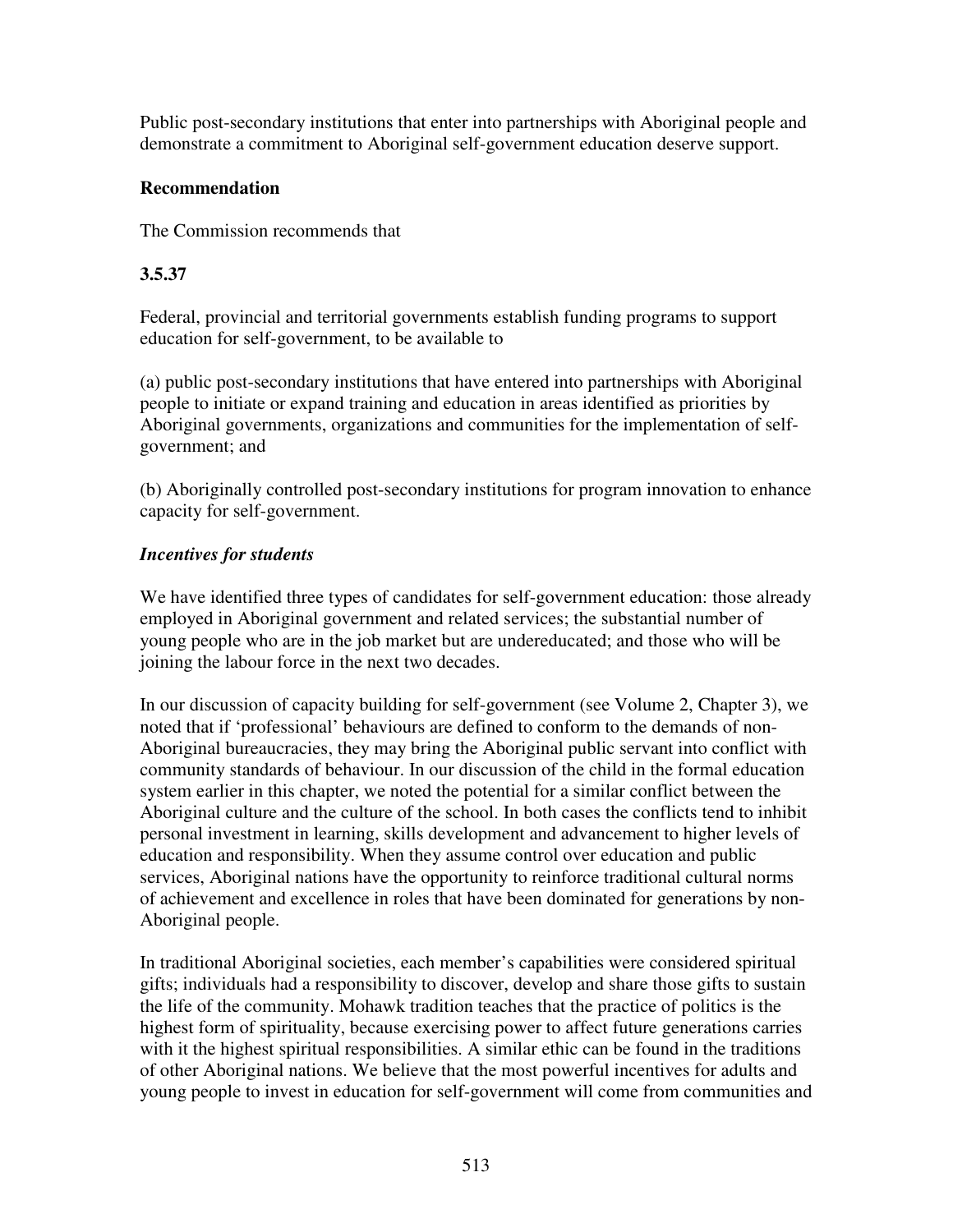Public post-secondary institutions that enter into partnerships with Aboriginal people and demonstrate a commitment to Aboriginal self-government education deserve support.

**Recommendation**

The Commission recommends that

**3.5.37**

Federal, provincial and territorial governments establish funding programs to support education for self-government, to be available to

(a) public post-secondary institutions that have entered into partnerships with Aboriginal people to initiate or expand training and education in areas identified as priorities by Aboriginal governments, organizations and communities for the implementation of self-government; and

(b) Aboriginally controlled post-secondary institutions for program innovation to enhance capacity for self-government.

***Incentives for students***

We have identified three types of candidates for self-government education: those already employed in Aboriginal government and related services; the substantial number of young people who are in the job market but are undereducated; and those who will be joining the labour force in the next two decades.

In our discussion of capacity building for self-government (see Volume 2, Chapter 3), we noted that if 'professional' behaviours are defined to conform to the demands of non-Aboriginal bureaucracies, they may bring the Aboriginal public servant into conflict with community standards of behaviour. In our discussion of the child in the formal education system earlier in this chapter, we noted the potential for a similar conflict between the Aboriginal culture and the culture of the school. In both cases the conflicts tend to inhibit personal investment in learning, skills development and advancement to higher levels of education and responsibility. When they assume control over education and public services, Aboriginal nations have the opportunity to reinforce traditional cultural norms of achievement and excellence in roles that have been dominated for generations by non-Aboriginal people.

In traditional Aboriginal societies, each member's capabilities were considered spiritual gifts; individuals had a responsibility to discover, develop and share those gifts to sustain the life of the community. Mohawk tradition teaches that the practice of politics is the highest form of spirituality, because exercising power to affect future generations carries with it the highest spiritual responsibilities. A similar ethic can be found in the traditions of other Aboriginal nations. We believe that the most powerful incentives for adults and young people to invest in education for self-government will come from communities and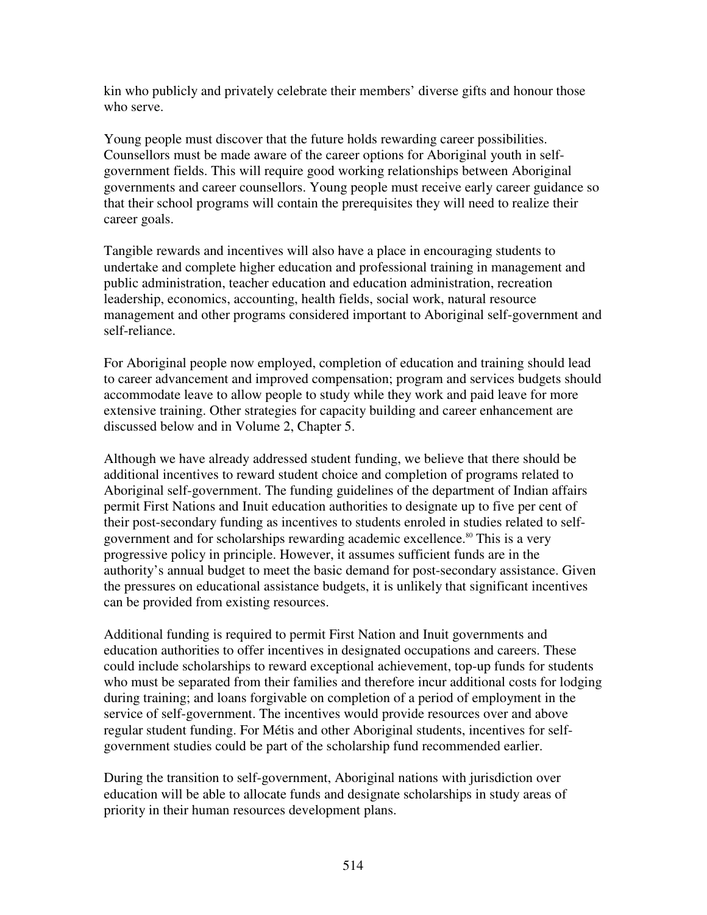kin who publicly and privately celebrate their members' diverse gifts and honour those who serve.

Young people must discover that the future holds rewarding career possibilities. Counsellors must be made aware of the career options for Aboriginal youth in self-government fields. This will require good working relationships between Aboriginal governments and career counsellors. Young people must receive early career guidance so that their school programs will contain the prerequisites they will need to realize their career goals.

Tangible rewards and incentives will also have a place in encouraging students to undertake and complete higher education and professional training in management and public administration, teacher education and education administration, recreation leadership, economics, accounting, health fields, social work, natural resource management and other programs considered important to Aboriginal self-government and self-reliance.

For Aboriginal people now employed, completion of education and training should lead to career advancement and improved compensation; program and services budgets should accommodate leave to allow people to study while they work and paid leave for more extensive training. Other strategies for capacity building and career enhancement are discussed below and in Volume 2, Chapter 5.

Although we have already addressed student funding, we believe that there should be additional incentives to reward student choice and completion of programs related to Aboriginal self-government. The funding guidelines of the department of Indian affairs permit First Nations and Inuit education authorities to designate up to five per cent of their post-secondary funding as incentives to students enroled in studies related to self-government and for scholarships rewarding academic excellence.[80] This is a very progressive policy in principle. However, it assumes sufficient funds are in the authority's annual budget to meet the basic demand for post-secondary assistance. Given the pressures on educational assistance budgets, it is unlikely that significant incentives can be provided from existing resources.

Additional funding is required to permit First Nation and Inuit governments and education authorities to offer incentives in designated occupations and careers. These could include scholarships to reward exceptional achievement, top-up funds for students who must be separated from their families and therefore incur additional costs for lodging during training; and loans forgivable on completion of a period of employment in the service of self-government. The incentives would provide resources over and above regular student funding. For Métis and other Aboriginal students, incentives for self-government studies could be part of the scholarship fund recommended earlier.

During the transition to self-government, Aboriginal nations with jurisdiction over education will be able to allocate funds and designate scholarships in study areas of priority in their human resources development plans.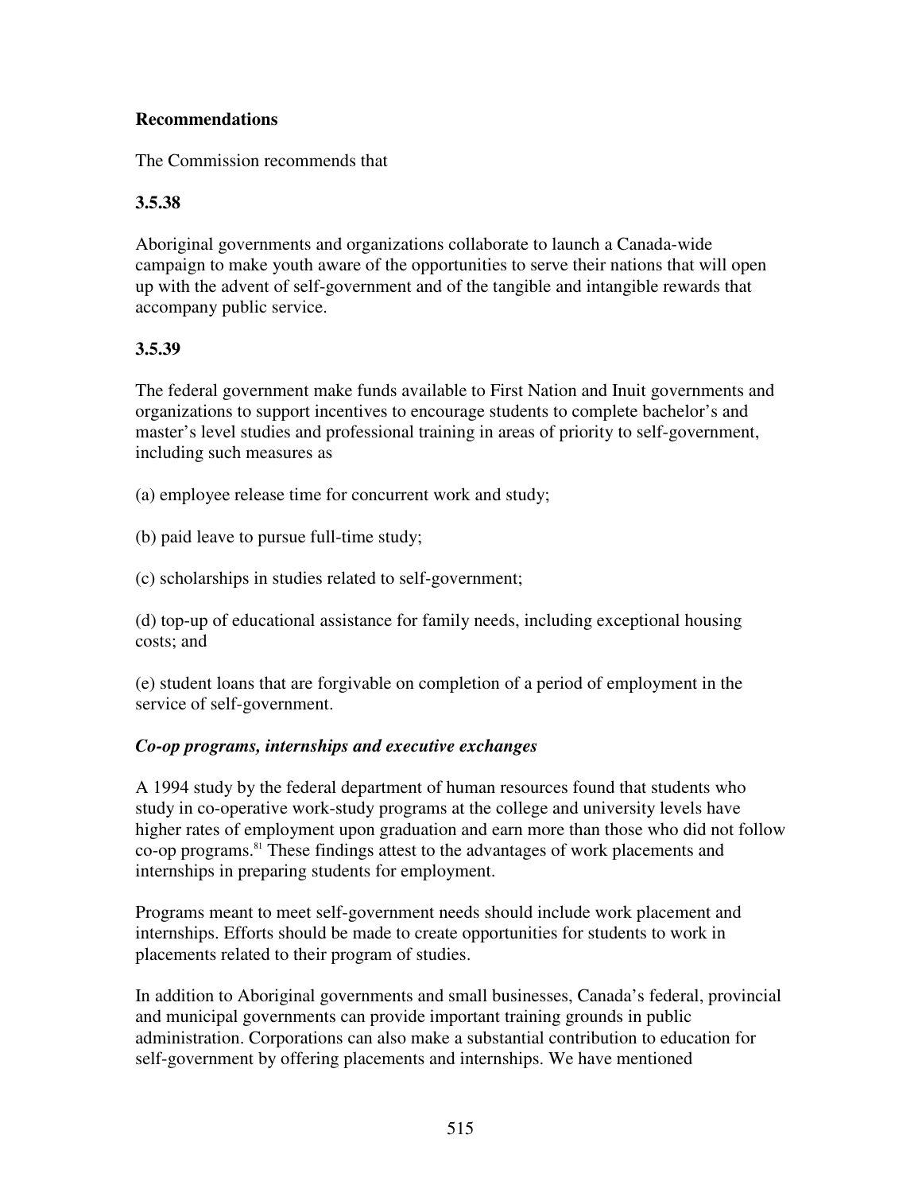**Recommendations**

The Commission recommends that

**3.5.38**

Aboriginal governments and organizations collaborate to launch a Canada-wide campaign to make youth aware of the opportunities to serve their nations that will open up with the advent of self-government and of the tangible and intangible rewards that accompany public service.

**3.5.39**

The federal government make funds available to First Nation and Inuit governments and organizations to support incentives to encourage students to complete bachelor's and master's level studies and professional training in areas of priority to self-government, including such measures as

(a) employee release time for concurrent work and study;

(b) paid leave to pursue full-time study;

(c) scholarships in studies related to self-government;

(d) top-up of educational assistance for family needs, including exceptional housing costs; and

(e) student loans that are forgivable on completion of a period of employment in the service of self-government.

***Co-op programs, internships and executive exchanges***

A 1994 study by the federal department of human resources found that students who study in co-operative work-study programs at the college and university levels have higher rates of employment upon graduation and earn more than those who did not follow co-op programs.[81] These findings attest to the advantages of work placements and internships in preparing students for employment.

Programs meant to meet self-government needs should include work placement and internships. Efforts should be made to create opportunities for students to work in placements related to their program of studies.

In addition to Aboriginal governments and small businesses, Canada's federal, provincial and municipal governments can provide important training grounds in public administration. Corporations can also make a substantial contribution to education for self-government by offering placements and internships. We have mentioned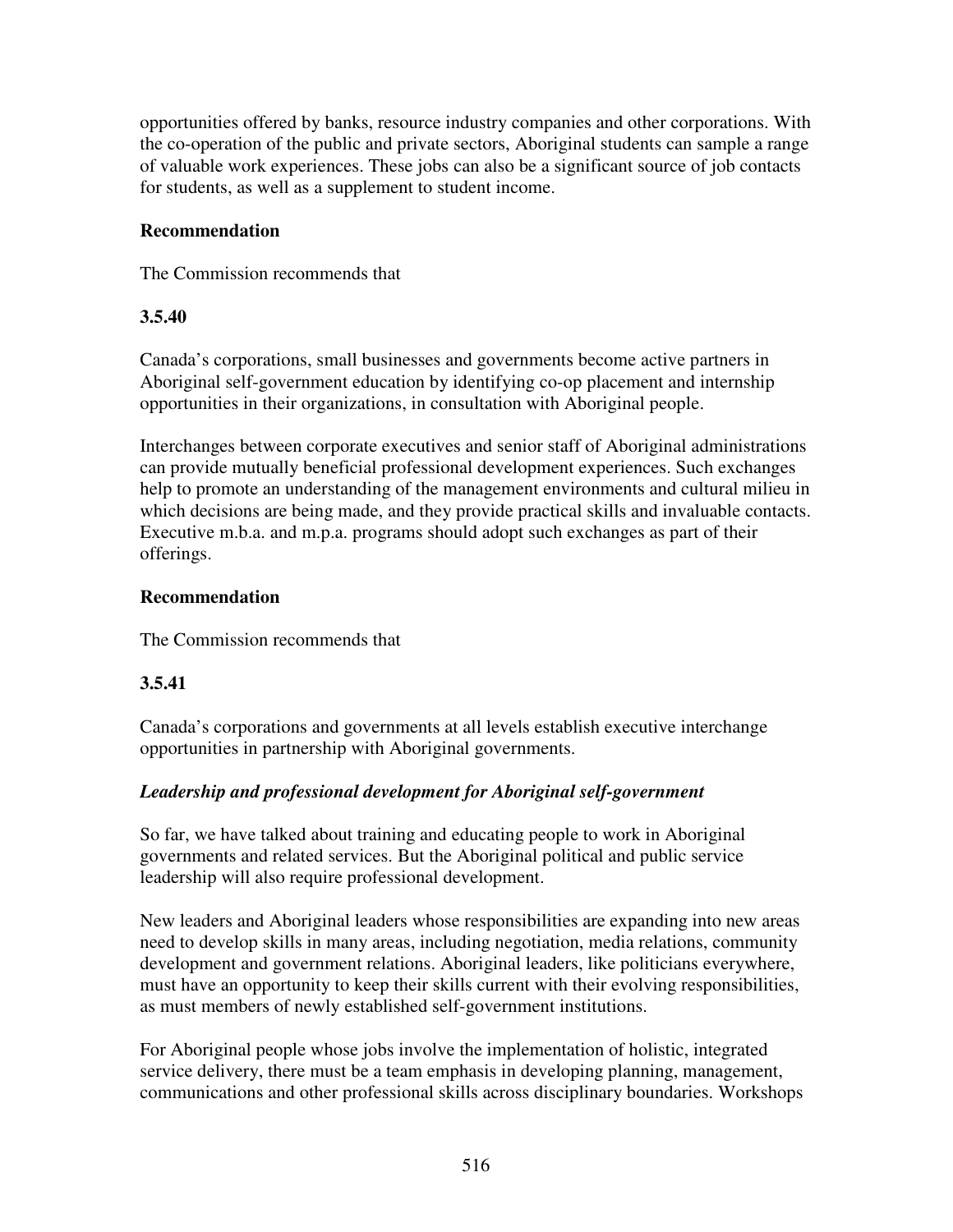opportunities offered by banks, resource industry companies and other corporations. With the co-operation of the public and private sectors, Aboriginal students can sample a range of valuable work experiences. These jobs can also be a significant source of job contacts for students, as well as a supplement to student income.

**Recommendation**

The Commission recommends that

**3.5.40**

Canada's corporations, small businesses and governments become active partners in Aboriginal self-government education by identifying co-op placement and internship opportunities in their organizations, in consultation with Aboriginal people.

Interchanges between corporate executives and senior staff of Aboriginal administrations can provide mutually beneficial professional development experiences. Such exchanges help to promote an understanding of the management environments and cultural milieu in which decisions are being made, and they provide practical skills and invaluable contacts. Executive m.b.a. and m.p.a. programs should adopt such exchanges as part of their offerings.

**Recommendation**

The Commission recommends that

**3.5.41**

Canada's corporations and governments at all levels establish executive interchange opportunities in partnership with Aboriginal governments.

***Leadership and professional development for Aboriginal self-government***

So far, we have talked about training and educating people to work in Aboriginal governments and related services. But the Aboriginal political and public service leadership will also require professional development.

New leaders and Aboriginal leaders whose responsibilities are expanding into new areas need to develop skills in many areas, including negotiation, media relations, community development and government relations. Aboriginal leaders, like politicians everywhere, must have an opportunity to keep their skills current with their evolving responsibilities, as must members of newly established self-government institutions.

For Aboriginal people whose jobs involve the implementation of holistic, integrated service delivery, there must be a team emphasis in developing planning, management, communications and other professional skills across disciplinary boundaries. Workshops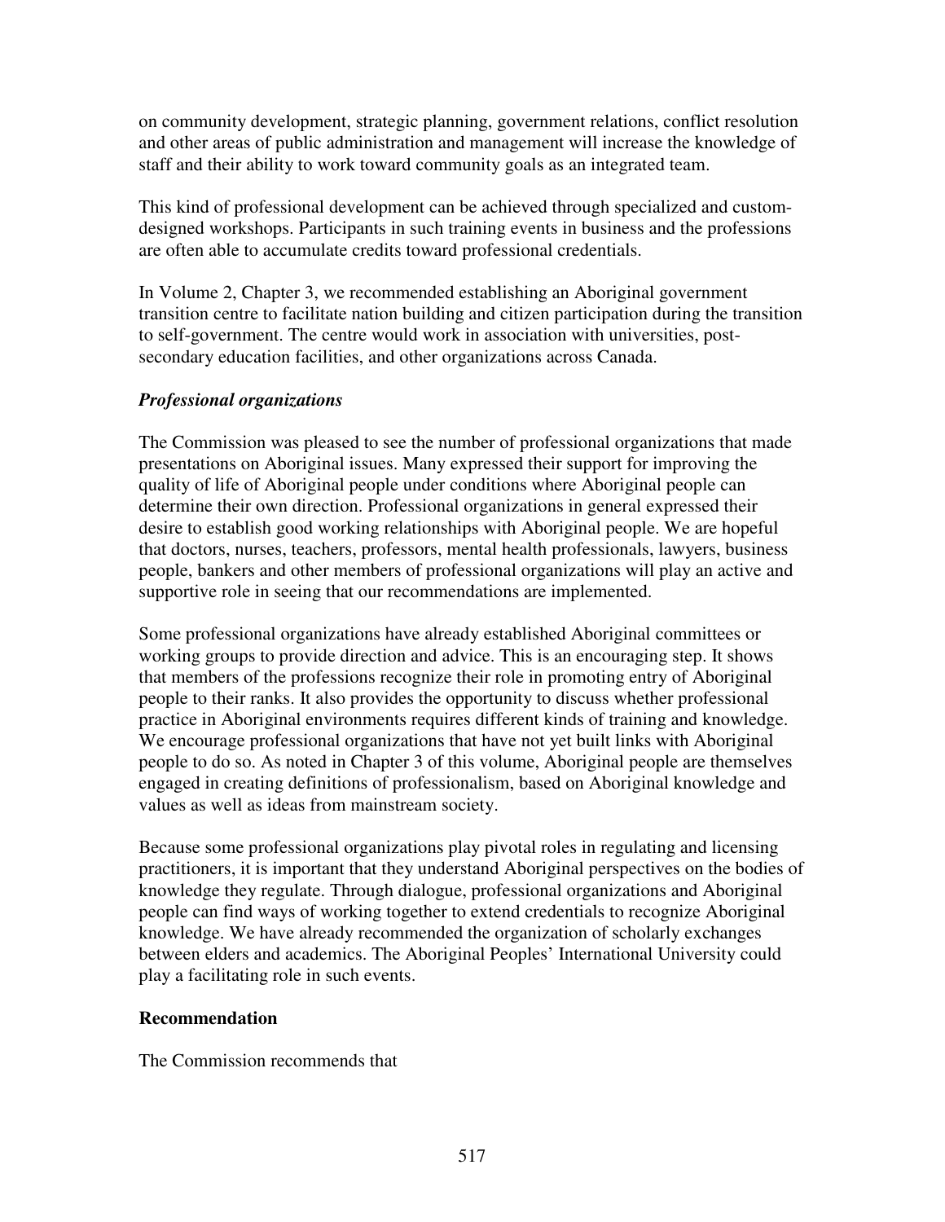on community development, strategic planning, government relations, conflict resolution and other areas of public administration and management will increase the knowledge of staff and their ability to work toward community goals as an integrated team.

This kind of professional development can be achieved through specialized and custom-designed workshops. Participants in such training events in business and the professions are often able to accumulate credits toward professional credentials.

In Volume 2, Chapter 3, we recommended establishing an Aboriginal government transition centre to facilitate nation building and citizen participation during the transition to self-government. The centre would work in association with universities, post-secondary education facilities, and other organizations across Canada.

### *Professional organizations*

The Commission was pleased to see the number of professional organizations that made presentations on Aboriginal issues. Many expressed their support for improving the quality of life of Aboriginal people under conditions where Aboriginal people can determine their own direction. Professional organizations in general expressed their desire to establish good working relationships with Aboriginal people. We are hopeful that doctors, nurses, teachers, professors, mental health professionals, lawyers, business people, bankers and other members of professional organizations will play an active and supportive role in seeing that our recommendations are implemented.

Some professional organizations have already established Aboriginal committees or working groups to provide direction and advice. This is an encouraging step. It shows that members of the professions recognize their role in promoting entry of Aboriginal people to their ranks. It also provides the opportunity to discuss whether professional practice in Aboriginal environments requires different kinds of training and knowledge. We encourage professional organizations that have not yet built links with Aboriginal people to do so. As noted in Chapter 3 of this volume, Aboriginal people are themselves engaged in creating definitions of professionalism, based on Aboriginal knowledge and values as well as ideas from mainstream society.

Because some professional organizations play pivotal roles in regulating and licensing practitioners, it is important that they understand Aboriginal perspectives on the bodies of knowledge they regulate. Through dialogue, professional organizations and Aboriginal people can find ways of working together to extend credentials to recognize Aboriginal knowledge. We have already recommended the organization of scholarly exchanges between elders and academics. The Aboriginal Peoples' International University could play a facilitating role in such events.

**Recommendation**

The Commission recommends that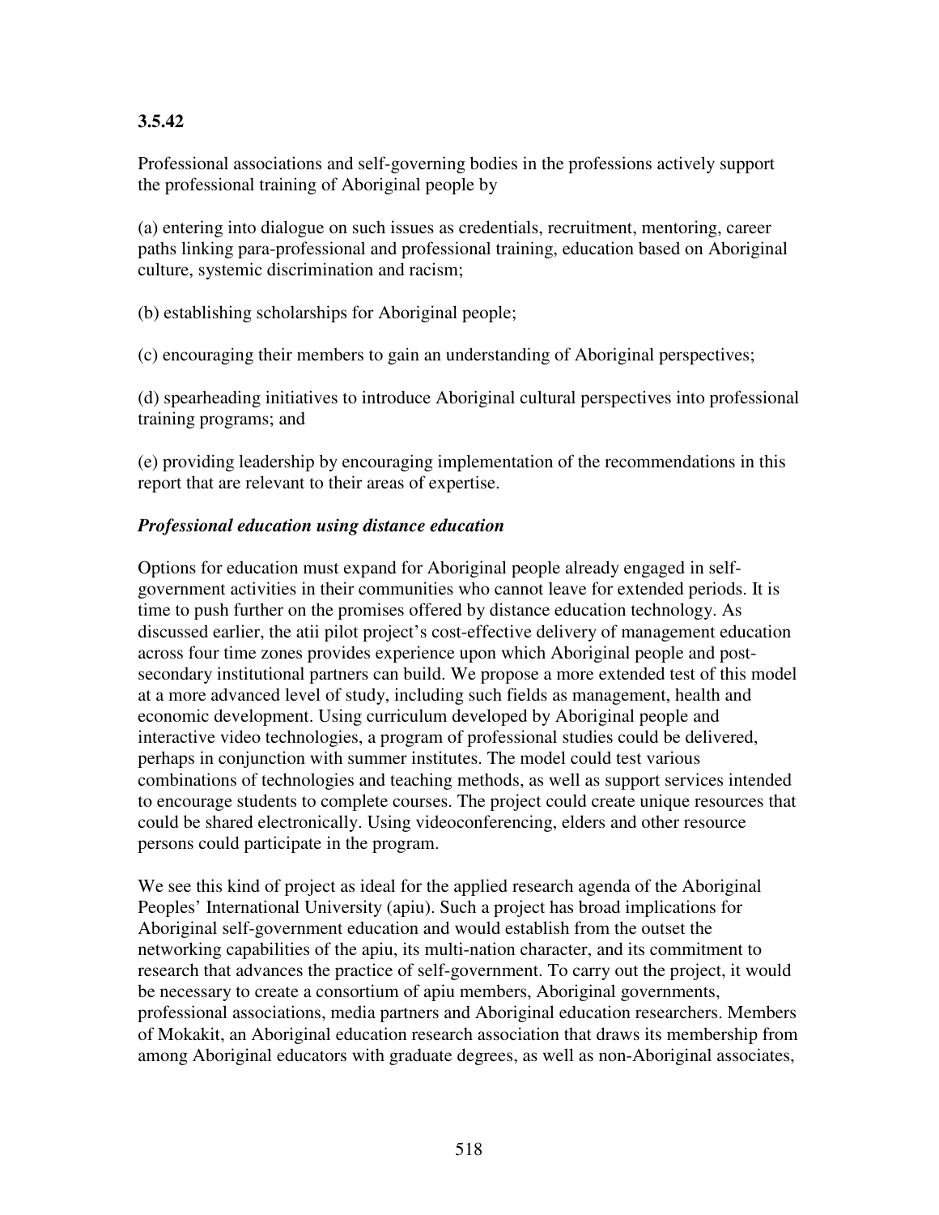**3.5.42**

Professional associations and self-governing bodies in the professions actively support the professional training of Aboriginal people by

(a) entering into dialogue on such issues as credentials, recruitment, mentoring, career paths linking para-professional and professional training, education based on Aboriginal culture, systemic discrimination and racism;

(b) establishing scholarships for Aboriginal people;

(c) encouraging their members to gain an understanding of Aboriginal perspectives;

(d) spearheading initiatives to introduce Aboriginal cultural perspectives into professional training programs; and

(e) providing leadership by encouraging implementation of the recommendations in this report that are relevant to their areas of expertise.

***Professional education using distance education***

Options for education must expand for Aboriginal people already engaged in self-government activities in their communities who cannot leave for extended periods. It is time to push further on the promises offered by distance education technology. As discussed earlier, the atii pilot project's cost-effective delivery of management education across four time zones provides experience upon which Aboriginal people and post-secondary institutional partners can build. We propose a more extended test of this model at a more advanced level of study, including such fields as management, health and economic development. Using curriculum developed by Aboriginal people and interactive video technologies, a program of professional studies could be delivered, perhaps in conjunction with summer institutes. The model could test various combinations of technologies and teaching methods, as well as support services intended to encourage students to complete courses. The project could create unique resources that could be shared electronically. Using videoconferencing, elders and other resource persons could participate in the program.

We see this kind of project as ideal for the applied research agenda of the Aboriginal Peoples' International University (apiu). Such a project has broad implications for Aboriginal self-government education and would establish from the outset the networking capabilities of the apiu, its multi-nation character, and its commitment to research that advances the practice of self-government. To carry out the project, it would be necessary to create a consortium of apiu members, Aboriginal governments, professional associations, media partners and Aboriginal education researchers. Members of Mokakit, an Aboriginal education research association that draws its membership from among Aboriginal educators with graduate degrees, as well as non-Aboriginal associates,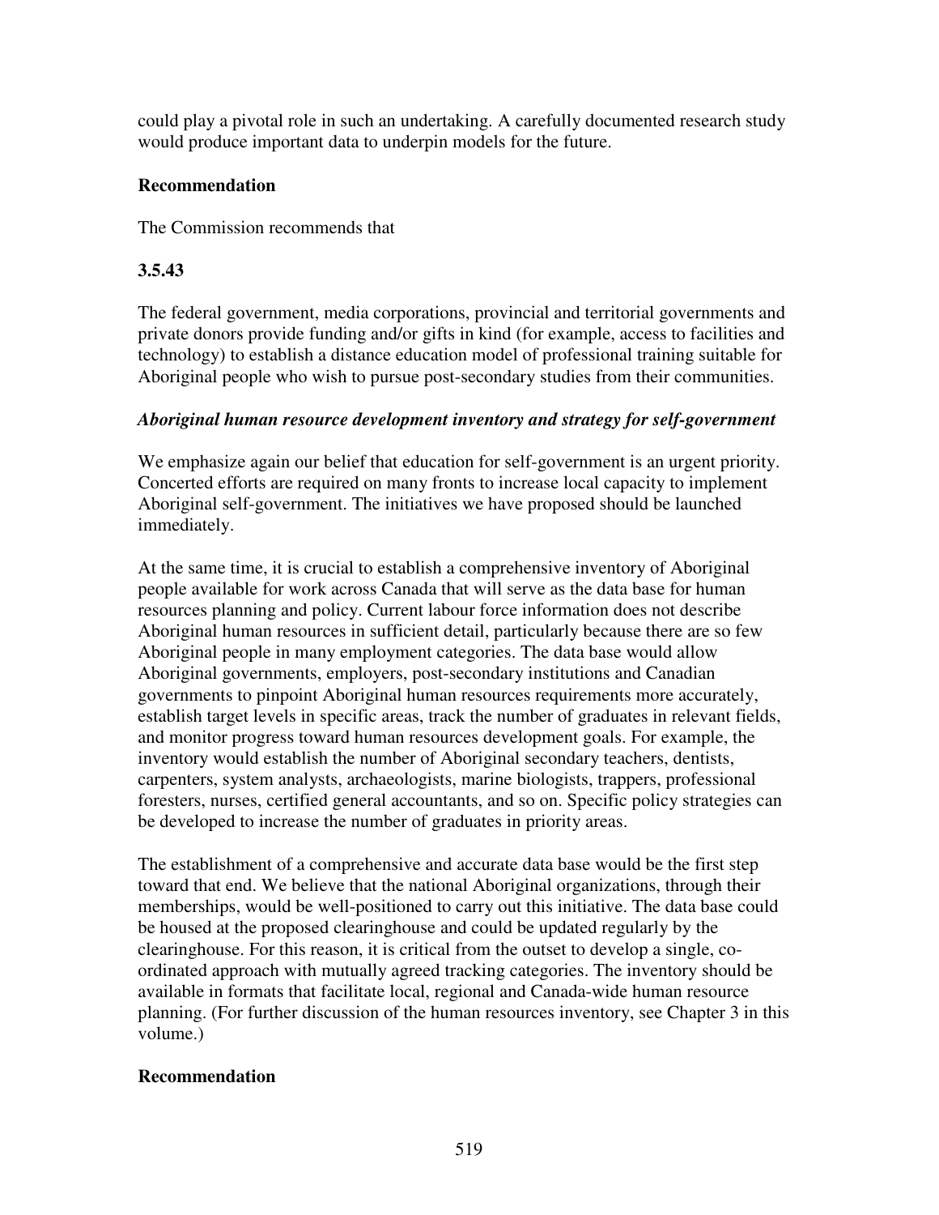could play a pivotal role in such an undertaking. A carefully documented research study would produce important data to underpin models for the future.

**Recommendation**

The Commission recommends that

**3.5.43**

The federal government, media corporations, provincial and territorial governments and private donors provide funding and/or gifts in kind (for example, access to facilities and technology) to establish a distance education model of professional training suitable for Aboriginal people who wish to pursue post-secondary studies from their communities.

***Aboriginal human resource development inventory and strategy for self-government***

We emphasize again our belief that education for self-government is an urgent priority. Concerted efforts are required on many fronts to increase local capacity to implement Aboriginal self-government. The initiatives we have proposed should be launched immediately.

At the same time, it is crucial to establish a comprehensive inventory of Aboriginal people available for work across Canada that will serve as the data base for human resources planning and policy. Current labour force information does not describe Aboriginal human resources in sufficient detail, particularly because there are so few Aboriginal people in many employment categories. The data base would allow Aboriginal governments, employers, post-secondary institutions and Canadian governments to pinpoint Aboriginal human resources requirements more accurately, establish target levels in specific areas, track the number of graduates in relevant fields, and monitor progress toward human resources development goals. For example, the inventory would establish the number of Aboriginal secondary teachers, dentists, carpenters, system analysts, archaeologists, marine biologists, trappers, professional foresters, nurses, certified general accountants, and so on. Specific policy strategies can be developed to increase the number of graduates in priority areas.

The establishment of a comprehensive and accurate data base would be the first step toward that end. We believe that the national Aboriginal organizations, through their memberships, would be well-positioned to carry out this initiative. The data base could be housed at the proposed clearinghouse and could be updated regularly by the clearinghouse. For this reason, it is critical from the outset to develop a single, co-ordinated approach with mutually agreed tracking categories. The inventory should be available in formats that facilitate local, regional and Canada-wide human resource planning. (For further discussion of the human resources inventory, see Chapter 3 in this volume.)

**Recommendation**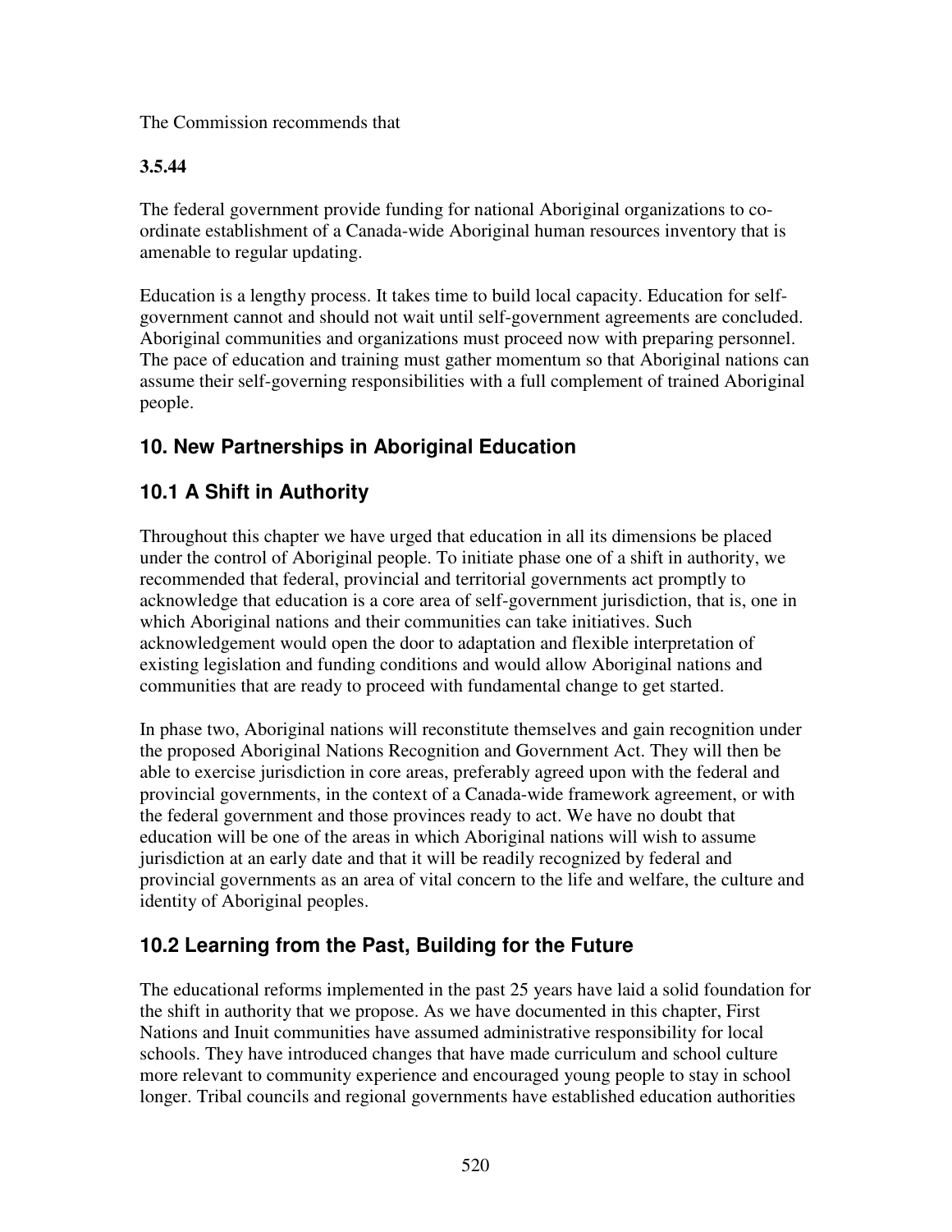The Commission recommends that

**3.5.44**

The federal government provide funding for national Aboriginal organizations to co-ordinate establishment of a Canada-wide Aboriginal human resources inventory that is amenable to regular updating.

Education is a lengthy process. It takes time to build local capacity. Education for self-government cannot and should not wait until self-government agreements are concluded. Aboriginal communities and organizations must proceed now with preparing personnel. The pace of education and training must gather momentum so that Aboriginal nations can assume their self-governing responsibilities with a full complement of trained Aboriginal people.

## 10. New Partnerships in Aboriginal Education

### 10.1 A Shift in Authority

Throughout this chapter we have urged that education in all its dimensions be placed under the control of Aboriginal people. To initiate phase one of a shift in authority, we recommended that federal, provincial and territorial governments act promptly to acknowledge that education is a core area of self-government jurisdiction, that is, one in which Aboriginal nations and their communities can take initiatives. Such acknowledgement would open the door to adaptation and flexible interpretation of existing legislation and funding conditions and would allow Aboriginal nations and communities that are ready to proceed with fundamental change to get started.

In phase two, Aboriginal nations will reconstitute themselves and gain recognition under the proposed Aboriginal Nations Recognition and Government Act. They will then be able to exercise jurisdiction in core areas, preferably agreed upon with the federal and provincial governments, in the context of a Canada-wide framework agreement, or with the federal government and those provinces ready to act. We have no doubt that education will be one of the areas in which Aboriginal nations will wish to assume jurisdiction at an early date and that it will be readily recognized by federal and provincial governments as an area of vital concern to the life and welfare, the culture and identity of Aboriginal peoples.

### 10.2 Learning from the Past, Building for the Future

The educational reforms implemented in the past 25 years have laid a solid foundation for the shift in authority that we propose. As we have documented in this chapter, First Nations and Inuit communities have assumed administrative responsibility for local schools. They have introduced changes that have made curriculum and school culture more relevant to community experience and encouraged young people to stay in school longer. Tribal councils and regional governments have established education authorities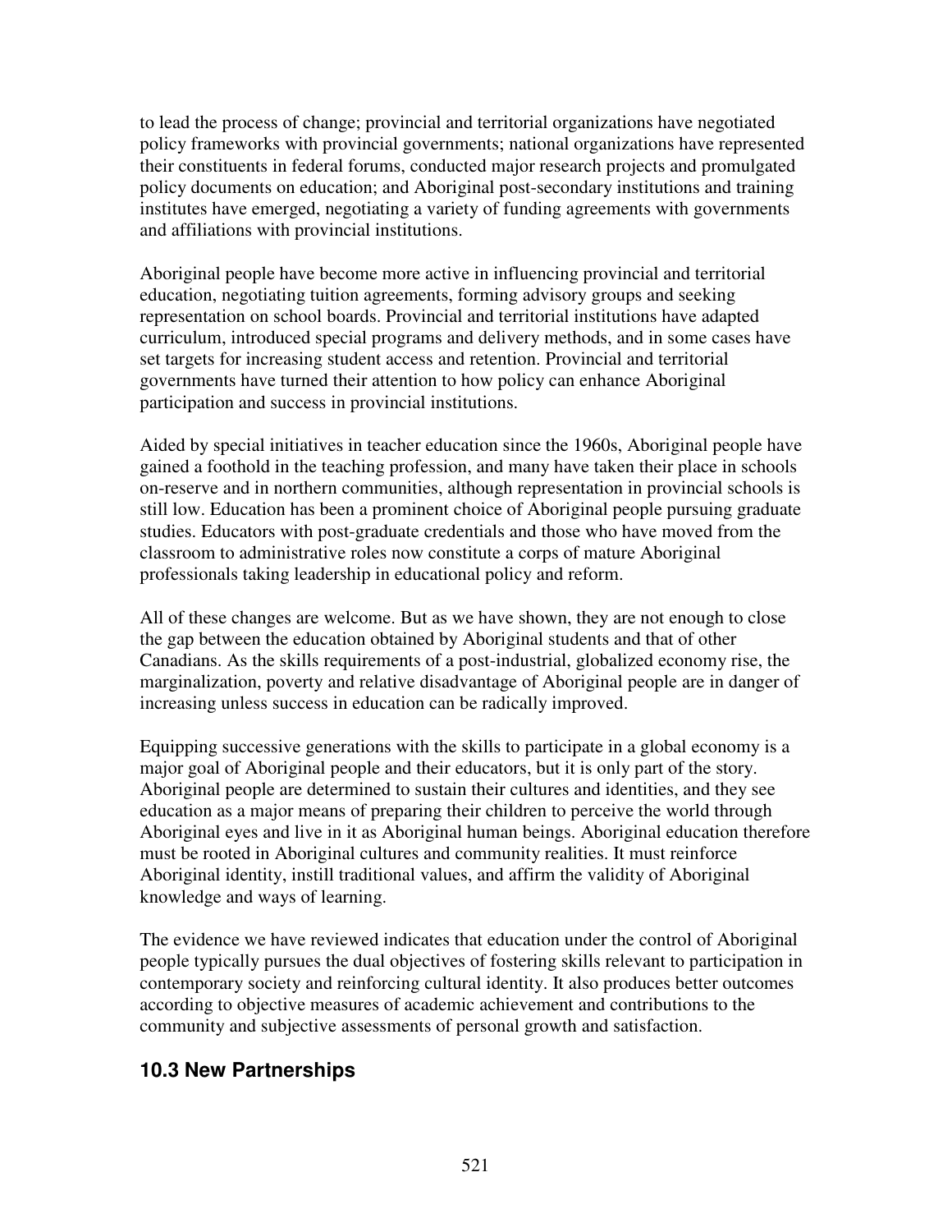to lead the process of change; provincial and territorial organizations have negotiated policy frameworks with provincial governments; national organizations have represented their constituents in federal forums, conducted major research projects and promulgated policy documents on education; and Aboriginal post-secondary institutions and training institutes have emerged, negotiating a variety of funding agreements with governments and affiliations with provincial institutions.

Aboriginal people have become more active in influencing provincial and territorial education, negotiating tuition agreements, forming advisory groups and seeking representation on school boards. Provincial and territorial institutions have adapted curriculum, introduced special programs and delivery methods, and in some cases have set targets for increasing student access and retention. Provincial and territorial governments have turned their attention to how policy can enhance Aboriginal participation and success in provincial institutions.

Aided by special initiatives in teacher education since the 1960s, Aboriginal people have gained a foothold in the teaching profession, and many have taken their place in schools on-reserve and in northern communities, although representation in provincial schools is still low. Education has been a prominent choice of Aboriginal people pursuing graduate studies. Educators with post-graduate credentials and those who have moved from the classroom to administrative roles now constitute a corps of mature Aboriginal professionals taking leadership in educational policy and reform.

All of these changes are welcome. But as we have shown, they are not enough to close the gap between the education obtained by Aboriginal students and that of other Canadians. As the skills requirements of a post-industrial, globalized economy rise, the marginalization, poverty and relative disadvantage of Aboriginal people are in danger of increasing unless success in education can be radically improved.

Equipping successive generations with the skills to participate in a global economy is a major goal of Aboriginal people and their educators, but it is only part of the story. Aboriginal people are determined to sustain their cultures and identities, and they see education as a major means of preparing their children to perceive the world through Aboriginal eyes and live in it as Aboriginal human beings. Aboriginal education therefore must be rooted in Aboriginal cultures and community realities. It must reinforce Aboriginal identity, instill traditional values, and affirm the validity of Aboriginal knowledge and ways of learning.

The evidence we have reviewed indicates that education under the control of Aboriginal people typically pursues the dual objectives of fostering skills relevant to participation in contemporary society and reinforcing cultural identity. It also produces better outcomes according to objective measures of academic achievement and contributions to the community and subjective assessments of personal growth and satisfaction.

## 10.3 New Partnerships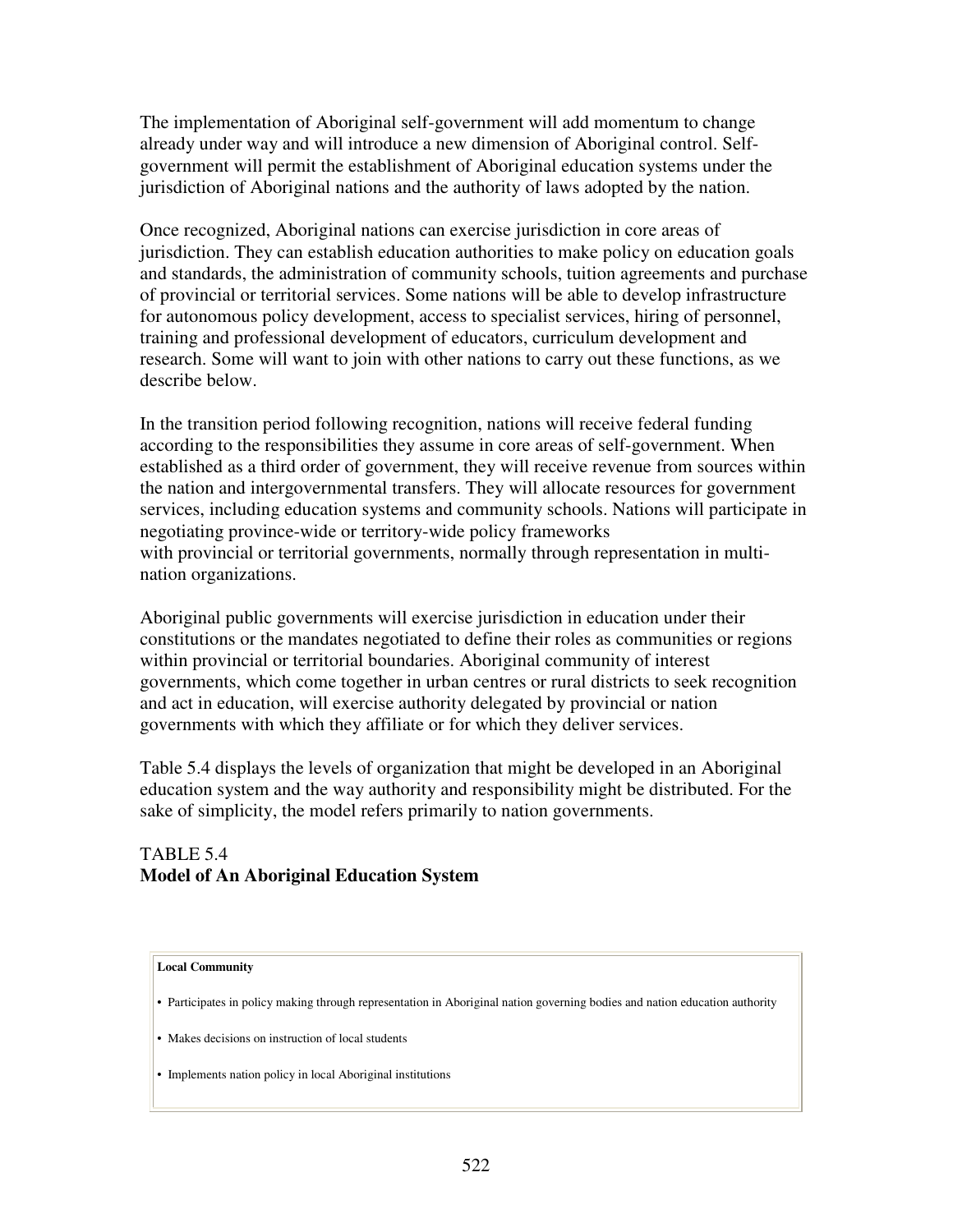The implementation of Aboriginal self-government will add momentum to change already under way and will introduce a new dimension of Aboriginal control. Self-government will permit the establishment of Aboriginal education systems under the jurisdiction of Aboriginal nations and the authority of laws adopted by the nation.

Once recognized, Aboriginal nations can exercise jurisdiction in core areas of jurisdiction. They can establish education authorities to make policy on education goals and standards, the administration of community schools, tuition agreements and purchase of provincial or territorial services. Some nations will be able to develop infrastructure for autonomous policy development, access to specialist services, hiring of personnel, training and professional development of educators, curriculum development and research. Some will want to join with other nations to carry out these functions, as we describe below.

In the transition period following recognition, nations will receive federal funding according to the responsibilities they assume in core areas of self-government. When established as a third order of government, they will receive revenue from sources within the nation and intergovernmental transfers. They will allocate resources for government services, including education systems and community schools. Nations will participate in negotiating province-wide or territory-wide policy frameworks with provincial or territorial governments, normally through representation in multi-nation organizations.

Aboriginal public governments will exercise jurisdiction in education under their constitutions or the mandates negotiated to define their roles as communities or regions within provincial or territorial boundaries. Aboriginal community of interest governments, which come together in urban centres or rural districts to seek recognition and act in education, will exercise authority delegated by provincial or nation governments with which they affiliate or for which they deliver services.

Table 5.4 displays the levels of organization that might be developed in an Aboriginal education system and the way authority and responsibility might be distributed. For the sake of simplicity, the model refers primarily to nation governments.

TABLE 5.4
**Model of An Aboriginal Education System**

| **Local Community** |
| --- |
| • Participates in policy making through representation in Aboriginal nation governing bodies and nation education authority<br>• Makes decisions on instruction of local students<br>• Implements nation policy in local Aboriginal institutions |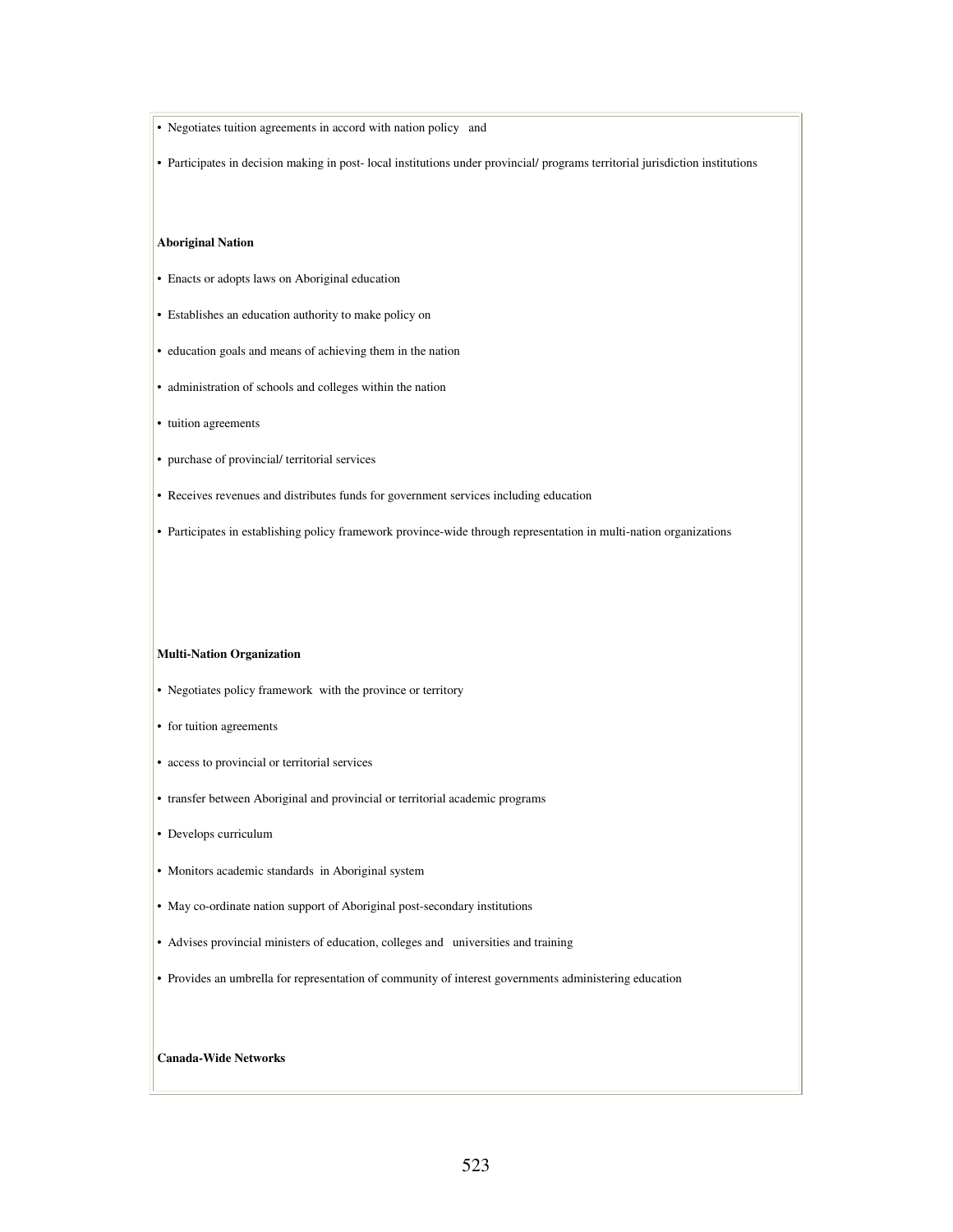- Negotiates tuition agreements in accord with nation policy and
- Participates in decision making in post- local institutions under provincial/ programs territorial jurisdiction institutions

**Aboriginal Nation**

- Enacts or adopts laws on Aboriginal education
- Establishes an education authority to make policy on
- education goals and means of achieving them in the nation
- administration of schools and colleges within the nation
- tuition agreements
- purchase of provincial/ territorial services
- Receives revenues and distributes funds for government services including education
- Participates in establishing policy framework province-wide through representation in multi-nation organizations

**Multi-Nation Organization**

- Negotiates policy framework with the province or territory
- for tuition agreements
- access to provincial or territorial services
- transfer between Aboriginal and provincial or territorial academic programs
- Develops curriculum
- Monitors academic standards in Aboriginal system
- May co-ordinate nation support of Aboriginal post-secondary institutions
- Advises provincial ministers of education, colleges and universities and training
- Provides an umbrella for representation of community of interest governments administering education

**Canada-Wide Networks**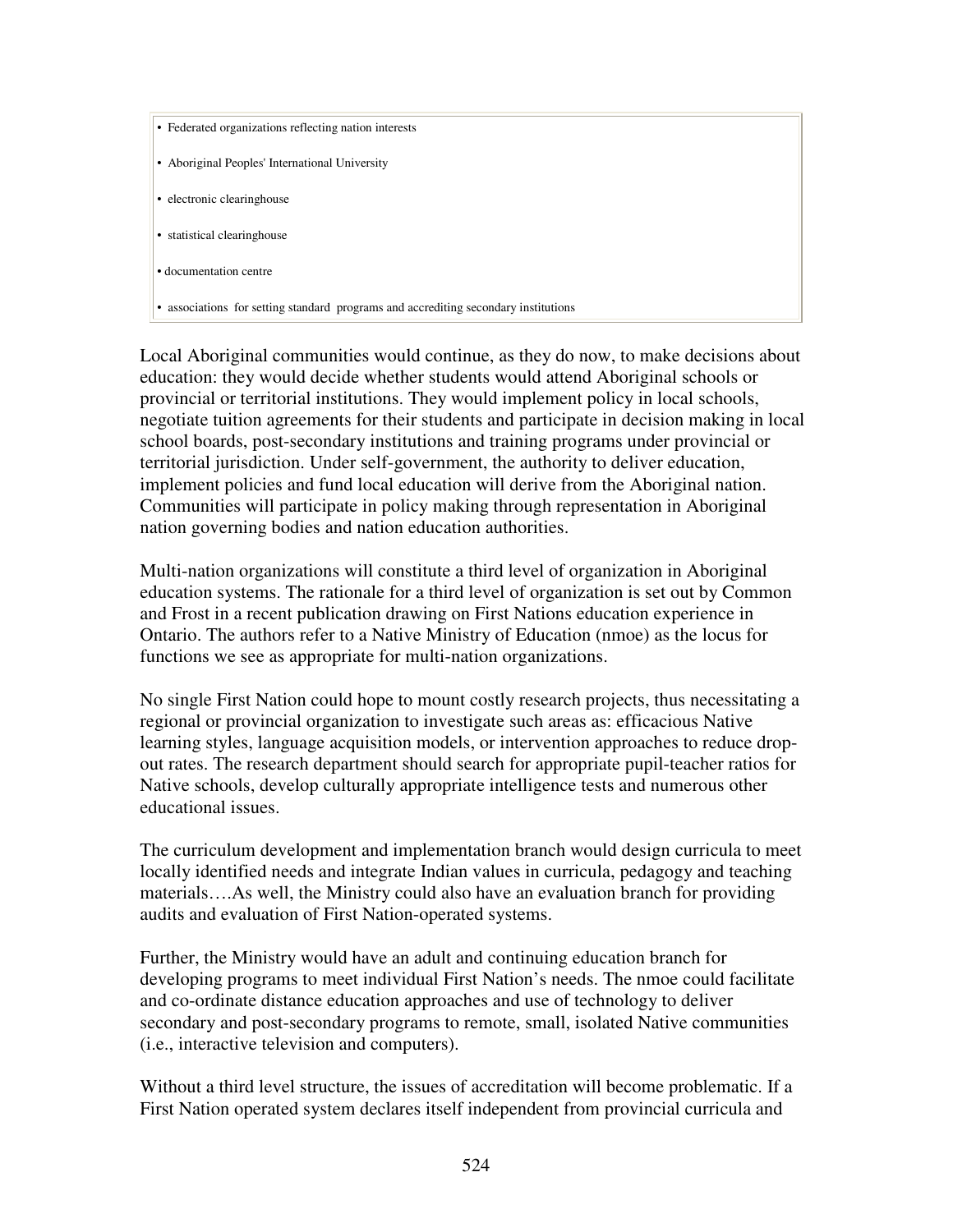- Federated organizations reflecting nation interests
- Aboriginal Peoples' International University
- electronic clearinghouse
- statistical clearinghouse
- documentation centre
- associations for setting standard programs and accrediting secondary institutions

Local Aboriginal communities would continue, as they do now, to make decisions about education: they would decide whether students would attend Aboriginal schools or provincial or territorial institutions. They would implement policy in local schools, negotiate tuition agreements for their students and participate in decision making in local school boards, post-secondary institutions and training programs under provincial or territorial jurisdiction. Under self-government, the authority to deliver education, implement policies and fund local education will derive from the Aboriginal nation. Communities will participate in policy making through representation in Aboriginal nation governing bodies and nation education authorities.

Multi-nation organizations will constitute a third level of organization in Aboriginal education systems. The rationale for a third level of organization is set out by Common and Frost in a recent publication drawing on First Nations education experience in Ontario. The authors refer to a Native Ministry of Education (nmoe) as the locus for functions we see as appropriate for multi-nation organizations.

No single First Nation could hope to mount costly research projects, thus necessitating a regional or provincial organization to investigate such areas as: efficacious Native learning styles, language acquisition models, or intervention approaches to reduce drop-out rates. The research department should search for appropriate pupil-teacher ratios for Native schools, develop culturally appropriate intelligence tests and numerous other educational issues.

The curriculum development and implementation branch would design curricula to meet locally identified needs and integrate Indian values in curricula, pedagogy and teaching materials….As well, the Ministry could also have an evaluation branch for providing audits and evaluation of First Nation-operated systems.

Further, the Ministry would have an adult and continuing education branch for developing programs to meet individual First Nation's needs. The nmoe could facilitate and co-ordinate distance education approaches and use of technology to deliver secondary and post-secondary programs to remote, small, isolated Native communities (i.e., interactive television and computers).

Without a third level structure, the issues of accreditation will become problematic. If a First Nation operated system declares itself independent from provincial curricula and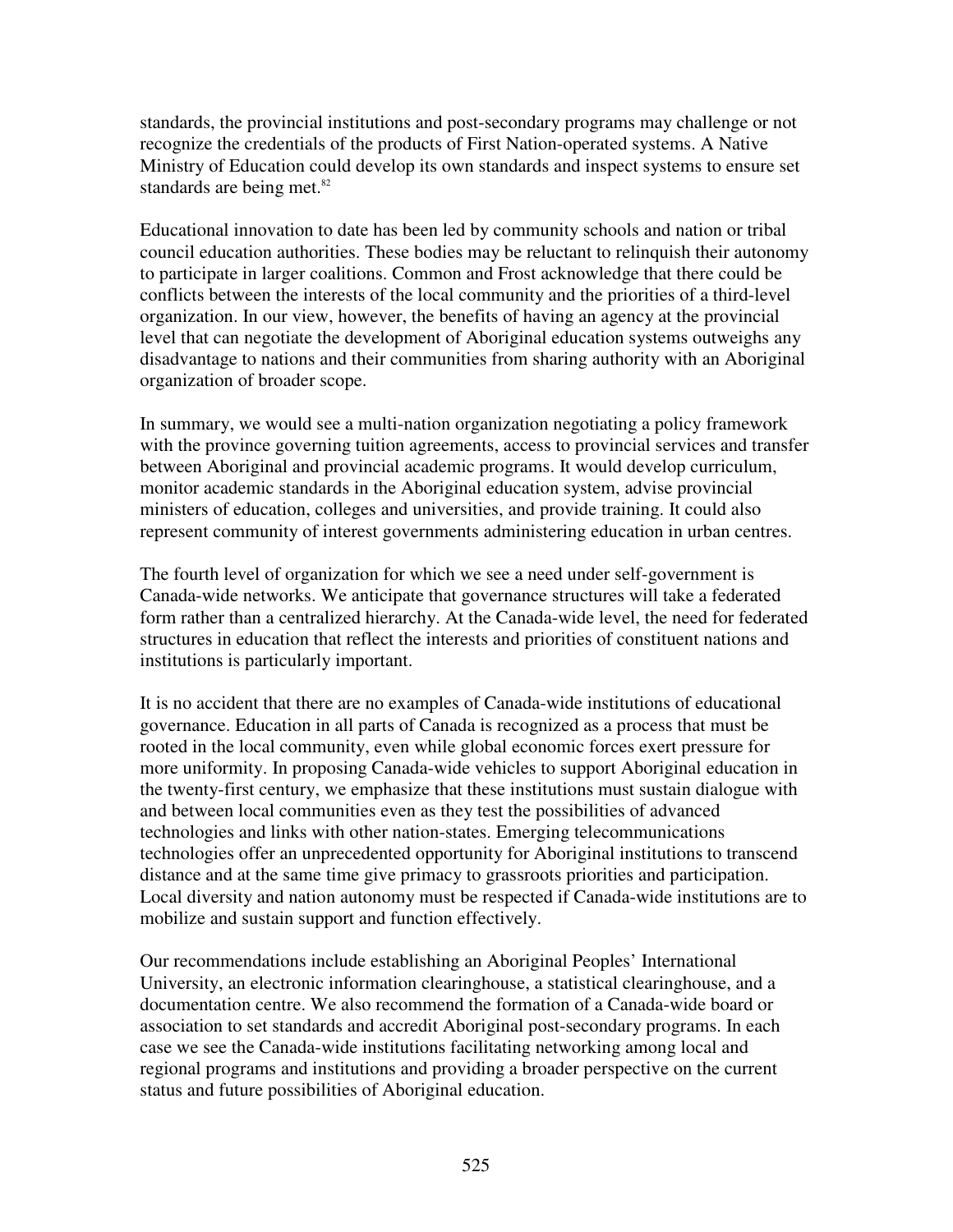standards, the provincial institutions and post-secondary programs may challenge or not recognize the credentials of the products of First Nation-operated systems. A Native Ministry of Education could develop its own standards and inspect systems to ensure set standards are being met.[82]

Educational innovation to date has been led by community schools and nation or tribal council education authorities. These bodies may be reluctant to relinquish their autonomy to participate in larger coalitions. Common and Frost acknowledge that there could be conflicts between the interests of the local community and the priorities of a third-level organization. In our view, however, the benefits of having an agency at the provincial level that can negotiate the development of Aboriginal education systems outweighs any disadvantage to nations and their communities from sharing authority with an Aboriginal organization of broader scope.

In summary, we would see a multi-nation organization negotiating a policy framework with the province governing tuition agreements, access to provincial services and transfer between Aboriginal and provincial academic programs. It would develop curriculum, monitor academic standards in the Aboriginal education system, advise provincial ministers of education, colleges and universities, and provide training. It could also represent community of interest governments administering education in urban centres.

The fourth level of organization for which we see a need under self-government is Canada-wide networks. We anticipate that governance structures will take a federated form rather than a centralized hierarchy. At the Canada-wide level, the need for federated structures in education that reflect the interests and priorities of constituent nations and institutions is particularly important.

It is no accident that there are no examples of Canada-wide institutions of educational governance. Education in all parts of Canada is recognized as a process that must be rooted in the local community, even while global economic forces exert pressure for more uniformity. In proposing Canada-wide vehicles to support Aboriginal education in the twenty-first century, we emphasize that these institutions must sustain dialogue with and between local communities even as they test the possibilities of advanced technologies and links with other nation-states. Emerging telecommunications technologies offer an unprecedented opportunity for Aboriginal institutions to transcend distance and at the same time give primacy to grassroots priorities and participation. Local diversity and nation autonomy must be respected if Canada-wide institutions are to mobilize and sustain support and function effectively.

Our recommendations include establishing an Aboriginal Peoples' International University, an electronic information clearinghouse, a statistical clearinghouse, and a documentation centre. We also recommend the formation of a Canada-wide board or association to set standards and accredit Aboriginal post-secondary programs. In each case we see the Canada-wide institutions facilitating networking among local and regional programs and institutions and providing a broader perspective on the current status and future possibilities of Aboriginal education.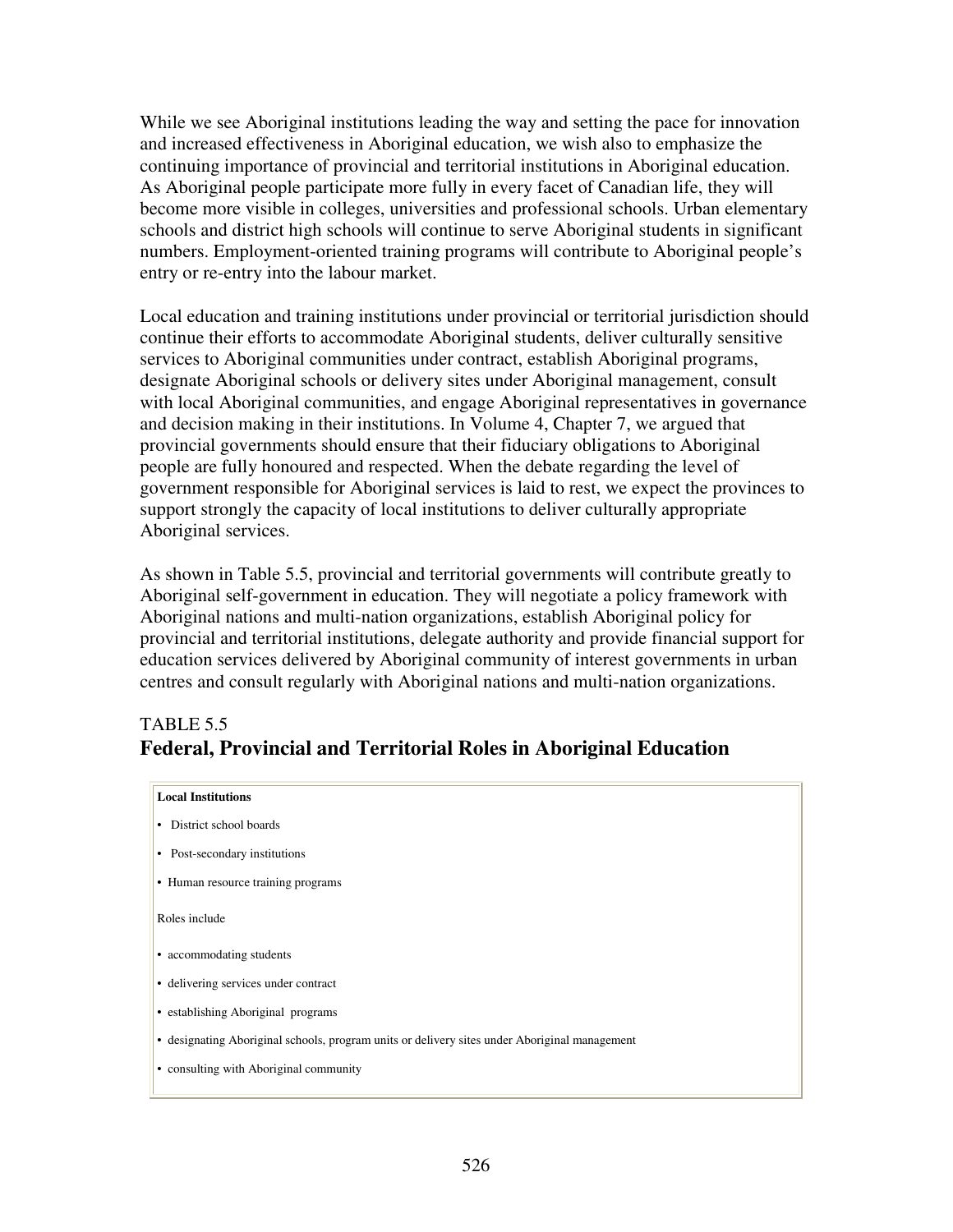While we see Aboriginal institutions leading the way and setting the pace for innovation and increased effectiveness in Aboriginal education, we wish also to emphasize the continuing importance of provincial and territorial institutions in Aboriginal education. As Aboriginal people participate more fully in every facet of Canadian life, they will become more visible in colleges, universities and professional schools. Urban elementary schools and district high schools will continue to serve Aboriginal students in significant numbers. Employment-oriented training programs will contribute to Aboriginal people's entry or re-entry into the labour market.

Local education and training institutions under provincial or territorial jurisdiction should continue their efforts to accommodate Aboriginal students, deliver culturally sensitive services to Aboriginal communities under contract, establish Aboriginal programs, designate Aboriginal schools or delivery sites under Aboriginal management, consult with local Aboriginal communities, and engage Aboriginal representatives in governance and decision making in their institutions. In Volume 4, Chapter 7, we argued that provincial governments should ensure that their fiduciary obligations to Aboriginal people are fully honoured and respected. When the debate regarding the level of government responsible for Aboriginal services is laid to rest, we expect the provinces to support strongly the capacity of local institutions to deliver culturally appropriate Aboriginal services.

As shown in Table 5.5, provincial and territorial governments will contribute greatly to Aboriginal self-government in education. They will negotiate a policy framework with Aboriginal nations and multi-nation organizations, establish Aboriginal policy for provincial and territorial institutions, delegate authority and provide financial support for education services delivered by Aboriginal community of interest governments in urban centres and consult regularly with Aboriginal nations and multi-nation organizations.

TABLE 5.5
## Federal, Provincial and Territorial Roles in Aboriginal Education

| **Local Institutions** |
|---|
| • District school boards |
| • Post-secondary institutions |
| • Human resource training programs |
| Roles include |
| • accommodating students |
| • delivering services under contract |
| • establishing Aboriginal programs |
| • designating Aboriginal schools, program units or delivery sites under Aboriginal management |
| • consulting with Aboriginal community |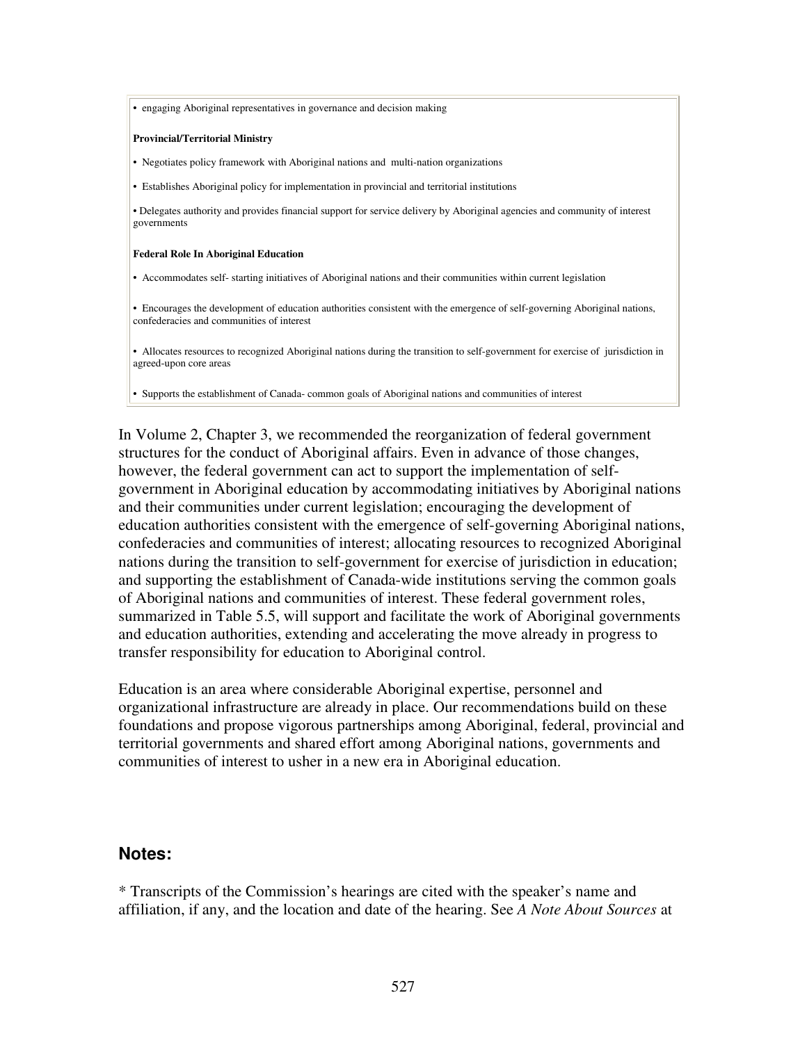| |
|---|
| • engaging Aboriginal representatives in governance and decision making |
| **Provincial/Territorial Ministry** |
| • Negotiates policy framework with Aboriginal nations and multi-nation organizations |
| • Establishes Aboriginal policy for implementation in provincial and territorial institutions |
| • Delegates authority and provides financial support for service delivery by Aboriginal agencies and community of interest governments |
| **Federal Role In Aboriginal Education** |
| • Accommodates self- starting initiatives of Aboriginal nations and their communities within current legislation |
| • Encourages the development of education authorities consistent with the emergence of self-governing Aboriginal nations, confederacies and communities of interest |
| • Allocates resources to recognized Aboriginal nations during the transition to self-government for exercise of jurisdiction in agreed-upon core areas |
| • Supports the establishment of Canada- common goals of Aboriginal nations and communities of interest |

In Volume 2, Chapter 3, we recommended the reorganization of federal government structures for the conduct of Aboriginal affairs. Even in advance of those changes, however, the federal government can act to support the implementation of self-government in Aboriginal education by accommodating initiatives by Aboriginal nations and their communities under current legislation; encouraging the development of education authorities consistent with the emergence of self-governing Aboriginal nations, confederacies and communities of interest; allocating resources to recognized Aboriginal nations during the transition to self-government for exercise of jurisdiction in education; and supporting the establishment of Canada-wide institutions serving the common goals of Aboriginal nations and communities of interest. These federal government roles, summarized in Table 5.5, will support and facilitate the work of Aboriginal governments and education authorities, extending and accelerating the move already in progress to transfer responsibility for education to Aboriginal control.

Education is an area where considerable Aboriginal expertise, personnel and organizational infrastructure are already in place. Our recommendations build on these foundations and propose vigorous partnerships among Aboriginal, federal, provincial and territorial governments and shared effort among Aboriginal nations, governments and communities of interest to usher in a new era in Aboriginal education.

## Notes:

* Transcripts of the Commission's hearings are cited with the speaker's name and affiliation, if any, and the location and date of the hearing. See *A Note About Sources* at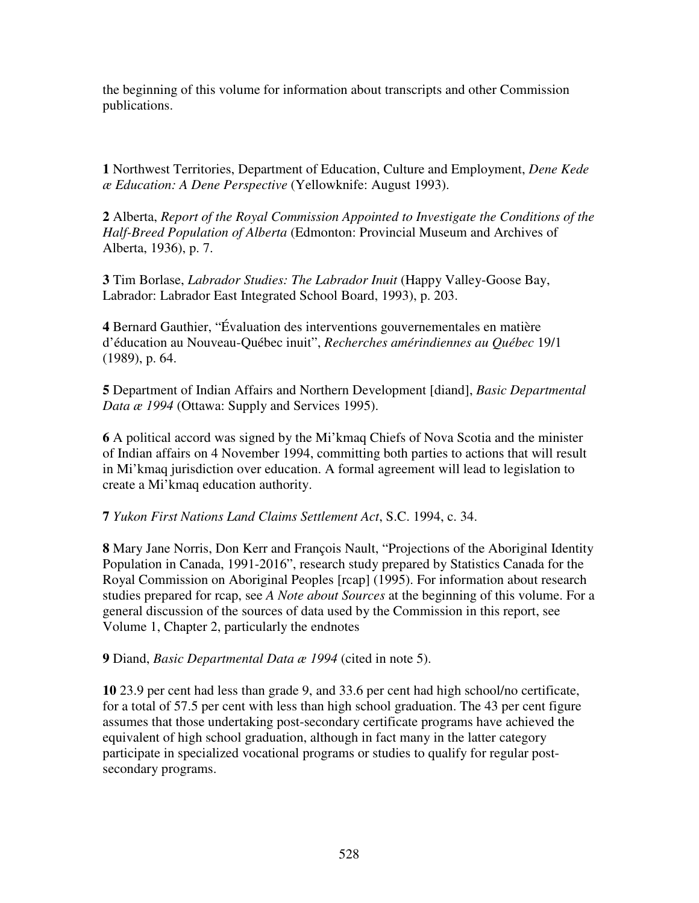the beginning of this volume for information about transcripts and other Commission publications.

**1** Northwest Territories, Department of Education, Culture and Employment, *Dene Kede æ Education: A Dene Perspective* (Yellowknife: August 1993).

**2** Alberta, *Report of the Royal Commission Appointed to Investigate the Conditions of the Half-Breed Population of Alberta* (Edmonton: Provincial Museum and Archives of Alberta, 1936), p. 7.

**3** Tim Borlase, *Labrador Studies: The Labrador Inuit* (Happy Valley-Goose Bay, Labrador: Labrador East Integrated School Board, 1993), p. 203.

**4** Bernard Gauthier, "Évaluation des interventions gouvernementales en matière d'éducation au Nouveau-Québec inuit", *Recherches amérindiennes au Québec* 19/1 (1989), p. 64.

**5** Department of Indian Affairs and Northern Development [diand], *Basic Departmental Data æ 1994* (Ottawa: Supply and Services 1995).

**6** A political accord was signed by the Mi'kmaq Chiefs of Nova Scotia and the minister of Indian affairs on 4 November 1994, committing both parties to actions that will result in Mi'kmaq jurisdiction over education. A formal agreement will lead to legislation to create a Mi'kmaq education authority.

**7** *Yukon First Nations Land Claims Settlement Act*, S.C. 1994, c. 34.

**8** Mary Jane Norris, Don Kerr and François Nault, "Projections of the Aboriginal Identity Population in Canada, 1991-2016", research study prepared by Statistics Canada for the Royal Commission on Aboriginal Peoples [rcap] (1995). For information about research studies prepared for rcap, see *A Note about Sources* at the beginning of this volume. For a general discussion of the sources of data used by the Commission in this report, see Volume 1, Chapter 2, particularly the endnotes

**9** Diand, *Basic Departmental Data æ 1994* (cited in note 5).

**10** 23.9 per cent had less than grade 9, and 33.6 per cent had high school/no certificate, for a total of 57.5 per cent with less than high school graduation. The 43 per cent figure assumes that those undertaking post-secondary certificate programs have achieved the equivalent of high school graduation, although in fact many in the latter category participate in specialized vocational programs or studies to qualify for regular post-secondary programs.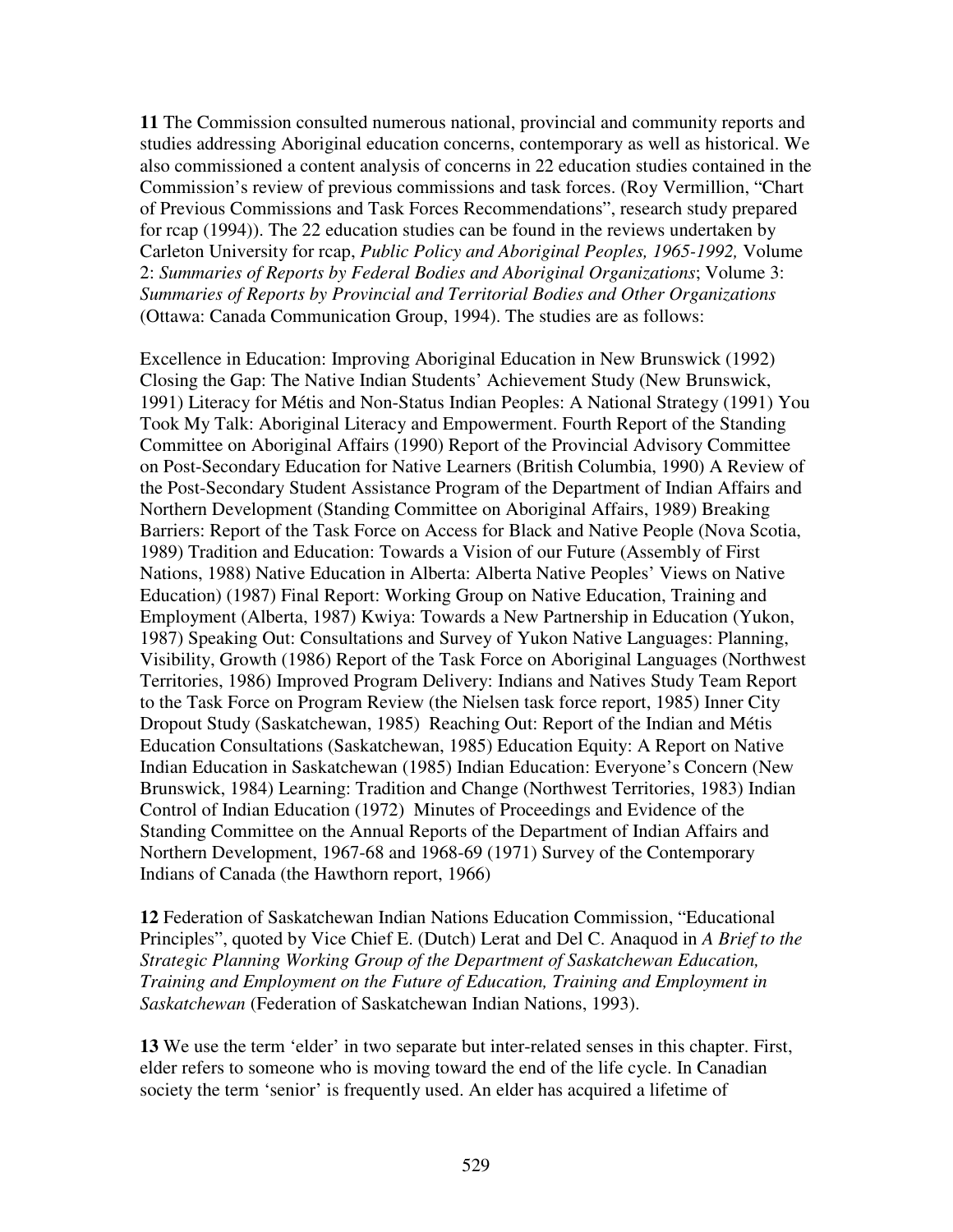**11** The Commission consulted numerous national, provincial and community reports and studies addressing Aboriginal education concerns, contemporary as well as historical. We also commissioned a content analysis of concerns in 22 education studies contained in the Commission's review of previous commissions and task forces. (Roy Vermillion, "Chart of Previous Commissions and Task Forces Recommendations", research study prepared for rcap (1994)). The 22 education studies can be found in the reviews undertaken by Carleton University for rcap, *Public Policy and Aboriginal Peoples, 1965-1992,* Volume 2: *Summaries of Reports by Federal Bodies and Aboriginal Organizations*; Volume 3: *Summaries of Reports by Provincial and Territorial Bodies and Other Organizations* (Ottawa: Canada Communication Group, 1994). The studies are as follows:

Excellence in Education: Improving Aboriginal Education in New Brunswick (1992) Closing the Gap: The Native Indian Students' Achievement Study (New Brunswick, 1991) Literacy for Métis and Non-Status Indian Peoples: A National Strategy (1991) You Took My Talk: Aboriginal Literacy and Empowerment. Fourth Report of the Standing Committee on Aboriginal Affairs (1990) Report of the Provincial Advisory Committee on Post-Secondary Education for Native Learners (British Columbia, 1990) A Review of the Post-Secondary Student Assistance Program of the Department of Indian Affairs and Northern Development (Standing Committee on Aboriginal Affairs, 1989) Breaking Barriers: Report of the Task Force on Access for Black and Native People (Nova Scotia, 1989) Tradition and Education: Towards a Vision of our Future (Assembly of First Nations, 1988) Native Education in Alberta: Alberta Native Peoples' Views on Native Education) (1987) Final Report: Working Group on Native Education, Training and Employment (Alberta, 1987) Kwiya: Towards a New Partnership in Education (Yukon, 1987) Speaking Out: Consultations and Survey of Yukon Native Languages: Planning, Visibility, Growth (1986) Report of the Task Force on Aboriginal Languages (Northwest Territories, 1986) Improved Program Delivery: Indians and Natives Study Team Report to the Task Force on Program Review (the Nielsen task force report, 1985) Inner City Dropout Study (Saskatchewan, 1985) Reaching Out: Report of the Indian and Métis Education Consultations (Saskatchewan, 1985) Education Equity: A Report on Native Indian Education in Saskatchewan (1985) Indian Education: Everyone's Concern (New Brunswick, 1984) Learning: Tradition and Change (Northwest Territories, 1983) Indian Control of Indian Education (1972) Minutes of Proceedings and Evidence of the Standing Committee on the Annual Reports of the Department of Indian Affairs and Northern Development, 1967-68 and 1968-69 (1971) Survey of the Contemporary Indians of Canada (the Hawthorn report, 1966)

**12** Federation of Saskatchewan Indian Nations Education Commission, "Educational Principles", quoted by Vice Chief E. (Dutch) Lerat and Del C. Anaquod in *A Brief to the Strategic Planning Working Group of the Department of Saskatchewan Education, Training and Employment on the Future of Education, Training and Employment in Saskatchewan* (Federation of Saskatchewan Indian Nations, 1993).

**13** We use the term 'elder' in two separate but inter-related senses in this chapter. First, elder refers to someone who is moving toward the end of the life cycle. In Canadian society the term 'senior' is frequently used. An elder has acquired a lifetime of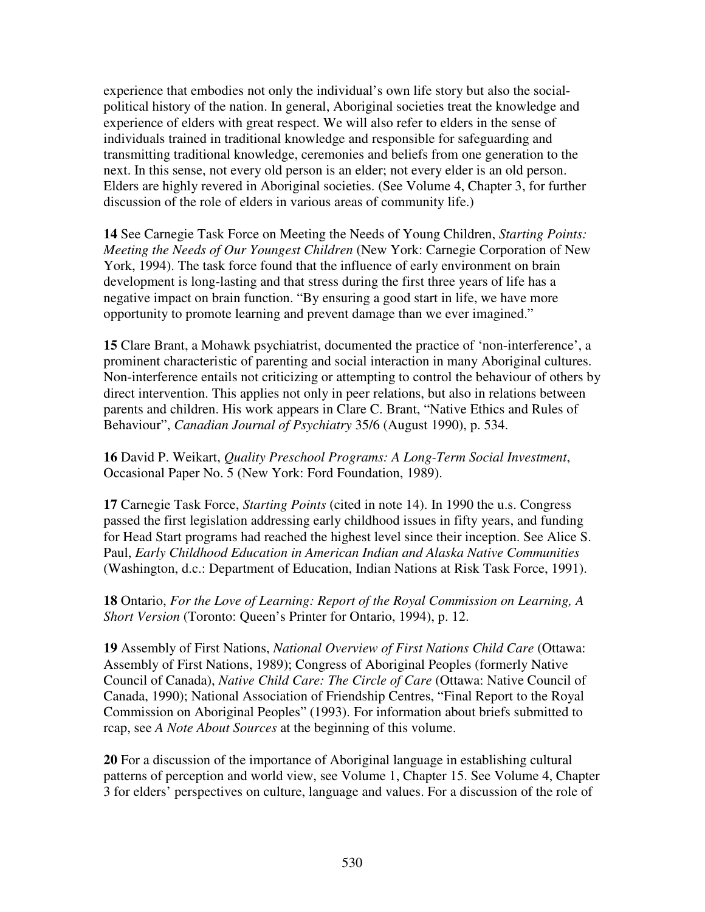experience that embodies not only the individual's own life story but also the social-political history of the nation. In general, Aboriginal societies treat the knowledge and experience of elders with great respect. We will also refer to elders in the sense of individuals trained in traditional knowledge and responsible for safeguarding and transmitting traditional knowledge, ceremonies and beliefs from one generation to the next. In this sense, not every old person is an elder; not every elder is an old person. Elders are highly revered in Aboriginal societies. (See Volume 4, Chapter 3, for further discussion of the role of elders in various areas of community life.)

**14** See Carnegie Task Force on Meeting the Needs of Young Children, *Starting Points: Meeting the Needs of Our Youngest Children* (New York: Carnegie Corporation of New York, 1994). The task force found that the influence of early environment on brain development is long-lasting and that stress during the first three years of life has a negative impact on brain function. "By ensuring a good start in life, we have more opportunity to promote learning and prevent damage than we ever imagined."

**15** Clare Brant, a Mohawk psychiatrist, documented the practice of 'non-interference', a prominent characteristic of parenting and social interaction in many Aboriginal cultures. Non-interference entails not criticizing or attempting to control the behaviour of others by direct intervention. This applies not only in peer relations, but also in relations between parents and children. His work appears in Clare C. Brant, "Native Ethics and Rules of Behaviour", *Canadian Journal of Psychiatry* 35/6 (August 1990), p. 534.

**16** David P. Weikart, *Quality Preschool Programs: A Long-Term Social Investment*, Occasional Paper No. 5 (New York: Ford Foundation, 1989).

**17** Carnegie Task Force, *Starting Points* (cited in note 14). In 1990 the u.s. Congress passed the first legislation addressing early childhood issues in fifty years, and funding for Head Start programs had reached the highest level since their inception. See Alice S. Paul, *Early Childhood Education in American Indian and Alaska Native Communities* (Washington, d.c.: Department of Education, Indian Nations at Risk Task Force, 1991).

**18** Ontario, *For the Love of Learning: Report of the Royal Commission on Learning, A Short Version* (Toronto: Queen's Printer for Ontario, 1994), p. 12.

**19** Assembly of First Nations, *National Overview of First Nations Child Care* (Ottawa: Assembly of First Nations, 1989); Congress of Aboriginal Peoples (formerly Native Council of Canada), *Native Child Care: The Circle of Care* (Ottawa: Native Council of Canada, 1990); National Association of Friendship Centres, "Final Report to the Royal Commission on Aboriginal Peoples" (1993). For information about briefs submitted to rcap, see *A Note About Sources* at the beginning of this volume.

**20** For a discussion of the importance of Aboriginal language in establishing cultural patterns of perception and world view, see Volume 1, Chapter 15. See Volume 4, Chapter 3 for elders' perspectives on culture, language and values. For a discussion of the role of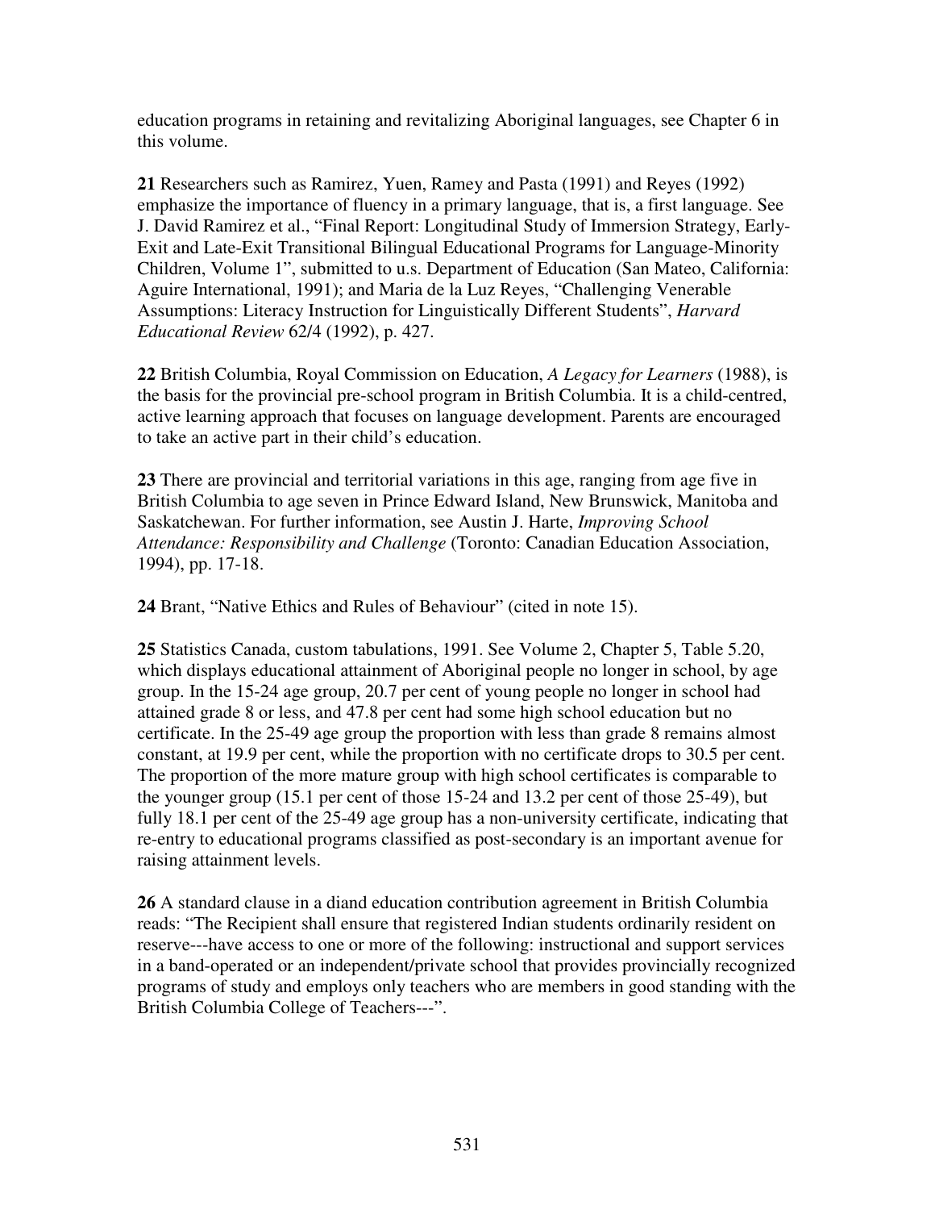education programs in retaining and revitalizing Aboriginal languages, see Chapter 6 in this volume.

**21** Researchers such as Ramirez, Yuen, Ramey and Pasta (1991) and Reyes (1992) emphasize the importance of fluency in a primary language, that is, a first language. See J. David Ramirez et al., "Final Report: Longitudinal Study of Immersion Strategy, Early-Exit and Late-Exit Transitional Bilingual Educational Programs for Language-Minority Children, Volume 1", submitted to u.s. Department of Education (San Mateo, California: Aguire International, 1991); and Maria de la Luz Reyes, "Challenging Venerable Assumptions: Literacy Instruction for Linguistically Different Students", *Harvard Educational Review* 62/4 (1992), p. 427.

**22** British Columbia, Royal Commission on Education, *A Legacy for Learners* (1988), is the basis for the provincial pre-school program in British Columbia. It is a child-centred, active learning approach that focuses on language development. Parents are encouraged to take an active part in their child's education.

**23** There are provincial and territorial variations in this age, ranging from age five in British Columbia to age seven in Prince Edward Island, New Brunswick, Manitoba and Saskatchewan. For further information, see Austin J. Harte, *Improving School Attendance: Responsibility and Challenge* (Toronto: Canadian Education Association, 1994), pp. 17-18.

**24** Brant, "Native Ethics and Rules of Behaviour" (cited in note 15).

**25** Statistics Canada, custom tabulations, 1991. See Volume 2, Chapter 5, Table 5.20, which displays educational attainment of Aboriginal people no longer in school, by age group. In the 15-24 age group, 20.7 per cent of young people no longer in school had attained grade 8 or less, and 47.8 per cent had some high school education but no certificate. In the 25-49 age group the proportion with less than grade 8 remains almost constant, at 19.9 per cent, while the proportion with no certificate drops to 30.5 per cent. The proportion of the more mature group with high school certificates is comparable to the younger group (15.1 per cent of those 15-24 and 13.2 per cent of those 25-49), but fully 18.1 per cent of the 25-49 age group has a non-university certificate, indicating that re-entry to educational programs classified as post-secondary is an important avenue for raising attainment levels.

**26** A standard clause in a diand education contribution agreement in British Columbia reads: "The Recipient shall ensure that registered Indian students ordinarily resident on reserve---have access to one or more of the following: instructional and support services in a band-operated or an independent/private school that provides provincially recognized programs of study and employs only teachers who are members in good standing with the British Columbia College of Teachers---".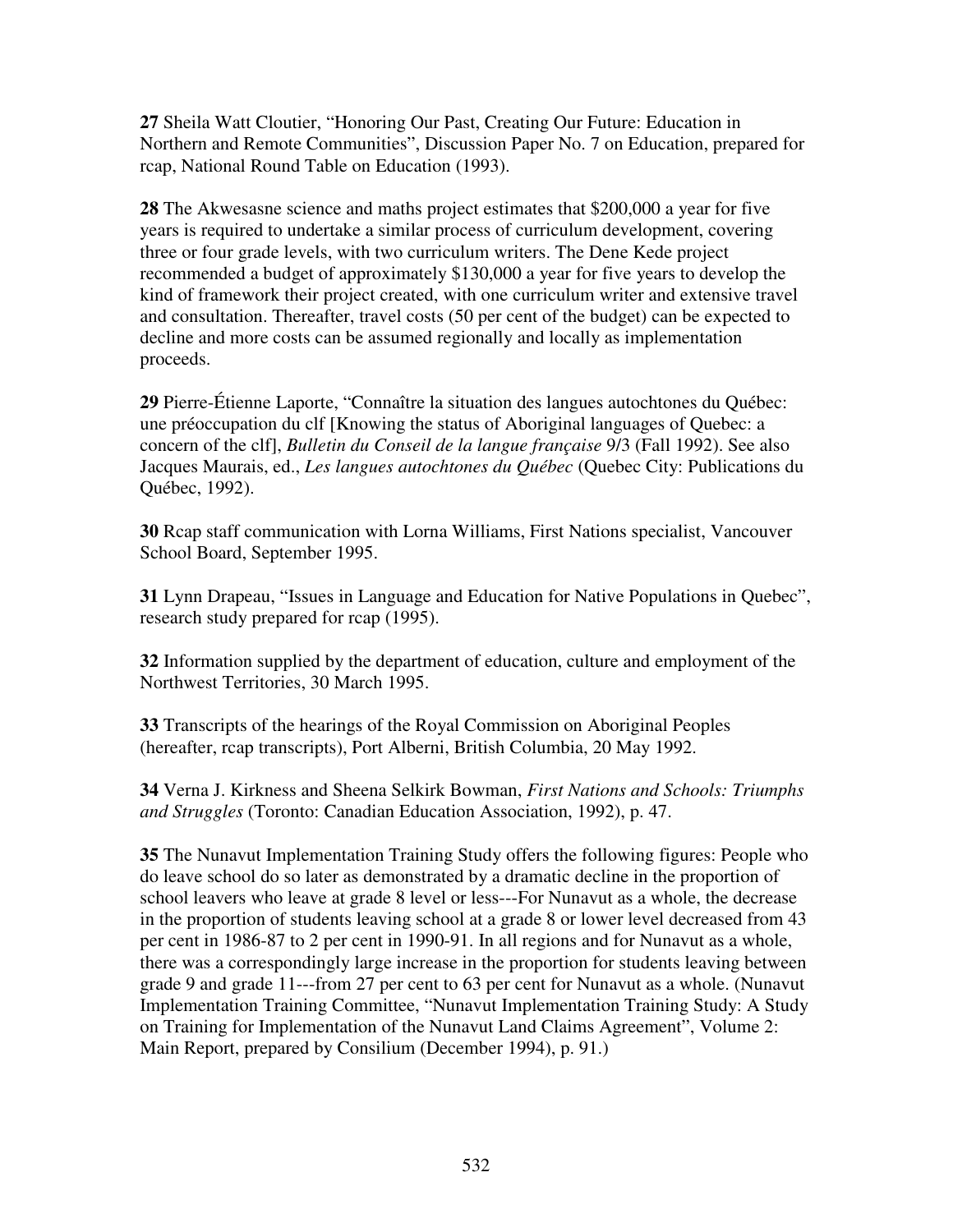**27** Sheila Watt Cloutier, “Honoring Our Past, Creating Our Future: Education in Northern and Remote Communities”, Discussion Paper No. 7 on Education, prepared for rcap, National Round Table on Education (1993).

**28** The Akwesasne science and maths project estimates that $200,000 a year for five years is required to undertake a similar process of curriculum development, covering three or four grade levels, with two curriculum writers. The Dene Kede project recommended a budget of approximately $130,000 a year for five years to develop the kind of framework their project created, with one curriculum writer and extensive travel and consultation. Thereafter, travel costs (50 per cent of the budget) can be expected to decline and more costs can be assumed regionally and locally as implementation proceeds.

**29** Pierre-Étienne Laporte, “Connaître la situation des langues autochtones du Québec: une préoccupation du clf [Knowing the status of Aboriginal languages of Quebec: a concern of the clf], *Bulletin du Conseil de la langue française* 9/3 (Fall 1992). See also Jacques Maurais, ed., *Les langues autochtones du Québec* (Quebec City: Publications du Québec, 1992).

**30** Rcap staff communication with Lorna Williams, First Nations specialist, Vancouver School Board, September 1995.

**31** Lynn Drapeau, “Issues in Language and Education for Native Populations in Quebec”, research study prepared for rcap (1995).

**32** Information supplied by the department of education, culture and employment of the Northwest Territories, 30 March 1995.

**33** Transcripts of the hearings of the Royal Commission on Aboriginal Peoples (hereafter, rcap transcripts), Port Alberni, British Columbia, 20 May 1992.

**34** Verna J. Kirkness and Sheena Selkirk Bowman, *First Nations and Schools: Triumphs and Struggles* (Toronto: Canadian Education Association, 1992), p. 47.

**35** The Nunavut Implementation Training Study offers the following figures: People who do leave school do so later as demonstrated by a dramatic decline in the proportion of school leavers who leave at grade 8 level or less---For Nunavut as a whole, the decrease in the proportion of students leaving school at a grade 8 or lower level decreased from 43 per cent in 1986-87 to 2 per cent in 1990-91. In all regions and for Nunavut as a whole, there was a correspondingly large increase in the proportion for students leaving between grade 9 and grade 11---from 27 per cent to 63 per cent for Nunavut as a whole. (Nunavut Implementation Training Committee, “Nunavut Implementation Training Study: A Study on Training for Implementation of the Nunavut Land Claims Agreement”, Volume 2: Main Report, prepared by Consilium (December 1994), p. 91.)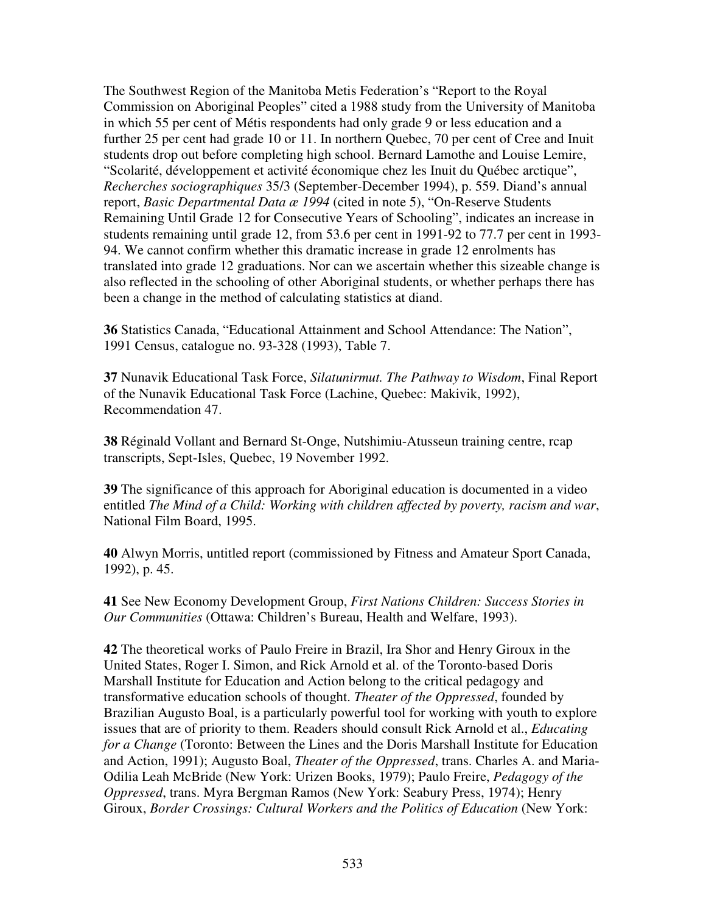The Southwest Region of the Manitoba Metis Federation's "Report to the Royal Commission on Aboriginal Peoples" cited a 1988 study from the University of Manitoba in which 55 per cent of Métis respondents had only grade 9 or less education and a further 25 per cent had grade 10 or 11. In northern Quebec, 70 per cent of Cree and Inuit students drop out before completing high school. Bernard Lamothe and Louise Lemire, "Scolarité, développement et activité économique chez les Inuit du Québec arctique", *Recherches sociographiques* 35/3 (September-December 1994), p. 559. Diand's annual report, *Basic Departmental Data æ 1994* (cited in note 5), "On-Reserve Students Remaining Until Grade 12 for Consecutive Years of Schooling", indicates an increase in students remaining until grade 12, from 53.6 per cent in 1991-92 to 77.7 per cent in 1993-94. We cannot confirm whether this dramatic increase in grade 12 enrolments has translated into grade 12 graduations. Nor can we ascertain whether this sizeable change is also reflected in the schooling of other Aboriginal students, or whether perhaps there has been a change in the method of calculating statistics at diand.

**36** Statistics Canada, "Educational Attainment and School Attendance: The Nation", 1991 Census, catalogue no. 93-328 (1993), Table 7.

**37** Nunavik Educational Task Force, *Silatunirmut. The Pathway to Wisdom*, Final Report of the Nunavik Educational Task Force (Lachine, Quebec: Makivik, 1992), Recommendation 47.

**38** Réginald Vollant and Bernard St-Onge, Nutshimiu-Atusseun training centre, rcap transcripts, Sept-Isles, Quebec, 19 November 1992.

**39** The significance of this approach for Aboriginal education is documented in a video entitled *The Mind of a Child: Working with children affected by poverty, racism and war*, National Film Board, 1995.

**40** Alwyn Morris, untitled report (commissioned by Fitness and Amateur Sport Canada, 1992), p. 45.

**41** See New Economy Development Group, *First Nations Children: Success Stories in Our Communities* (Ottawa: Children's Bureau, Health and Welfare, 1993).

**42** The theoretical works of Paulo Freire in Brazil, Ira Shor and Henry Giroux in the United States, Roger I. Simon, and Rick Arnold et al. of the Toronto-based Doris Marshall Institute for Education and Action belong to the critical pedagogy and transformative education schools of thought. *Theater of the Oppressed*, founded by Brazilian Augusto Boal, is a particularly powerful tool for working with youth to explore issues that are of priority to them. Readers should consult Rick Arnold et al., *Educating for a Change* (Toronto: Between the Lines and the Doris Marshall Institute for Education and Action, 1991); Augusto Boal, *Theater of the Oppressed*, trans. Charles A. and Maria-Odilia Leah McBride (New York: Urizen Books, 1979); Paulo Freire, *Pedagogy of the Oppressed*, trans. Myra Bergman Ramos (New York: Seabury Press, 1974); Henry Giroux, *Border Crossings: Cultural Workers and the Politics of Education* (New York: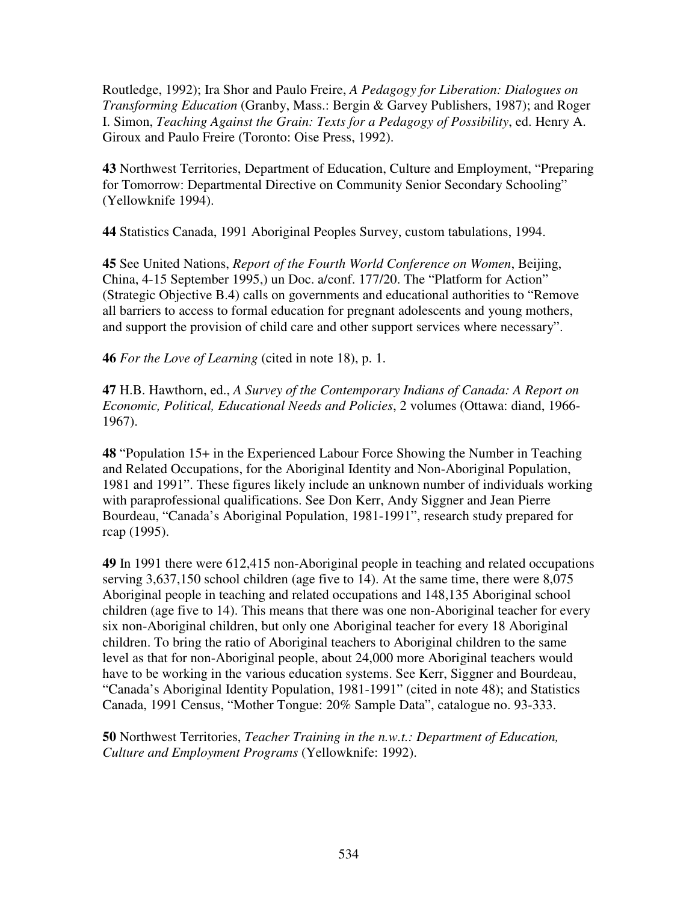Routledge, 1992); Ira Shor and Paulo Freire, *A Pedagogy for Liberation: Dialogues on Transforming Education* (Granby, Mass.: Bergin & Garvey Publishers, 1987); and Roger I. Simon, *Teaching Against the Grain: Texts for a Pedagogy of Possibility*, ed. Henry A. Giroux and Paulo Freire (Toronto: Oise Press, 1992).

**43** Northwest Territories, Department of Education, Culture and Employment, "Preparing for Tomorrow: Departmental Directive on Community Senior Secondary Schooling" (Yellowknife 1994).

**44** Statistics Canada, 1991 Aboriginal Peoples Survey, custom tabulations, 1994.

**45** See United Nations, *Report of the Fourth World Conference on Women*, Beijing, China, 4-15 September 1995,) un Doc. a/conf. 177/20. The "Platform for Action" (Strategic Objective B.4) calls on governments and educational authorities to "Remove all barriers to access to formal education for pregnant adolescents and young mothers, and support the provision of child care and other support services where necessary".

**46** *For the Love of Learning* (cited in note 18), p. 1.

**47** H.B. Hawthorn, ed., *A Survey of the Contemporary Indians of Canada: A Report on Economic, Political, Educational Needs and Policies*, 2 volumes (Ottawa: diand, 1966-1967).

**48** "Population 15+ in the Experienced Labour Force Showing the Number in Teaching and Related Occupations, for the Aboriginal Identity and Non-Aboriginal Population, 1981 and 1991". These figures likely include an unknown number of individuals working with paraprofessional qualifications. See Don Kerr, Andy Siggner and Jean Pierre Bourdeau, "Canada's Aboriginal Population, 1981-1991", research study prepared for rcap (1995).

**49** In 1991 there were 612,415 non-Aboriginal people in teaching and related occupations serving 3,637,150 school children (age five to 14). At the same time, there were 8,075 Aboriginal people in teaching and related occupations and 148,135 Aboriginal school children (age five to 14). This means that there was one non-Aboriginal teacher for every six non-Aboriginal children, but only one Aboriginal teacher for every 18 Aboriginal children. To bring the ratio of Aboriginal teachers to Aboriginal children to the same level as that for non-Aboriginal people, about 24,000 more Aboriginal teachers would have to be working in the various education systems. See Kerr, Siggner and Bourdeau, "Canada's Aboriginal Identity Population, 1981-1991" (cited in note 48); and Statistics Canada, 1991 Census, "Mother Tongue: 20% Sample Data", catalogue no. 93-333.

**50** Northwest Territories, *Teacher Training in the n.w.t.: Department of Education, Culture and Employment Programs* (Yellowknife: 1992).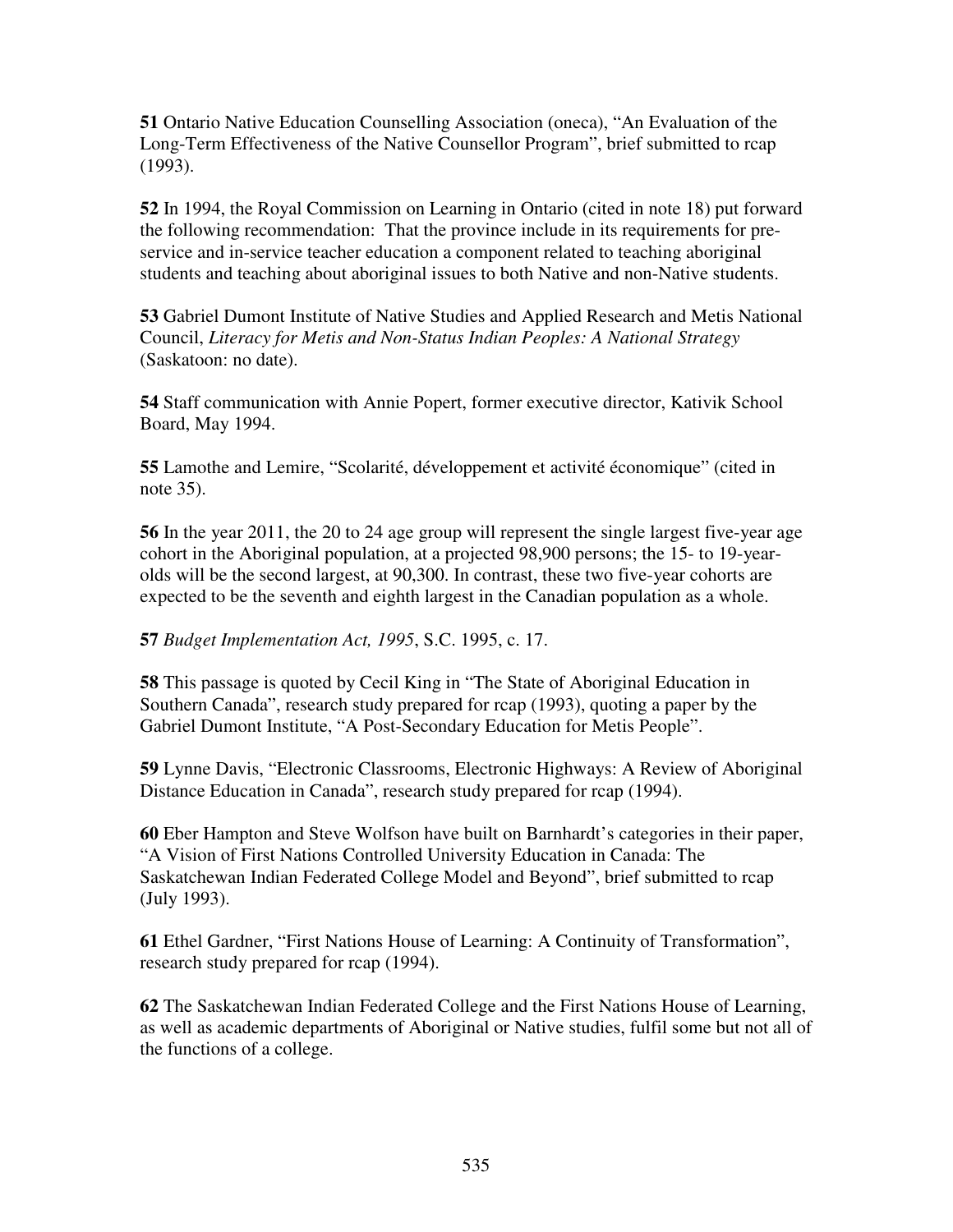**51** Ontario Native Education Counselling Association (oneca), "An Evaluation of the Long-Term Effectiveness of the Native Counsellor Program", brief submitted to rcap (1993).

**52** In 1994, the Royal Commission on Learning in Ontario (cited in note 18) put forward the following recommendation: That the province include in its requirements for pre-service and in-service teacher education a component related to teaching aboriginal students and teaching about aboriginal issues to both Native and non-Native students.

**53** Gabriel Dumont Institute of Native Studies and Applied Research and Metis National Council, *Literacy for Metis and Non-Status Indian Peoples: A National Strategy* (Saskatoon: no date).

**54** Staff communication with Annie Popert, former executive director, Kativik School Board, May 1994.

**55** Lamothe and Lemire, "Scolarité, développement et activité économique" (cited in note 35).

**56** In the year 2011, the 20 to 24 age group will represent the single largest five-year age cohort in the Aboriginal population, at a projected 98,900 persons; the 15- to 19-year-olds will be the second largest, at 90,300. In contrast, these two five-year cohorts are expected to be the seventh and eighth largest in the Canadian population as a whole.

**57** *Budget Implementation Act, 1995*, S.C. 1995, c. 17.

**58** This passage is quoted by Cecil King in "The State of Aboriginal Education in Southern Canada", research study prepared for rcap (1993), quoting a paper by the Gabriel Dumont Institute, "A Post-Secondary Education for Metis People".

**59** Lynne Davis, "Electronic Classrooms, Electronic Highways: A Review of Aboriginal Distance Education in Canada", research study prepared for rcap (1994).

**60** Eber Hampton and Steve Wolfson have built on Barnhardt's categories in their paper, "A Vision of First Nations Controlled University Education in Canada: The Saskatchewan Indian Federated College Model and Beyond", brief submitted to rcap (July 1993).

**61** Ethel Gardner, "First Nations House of Learning: A Continuity of Transformation", research study prepared for rcap (1994).

**62** The Saskatchewan Indian Federated College and the First Nations House of Learning, as well as academic departments of Aboriginal or Native studies, fulfil some but not all of the functions of a college.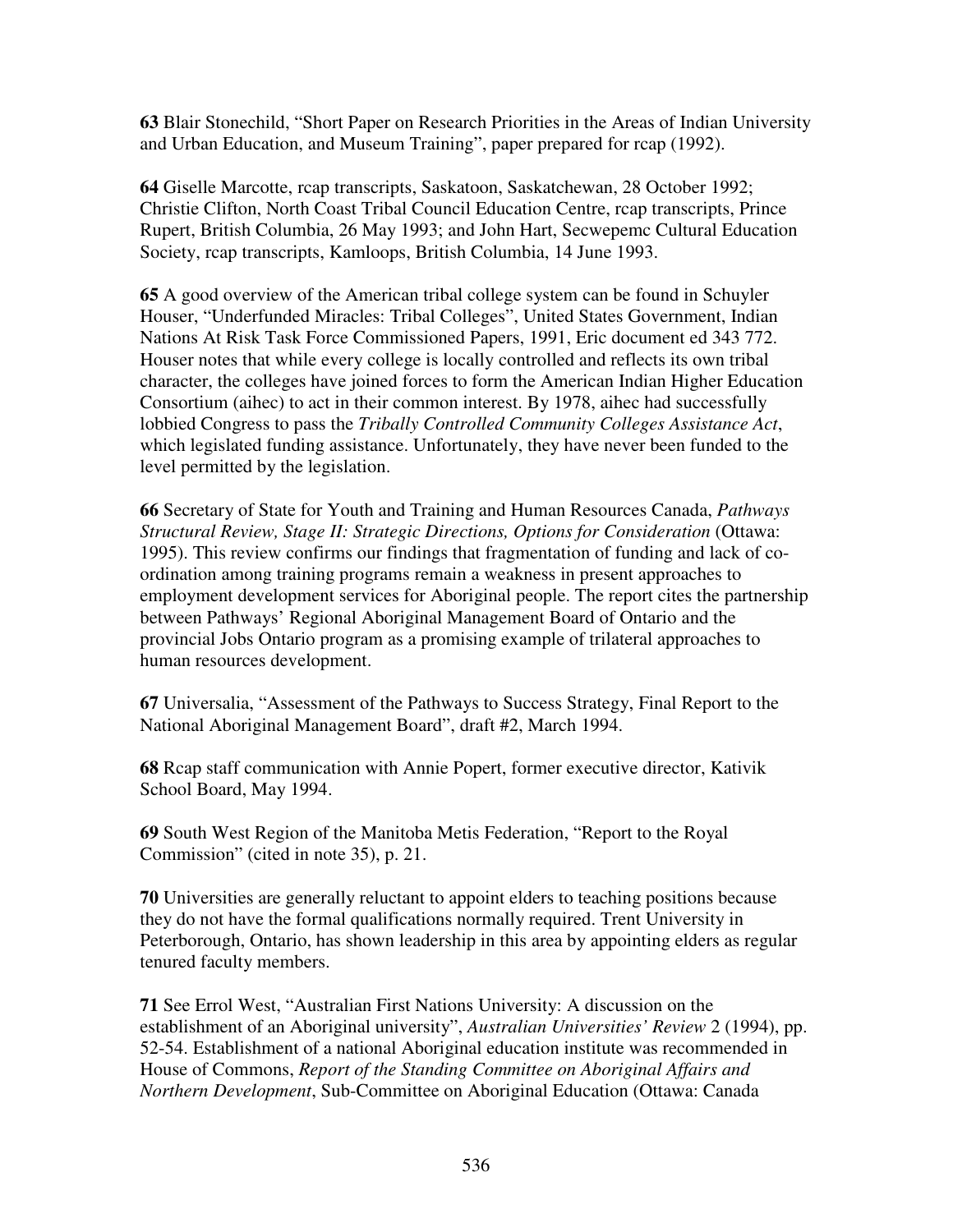**63** Blair Stonechild, "Short Paper on Research Priorities in the Areas of Indian University and Urban Education, and Museum Training", paper prepared for rcap (1992).

**64** Giselle Marcotte, rcap transcripts, Saskatoon, Saskatchewan, 28 October 1992; Christie Clifton, North Coast Tribal Council Education Centre, rcap transcripts, Prince Rupert, British Columbia, 26 May 1993; and John Hart, Secwepemc Cultural Education Society, rcap transcripts, Kamloops, British Columbia, 14 June 1993.

**65** A good overview of the American tribal college system can be found in Schuyler Houser, "Underfunded Miracles: Tribal Colleges", United States Government, Indian Nations At Risk Task Force Commissioned Papers, 1991, Eric document ed 343 772. Houser notes that while every college is locally controlled and reflects its own tribal character, the colleges have joined forces to form the American Indian Higher Education Consortium (aihec) to act in their common interest. By 1978, aihec had successfully lobbied Congress to pass the *Tribally Controlled Community Colleges Assistance Act*, which legislated funding assistance. Unfortunately, they have never been funded to the level permitted by the legislation.

**66** Secretary of State for Youth and Training and Human Resources Canada, *Pathways Structural Review, Stage II: Strategic Directions, Options for Consideration* (Ottawa: 1995). This review confirms our findings that fragmentation of funding and lack of co-ordination among training programs remain a weakness in present approaches to employment development services for Aboriginal people. The report cites the partnership between Pathways' Regional Aboriginal Management Board of Ontario and the provincial Jobs Ontario program as a promising example of trilateral approaches to human resources development.

**67** Universalia, "Assessment of the Pathways to Success Strategy, Final Report to the National Aboriginal Management Board", draft #2, March 1994.

**68** Rcap staff communication with Annie Popert, former executive director, Kativik School Board, May 1994.

**69** South West Region of the Manitoba Metis Federation, "Report to the Royal Commission" (cited in note 35), p. 21.

**70** Universities are generally reluctant to appoint elders to teaching positions because they do not have the formal qualifications normally required. Trent University in Peterborough, Ontario, has shown leadership in this area by appointing elders as regular tenured faculty members.

**71** See Errol West, "Australian First Nations University: A discussion on the establishment of an Aboriginal university", *Australian Universities' Review* 2 (1994), pp. 52-54. Establishment of a national Aboriginal education institute was recommended in House of Commons, *Report of the Standing Committee on Aboriginal Affairs and Northern Development*, Sub-Committee on Aboriginal Education (Ottawa: Canada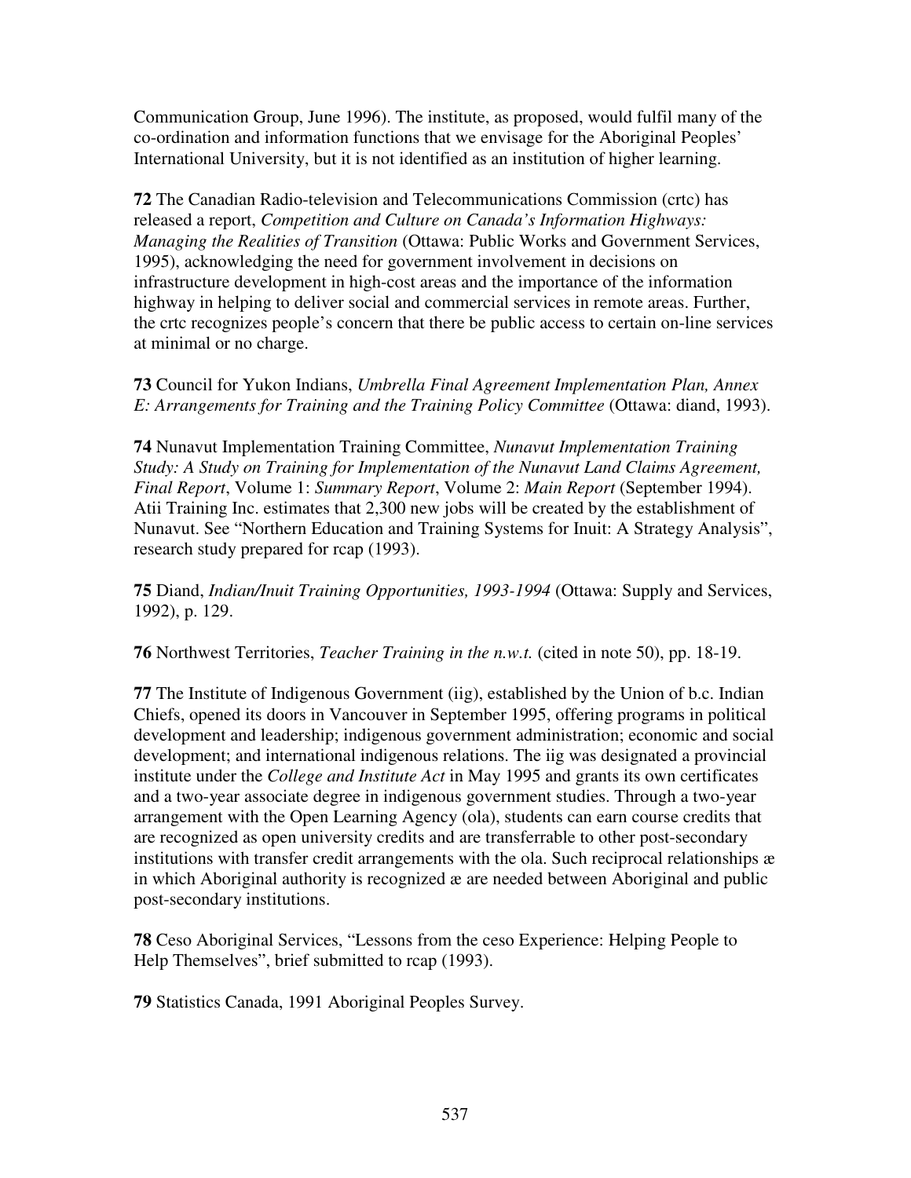Communication Group, June 1996). The institute, as proposed, would fulfil many of the co-ordination and information functions that we envisage for the Aboriginal Peoples' International University, but it is not identified as an institution of higher learning.

**72** The Canadian Radio-television and Telecommunications Commission (crtc) has released a report, *Competition and Culture on Canada's Information Highways: Managing the Realities of Transition* (Ottawa: Public Works and Government Services, 1995), acknowledging the need for government involvement in decisions on infrastructure development in high-cost areas and the importance of the information highway in helping to deliver social and commercial services in remote areas. Further, the crtc recognizes people's concern that there be public access to certain on-line services at minimal or no charge.

**73** Council for Yukon Indians, *Umbrella Final Agreement Implementation Plan, Annex E: Arrangements for Training and the Training Policy Committee* (Ottawa: diand, 1993).

**74** Nunavut Implementation Training Committee, *Nunavut Implementation Training Study: A Study on Training for Implementation of the Nunavut Land Claims Agreement, Final Report*, Volume 1: *Summary Report*, Volume 2: *Main Report* (September 1994). Atii Training Inc. estimates that 2,300 new jobs will be created by the establishment of Nunavut. See "Northern Education and Training Systems for Inuit: A Strategy Analysis", research study prepared for rcap (1993).

**75** Diand, *Indian/Inuit Training Opportunities, 1993-1994* (Ottawa: Supply and Services, 1992), p. 129.

**76** Northwest Territories, *Teacher Training in the n.w.t.* (cited in note 50), pp. 18-19.

**77** The Institute of Indigenous Government (iig), established by the Union of b.c. Indian Chiefs, opened its doors in Vancouver in September 1995, offering programs in political development and leadership; indigenous government administration; economic and social development; and international indigenous relations. The iig was designated a provincial institute under the *College and Institute Act* in May 1995 and grants its own certificates and a two-year associate degree in indigenous government studies. Through a two-year arrangement with the Open Learning Agency (ola), students can earn course credits that are recognized as open university credits and are transferrable to other post-secondary institutions with transfer credit arrangements with the ola. Such reciprocal relationships æ in which Aboriginal authority is recognized æ are needed between Aboriginal and public post-secondary institutions.

**78** Ceso Aboriginal Services, "Lessons from the ceso Experience: Helping People to Help Themselves", brief submitted to rcap (1993).

**79** Statistics Canada, 1991 Aboriginal Peoples Survey.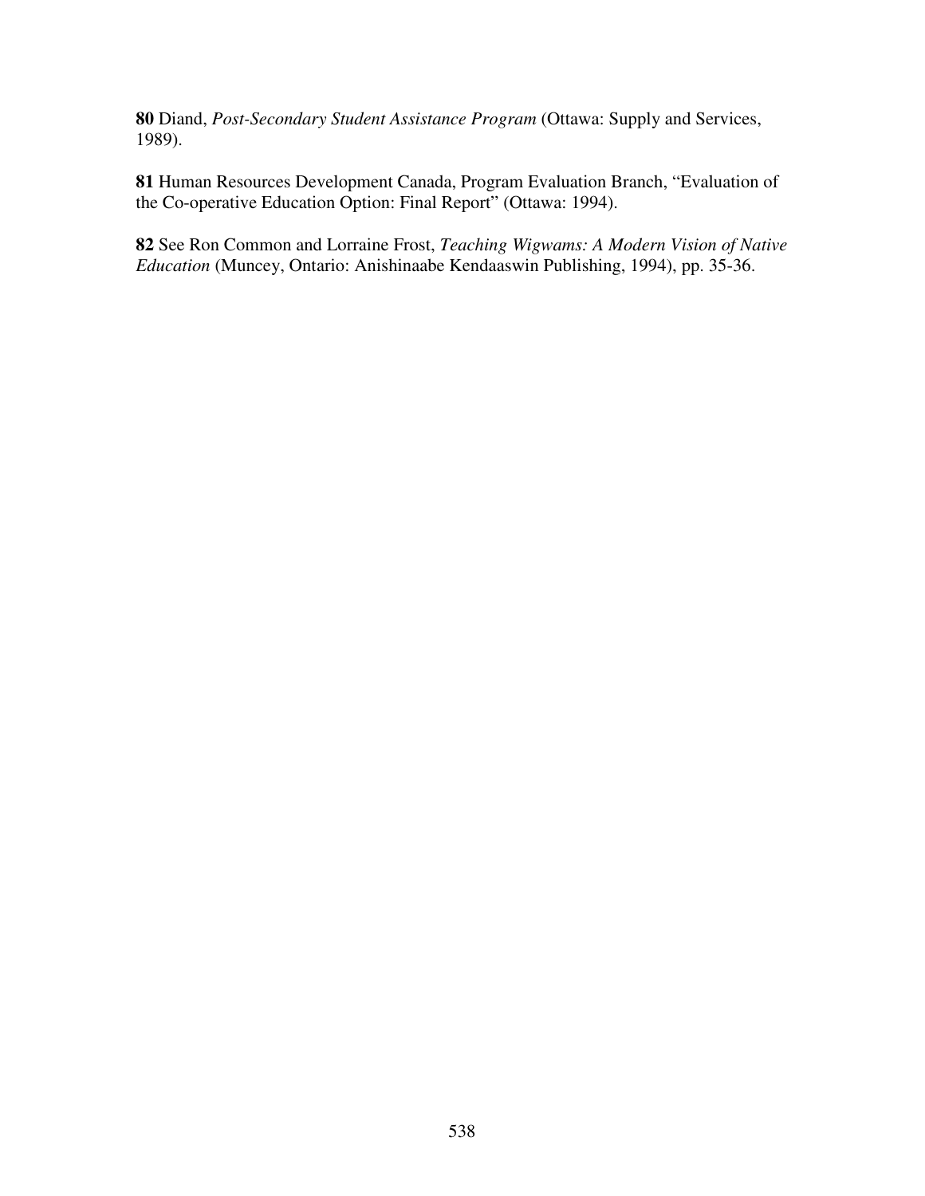**80** Diand, *Post-Secondary Student Assistance Program* (Ottawa: Supply and Services, 1989).

**81** Human Resources Development Canada, Program Evaluation Branch, "Evaluation of the Co-operative Education Option: Final Report" (Ottawa: 1994).

**82** See Ron Common and Lorraine Frost, *Teaching Wigwams: A Modern Vision of Native Education* (Muncey, Ontario: Anishinaabe Kendaaswin Publishing, 1994), pp. 35-36.